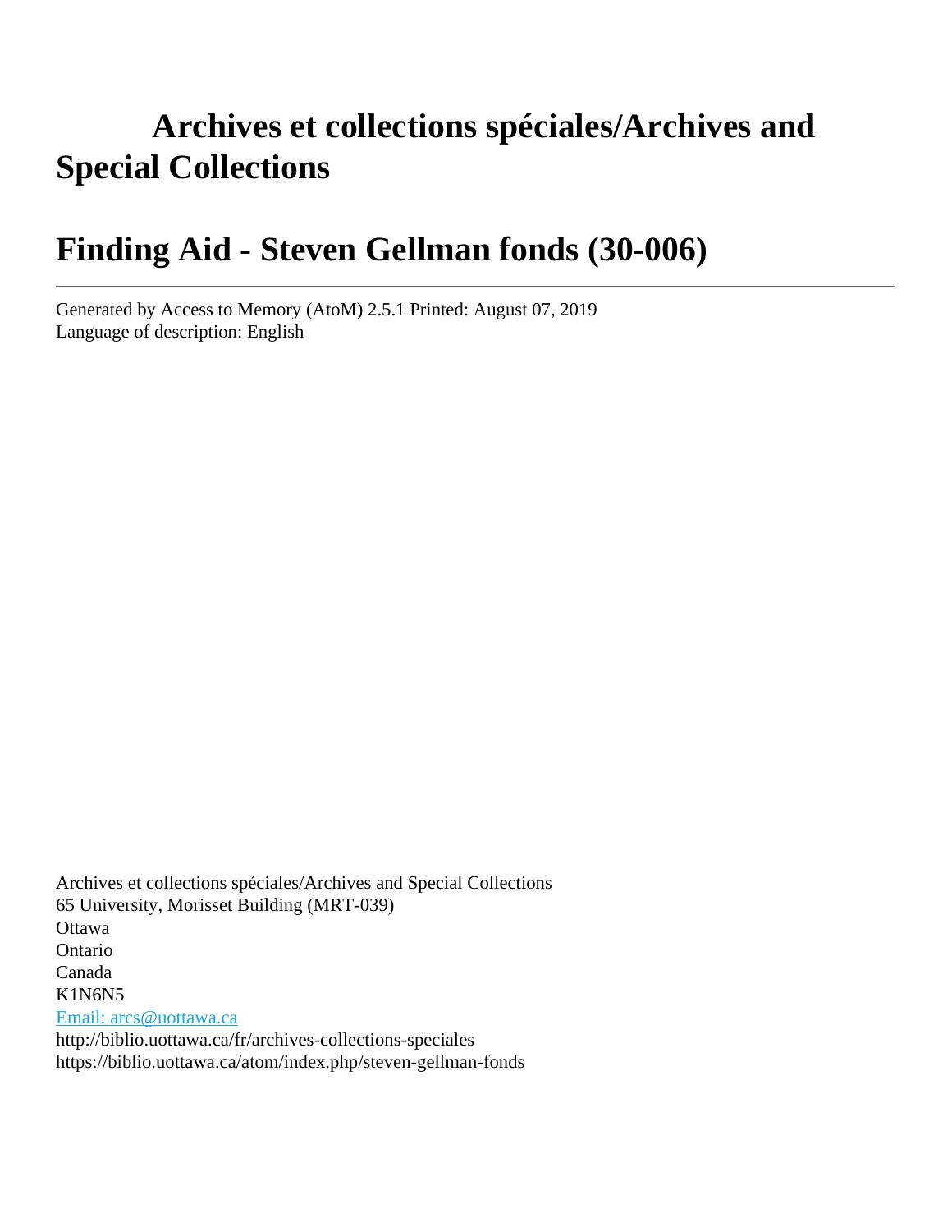# Archives et collections spéciales/Archives and Special Collections

# Finding Aid - Steven Gellman fonds (30-006)

---

Generated by Access to Memory (AtoM) 2.5.1 Printed: August 07, 2019
Language of description: English

Archives et collections spéciales/Archives and Special Collections
65 University, Morisset Building (MRT-039)
Ottawa
Ontario
Canada
K1N6N5
Email: arcs@uottawa.ca
http://biblio.uottawa.ca/fr/archives-collections-speciales
https://biblio.uottawa.ca/atom/index.php/steven-gellman-fonds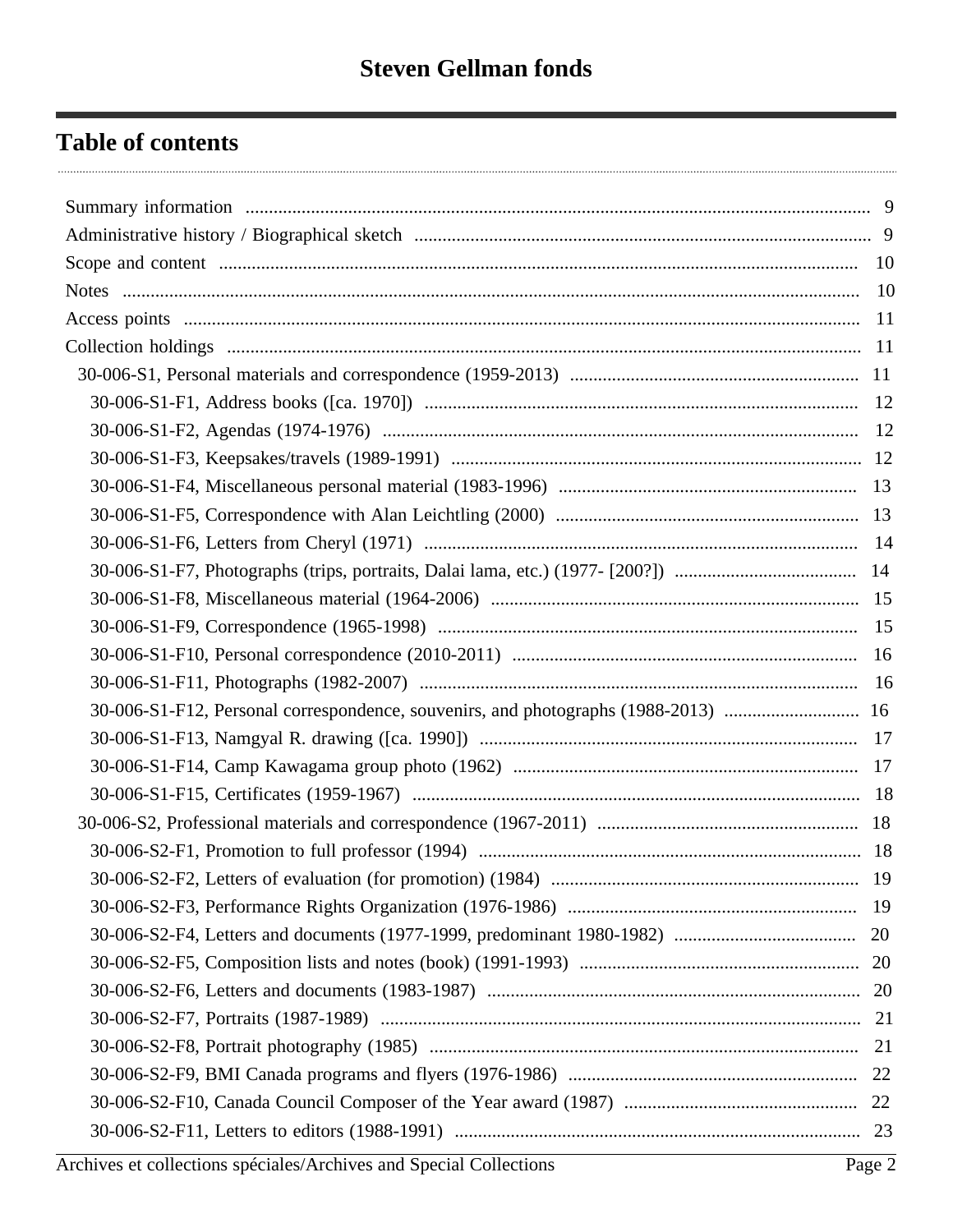# Steven Gellman fonds

## Table of contents

- Summary information .... 9
- Administrative history / Biographical sketch .... 9
- Scope and content .... 10
- Notes .... 10
- Access points .... 11
- Collection holdings .... 11
  - 30-006-S1, Personal materials and correspondence (1959-2013) .... 11
    - 30-006-S1-F1, Address books ([ca. 1970]) .... 12
    - 30-006-S1-F2, Agendas (1974-1976) .... 12
    - 30-006-S1-F3, Keepsakes/travels (1989-1991) .... 12
    - 30-006-S1-F4, Miscellaneous personal material (1983-1996) .... 13
    - 30-006-S1-F5, Correspondence with Alan Leichtling (2000) .... 13
    - 30-006-S1-F6, Letters from Cheryl (1971) .... 14
    - 30-006-S1-F7, Photographs (trips, portraits, Dalai lama, etc.) (1977- [200?]) .... 14
    - 30-006-S1-F8, Miscellaneous material (1964-2006) .... 15
    - 30-006-S1-F9, Correspondence (1965-1998) .... 15
    - 30-006-S1-F10, Personal correspondence (2010-2011) .... 16
    - 30-006-S1-F11, Photographs (1982-2007) .... 16
    - 30-006-S1-F12, Personal correspondence, souvenirs, and photographs (1988-2013) .... 16
    - 30-006-S1-F13, Namgyal R. drawing ([ca. 1990]) .... 17
    - 30-006-S1-F14, Camp Kawagama group photo (1962) .... 17
    - 30-006-S1-F15, Certificates (1959-1967) .... 18
  - 30-006-S2, Professional materials and correspondence (1967-2011) .... 18
    - 30-006-S2-F1, Promotion to full professor (1994) .... 18
    - 30-006-S2-F2, Letters of evaluation (for promotion) (1984) .... 19
    - 30-006-S2-F3, Performance Rights Organization (1976-1986) .... 19
    - 30-006-S2-F4, Letters and documents (1977-1999, predominant 1980-1982) .... 20
    - 30-006-S2-F5, Composition lists and notes (book) (1991-1993) .... 20
    - 30-006-S2-F6, Letters and documents (1983-1987) .... 20
    - 30-006-S2-F7, Portraits (1987-1989) .... 21
    - 30-006-S2-F8, Portrait photography (1985) .... 21
    - 30-006-S2-F9, BMI Canada programs and flyers (1976-1986) .... 22
    - 30-006-S2-F10, Canada Council Composer of the Year award (1987) .... 22
    - 30-006-S2-F11, Letters to editors (1988-1991) .... 23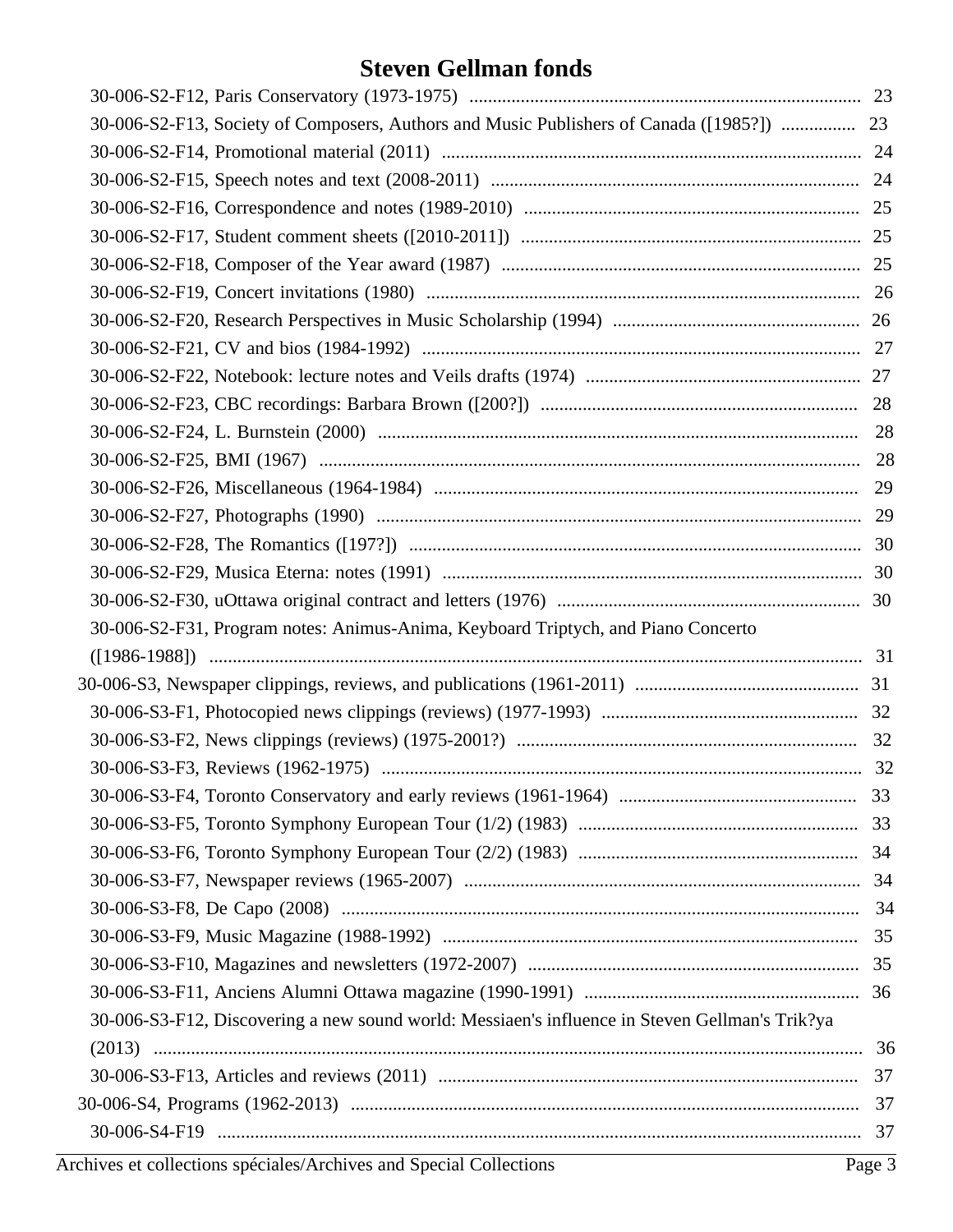# Steven Gellman fonds

- 30-006-S2-F12, Paris Conservatory (1973-1975) .... 23
- 30-006-S2-F13, Society of Composers, Authors and Music Publishers of Canada ([1985?]) .... 23
- 30-006-S2-F14, Promotional material (2011) .... 24
- 30-006-S2-F15, Speech notes and text (2008-2011) .... 24
- 30-006-S2-F16, Correspondence and notes (1989-2010) .... 25
- 30-006-S2-F17, Student comment sheets ([2010-2011]) .... 25
- 30-006-S2-F18, Composer of the Year award (1987) .... 25
- 30-006-S2-F19, Concert invitations (1980) .... 26
- 30-006-S2-F20, Research Perspectives in Music Scholarship (1994) .... 26
- 30-006-S2-F21, CV and bios (1984-1992) .... 27
- 30-006-S2-F22, Notebook: lecture notes and Veils drafts (1974) .... 27
- 30-006-S2-F23, CBC recordings: Barbara Brown ([200?]) .... 28
- 30-006-S2-F24, L. Burnstein (2000) .... 28
- 30-006-S2-F25, BMI (1967) .... 28
- 30-006-S2-F26, Miscellaneous (1964-1984) .... 29
- 30-006-S2-F27, Photographs (1990) .... 29
- 30-006-S2-F28, The Romantics ([197?]) .... 30
- 30-006-S2-F29, Musica Eterna: notes (1991) .... 30
- 30-006-S2-F30, uOttawa original contract and letters (1976) .... 30
- 30-006-S2-F31, Program notes: Animus-Anima, Keyboard Triptych, and Piano Concerto ([1986-1988]) .... 31

30-006-S3, Newspaper clippings, reviews, and publications (1961-2011) .... 31

- 30-006-S3-F1, Photocopied news clippings (reviews) (1977-1993) .... 32
- 30-006-S3-F2, News clippings (reviews) (1975-2001?) .... 32
- 30-006-S3-F3, Reviews (1962-1975) .... 32
- 30-006-S3-F4, Toronto Conservatory and early reviews (1961-1964) .... 33
- 30-006-S3-F5, Toronto Symphony European Tour (1/2) (1983) .... 33
- 30-006-S3-F6, Toronto Symphony European Tour (2/2) (1983) .... 34
- 30-006-S3-F7, Newspaper reviews (1965-2007) .... 34
- 30-006-S3-F8, De Capo (2008) .... 34
- 30-006-S3-F9, Music Magazine (1988-1992) .... 35
- 30-006-S3-F10, Magazines and newsletters (1972-2007) .... 35
- 30-006-S3-F11, Anciens Alumni Ottawa magazine (1990-1991) .... 36
- 30-006-S3-F12, Discovering a new sound world: Messiaen's influence in Steven Gellman's Trik?ya (2013) .... 36
- 30-006-S3-F13, Articles and reviews (2011) .... 37

30-006-S4, Programs (1962-2013) .... 37

- 30-006-S4-F19 .... 37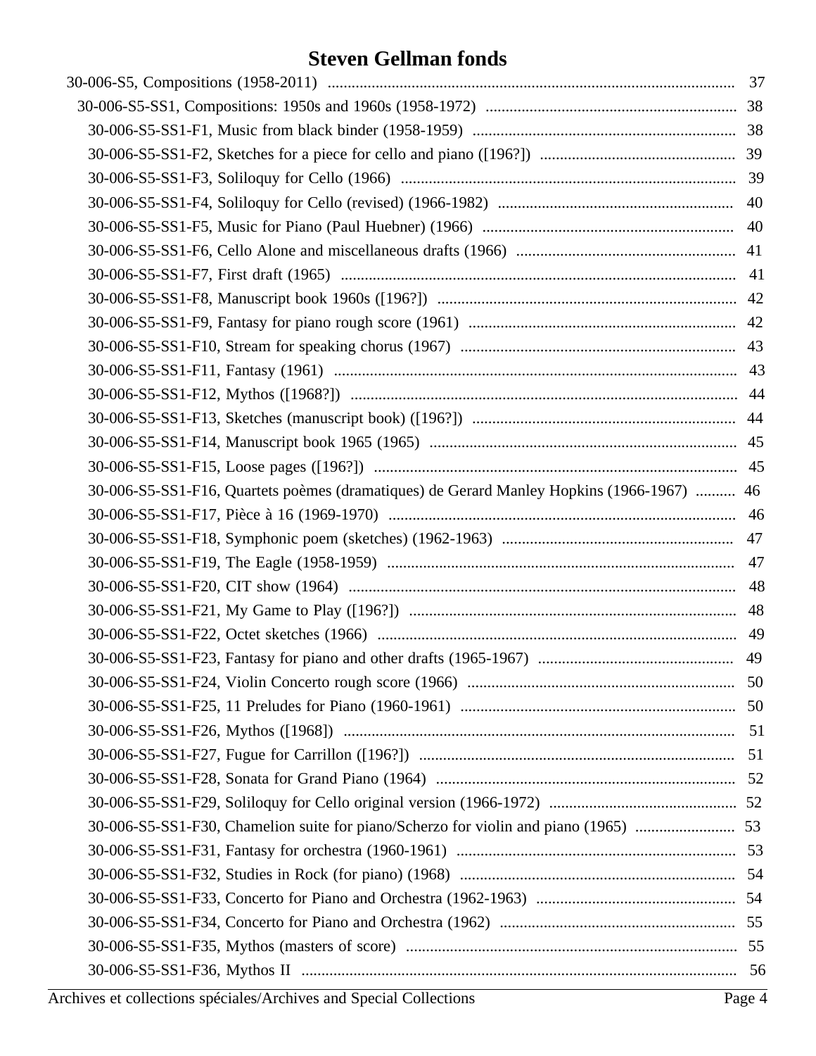# Steven Gellman fonds

- 30-006-S5, Compositions (1958-2011) ..... 37
  - 30-006-S5-SS1, Compositions: 1950s and 1960s (1958-1972) ..... 38
    - 30-006-S5-SS1-F1, Music from black binder (1958-1959) ..... 38
    - 30-006-S5-SS1-F2, Sketches for a piece for cello and piano ([196?]) ..... 39
    - 30-006-S5-SS1-F3, Soliloquy for Cello (1966) ..... 39
    - 30-006-S5-SS1-F4, Soliloquy for Cello (revised) (1966-1982) ..... 40
    - 30-006-S5-SS1-F5, Music for Piano (Paul Huebner) (1966) ..... 40
    - 30-006-S5-SS1-F6, Cello Alone and miscellaneous drafts (1966) ..... 41
    - 30-006-S5-SS1-F7, First draft (1965) ..... 41
    - 30-006-S5-SS1-F8, Manuscript book 1960s ([196?]) ..... 42
    - 30-006-S5-SS1-F9, Fantasy for piano rough score (1961) ..... 42
    - 30-006-S5-SS1-F10, Stream for speaking chorus (1967) ..... 43
    - 30-006-S5-SS1-F11, Fantasy (1961) ..... 43
    - 30-006-S5-SS1-F12, Mythos ([1968?]) ..... 44
    - 30-006-S5-SS1-F13, Sketches (manuscript book) ([196?]) ..... 44
    - 30-006-S5-SS1-F14, Manuscript book 1965 (1965) ..... 45
    - 30-006-S5-SS1-F15, Loose pages ([196?]) ..... 45
    - 30-006-S5-SS1-F16, Quartets poèmes (dramatiques) de Gerard Manley Hopkins (1966-1967) ..... 46
    - 30-006-S5-SS1-F17, Pièce à 16 (1969-1970) ..... 46
    - 30-006-S5-SS1-F18, Symphonic poem (sketches) (1962-1963) ..... 47
    - 30-006-S5-SS1-F19, The Eagle (1958-1959) ..... 47
    - 30-006-S5-SS1-F20, CIT show (1964) ..... 48
    - 30-006-S5-SS1-F21, My Game to Play ([196?]) ..... 48
    - 30-006-S5-SS1-F22, Octet sketches (1966) ..... 49
    - 30-006-S5-SS1-F23, Fantasy for piano and other drafts (1965-1967) ..... 49
    - 30-006-S5-SS1-F24, Violin Concerto rough score (1966) ..... 50
    - 30-006-S5-SS1-F25, 11 Preludes for Piano (1960-1961) ..... 50
    - 30-006-S5-SS1-F26, Mythos ([1968]) ..... 51
    - 30-006-S5-SS1-F27, Fugue for Carrillon ([196?]) ..... 51
    - 30-006-S5-SS1-F28, Sonata for Grand Piano (1964) ..... 52
    - 30-006-S5-SS1-F29, Soliloquy for Cello original version (1966-1972) ..... 52
    - 30-006-S5-SS1-F30, Chamelion suite for piano/Scherzo for violin and piano (1965) ..... 53
    - 30-006-S5-SS1-F31, Fantasy for orchestra (1960-1961) ..... 53
    - 30-006-S5-SS1-F32, Studies in Rock (for piano) (1968) ..... 54
    - 30-006-S5-SS1-F33, Concerto for Piano and Orchestra (1962-1963) ..... 54
    - 30-006-S5-SS1-F34, Concerto for Piano and Orchestra (1962) ..... 55
    - 30-006-S5-SS1-F35, Mythos (masters of score) ..... 55
    - 30-006-S5-SS1-F36, Mythos II ..... 56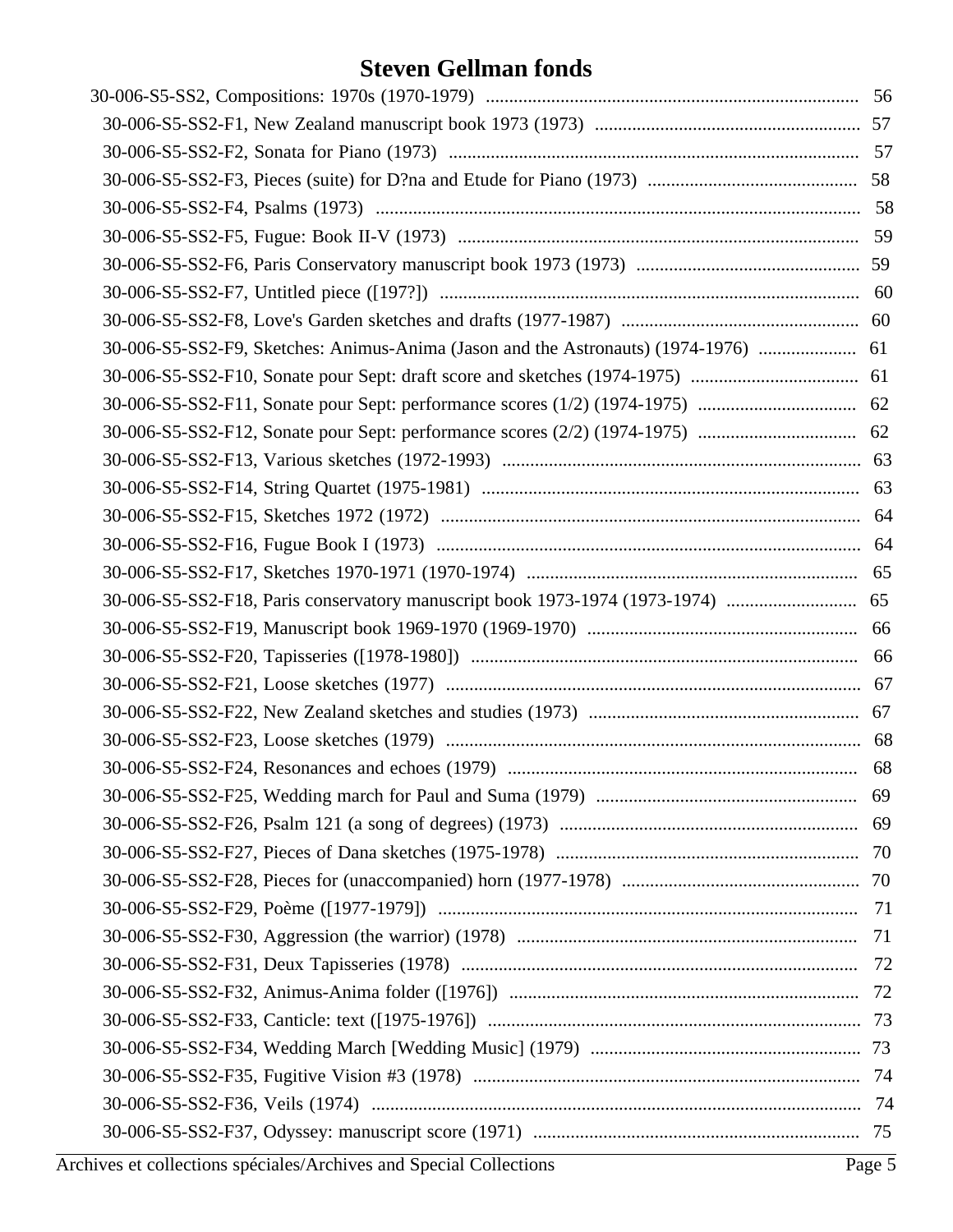# Steven Gellman fonds

- 30-006-S5-SS2, Compositions: 1970s (1970-1979) ... 56
  - 30-006-S5-SS2-F1, New Zealand manuscript book 1973 (1973) ... 57
  - 30-006-S5-SS2-F2, Sonata for Piano (1973) ... 57
  - 30-006-S5-SS2-F3, Pieces (suite) for D?na and Etude for Piano (1973) ... 58
  - 30-006-S5-SS2-F4, Psalms (1973) ... 58
  - 30-006-S5-SS2-F5, Fugue: Book II-V (1973) ... 59
  - 30-006-S5-SS2-F6, Paris Conservatory manuscript book 1973 (1973) ... 59
  - 30-006-S5-SS2-F7, Untitled piece ([197?]) ... 60
  - 30-006-S5-SS2-F8, Love's Garden sketches and drafts (1977-1987) ... 60
  - 30-006-S5-SS2-F9, Sketches: Animus-Anima (Jason and the Astronauts) (1974-1976) ... 61
  - 30-006-S5-SS2-F10, Sonate pour Sept: draft score and sketches (1974-1975) ... 61
  - 30-006-S5-SS2-F11, Sonate pour Sept: performance scores (1/2) (1974-1975) ... 62
  - 30-006-S5-SS2-F12, Sonate pour Sept: performance scores (2/2) (1974-1975) ... 62
  - 30-006-S5-SS2-F13, Various sketches (1972-1993) ... 63
  - 30-006-S5-SS2-F14, String Quartet (1975-1981) ... 63
  - 30-006-S5-SS2-F15, Sketches 1972 (1972) ... 64
  - 30-006-S5-SS2-F16, Fugue Book I (1973) ... 64
  - 30-006-S5-SS2-F17, Sketches 1970-1971 (1970-1974) ... 65
  - 30-006-S5-SS2-F18, Paris conservatory manuscript book 1973-1974 (1973-1974) ... 65
  - 30-006-S5-SS2-F19, Manuscript book 1969-1970 (1969-1970) ... 66
  - 30-006-S5-SS2-F20, Tapisseries ([1978-1980]) ... 66
  - 30-006-S5-SS2-F21, Loose sketches (1977) ... 67
  - 30-006-S5-SS2-F22, New Zealand sketches and studies (1973) ... 67
  - 30-006-S5-SS2-F23, Loose sketches (1979) ... 68
  - 30-006-S5-SS2-F24, Resonances and echoes (1979) ... 68
  - 30-006-S5-SS2-F25, Wedding march for Paul and Suma (1979) ... 69
  - 30-006-S5-SS2-F26, Psalm 121 (a song of degrees) (1973) ... 69
  - 30-006-S5-SS2-F27, Pieces of Dana sketches (1975-1978) ... 70
  - 30-006-S5-SS2-F28, Pieces for (unaccompanied) horn (1977-1978) ... 70
  - 30-006-S5-SS2-F29, Poème ([1977-1979]) ... 71
  - 30-006-S5-SS2-F30, Aggression (the warrior) (1978) ... 71
  - 30-006-S5-SS2-F31, Deux Tapisseries (1978) ... 72
  - 30-006-S5-SS2-F32, Animus-Anima folder ([1976]) ... 72
  - 30-006-S5-SS2-F33, Canticle: text ([1975-1976]) ... 73
  - 30-006-S5-SS2-F34, Wedding March [Wedding Music] (1979) ... 73
  - 30-006-S5-SS2-F35, Fugitive Vision #3 (1978) ... 74
  - 30-006-S5-SS2-F36, Veils (1974) ... 74
  - 30-006-S5-SS2-F37, Odyssey: manuscript score (1971) ... 75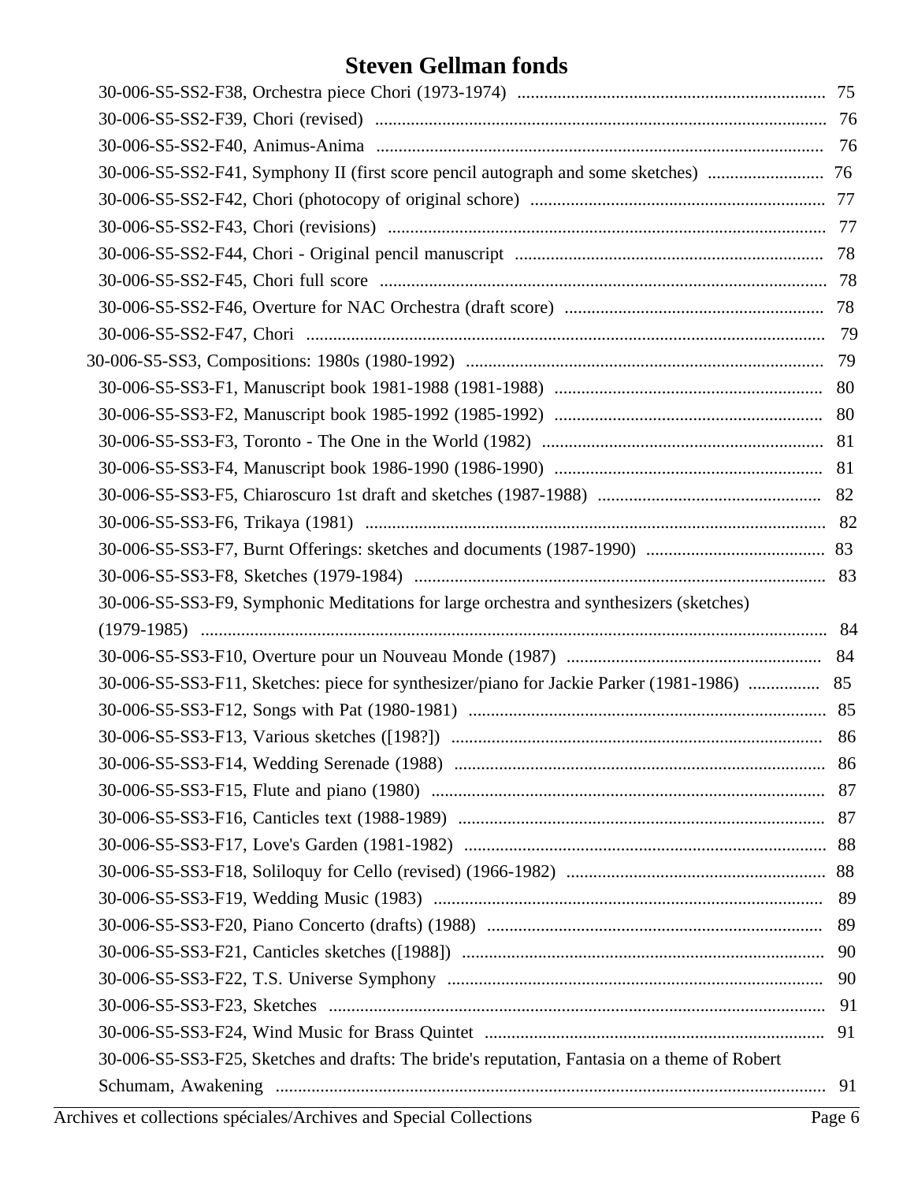# Steven Gellman fonds

- 30-006-S5-SS2-F38, Orchestra piece Chori (1973-1974) .......... 75
- 30-006-S5-SS2-F39, Chori (revised) .......... 76
- 30-006-S5-SS2-F40, Animus-Anima .......... 76
- 30-006-S5-SS2-F41, Symphony II (first score pencil autograph and some sketches) .......... 76
- 30-006-S5-SS2-F42, Chori (photocopy of original schore) .......... 77
- 30-006-S5-SS2-F43, Chori (revisions) .......... 77
- 30-006-S5-SS2-F44, Chori - Original pencil manuscript .......... 78
- 30-006-S5-SS2-F45, Chori full score .......... 78
- 30-006-S5-SS2-F46, Overture for NAC Orchestra (draft score) .......... 78
- 30-006-S5-SS2-F47, Chori .......... 79

30-006-S5-SS3, Compositions: 1980s (1980-1992) .......... 79

- 30-006-S5-SS3-F1, Manuscript book 1981-1988 (1981-1988) .......... 80
- 30-006-S5-SS3-F2, Manuscript book 1985-1992 (1985-1992) .......... 80
- 30-006-S5-SS3-F3, Toronto - The One in the World (1982) .......... 81
- 30-006-S5-SS3-F4, Manuscript book 1986-1990 (1986-1990) .......... 81
- 30-006-S5-SS3-F5, Chiaroscuro 1st draft and sketches (1987-1988) .......... 82
- 30-006-S5-SS3-F6, Trikaya (1981) .......... 82
- 30-006-S5-SS3-F7, Burnt Offerings: sketches and documents (1987-1990) .......... 83
- 30-006-S5-SS3-F8, Sketches (1979-1984) .......... 83
- 30-006-S5-SS3-F9, Symphonic Meditations for large orchestra and synthesizers (sketches) (1979-1985) .......... 84
- 30-006-S5-SS3-F10, Overture pour un Nouveau Monde (1987) .......... 84
- 30-006-S5-SS3-F11, Sketches: piece for synthesizer/piano for Jackie Parker (1981-1986) .......... 85
- 30-006-S5-SS3-F12, Songs with Pat (1980-1981) .......... 85
- 30-006-S5-SS3-F13, Various sketches ([198?]) .......... 86
- 30-006-S5-SS3-F14, Wedding Serenade (1988) .......... 86
- 30-006-S5-SS3-F15, Flute and piano (1980) .......... 87
- 30-006-S5-SS3-F16, Canticles text (1988-1989) .......... 87
- 30-006-S5-SS3-F17, Love's Garden (1981-1982) .......... 88
- 30-006-S5-SS3-F18, Soliloquy for Cello (revised) (1966-1982) .......... 88
- 30-006-S5-SS3-F19, Wedding Music (1983) .......... 89
- 30-006-S5-SS3-F20, Piano Concerto (drafts) (1988) .......... 89
- 30-006-S5-SS3-F21, Canticles sketches ([1988]) .......... 90
- 30-006-S5-SS3-F22, T.S. Universe Symphony .......... 90
- 30-006-S5-SS3-F23, Sketches .......... 91
- 30-006-S5-SS3-F24, Wind Music for Brass Quintet .......... 91
- 30-006-S5-SS3-F25, Sketches and drafts: The bride's reputation, Fantasia on a theme of Robert Schumam, Awakening .......... 91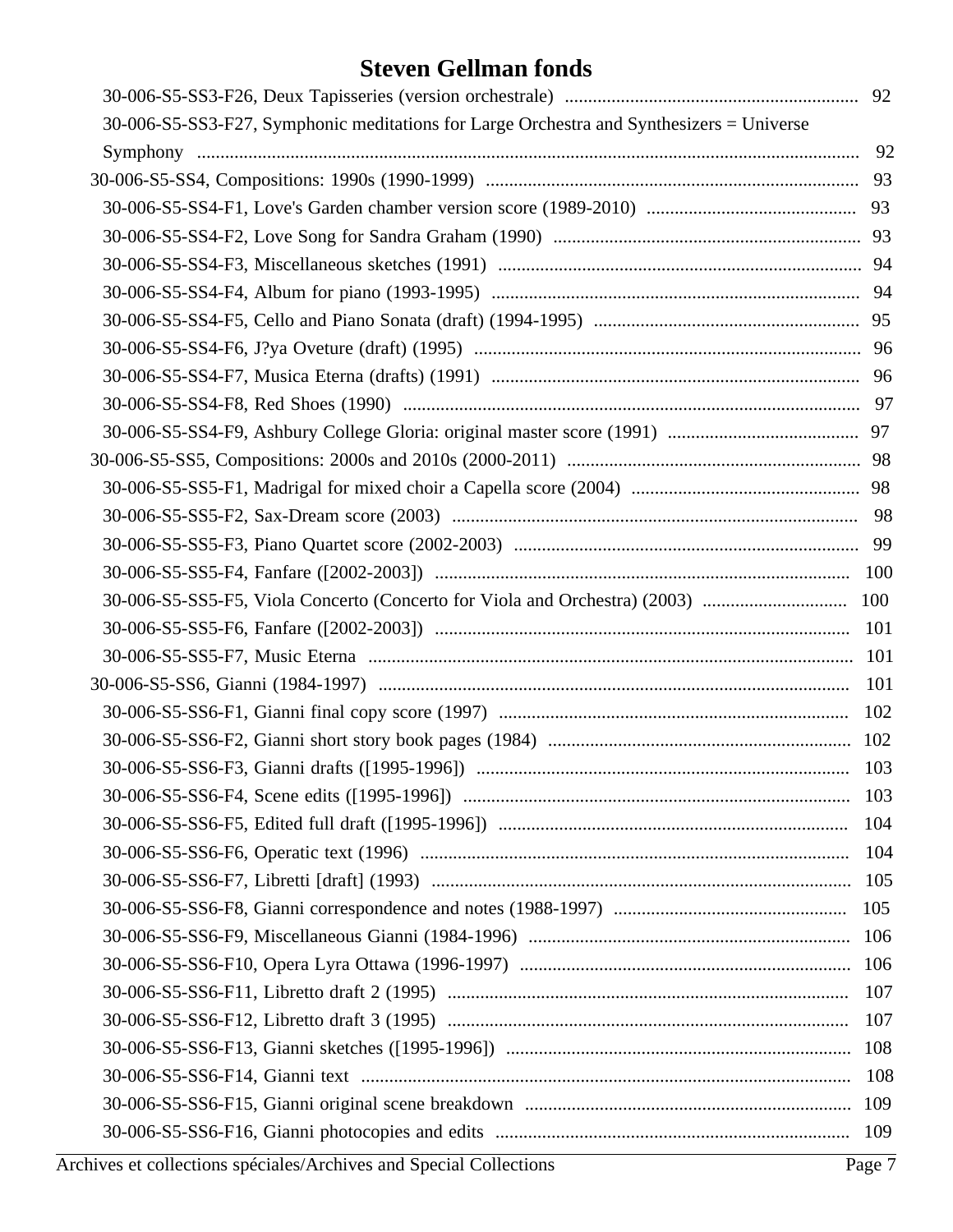- 30-006-S5-SS3-F26, Deux Tapisseries (version orchestrale) ........................................................... 92
- 30-006-S5-SS3-F27, Symphonic meditations for Large Orchestra and Synthesizers = Universe Symphony ........................................................................................................................... 92
- 30-006-S5-SS4, Compositions: 1990s (1990-1999) ........................................................................ 93
  - 30-006-S5-SS4-F1, Love's Garden chamber version score (1989-2010) .......................................... 93
  - 30-006-S5-SS4-F2, Love Song for Sandra Graham (1990) ................................................................ 93
  - 30-006-S5-SS4-F3, Miscellaneous sketches (1991) ........................................................................... 94
  - 30-006-S5-SS4-F4, Album for piano (1993-1995) .............................................................................. 94
  - 30-006-S5-SS4-F5, Cello and Piano Sonata (draft) (1994-1995) ........................................................ 95
  - 30-006-S5-SS4-F6, J?ya Oveture (draft) (1995) ................................................................................. 96
  - 30-006-S5-SS4-F7, Musica Eterna (drafts) (1991) ............................................................................. 96
  - 30-006-S5-SS4-F8, Red Shoes (1990) ................................................................................................ 97
  - 30-006-S5-SS4-F9, Ashbury College Gloria: original master score (1991) ........................................ 97
- 30-006-S5-SS5, Compositions: 2000s and 2010s (2000-2011) ............................................................. 98
  - 30-006-S5-SS5-F1, Madrigal for mixed choir a Capella score (2004) ................................................ 98
  - 30-006-S5-SS5-F2, Sax-Dream score (2003) ...................................................................................... 98
  - 30-006-S5-SS5-F3, Piano Quartet score (2002-2003) ......................................................................... 99
  - 30-006-S5-SS5-F4, Fanfare ([2002-2003]) ........................................................................................ 100
  - 30-006-S5-SS5-F5, Viola Concerto (Concerto for Viola and Orchestra) (2003) ............................... 100
  - 30-006-S5-SS5-F6, Fanfare ([2002-2003]) ........................................................................................ 101
  - 30-006-S5-SS5-F7, Music Eterna ....................................................................................................... 101
- 30-006-S5-SS6, Gianni (1984-1997) ..................................................................................................... 101
  - 30-006-S5-SS6-F1, Gianni final copy score (1997) ........................................................................... 102
  - 30-006-S5-SS6-F2, Gianni short story book pages (1984) ................................................................. 102
  - 30-006-S5-SS6-F3, Gianni drafts ([1995-1996]) ................................................................................ 103
  - 30-006-S5-SS6-F4, Scene edits ([1995-1996]) .................................................................................. 103
  - 30-006-S5-SS6-F5, Edited full draft ([1995-1996]) ........................................................................... 104
  - 30-006-S5-SS6-F6, Operatic text (1996) ............................................................................................ 104
  - 30-006-S5-SS6-F7, Libretti [draft] (1993) .......................................................................................... 105
  - 30-006-S5-SS6-F8, Gianni correspondence and notes (1988-1997) ................................................. 105
  - 30-006-S5-SS6-F9, Miscellaneous Gianni (1984-1996) ..................................................................... 106
  - 30-006-S5-SS6-F10, Opera Lyra Ottawa (1996-1997) ...................................................................... 106
  - 30-006-S5-SS6-F11, Libretto draft 2 (1995) ...................................................................................... 107
  - 30-006-S5-SS6-F12, Libretto draft 3 (1995) ...................................................................................... 107
  - 30-006-S5-SS6-F13, Gianni sketches ([1995-1996]) ......................................................................... 108
  - 30-006-S5-SS6-F14, Gianni text ......................................................................................................... 108
  - 30-006-S5-SS6-F15, Gianni original scene breakdown ..................................................................... 109
  - 30-006-S5-SS6-F16, Gianni photocopies and edits ............................................................................ 109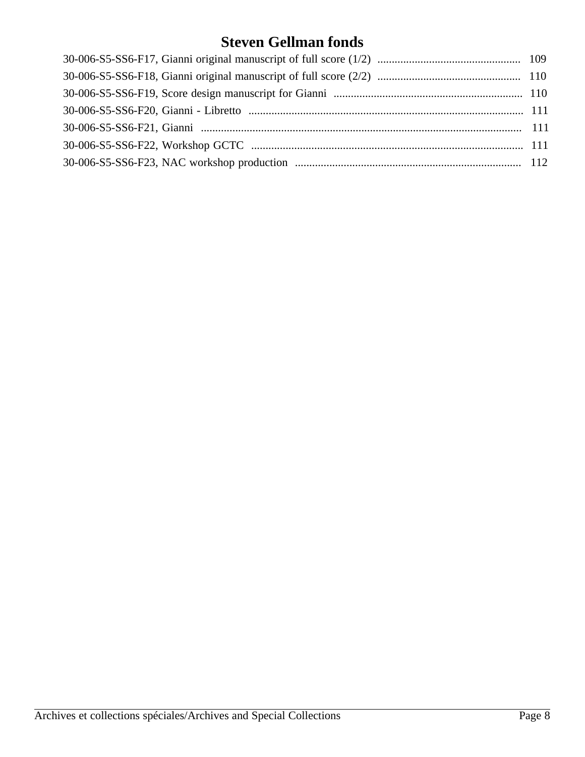# Steven Gellman fonds

30-006-S5-SS6-F17, Gianni original manuscript of full score (1/2) .................................................. 109

30-006-S5-SS6-F18, Gianni original manuscript of full score (2/2) .................................................. 110

30-006-S5-SS6-F19, Score design manuscript for Gianni .................................................................. 110

30-006-S5-SS6-F20, Gianni - Libretto ................................................................................................ 111

30-006-S5-SS6-F21, Gianni ............................................................................................................... 111

30-006-S5-SS6-F22, Workshop GCTC .............................................................................................. 111

30-006-S5-SS6-F23, NAC workshop production .............................................................................. 112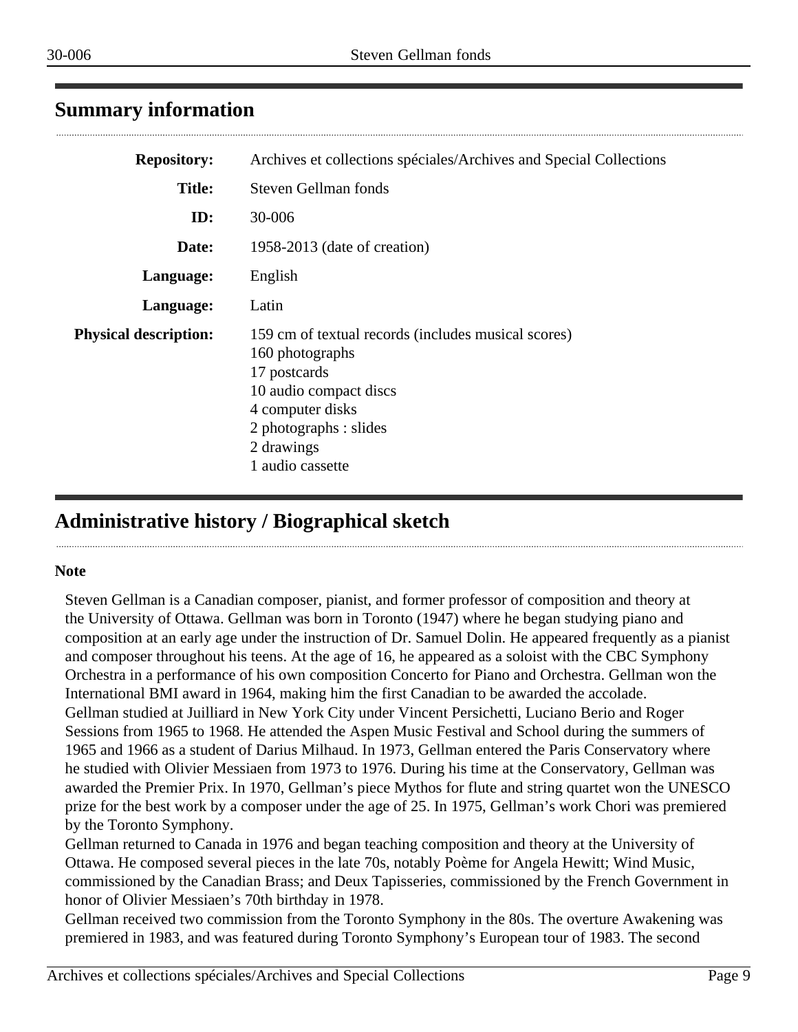## Summary information

| | |
|---|---|
| **Repository:** | Archives et collections spéciales/Archives and Special Collections |
| **Title:** | Steven Gellman fonds |
| **ID:** | 30-006 |
| **Date:** | 1958-2013 (date of creation) |
| **Language:** | English |
| **Language:** | Latin |
| **Physical description:** | 159 cm of textual records (includes musical scores)<br>160 photographs<br>17 postcards<br>10 audio compact discs<br>4 computer disks<br>2 photographs : slides<br>2 drawings<br>1 audio cassette |

## Administrative history / Biographical sketch

**Note**

Steven Gellman is a Canadian composer, pianist, and former professor of composition and theory at the University of Ottawa. Gellman was born in Toronto (1947) where he began studying piano and composition at an early age under the instruction of Dr. Samuel Dolin. He appeared frequently as a pianist and composer throughout his teens. At the age of 16, he appeared as a soloist with the CBC Symphony Orchestra in a performance of his own composition Concerto for Piano and Orchestra. Gellman won the International BMI award in 1964, making him the first Canadian to be awarded the accolade.
Gellman studied at Juilliard in New York City under Vincent Persichetti, Luciano Berio and Roger Sessions from 1965 to 1968. He attended the Aspen Music Festival and School during the summers of 1965 and 1966 as a student of Darius Milhaud. In 1973, Gellman entered the Paris Conservatory where he studied with Olivier Messiaen from 1973 to 1976. During his time at the Conservatory, Gellman was awarded the Premier Prix. In 1970, Gellman's piece Mythos for flute and string quartet won the UNESCO prize for the best work by a composer under the age of 25. In 1975, Gellman's work Chori was premiered by the Toronto Symphony.
Gellman returned to Canada in 1976 and began teaching composition and theory at the University of Ottawa. He composed several pieces in the late 70s, notably Poème for Angela Hewitt; Wind Music, commissioned by the Canadian Brass; and Deux Tapisseries, commissioned by the French Government in honor of Olivier Messiaen's 70th birthday in 1978.
Gellman received two commission from the Toronto Symphony in the 80s. The overture Awakening was premiered in 1983, and was featured during Toronto Symphony's European tour of 1983. The second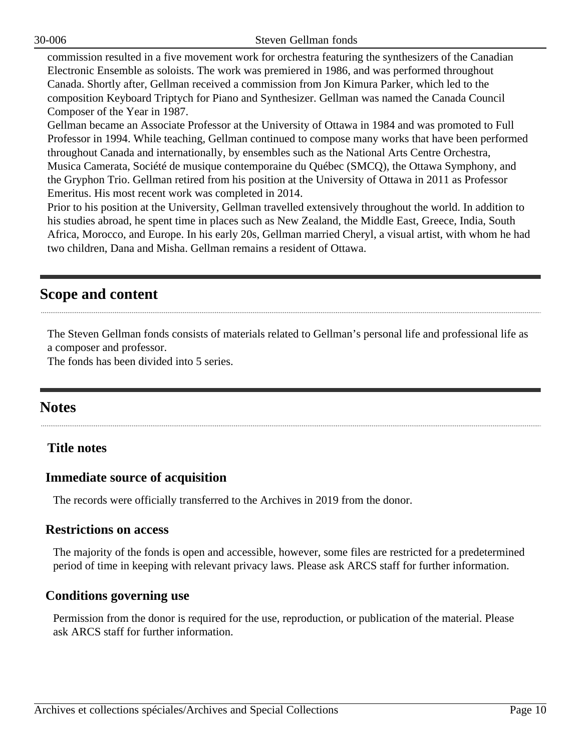commission resulted in a five movement work for orchestra featuring the synthesizers of the Canadian Electronic Ensemble as soloists. The work was premiered in 1986, and was performed throughout Canada. Shortly after, Gellman received a commission from Jon Kimura Parker, which led to the composition Keyboard Triptych for Piano and Synthesizer. Gellman was named the Canada Council Composer of the Year in 1987.

Gellman became an Associate Professor at the University of Ottawa in 1984 and was promoted to Full Professor in 1994. While teaching, Gellman continued to compose many works that have been performed throughout Canada and internationally, by ensembles such as the National Arts Centre Orchestra, Musica Camerata, Société de musique contemporaine du Québec (SMCQ), the Ottawa Symphony, and the Gryphon Trio. Gellman retired from his position at the University of Ottawa in 2011 as Professor Emeritus. His most recent work was completed in 2014.

Prior to his position at the University, Gellman travelled extensively throughout the world. In addition to his studies abroad, he spent time in places such as New Zealand, the Middle East, Greece, India, South Africa, Morocco, and Europe. In his early 20s, Gellman married Cheryl, a visual artist, with whom he had two children, Dana and Misha. Gellman remains a resident of Ottawa.

## Scope and content

The Steven Gellman fonds consists of materials related to Gellman's personal life and professional life as a composer and professor.

The fonds has been divided into 5 series.

## Notes

### Title notes

### Immediate source of acquisition

The records were officially transferred to the Archives in 2019 from the donor.

### Restrictions on access

The majority of the fonds is open and accessible, however, some files are restricted for a predetermined period of time in keeping with relevant privacy laws. Please ask ARCS staff for further information.

### Conditions governing use

Permission from the donor is required for the use, reproduction, or publication of the material. Please ask ARCS staff for further information.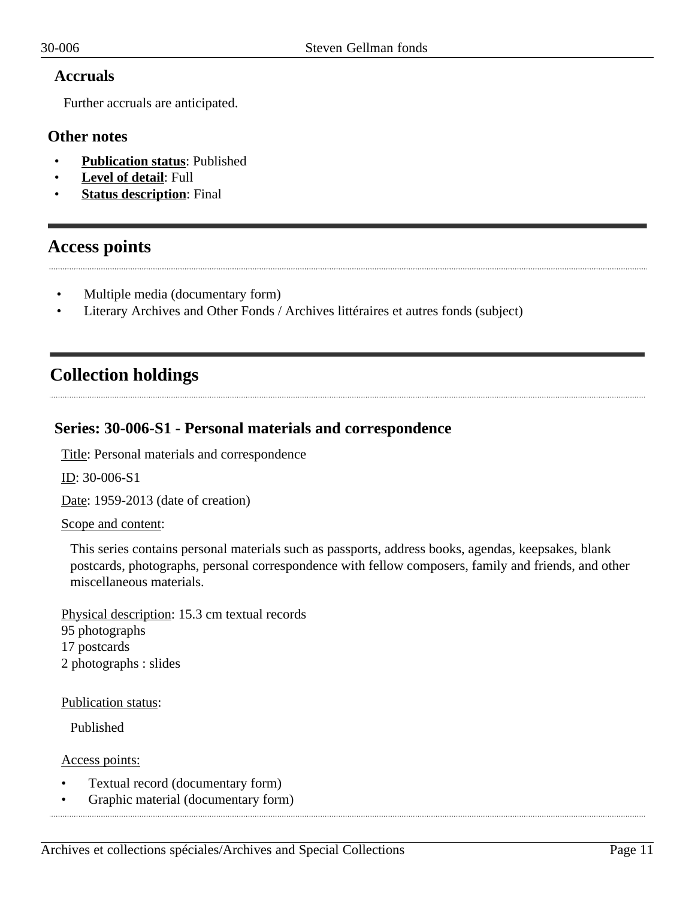### Accruals

Further accruals are anticipated.

### Other notes

- **Publication status**: Published
- **Level of detail**: Full
- **Status description**: Final

## Access points

- Multiple media (documentary form)
- Literary Archives and Other Fonds / Archives littéraires et autres fonds (subject)

## Collection holdings

### Series: 30-006-S1 - Personal materials and correspondence

Title: Personal materials and correspondence

ID: 30-006-S1

Date: 1959-2013 (date of creation)

Scope and content:

This series contains personal materials such as passports, address books, agendas, keepsakes, blank postcards, photographs, personal correspondence with fellow composers, family and friends, and other miscellaneous materials.

Physical description: 15.3 cm textual records
95 photographs
17 postcards
2 photographs : slides

Publication status:

Published

Access points:

- Textual record (documentary form)
- Graphic material (documentary form)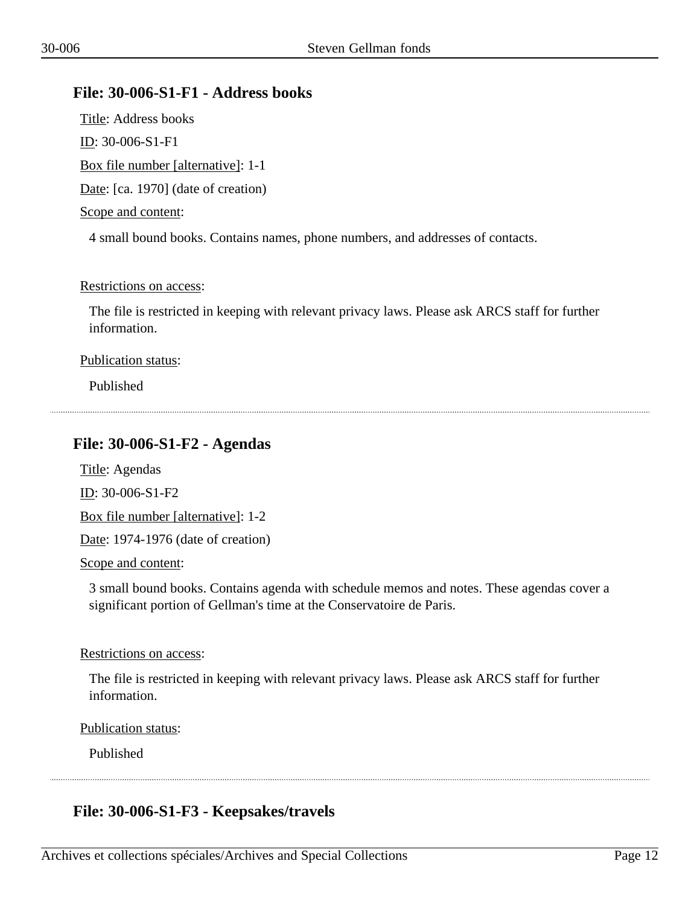### File: 30-006-S1-F1 - Address books

Title: Address books

ID: 30-006-S1-F1

Box file number [alternative]: 1-1

Date: [ca. 1970] (date of creation)

Scope and content:

4 small bound books. Contains names, phone numbers, and addresses of contacts.

Restrictions on access:

The file is restricted in keeping with relevant privacy laws. Please ask ARCS staff for further information.

Publication status:

Published

---

### File: 30-006-S1-F2 - Agendas

Title: Agendas

ID: 30-006-S1-F2

Box file number [alternative]: 1-2

Date: 1974-1976 (date of creation)

Scope and content:

3 small bound books. Contains agenda with schedule memos and notes. These agendas cover a significant portion of Gellman's time at the Conservatoire de Paris.

Restrictions on access:

The file is restricted in keeping with relevant privacy laws. Please ask ARCS staff for further information.

Publication status:

Published

---

### File: 30-006-S1-F3 - Keepsakes/travels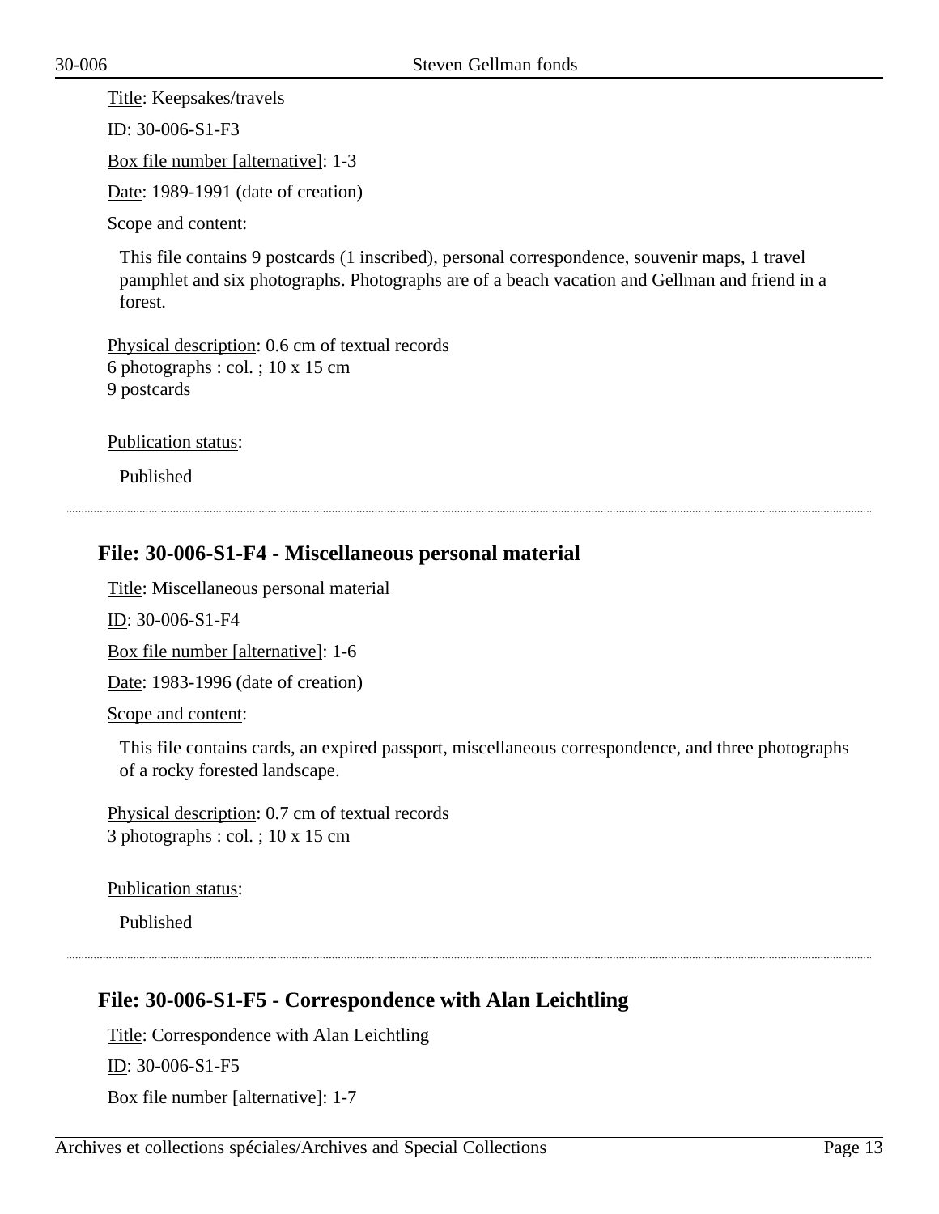Title: Keepsakes/travels

ID: 30-006-S1-F3

Box file number [alternative]: 1-3

Date: 1989-1991 (date of creation)

Scope and content:

This file contains 9 postcards (1 inscribed), personal correspondence, souvenir maps, 1 travel pamphlet and six photographs. Photographs are of a beach vacation and Gellman and friend in a forest.

Physical description: 0.6 cm of textual records
6 photographs : col. ; 10 x 15 cm
9 postcards

Publication status:

Published

---

## File: 30-006-S1-F4 - Miscellaneous personal material

Title: Miscellaneous personal material

ID: 30-006-S1-F4

Box file number [alternative]: 1-6

Date: 1983-1996 (date of creation)

Scope and content:

This file contains cards, an expired passport, miscellaneous correspondence, and three photographs of a rocky forested landscape.

Physical description: 0.7 cm of textual records
3 photographs : col. ; 10 x 15 cm

Publication status:

Published

---

## File: 30-006-S1-F5 - Correspondence with Alan Leichtling

Title: Correspondence with Alan Leichtling

ID: 30-006-S1-F5

Box file number [alternative]: 1-7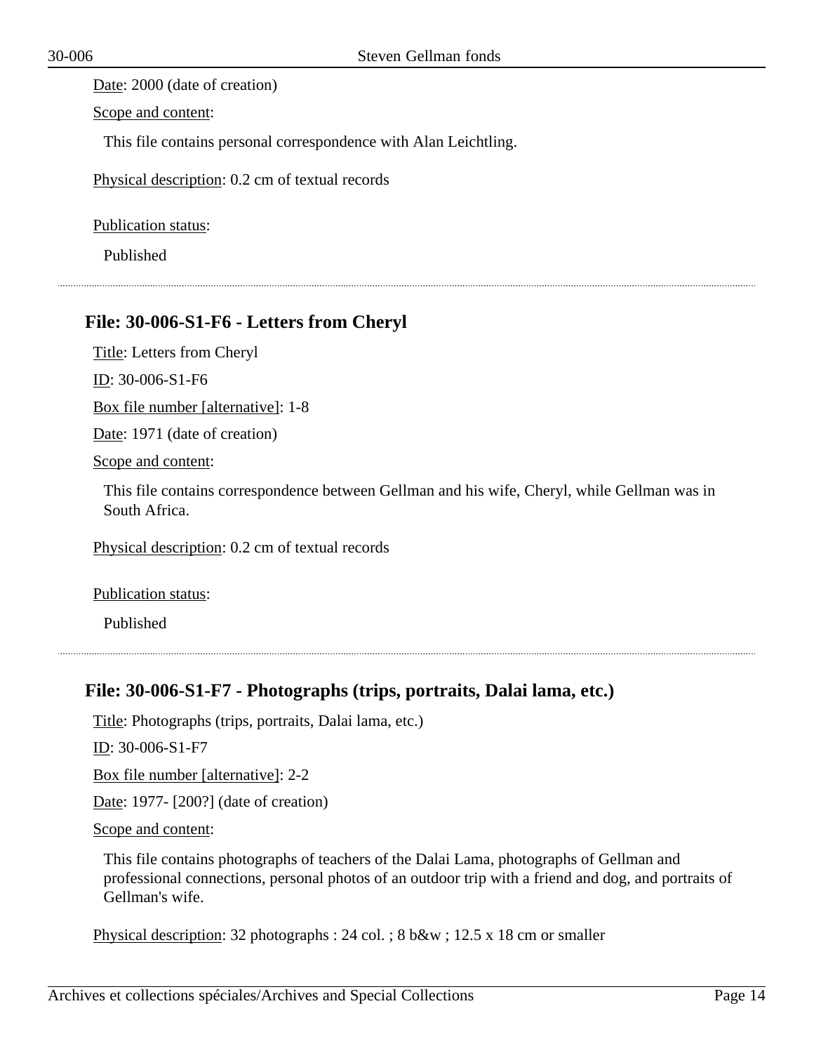Date: 2000 (date of creation)

Scope and content:

This file contains personal correspondence with Alan Leichtling.

Physical description: 0.2 cm of textual records

Publication status:

Published

## File: 30-006-S1-F6 - Letters from Cheryl

Title: Letters from Cheryl

ID: 30-006-S1-F6

Box file number [alternative]: 1-8

Date: 1971 (date of creation)

Scope and content:

This file contains correspondence between Gellman and his wife, Cheryl, while Gellman was in South Africa.

Physical description: 0.2 cm of textual records

Publication status:

Published

## File: 30-006-S1-F7 - Photographs (trips, portraits, Dalai lama, etc.)

Title: Photographs (trips, portraits, Dalai lama, etc.)

ID: 30-006-S1-F7

Box file number [alternative]: 2-2

Date: 1977- [200?] (date of creation)

Scope and content:

This file contains photographs of teachers of the Dalai Lama, photographs of Gellman and professional connections, personal photos of an outdoor trip with a friend and dog, and portraits of Gellman's wife.

Physical description: 32 photographs : 24 col. ; 8 b&w ; 12.5 x 18 cm or smaller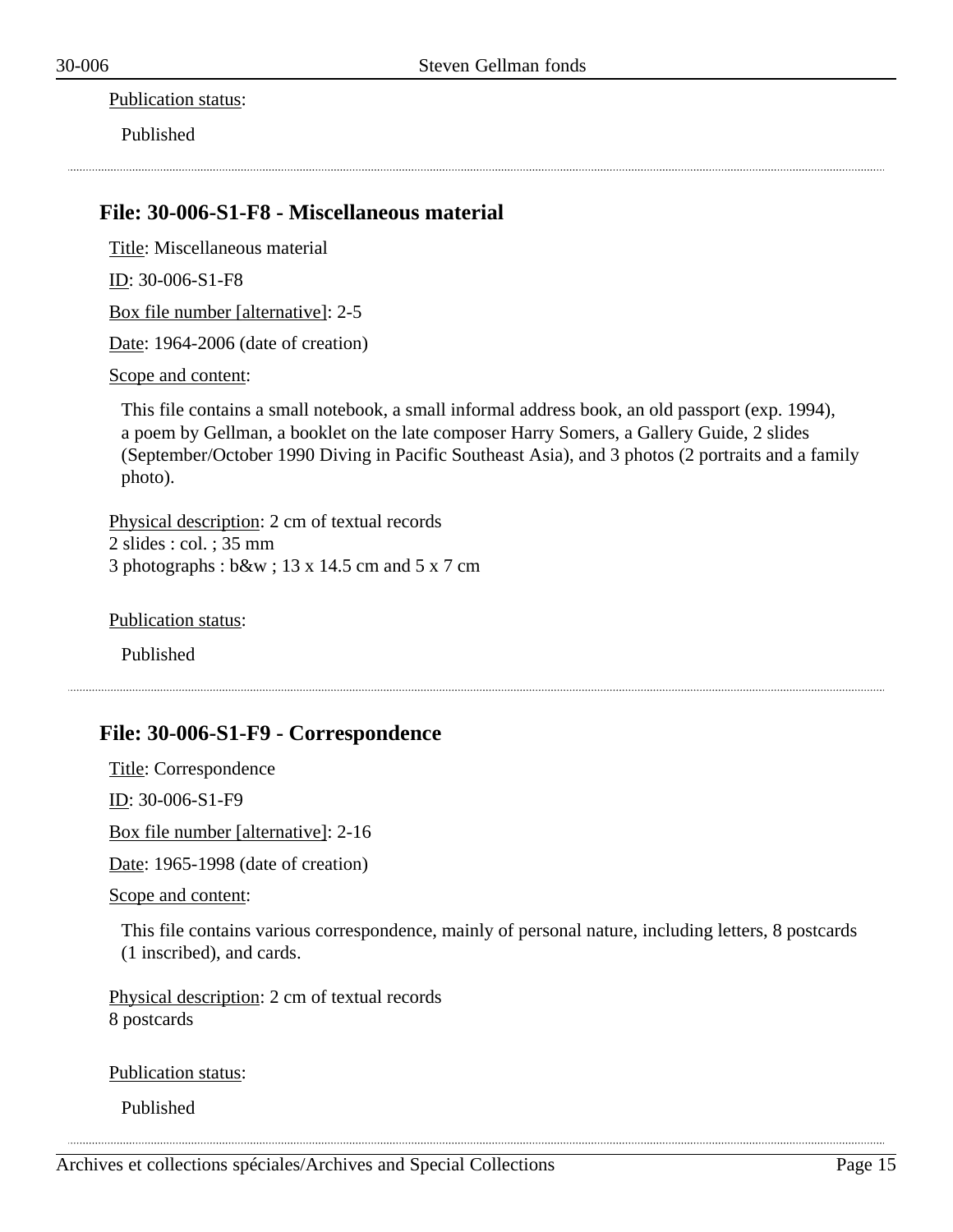Publication status:

Published

---

### File: 30-006-S1-F8 - Miscellaneous material

Title: Miscellaneous material

ID: 30-006-S1-F8

Box file number [alternative]: 2-5

Date: 1964-2006 (date of creation)

Scope and content:

This file contains a small notebook, a small informal address book, an old passport (exp. 1994), a poem by Gellman, a booklet on the late composer Harry Somers, a Gallery Guide, 2 slides (September/October 1990 Diving in Pacific Southeast Asia), and 3 photos (2 portraits and a family photo).

Physical description: 2 cm of textual records
2 slides : col. ; 35 mm
3 photographs : b&w ; 13 x 14.5 cm and 5 x 7 cm

Publication status:

Published

---

### File: 30-006-S1-F9 - Correspondence

Title: Correspondence

ID: 30-006-S1-F9

Box file number [alternative]: 2-16

Date: 1965-1998 (date of creation)

Scope and content:

This file contains various correspondence, mainly of personal nature, including letters, 8 postcards (1 inscribed), and cards.

Physical description: 2 cm of textual records
8 postcards

Publication status:

Published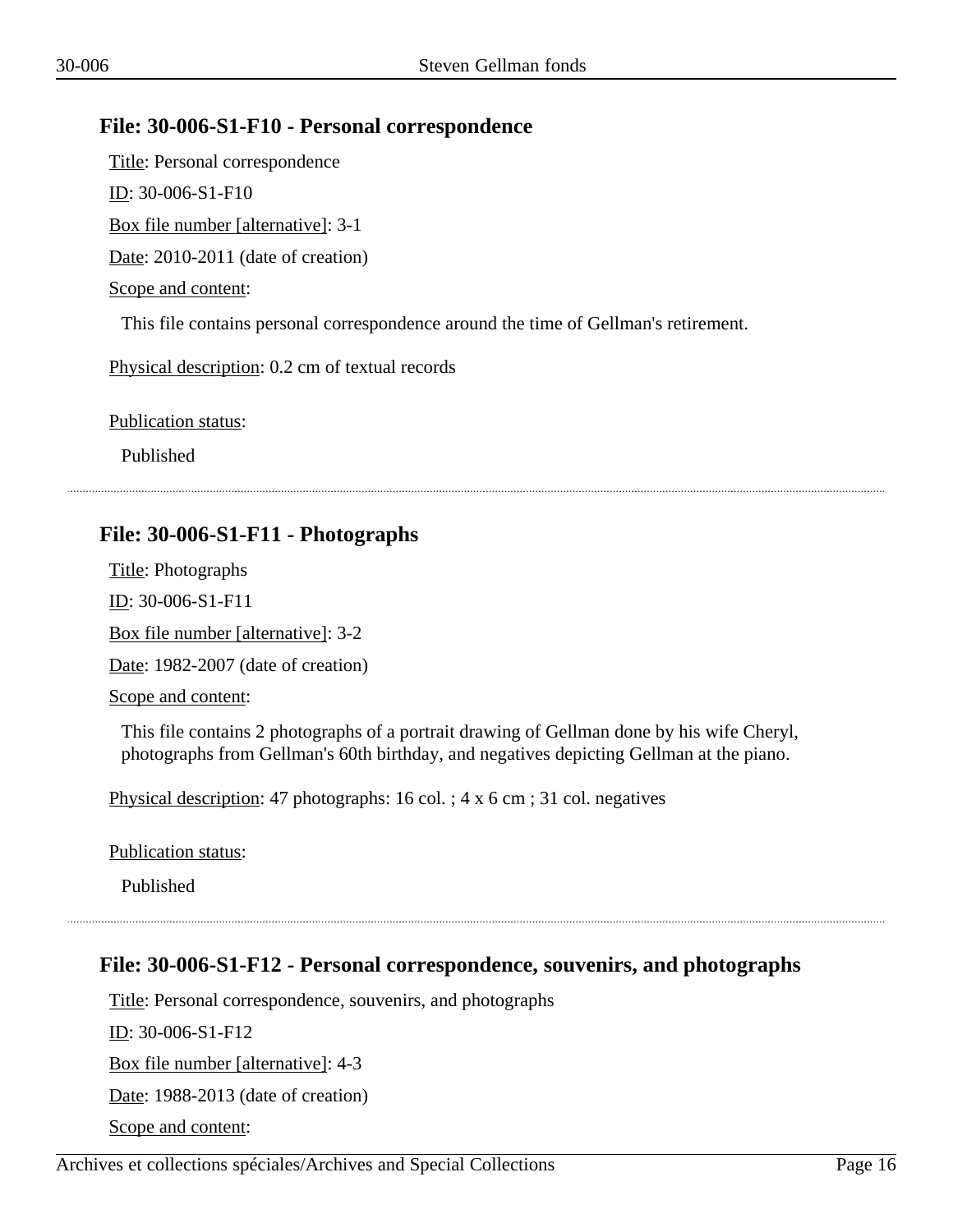## File: 30-006-S1-F10 - Personal correspondence

Title: Personal correspondence

ID: 30-006-S1-F10

Box file number [alternative]: 3-1

Date: 2010-2011 (date of creation)

Scope and content:

This file contains personal correspondence around the time of Gellman's retirement.

Physical description: 0.2 cm of textual records

Publication status:

Published

---

## File: 30-006-S1-F11 - Photographs

Title: Photographs

ID: 30-006-S1-F11

Box file number [alternative]: 3-2

Date: 1982-2007 (date of creation)

Scope and content:

This file contains 2 photographs of a portrait drawing of Gellman done by his wife Cheryl, photographs from Gellman's 60th birthday, and negatives depicting Gellman at the piano.

Physical description: 47 photographs: 16 col. ; 4 x 6 cm ; 31 col. negatives

Publication status:

Published

---

## File: 30-006-S1-F12 - Personal correspondence, souvenirs, and photographs

Title: Personal correspondence, souvenirs, and photographs

ID: 30-006-S1-F12

Box file number [alternative]: 4-3

Date: 1988-2013 (date of creation)

Scope and content: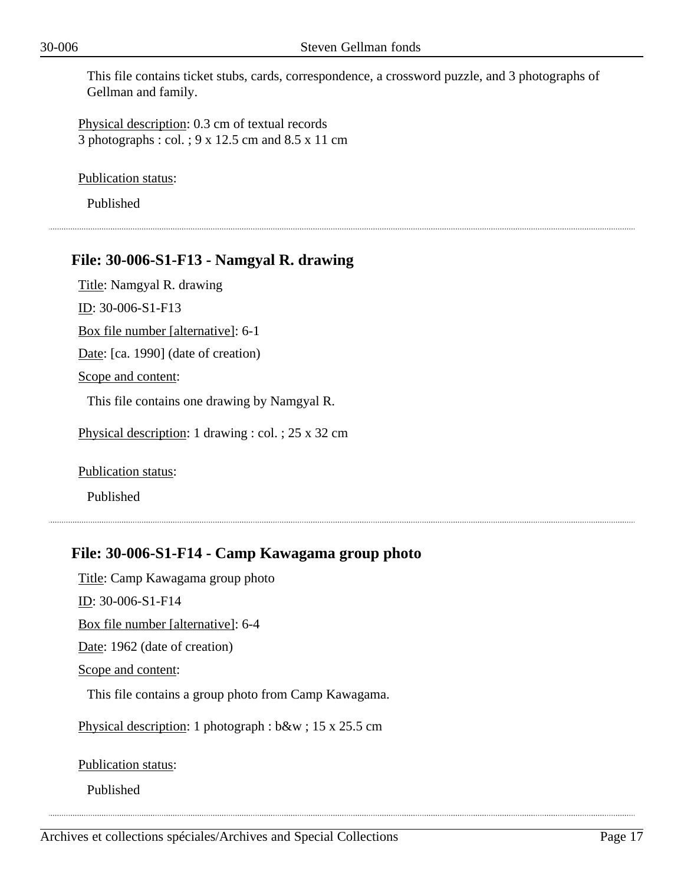This file contains ticket stubs, cards, correspondence, a crossword puzzle, and 3 photographs of Gellman and family.

Physical description: 0.3 cm of textual records
3 photographs : col. ; 9 x 12.5 cm and 8.5 x 11 cm

Publication status:

Published

---

## File: 30-006-S1-F13 - Namgyal R. drawing

Title: Namgyal R. drawing

ID: 30-006-S1-F13

Box file number [alternative]: 6-1

Date: [ca. 1990] (date of creation)

Scope and content:

This file contains one drawing by Namgyal R.

Physical description: 1 drawing : col. ; 25 x 32 cm

Publication status:

Published

---

## File: 30-006-S1-F14 - Camp Kawagama group photo

Title: Camp Kawagama group photo

ID: 30-006-S1-F14

Box file number [alternative]: 6-4

Date: 1962 (date of creation)

Scope and content:

This file contains a group photo from Camp Kawagama.

Physical description: 1 photograph : b&w ; 15 x 25.5 cm

Publication status:

Published

---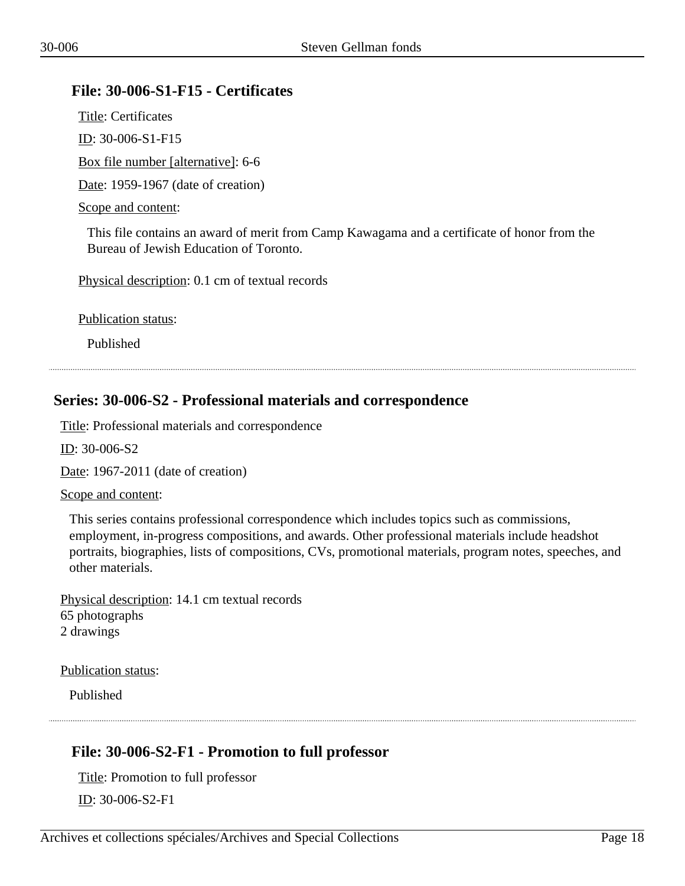### File: 30-006-S1-F15 - Certificates

Title: Certificates

ID: 30-006-S1-F15

Box file number [alternative]: 6-6

Date: 1959-1967 (date of creation)

Scope and content:

This file contains an award of merit from Camp Kawagama and a certificate of honor from the Bureau of Jewish Education of Toronto.

Physical description: 0.1 cm of textual records

Publication status:

Published

---

## Series: 30-006-S2 - Professional materials and correspondence

Title: Professional materials and correspondence

ID: 30-006-S2

Date: 1967-2011 (date of creation)

Scope and content:

This series contains professional correspondence which includes topics such as commissions, employment, in-progress compositions, and awards. Other professional materials include headshot portraits, biographies, lists of compositions, CVs, promotional materials, program notes, speeches, and other materials.

Physical description: 14.1 cm textual records
65 photographs
2 drawings

Publication status:

Published

---

### File: 30-006-S2-F1 - Promotion to full professor

Title: Promotion to full professor

ID: 30-006-S2-F1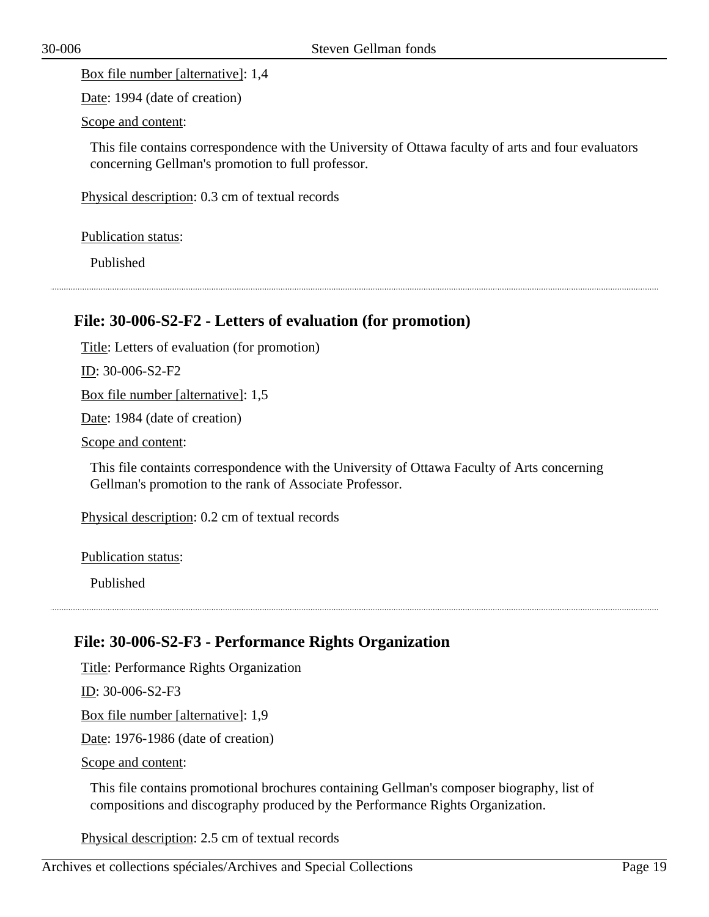Box file number [alternative]: 1,4

Date: 1994 (date of creation)

Scope and content:

This file contains correspondence with the University of Ottawa faculty of arts and four evaluators concerning Gellman's promotion to full professor.

Physical description: 0.3 cm of textual records

Publication status:

Published

---

## File: 30-006-S2-F2 - Letters of evaluation (for promotion)

Title: Letters of evaluation (for promotion)

ID: 30-006-S2-F2

Box file number [alternative]: 1,5

Date: 1984 (date of creation)

Scope and content:

This file containts correspondence with the University of Ottawa Faculty of Arts concerning Gellman's promotion to the rank of Associate Professor.

Physical description: 0.2 cm of textual records

Publication status:

Published

---

## File: 30-006-S2-F3 - Performance Rights Organization

Title: Performance Rights Organization

ID: 30-006-S2-F3

Box file number [alternative]: 1,9

Date: 1976-1986 (date of creation)

Scope and content:

This file contains promotional brochures containing Gellman's composer biography, list of compositions and discography produced by the Performance Rights Organization.

Physical description: 2.5 cm of textual records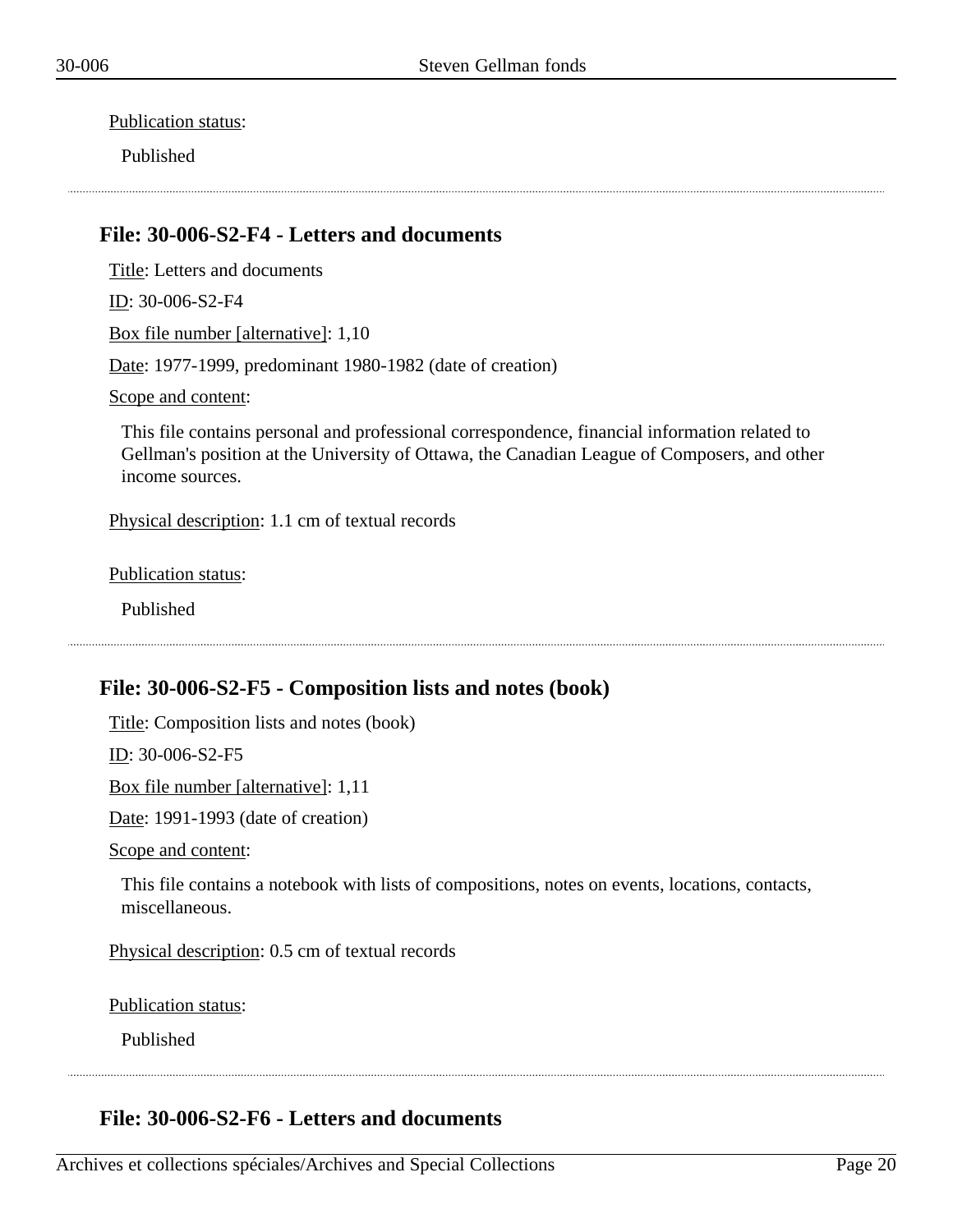Publication status:

Published

---

### File: 30-006-S2-F4 - Letters and documents

Title: Letters and documents

ID: 30-006-S2-F4

Box file number [alternative]: 1,10

Date: 1977-1999, predominant 1980-1982 (date of creation)

Scope and content:

This file contains personal and professional correspondence, financial information related to Gellman's position at the University of Ottawa, the Canadian League of Composers, and other income sources.

Physical description: 1.1 cm of textual records

Publication status:

Published

---

### File: 30-006-S2-F5 - Composition lists and notes (book)

Title: Composition lists and notes (book)

ID: 30-006-S2-F5

Box file number [alternative]: 1,11

Date: 1991-1993 (date of creation)

Scope and content:

This file contains a notebook with lists of compositions, notes on events, locations, contacts, miscellaneous.

Physical description: 0.5 cm of textual records

Publication status:

Published

---

### File: 30-006-S2-F6 - Letters and documents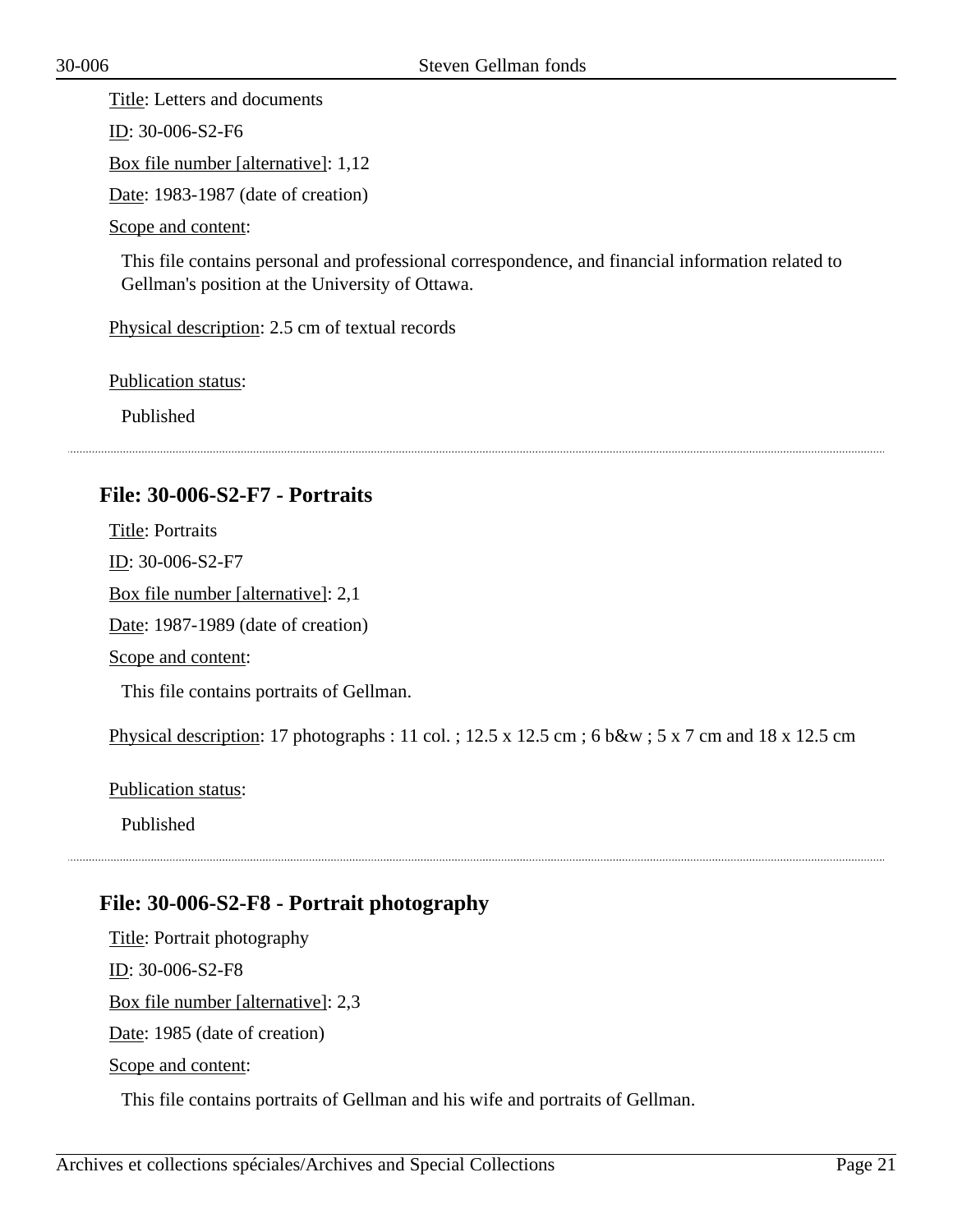Title: Letters and documents

ID: 30-006-S2-F6

Box file number [alternative]: 1,12

Date: 1983-1987 (date of creation)

Scope and content:

This file contains personal and professional correspondence, and financial information related to Gellman's position at the University of Ottawa.

Physical description: 2.5 cm of textual records

Publication status:

Published

---

### File: 30-006-S2-F7 - Portraits

Title: Portraits

ID: 30-006-S2-F7

Box file number [alternative]: 2,1

Date: 1987-1989 (date of creation)

Scope and content:

This file contains portraits of Gellman.

Physical description: 17 photographs : 11 col. ; 12.5 x 12.5 cm ; 6 b&w ; 5 x 7 cm and 18 x 12.5 cm

Publication status:

Published

---

### File: 30-006-S2-F8 - Portrait photography

Title: Portrait photography

ID: 30-006-S2-F8

Box file number [alternative]: 2,3

Date: 1985 (date of creation)

Scope and content:

This file contains portraits of Gellman and his wife and portraits of Gellman.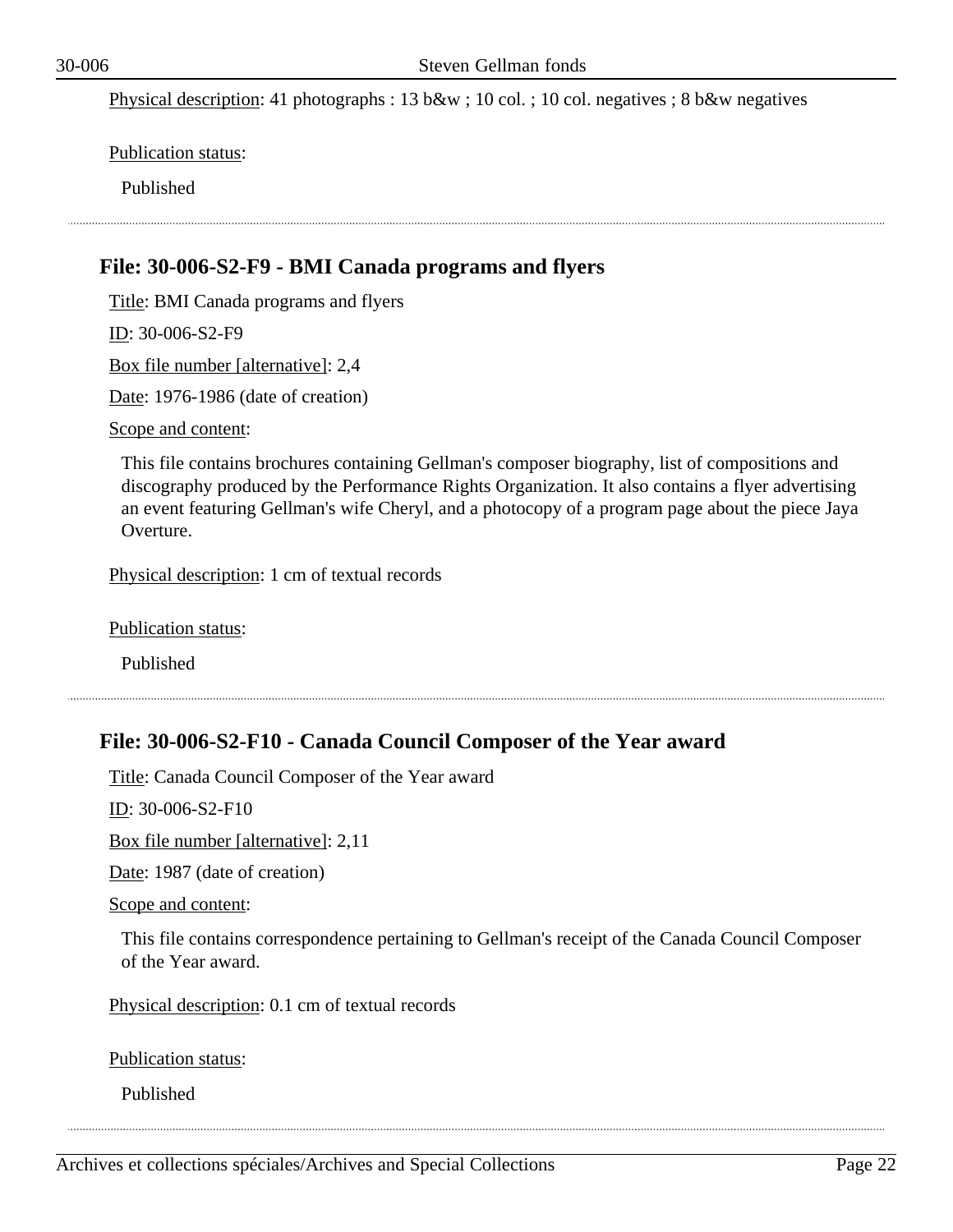Physical description: 41 photographs : 13 b&w ; 10 col. ; 10 col. negatives ; 8 b&w negatives

Publication status:

Published

---

## File: 30-006-S2-F9 - BMI Canada programs and flyers

Title: BMI Canada programs and flyers

ID: 30-006-S2-F9

Box file number [alternative]: 2,4

Date: 1976-1986 (date of creation)

Scope and content:

This file contains brochures containing Gellman's composer biography, list of compositions and discography produced by the Performance Rights Organization. It also contains a flyer advertising an event featuring Gellman's wife Cheryl, and a photocopy of a program page about the piece Jaya Overture.

Physical description: 1 cm of textual records

Publication status:

Published

---

## File: 30-006-S2-F10 - Canada Council Composer of the Year award

Title: Canada Council Composer of the Year award

ID: 30-006-S2-F10

Box file number [alternative]: 2,11

Date: 1987 (date of creation)

Scope and content:

This file contains correspondence pertaining to Gellman's receipt of the Canada Council Composer of the Year award.

Physical description: 0.1 cm of textual records

Publication status:

Published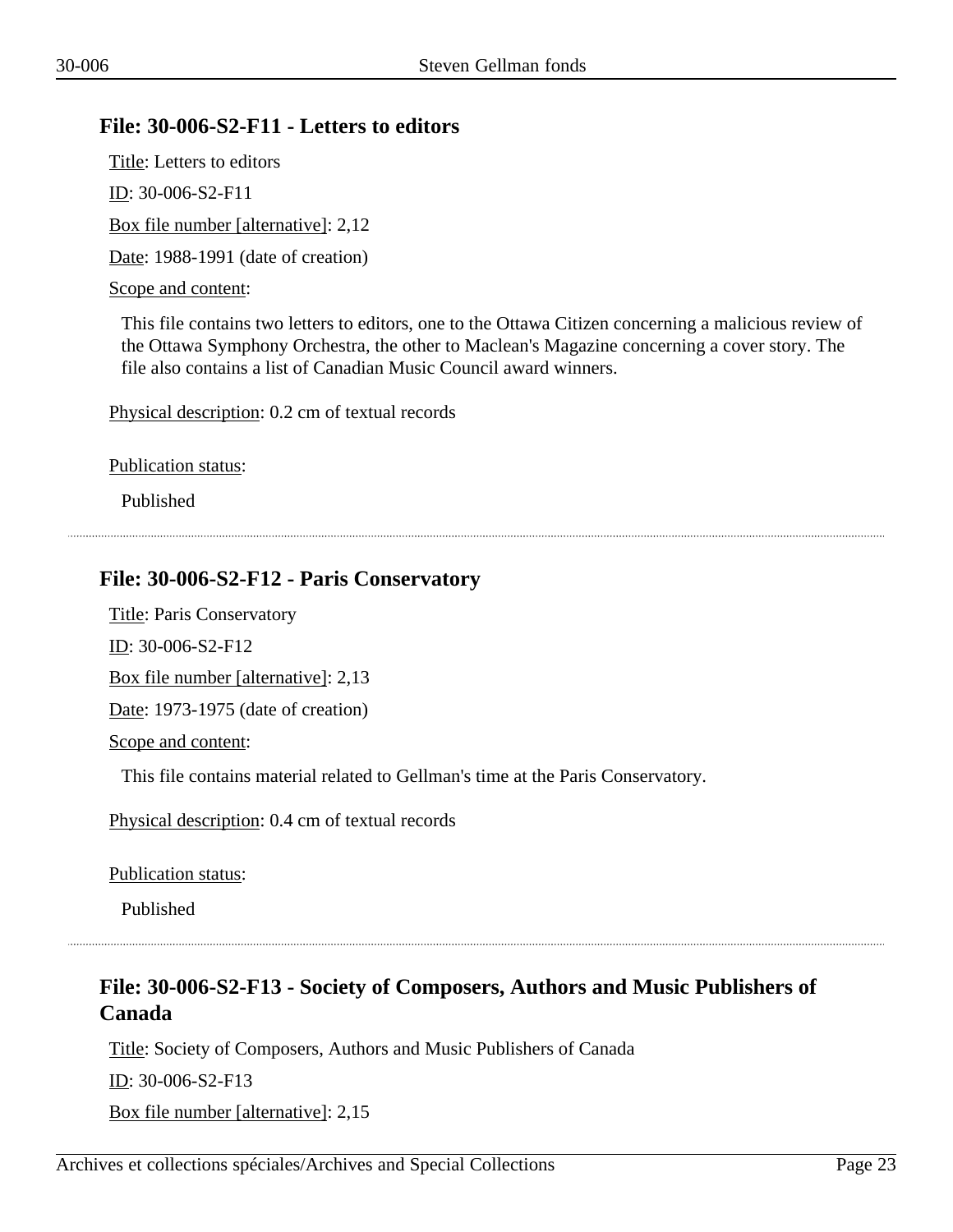## File: 30-006-S2-F11 - Letters to editors

Title: Letters to editors

ID: 30-006-S2-F11

Box file number [alternative]: 2,12

Date: 1988-1991 (date of creation)

Scope and content:

This file contains two letters to editors, one to the Ottawa Citizen concerning a malicious review of the Ottawa Symphony Orchestra, the other to Maclean's Magazine concerning a cover story. The file also contains a list of Canadian Music Council award winners.

Physical description: 0.2 cm of textual records

Publication status:

Published

---

## File: 30-006-S2-F12 - Paris Conservatory

Title: Paris Conservatory

ID: 30-006-S2-F12

Box file number [alternative]: 2,13

Date: 1973-1975 (date of creation)

Scope and content:

This file contains material related to Gellman's time at the Paris Conservatory.

Physical description: 0.4 cm of textual records

Publication status:

Published

---

## File: 30-006-S2-F13 - Society of Composers, Authors and Music Publishers of Canada

Title: Society of Composers, Authors and Music Publishers of Canada

ID: 30-006-S2-F13

Box file number [alternative]: 2,15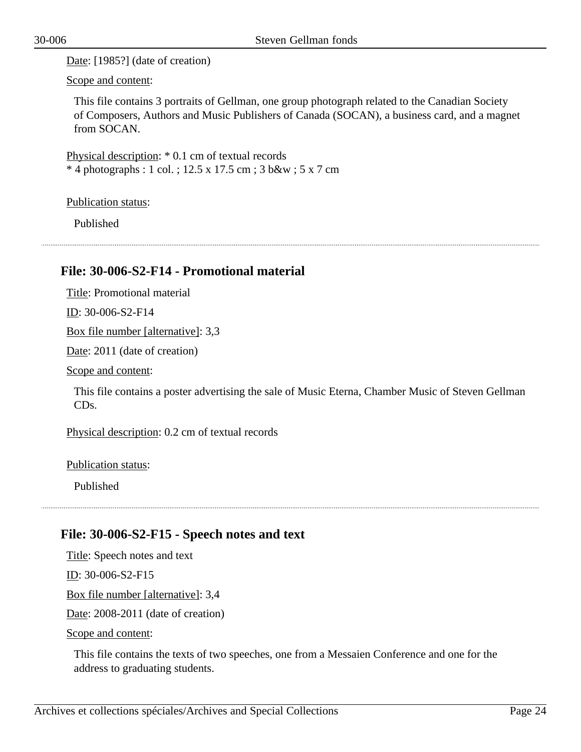Date: [1985?] (date of creation)

Scope and content:

This file contains 3 portraits of Gellman, one group photograph related to the Canadian Society of Composers, Authors and Music Publishers of Canada (SOCAN), a business card, and a magnet from SOCAN.

Physical description: * 0.1 cm of textual records
* 4 photographs : 1 col. ; 12.5 x 17.5 cm ; 3 b&w ; 5 x 7 cm

Publication status:

Published

---

### File: 30-006-S2-F14 - Promotional material

Title: Promotional material

ID: 30-006-S2-F14

Box file number [alternative]: 3,3

Date: 2011 (date of creation)

Scope and content:

This file contains a poster advertising the sale of Music Eterna, Chamber Music of Steven Gellman CDs.

Physical description: 0.2 cm of textual records

Publication status:

Published

---

### File: 30-006-S2-F15 - Speech notes and text

Title: Speech notes and text

ID: 30-006-S2-F15

Box file number [alternative]: 3,4

Date: 2008-2011 (date of creation)

Scope and content:

This file contains the texts of two speeches, one from a Messaien Conference and one for the address to graduating students.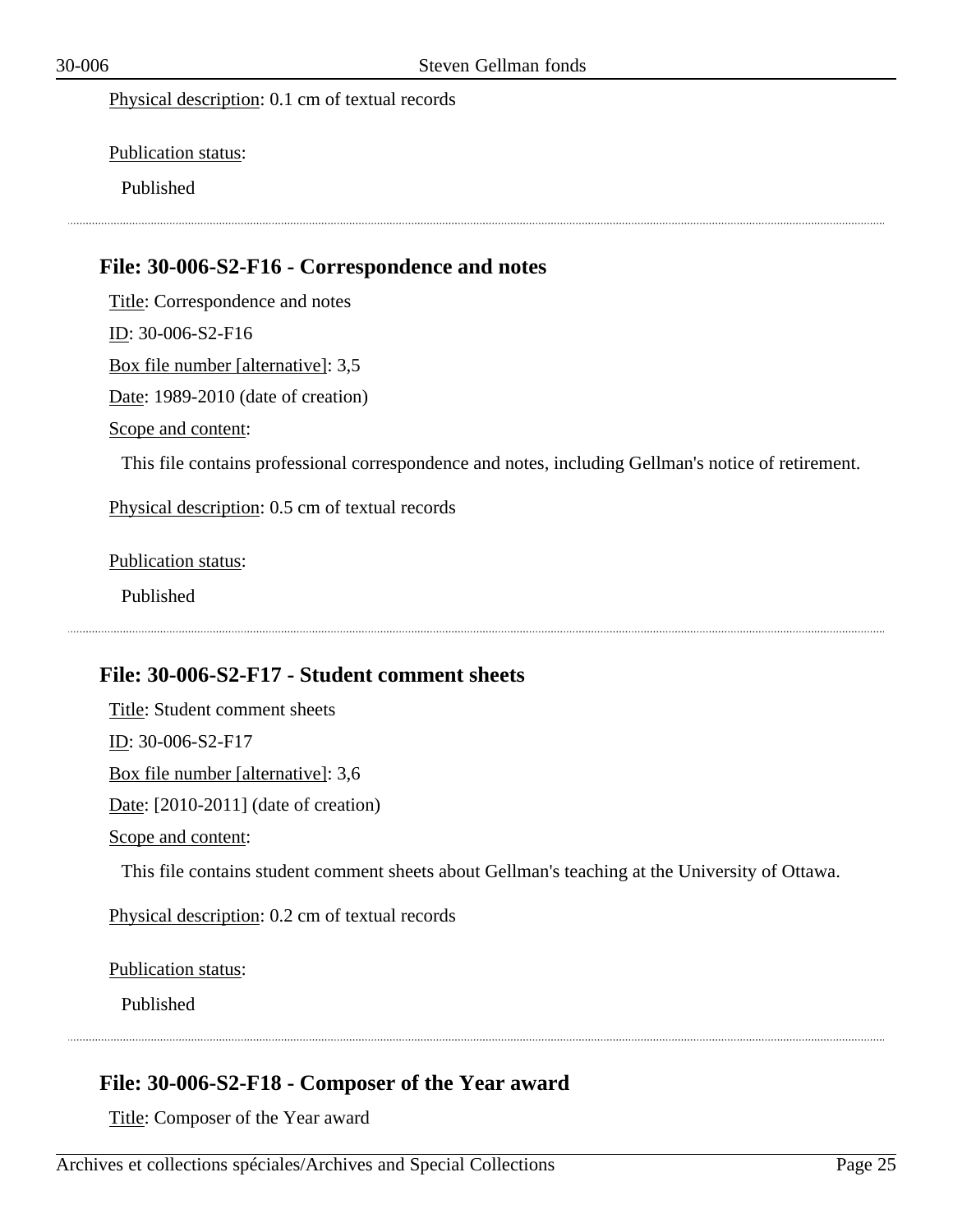Physical description: 0.1 cm of textual records

Publication status:

Published

---

### File: 30-006-S2-F16 - Correspondence and notes

Title: Correspondence and notes

ID: 30-006-S2-F16

Box file number [alternative]: 3,5

Date: 1989-2010 (date of creation)

Scope and content:

This file contains professional correspondence and notes, including Gellman's notice of retirement.

Physical description: 0.5 cm of textual records

Publication status:

Published

---

### File: 30-006-S2-F17 - Student comment sheets

Title: Student comment sheets

ID: 30-006-S2-F17

Box file number [alternative]: 3,6

Date: [2010-2011] (date of creation)

Scope and content:

This file contains student comment sheets about Gellman's teaching at the University of Ottawa.

Physical description: 0.2 cm of textual records

Publication status:

Published

---

### File: 30-006-S2-F18 - Composer of the Year award

Title: Composer of the Year award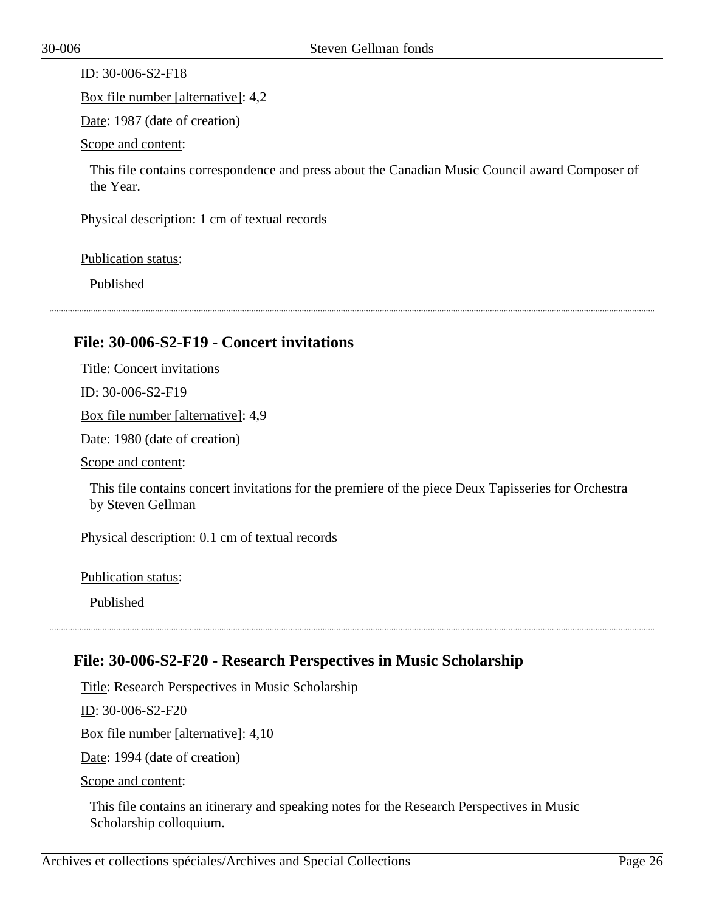ID: 30-006-S2-F18

Box file number [alternative]: 4,2

Date: 1987 (date of creation)

Scope and content:

This file contains correspondence and press about the Canadian Music Council award Composer of the Year.

Physical description: 1 cm of textual records

Publication status:

Published

## File: 30-006-S2-F19 - Concert invitations

Title: Concert invitations

ID: 30-006-S2-F19

Box file number [alternative]: 4,9

Date: 1980 (date of creation)

Scope and content:

This file contains concert invitations for the premiere of the piece Deux Tapisseries for Orchestra by Steven Gellman

Physical description: 0.1 cm of textual records

Publication status:

Published

## File: 30-006-S2-F20 - Research Perspectives in Music Scholarship

Title: Research Perspectives in Music Scholarship

ID: 30-006-S2-F20

Box file number [alternative]: 4,10

Date: 1994 (date of creation)

Scope and content:

This file contains an itinerary and speaking notes for the Research Perspectives in Music Scholarship colloquium.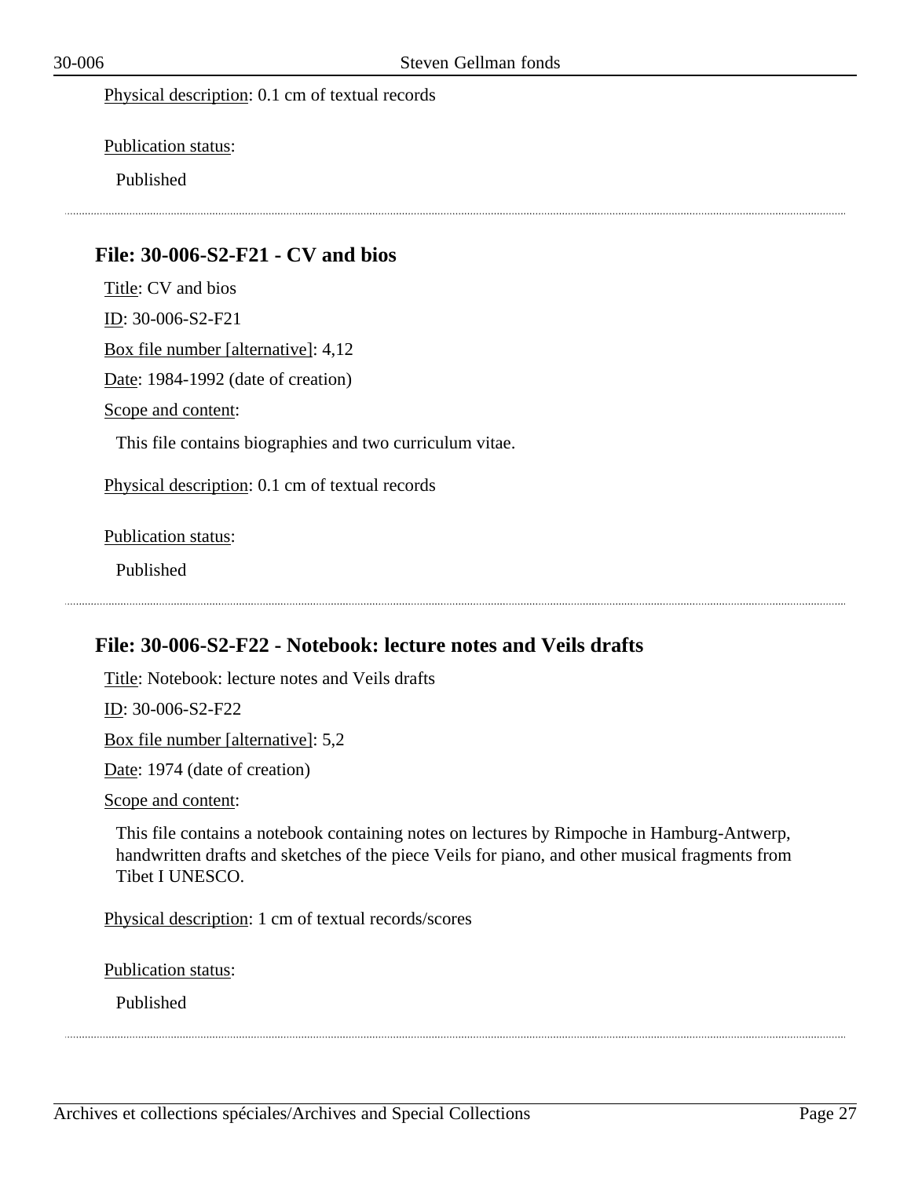Physical description: 0.1 cm of textual records

Publication status:

Published

---

### File: 30-006-S2-F21 - CV and bios

Title: CV and bios

ID: 30-006-S2-F21

Box file number [alternative]: 4,12

Date: 1984-1992 (date of creation)

Scope and content:

This file contains biographies and two curriculum vitae.

Physical description: 0.1 cm of textual records

Publication status:

Published

---

### File: 30-006-S2-F22 - Notebook: lecture notes and Veils drafts

Title: Notebook: lecture notes and Veils drafts

ID: 30-006-S2-F22

Box file number [alternative]: 5,2

Date: 1974 (date of creation)

Scope and content:

This file contains a notebook containing notes on lectures by Rimpoche in Hamburg-Antwerp, handwritten drafts and sketches of the piece Veils for piano, and other musical fragments from Tibet I UNESCO.

Physical description: 1 cm of textual records/scores

Publication status:

Published

---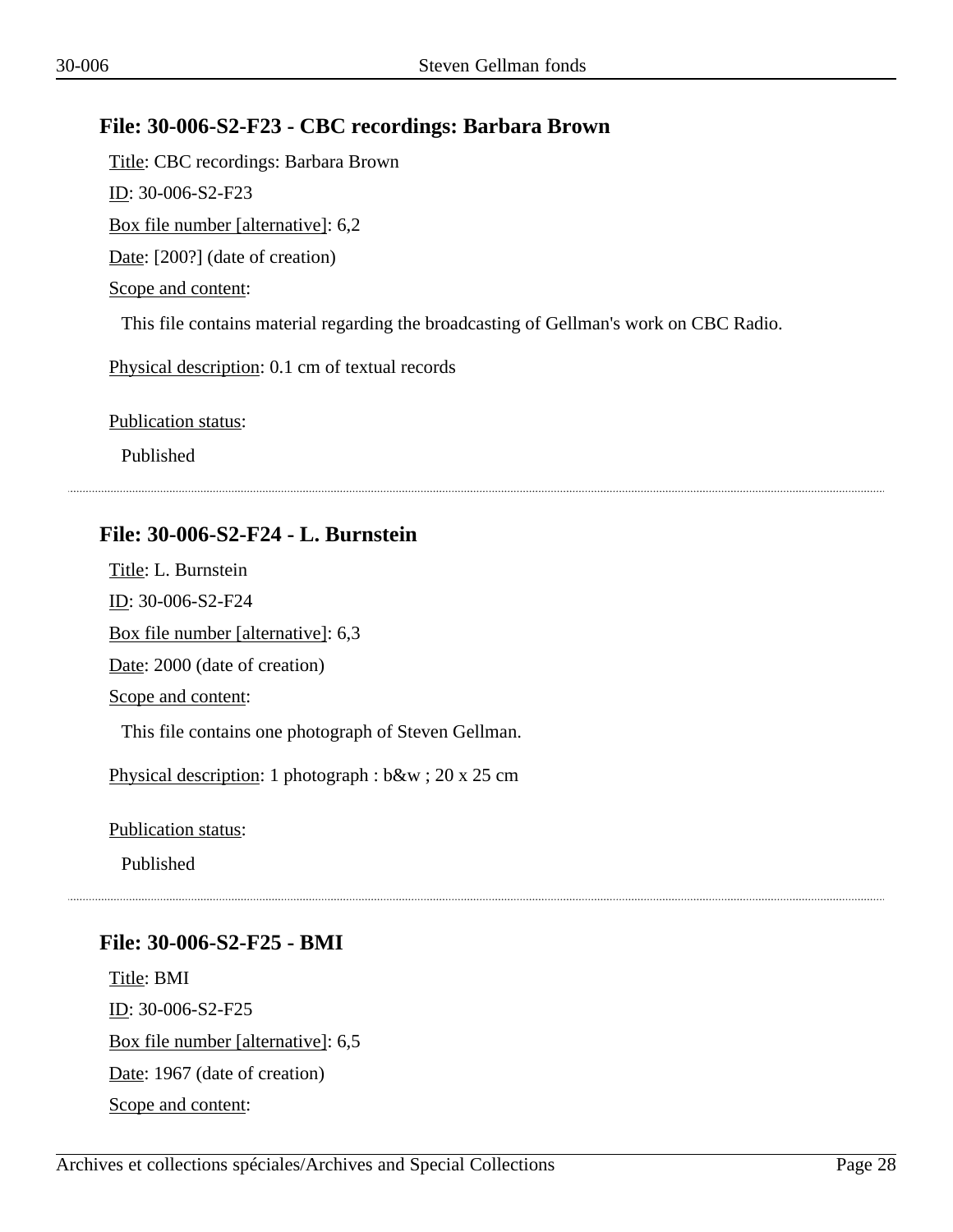### File: 30-006-S2-F23 - CBC recordings: Barbara Brown

Title: CBC recordings: Barbara Brown

ID: 30-006-S2-F23

Box file number [alternative]: 6,2

Date: [200?] (date of creation)

Scope and content:

This file contains material regarding the broadcasting of Gellman's work on CBC Radio.

Physical description: 0.1 cm of textual records

Publication status:

Published

---

### File: 30-006-S2-F24 - L. Burnstein

Title: L. Burnstein

ID: 30-006-S2-F24

Box file number [alternative]: 6,3

Date: 2000 (date of creation)

Scope and content:

This file contains one photograph of Steven Gellman.

Physical description: 1 photograph : b&w ; 20 x 25 cm

Publication status:

Published

---

### File: 30-006-S2-F25 - BMI

Title: BMI

ID: 30-006-S2-F25

Box file number [alternative]: 6,5

Date: 1967 (date of creation)

Scope and content: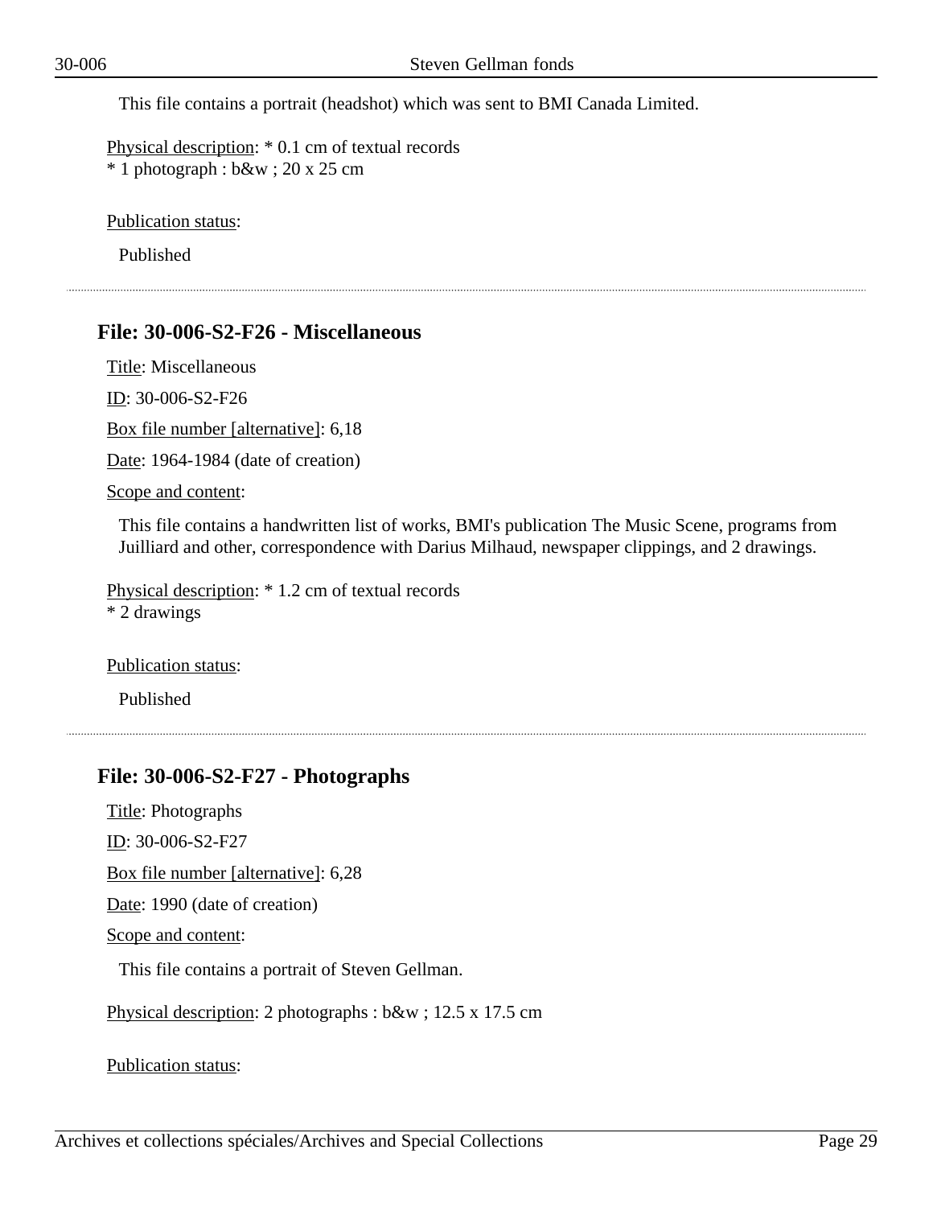This file contains a portrait (headshot) which was sent to BMI Canada Limited.

Physical description: * 0.1 cm of textual records
* 1 photograph : b&w ; 20 x 25 cm

Publication status:

Published

---

## File: 30-006-S2-F26 - Miscellaneous

Title: Miscellaneous

ID: 30-006-S2-F26

Box file number [alternative]: 6,18

Date: 1964-1984 (date of creation)

Scope and content:

This file contains a handwritten list of works, BMI's publication The Music Scene, programs from Juilliard and other, correspondence with Darius Milhaud, newspaper clippings, and 2 drawings.

Physical description: * 1.2 cm of textual records
* 2 drawings

Publication status:

Published

---

## File: 30-006-S2-F27 - Photographs

Title: Photographs

ID: 30-006-S2-F27

Box file number [alternative]: 6,28

Date: 1990 (date of creation)

Scope and content:

This file contains a portrait of Steven Gellman.

Physical description: 2 photographs : b&w ; 12.5 x 17.5 cm

Publication status: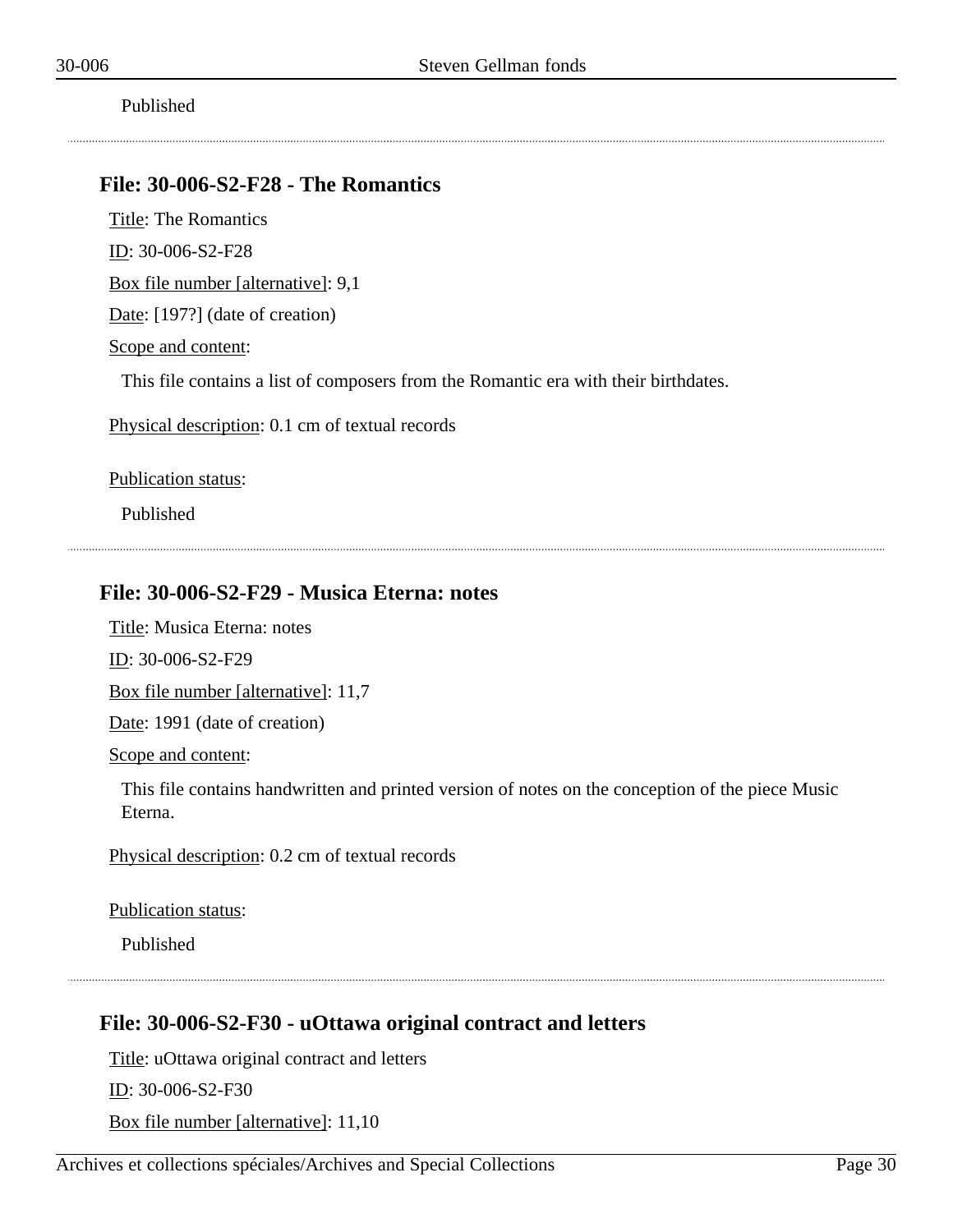Published

---

### File: 30-006-S2-F28 - The Romantics

Title: The Romantics

ID: 30-006-S2-F28

Box file number [alternative]: 9,1

Date: [197?] (date of creation)

Scope and content:

This file contains a list of composers from the Romantic era with their birthdates.

Physical description: 0.1 cm of textual records

Publication status:

Published

---

### File: 30-006-S2-F29 - Musica Eterna: notes

Title: Musica Eterna: notes

ID: 30-006-S2-F29

Box file number [alternative]: 11,7

Date: 1991 (date of creation)

Scope and content:

This file contains handwritten and printed version of notes on the conception of the piece Music Eterna.

Physical description: 0.2 cm of textual records

Publication status:

Published

---

### File: 30-006-S2-F30 - uOttawa original contract and letters

Title: uOttawa original contract and letters

ID: 30-006-S2-F30

Box file number [alternative]: 11,10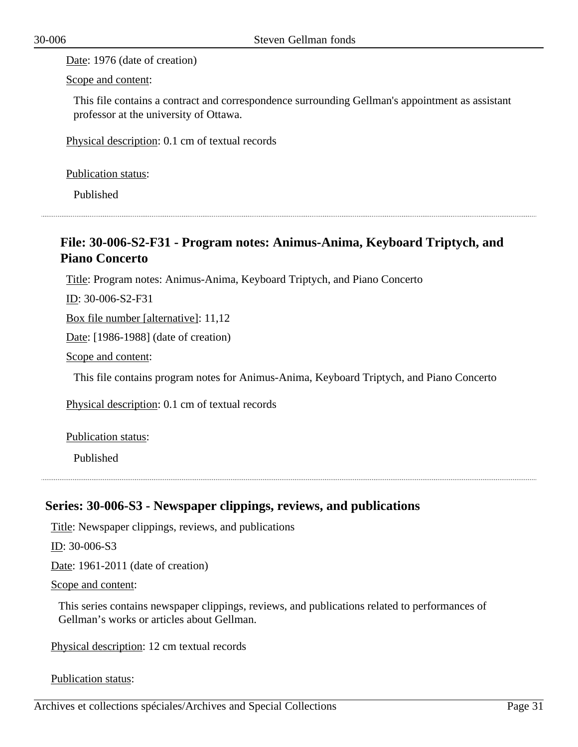Date: 1976 (date of creation)

Scope and content:

This file contains a contract and correspondence surrounding Gellman's appointment as assistant professor at the university of Ottawa.

Physical description: 0.1 cm of textual records

Publication status:

Published

### File: 30-006-S2-F31 - Program notes: Animus-Anima, Keyboard Triptych, and Piano Concerto

Title: Program notes: Animus-Anima, Keyboard Triptych, and Piano Concerto

ID: 30-006-S2-F31

Box file number [alternative]: 11,12

Date: [1986-1988] (date of creation)

Scope and content:

This file contains program notes for Animus-Anima, Keyboard Triptych, and Piano Concerto

Physical description: 0.1 cm of textual records

Publication status:

Published

## Series: 30-006-S3 - Newspaper clippings, reviews, and publications

Title: Newspaper clippings, reviews, and publications

ID: 30-006-S3

Date: 1961-2011 (date of creation)

Scope and content:

This series contains newspaper clippings, reviews, and publications related to performances of Gellman's works or articles about Gellman.

Physical description: 12 cm textual records

Publication status: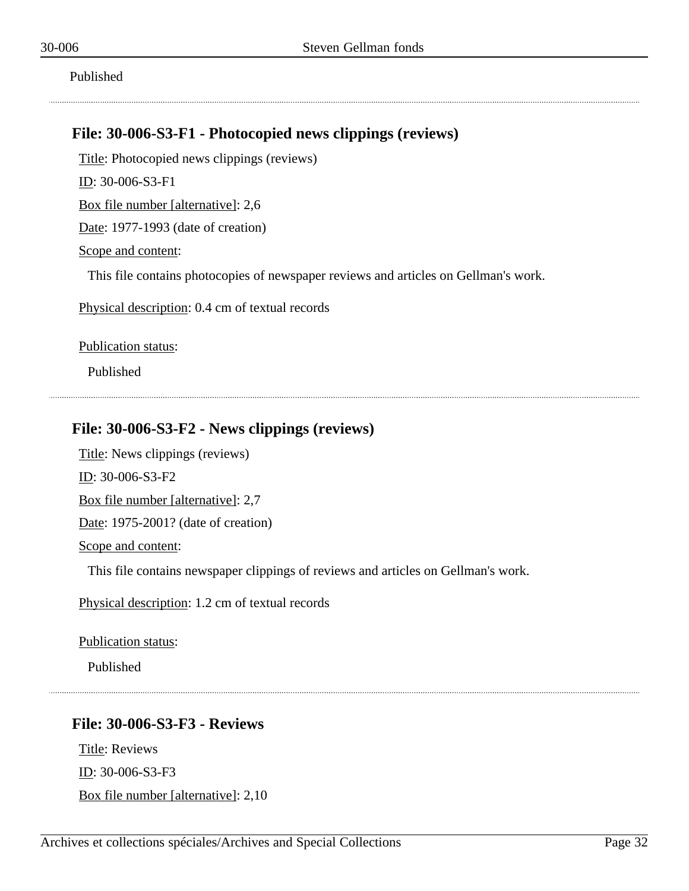Published

## File: 30-006-S3-F1 - Photocopied news clippings (reviews)

Title: Photocopied news clippings (reviews)

ID: 30-006-S3-F1

Box file number [alternative]: 2,6

Date: 1977-1993 (date of creation)

Scope and content:

This file contains photocopies of newspaper reviews and articles on Gellman's work.

Physical description: 0.4 cm of textual records

Publication status:

Published

## File: 30-006-S3-F2 - News clippings (reviews)

Title: News clippings (reviews)

ID: 30-006-S3-F2

Box file number [alternative]: 2,7

Date: 1975-2001? (date of creation)

Scope and content:

This file contains newspaper clippings of reviews and articles on Gellman's work.

Physical description: 1.2 cm of textual records

Publication status:

Published

## File: 30-006-S3-F3 - Reviews

Title: Reviews

ID: 30-006-S3-F3

Box file number [alternative]: 2,10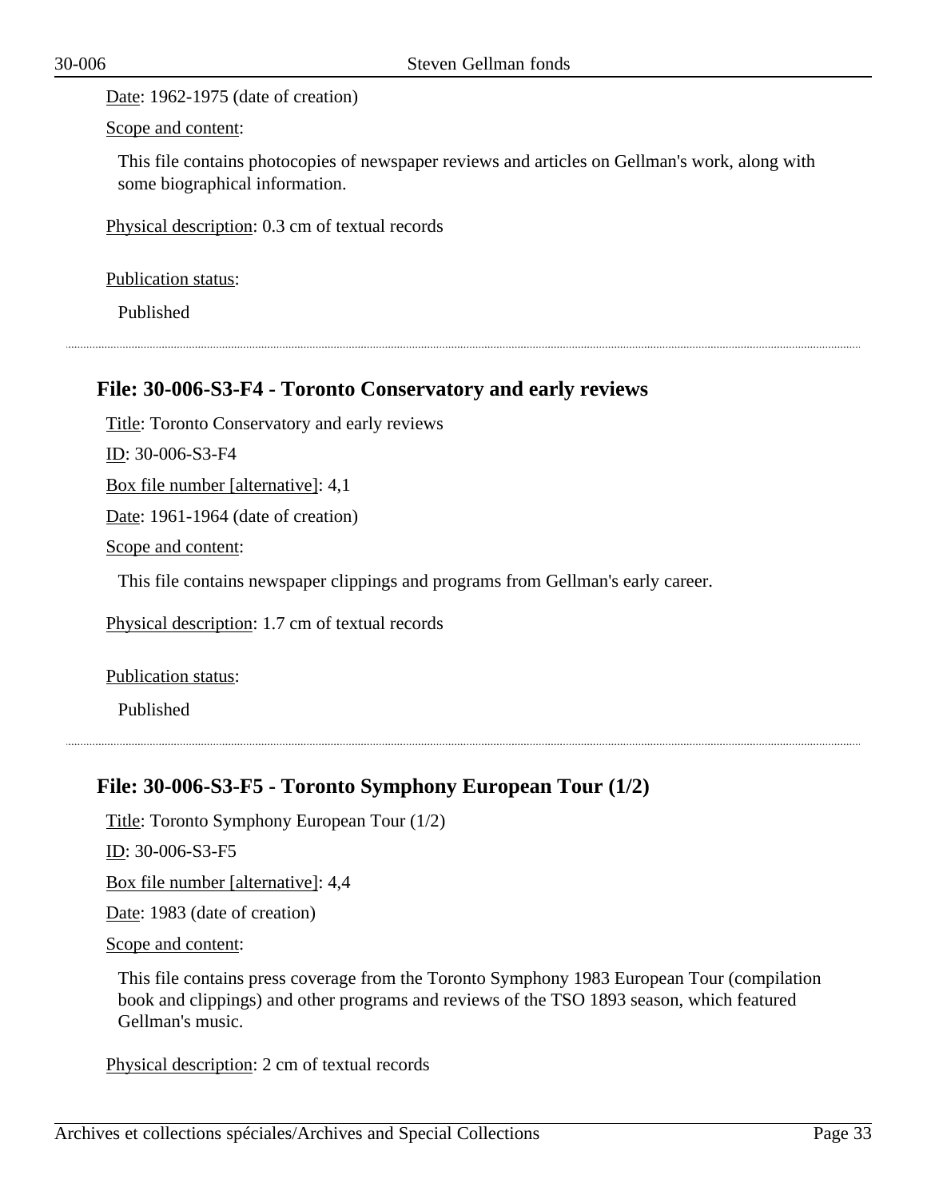Date: 1962-1975 (date of creation)

Scope and content:

This file contains photocopies of newspaper reviews and articles on Gellman's work, along with some biographical information.

Physical description: 0.3 cm of textual records

Publication status:

Published

---

## File: 30-006-S3-F4 - Toronto Conservatory and early reviews

Title: Toronto Conservatory and early reviews

ID: 30-006-S3-F4

Box file number [alternative]: 4,1

Date: 1961-1964 (date of creation)

Scope and content:

This file contains newspaper clippings and programs from Gellman's early career.

Physical description: 1.7 cm of textual records

Publication status:

Published

---

## File: 30-006-S3-F5 - Toronto Symphony European Tour (1/2)

Title: Toronto Symphony European Tour (1/2)

ID: 30-006-S3-F5

Box file number [alternative]: 4,4

Date: 1983 (date of creation)

Scope and content:

This file contains press coverage from the Toronto Symphony 1983 European Tour (compilation book and clippings) and other programs and reviews of the TSO 1893 season, which featured Gellman's music.

Physical description: 2 cm of textual records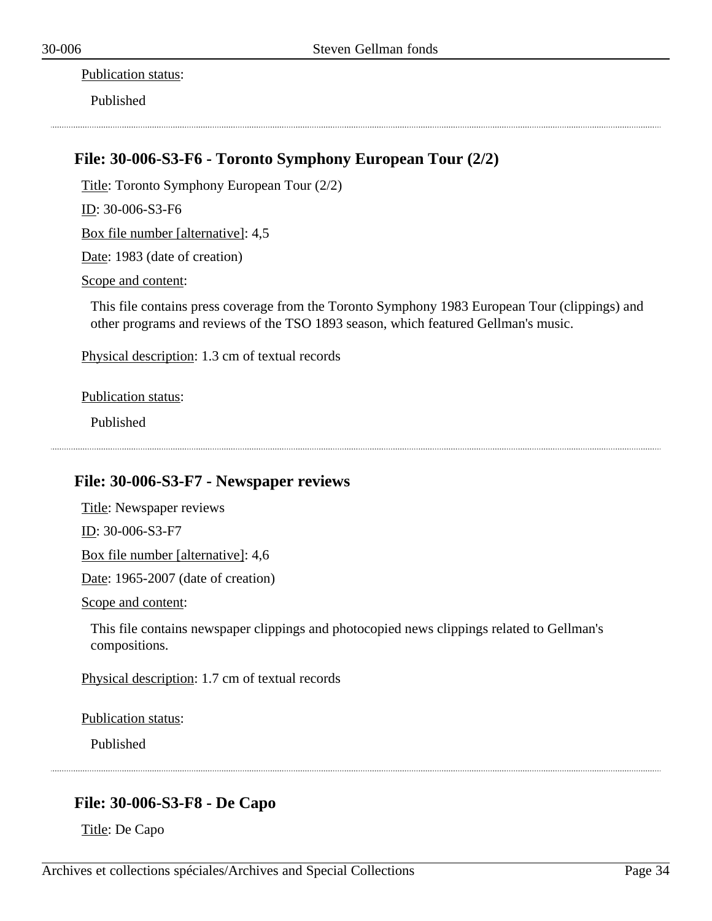Publication status:

Published

---

## File: 30-006-S3-F6 - Toronto Symphony European Tour (2/2)

Title: Toronto Symphony European Tour (2/2)

ID: 30-006-S3-F6

Box file number [alternative]: 4,5

Date: 1983 (date of creation)

Scope and content:

This file contains press coverage from the Toronto Symphony 1983 European Tour (clippings) and other programs and reviews of the TSO 1893 season, which featured Gellman's music.

Physical description: 1.3 cm of textual records

Publication status:

Published

---

## File: 30-006-S3-F7 - Newspaper reviews

Title: Newspaper reviews

ID: 30-006-S3-F7

Box file number [alternative]: 4,6

Date: 1965-2007 (date of creation)

Scope and content:

This file contains newspaper clippings and photocopied news clippings related to Gellman's compositions.

Physical description: 1.7 cm of textual records

Publication status:

Published

---

## File: 30-006-S3-F8 - De Capo

Title: De Capo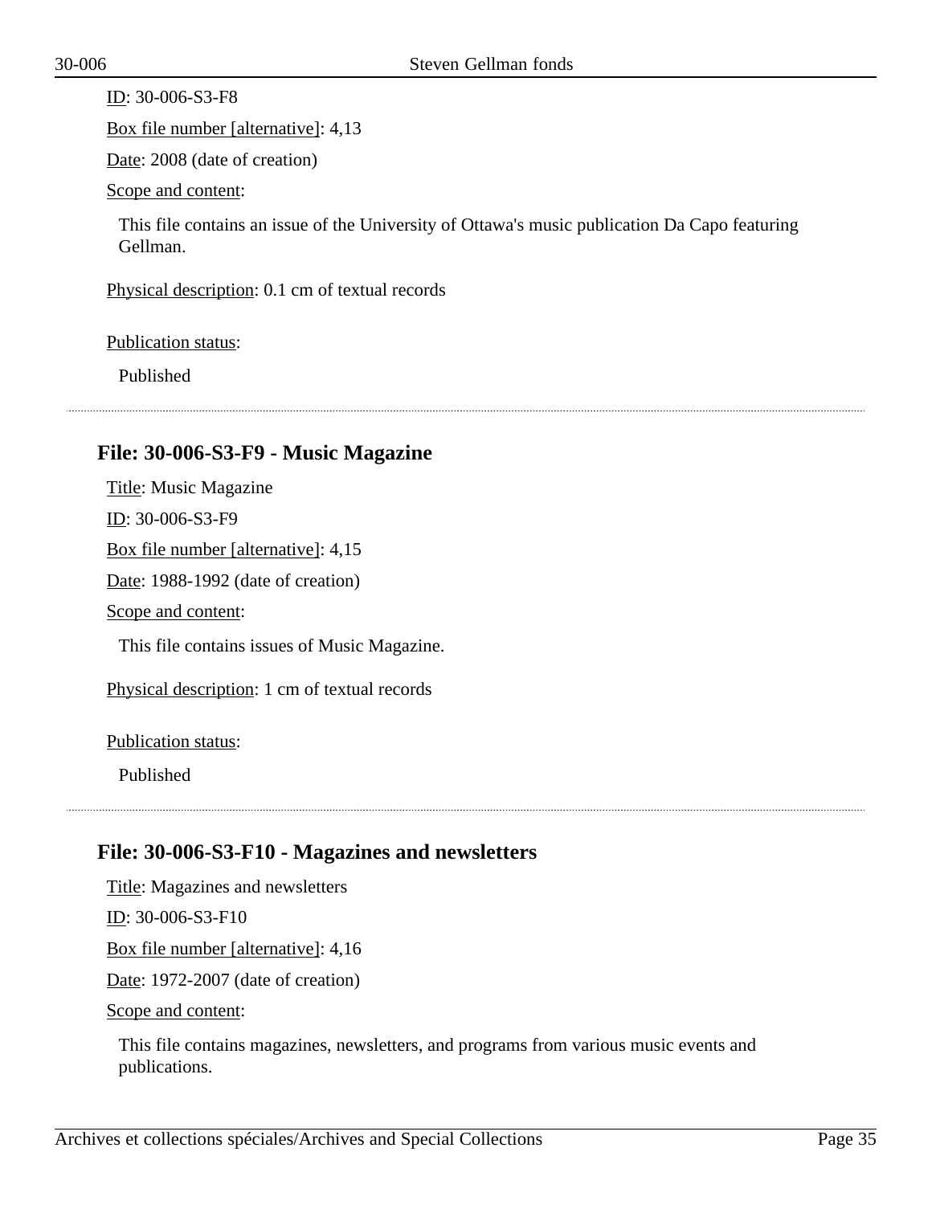ID: 30-006-S3-F8

Box file number [alternative]: 4,13

Date: 2008 (date of creation)

Scope and content:

This file contains an issue of the University of Ottawa's music publication Da Capo featuring Gellman.

Physical description: 0.1 cm of textual records

Publication status:

Published

---

### File: 30-006-S3-F9 - Music Magazine

Title: Music Magazine

ID: 30-006-S3-F9

Box file number [alternative]: 4,15

Date: 1988-1992 (date of creation)

Scope and content:

This file contains issues of Music Magazine.

Physical description: 1 cm of textual records

Publication status:

Published

---

### File: 30-006-S3-F10 - Magazines and newsletters

Title: Magazines and newsletters

ID: 30-006-S3-F10

Box file number [alternative]: 4,16

Date: 1972-2007 (date of creation)

Scope and content:

This file contains magazines, newsletters, and programs from various music events and publications.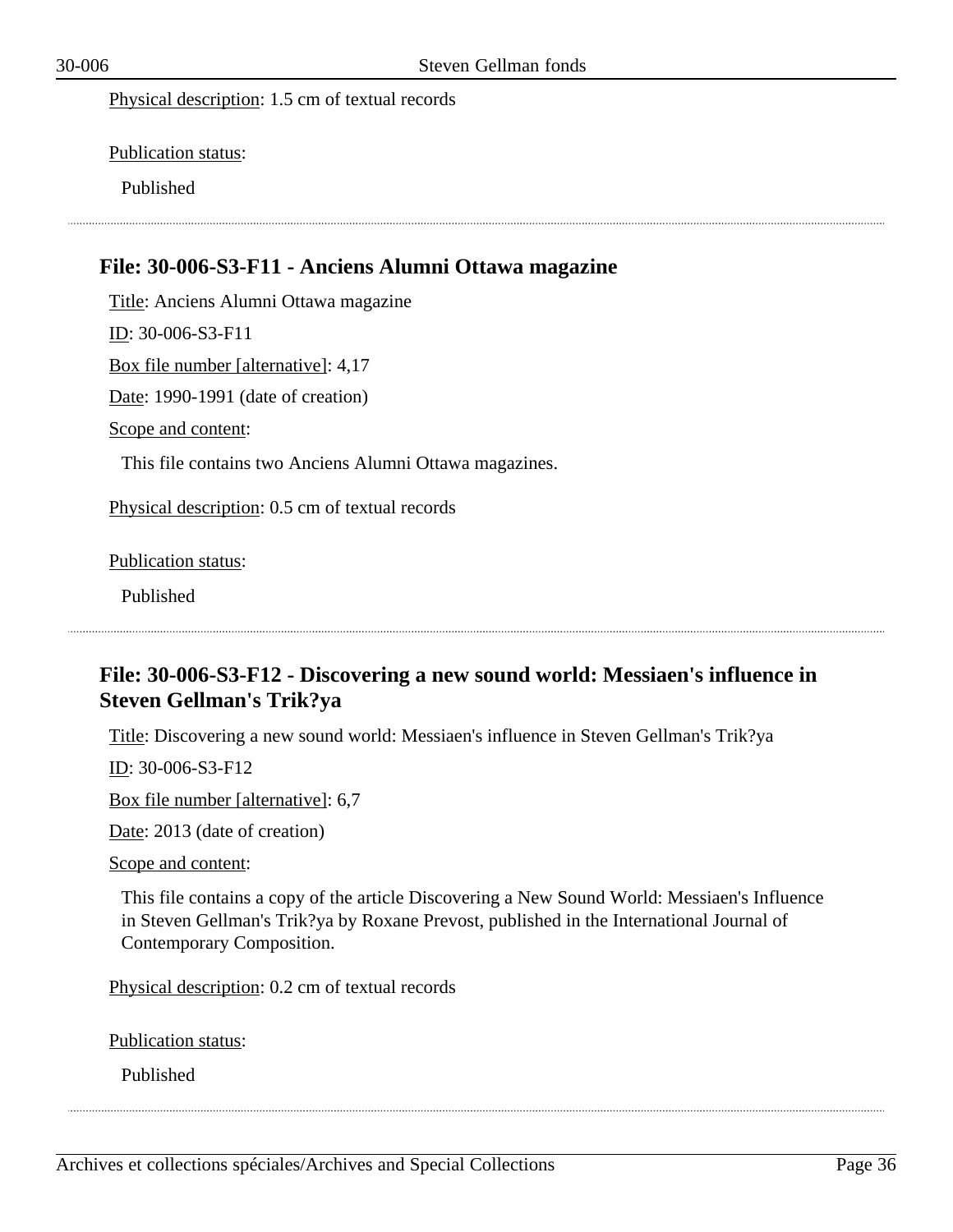Physical description: 1.5 cm of textual records

Publication status:

Published

## File: 30-006-S3-F11 - Anciens Alumni Ottawa magazine

Title: Anciens Alumni Ottawa magazine

ID: 30-006-S3-F11

Box file number [alternative]: 4,17

Date: 1990-1991 (date of creation)

Scope and content:

This file contains two Anciens Alumni Ottawa magazines.

Physical description: 0.5 cm of textual records

Publication status:

Published

## File: 30-006-S3-F12 - Discovering a new sound world: Messiaen's influence in Steven Gellman's Trik?ya

Title: Discovering a new sound world: Messiaen's influence in Steven Gellman's Trik?ya

ID: 30-006-S3-F12

Box file number [alternative]: 6,7

Date: 2013 (date of creation)

Scope and content:

This file contains a copy of the article Discovering a New Sound World: Messiaen's Influence in Steven Gellman's Trik?ya by Roxane Prevost, published in the International Journal of Contemporary Composition.

Physical description: 0.2 cm of textual records

Publication status:

Published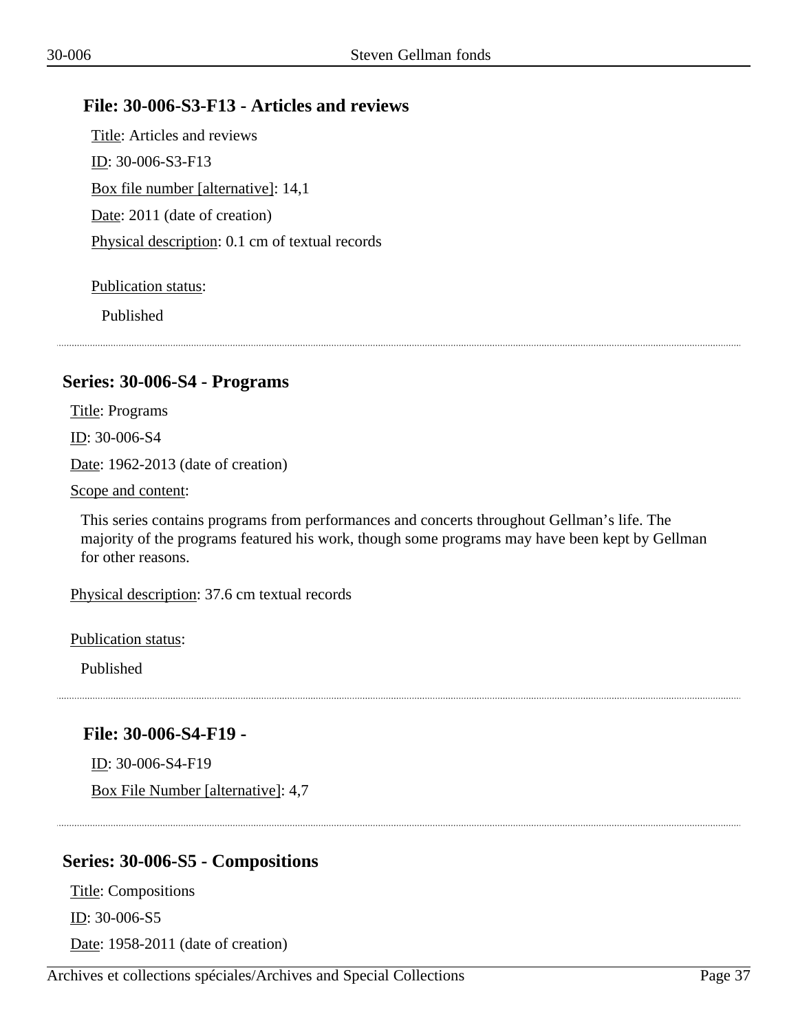### File: 30-006-S3-F13 - Articles and reviews

Title: Articles and reviews

ID: 30-006-S3-F13

Box file number [alternative]: 14,1

Date: 2011 (date of creation)

Physical description: 0.1 cm of textual records

Publication status:

Published

---

## Series: 30-006-S4 - Programs

Title: Programs

ID: 30-006-S4

Date: 1962-2013 (date of creation)

Scope and content:

This series contains programs from performances and concerts throughout Gellman's life. The majority of the programs featured his work, though some programs may have been kept by Gellman for other reasons.

Physical description: 37.6 cm textual records

Publication status:

Published

---

### File: 30-006-S4-F19 -

ID: 30-006-S4-F19

Box File Number [alternative]: 4,7

---

## Series: 30-006-S5 - Compositions

Title: Compositions

ID: 30-006-S5

Date: 1958-2011 (date of creation)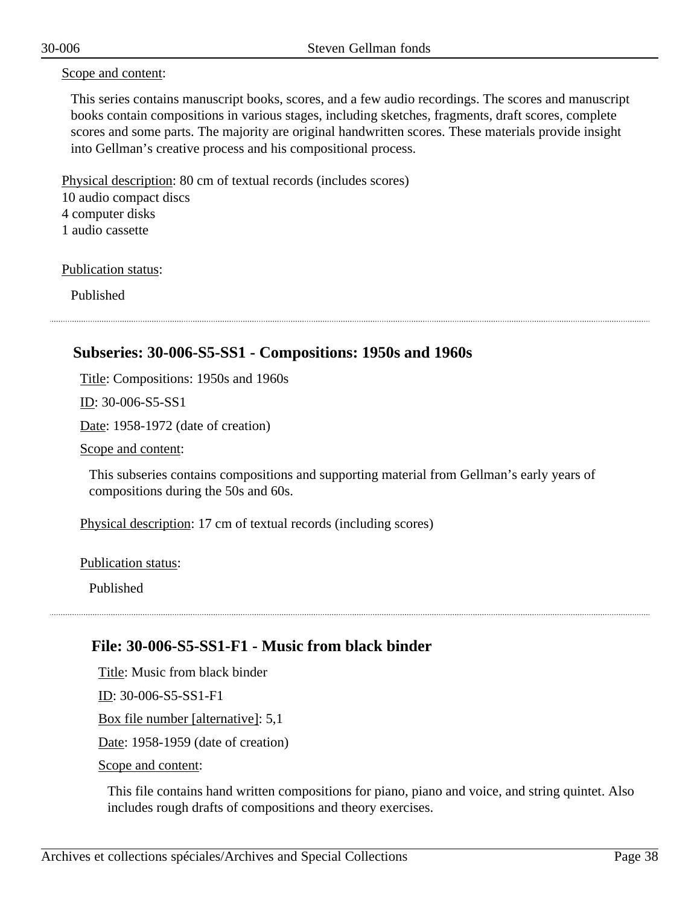Scope and content:

This series contains manuscript books, scores, and a few audio recordings. The scores and manuscript books contain compositions in various stages, including sketches, fragments, draft scores, complete scores and some parts. The majority are original handwritten scores. These materials provide insight into Gellman's creative process and his compositional process.

Physical description: 80 cm of textual records (includes scores)
10 audio compact discs
4 computer disks
1 audio cassette

Publication status:

Published

---

## Subseries: 30-006-S5-SS1 - Compositions: 1950s and 1960s

Title: Compositions: 1950s and 1960s

ID: 30-006-S5-SS1

Date: 1958-1972 (date of creation)

Scope and content:

This subseries contains compositions and supporting material from Gellman's early years of compositions during the 50s and 60s.

Physical description: 17 cm of textual records (including scores)

Publication status:

Published

---

### File: 30-006-S5-SS1-F1 - Music from black binder

Title: Music from black binder

ID: 30-006-S5-SS1-F1

Box file number [alternative]: 5,1

Date: 1958-1959 (date of creation)

Scope and content:

This file contains hand written compositions for piano, piano and voice, and string quintet. Also includes rough drafts of compositions and theory exercises.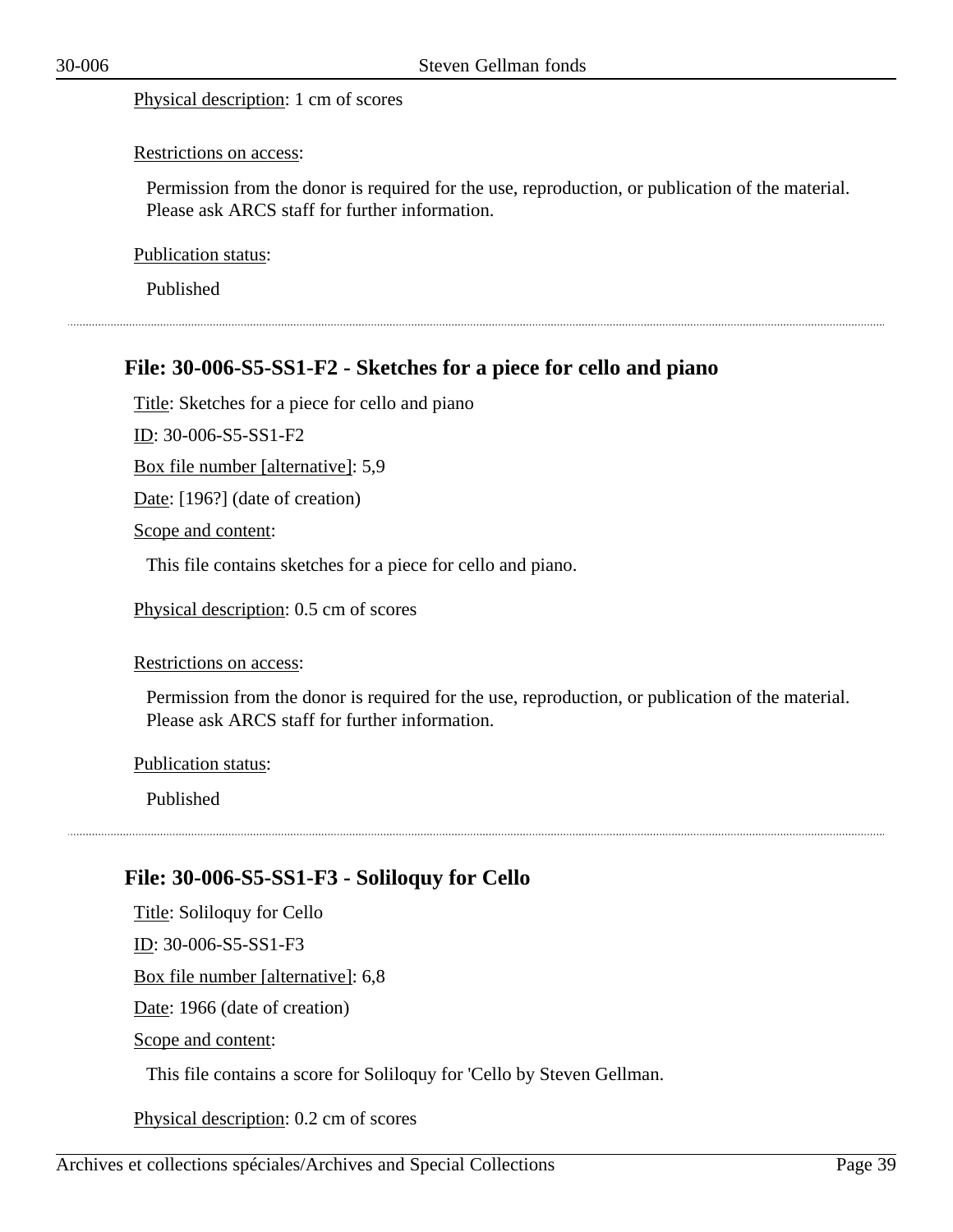Physical description: 1 cm of scores

Restrictions on access:

Permission from the donor is required for the use, reproduction, or publication of the material. Please ask ARCS staff for further information.

Publication status:

Published

---

### File: 30-006-S5-SS1-F2 - Sketches for a piece for cello and piano

Title: Sketches for a piece for cello and piano

ID: 30-006-S5-SS1-F2

Box file number [alternative]: 5,9

Date: [196?] (date of creation)

Scope and content:

This file contains sketches for a piece for cello and piano.

Physical description: 0.5 cm of scores

Restrictions on access:

Permission from the donor is required for the use, reproduction, or publication of the material. Please ask ARCS staff for further information.

Publication status:

Published

---

### File: 30-006-S5-SS1-F3 - Soliloquy for Cello

Title: Soliloquy for Cello

ID: 30-006-S5-SS1-F3

Box file number [alternative]: 6,8

Date: 1966 (date of creation)

Scope and content:

This file contains a score for Soliloquy for 'Cello by Steven Gellman.

Physical description: 0.2 cm of scores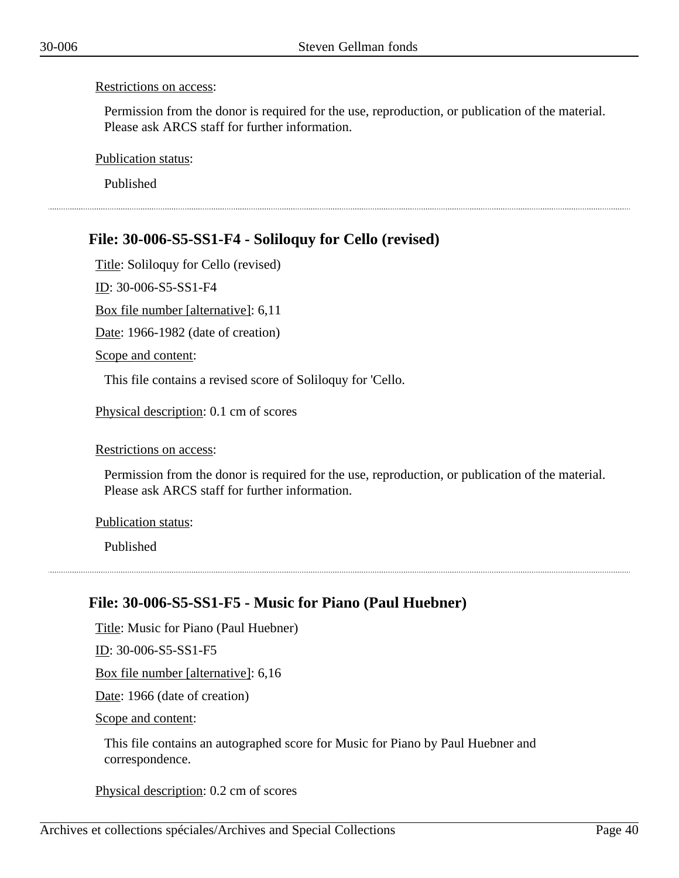Restrictions on access:

Permission from the donor is required for the use, reproduction, or publication of the material. Please ask ARCS staff for further information.

Publication status:

Published

---

## File: 30-006-S5-SS1-F4 - Soliloquy for Cello (revised)

Title: Soliloquy for Cello (revised)

ID: 30-006-S5-SS1-F4

Box file number [alternative]: 6,11

Date: 1966-1982 (date of creation)

Scope and content:

This file contains a revised score of Soliloquy for 'Cello.

Physical description: 0.1 cm of scores

Restrictions on access:

Permission from the donor is required for the use, reproduction, or publication of the material. Please ask ARCS staff for further information.

Publication status:

Published

---

## File: 30-006-S5-SS1-F5 - Music for Piano (Paul Huebner)

Title: Music for Piano (Paul Huebner)

ID: 30-006-S5-SS1-F5

Box file number [alternative]: 6,16

Date: 1966 (date of creation)

Scope and content:

This file contains an autographed score for Music for Piano by Paul Huebner and correspondence.

Physical description: 0.2 cm of scores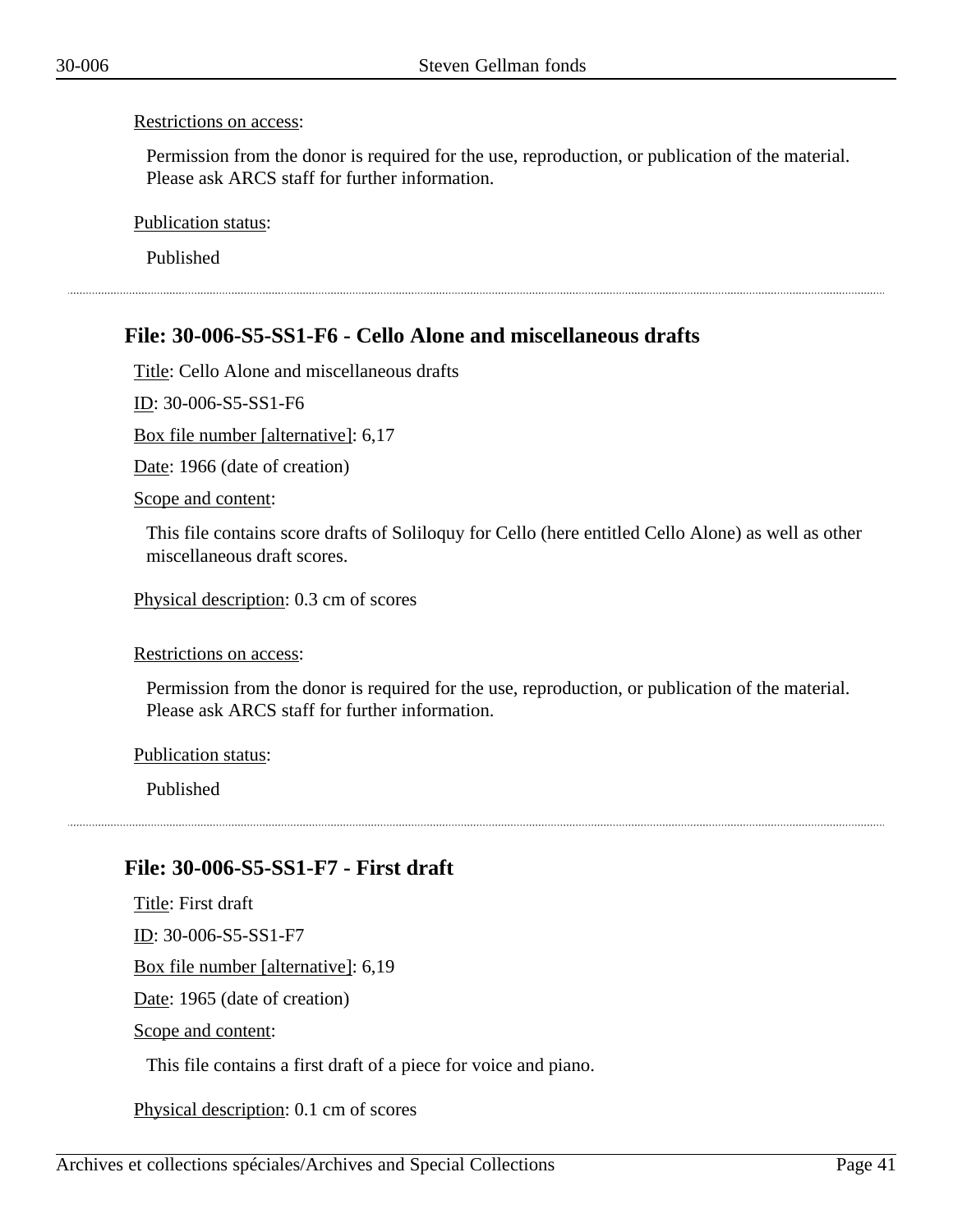Restrictions on access:

Permission from the donor is required for the use, reproduction, or publication of the material. Please ask ARCS staff for further information.

Publication status:

Published

---

### File: 30-006-S5-SS1-F6 - Cello Alone and miscellaneous drafts

Title: Cello Alone and miscellaneous drafts

ID: 30-006-S5-SS1-F6

Box file number [alternative]: 6,17

Date: 1966 (date of creation)

Scope and content:

This file contains score drafts of Soliloquy for Cello (here entitled Cello Alone) as well as other miscellaneous draft scores.

Physical description: 0.3 cm of scores

Restrictions on access:

Permission from the donor is required for the use, reproduction, or publication of the material. Please ask ARCS staff for further information.

Publication status:

Published

---

### File: 30-006-S5-SS1-F7 - First draft

Title: First draft

ID: 30-006-S5-SS1-F7

Box file number [alternative]: 6,19

Date: 1965 (date of creation)

Scope and content:

This file contains a first draft of a piece for voice and piano.

Physical description: 0.1 cm of scores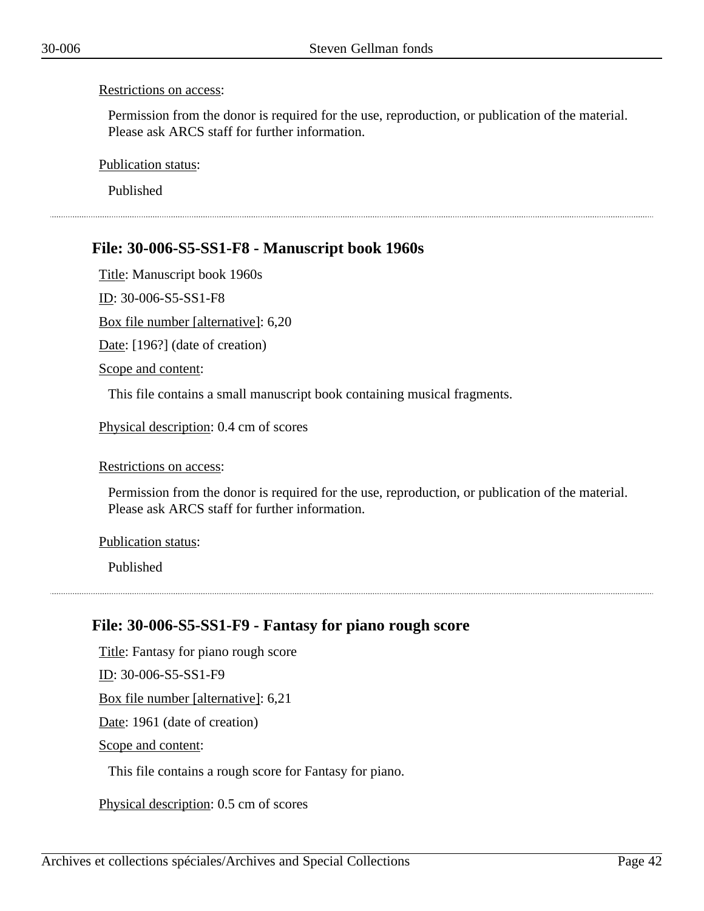Restrictions on access:

Permission from the donor is required for the use, reproduction, or publication of the material. Please ask ARCS staff for further information.

Publication status:

Published

---

### File: 30-006-S5-SS1-F8 - Manuscript book 1960s

Title: Manuscript book 1960s

ID: 30-006-S5-SS1-F8

Box file number [alternative]: 6,20

Date: [196?] (date of creation)

Scope and content:

This file contains a small manuscript book containing musical fragments.

Physical description: 0.4 cm of scores

Restrictions on access:

Permission from the donor is required for the use, reproduction, or publication of the material. Please ask ARCS staff for further information.

Publication status:

Published

---

### File: 30-006-S5-SS1-F9 - Fantasy for piano rough score

Title: Fantasy for piano rough score

ID: 30-006-S5-SS1-F9

Box file number [alternative]: 6,21

Date: 1961 (date of creation)

Scope and content:

This file contains a rough score for Fantasy for piano.

Physical description: 0.5 cm of scores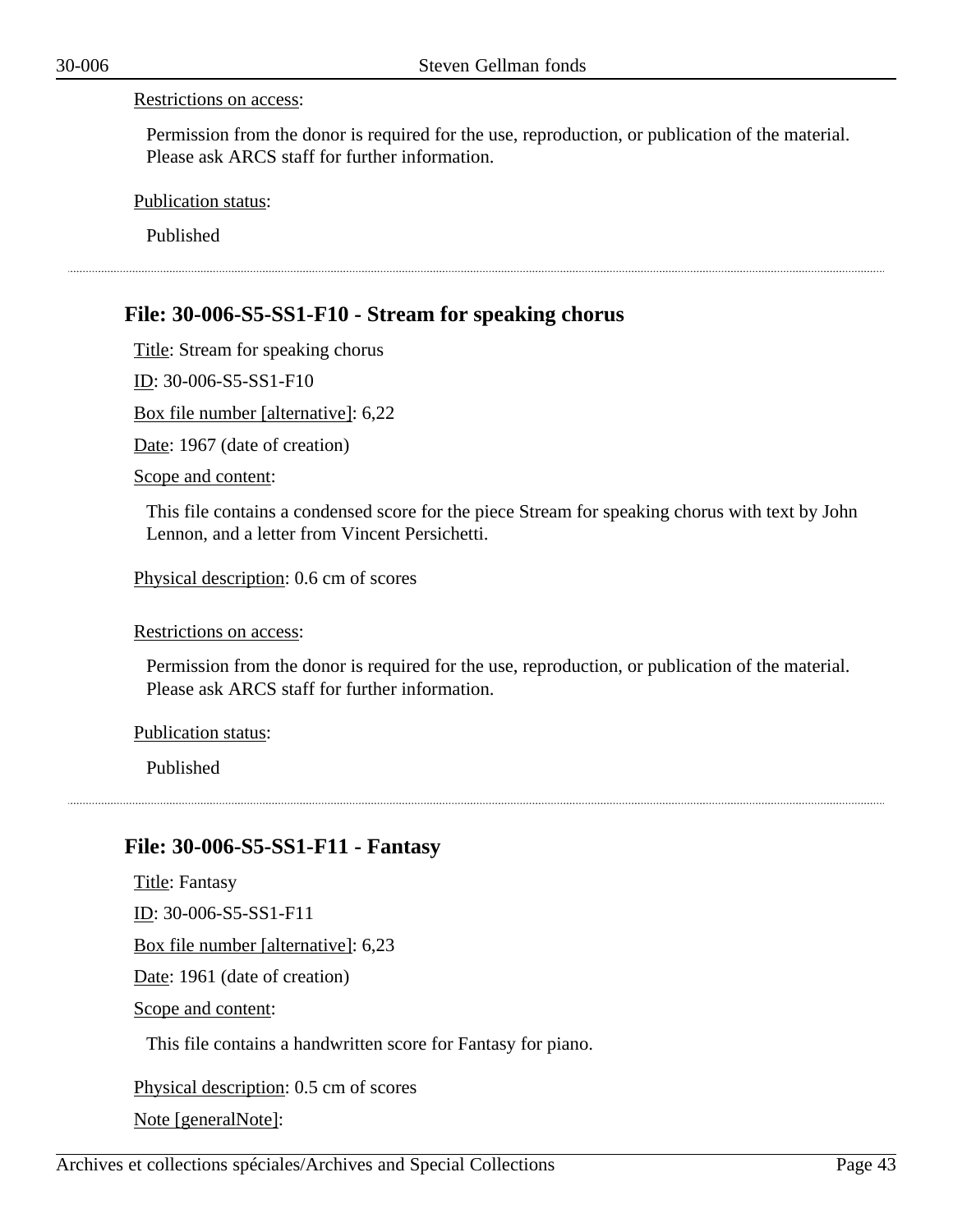Restrictions on access:

Permission from the donor is required for the use, reproduction, or publication of the material. Please ask ARCS staff for further information.

Publication status:

Published

---

## File: 30-006-S5-SS1-F10 - Stream for speaking chorus

Title: Stream for speaking chorus

ID: 30-006-S5-SS1-F10

Box file number [alternative]: 6,22

Date: 1967 (date of creation)

Scope and content:

This file contains a condensed score for the piece Stream for speaking chorus with text by John Lennon, and a letter from Vincent Persichetti.

Physical description: 0.6 cm of scores

Restrictions on access:

Permission from the donor is required for the use, reproduction, or publication of the material. Please ask ARCS staff for further information.

Publication status:

Published

---

## File: 30-006-S5-SS1-F11 - Fantasy

Title: Fantasy

ID: 30-006-S5-SS1-F11

Box file number [alternative]: 6,23

Date: 1961 (date of creation)

Scope and content:

This file contains a handwritten score for Fantasy for piano.

Physical description: 0.5 cm of scores

Note [generalNote]: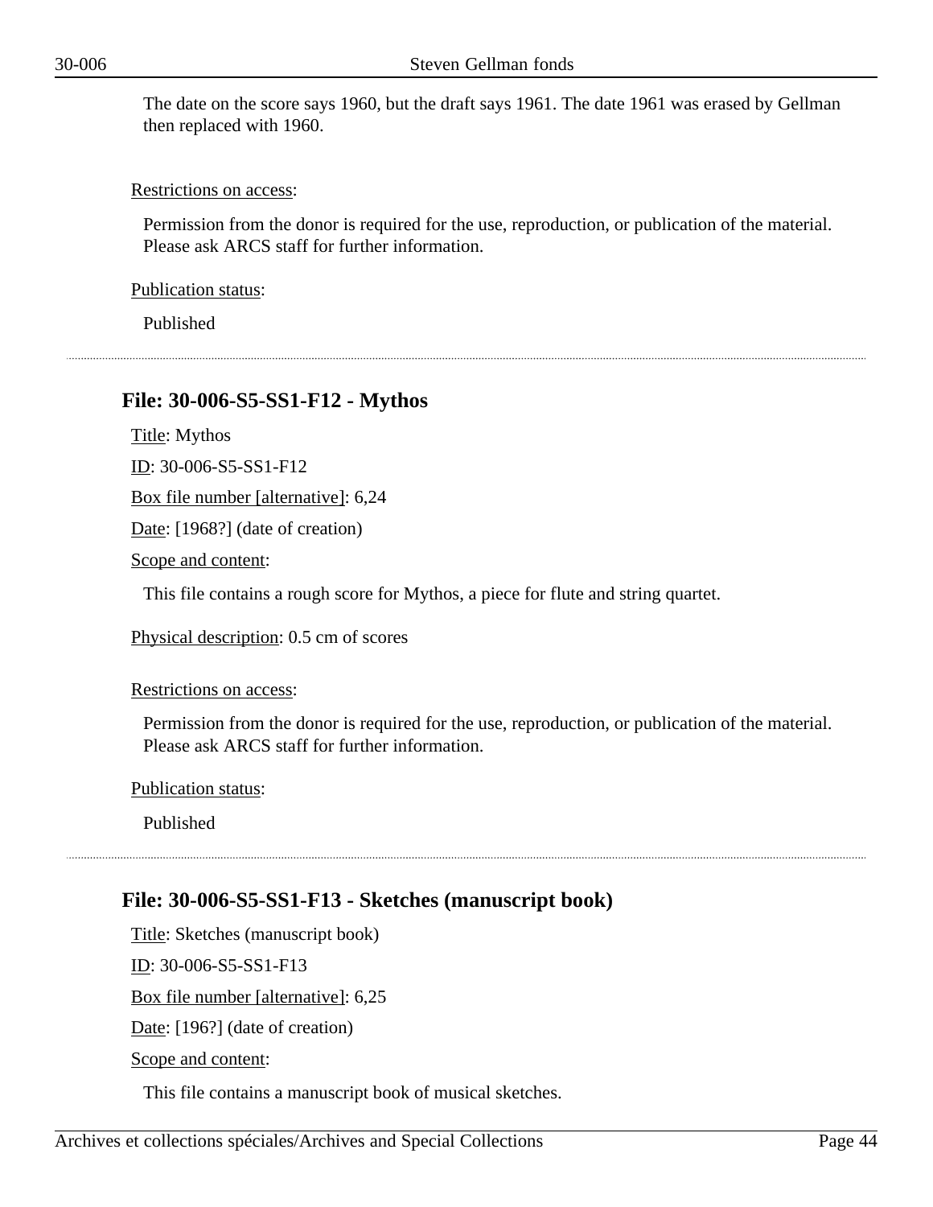The date on the score says 1960, but the draft says 1961. The date 1961 was erased by Gellman then replaced with 1960.

Restrictions on access:

Permission from the donor is required for the use, reproduction, or publication of the material. Please ask ARCS staff for further information.

Publication status:

Published

---

## File: 30-006-S5-SS1-F12 - Mythos

Title: Mythos

ID: 30-006-S5-SS1-F12

Box file number [alternative]: 6,24

Date: [1968?] (date of creation)

Scope and content:

This file contains a rough score for Mythos, a piece for flute and string quartet.

Physical description: 0.5 cm of scores

Restrictions on access:

Permission from the donor is required for the use, reproduction, or publication of the material. Please ask ARCS staff for further information.

Publication status:

Published

---

## File: 30-006-S5-SS1-F13 - Sketches (manuscript book)

Title: Sketches (manuscript book)

ID: 30-006-S5-SS1-F13

Box file number [alternative]: 6,25

Date: [196?] (date of creation)

Scope and content:

This file contains a manuscript book of musical sketches.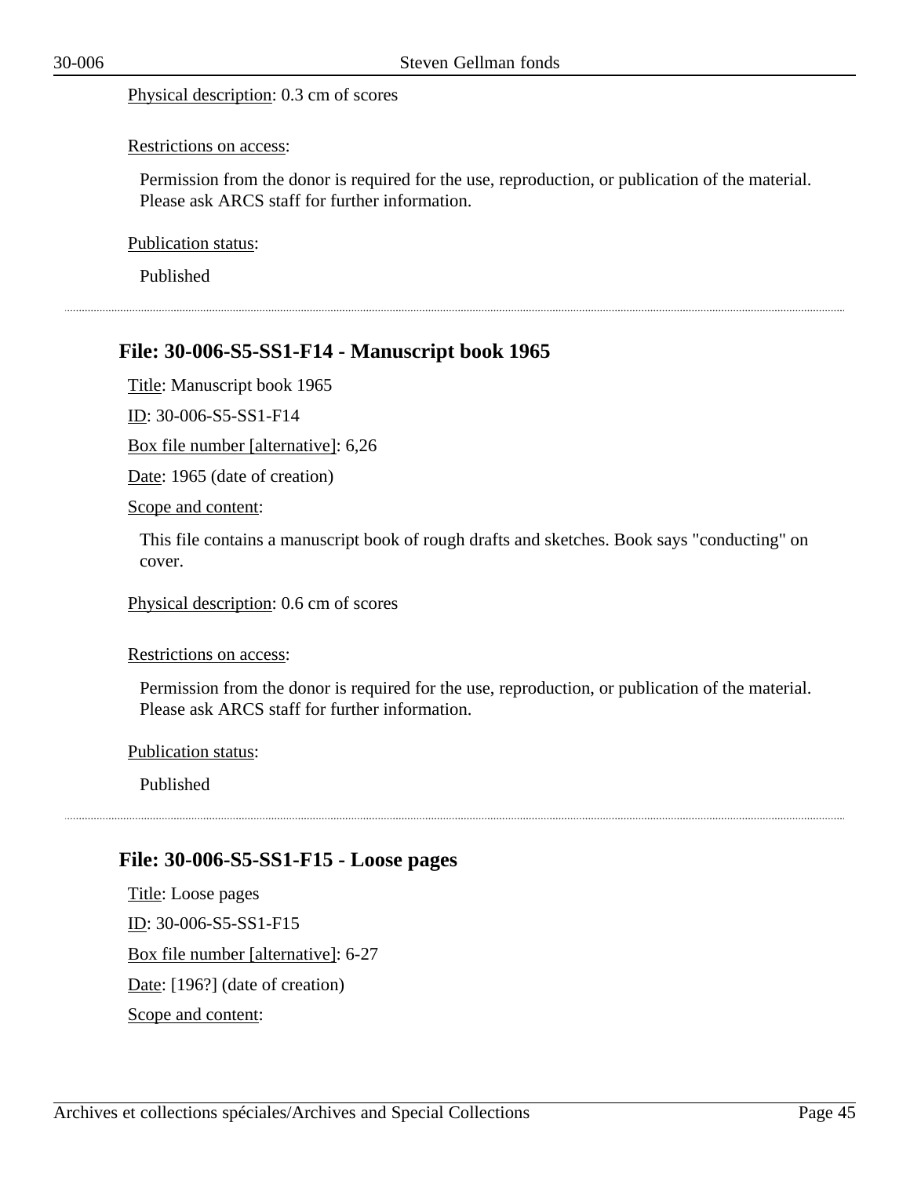Physical description: 0.3 cm of scores

Restrictions on access:

Permission from the donor is required for the use, reproduction, or publication of the material. Please ask ARCS staff for further information.

Publication status:

Published

---

### File: 30-006-S5-SS1-F14 - Manuscript book 1965

Title: Manuscript book 1965

ID: 30-006-S5-SS1-F14

Box file number [alternative]: 6,26

Date: 1965 (date of creation)

Scope and content:

This file contains a manuscript book of rough drafts and sketches. Book says "conducting" on cover.

Physical description: 0.6 cm of scores

Restrictions on access:

Permission from the donor is required for the use, reproduction, or publication of the material. Please ask ARCS staff for further information.

Publication status:

Published

---

### File: 30-006-S5-SS1-F15 - Loose pages

Title: Loose pages

ID: 30-006-S5-SS1-F15

Box file number [alternative]: 6-27

Date: [196?] (date of creation)

Scope and content: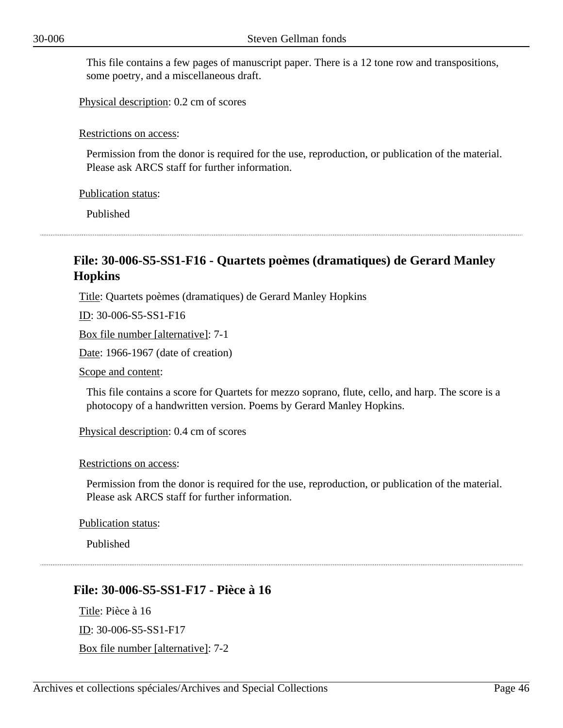This file contains a few pages of manuscript paper. There is a 12 tone row and transpositions, some poetry, and a miscellaneous draft.

Physical description: 0.2 cm of scores

Restrictions on access:

Permission from the donor is required for the use, reproduction, or publication of the material. Please ask ARCS staff for further information.

Publication status:

Published

### File: 30-006-S5-SS1-F16 - Quartets poèmes (dramatiques) de Gerard Manley Hopkins

Title: Quartets poèmes (dramatiques) de Gerard Manley Hopkins

ID: 30-006-S5-SS1-F16

Box file number [alternative]: 7-1

Date: 1966-1967 (date of creation)

Scope and content:

This file contains a score for Quartets for mezzo soprano, flute, cello, and harp. The score is a photocopy of a handwritten version. Poems by Gerard Manley Hopkins.

Physical description: 0.4 cm of scores

Restrictions on access:

Permission from the donor is required for the use, reproduction, or publication of the material. Please ask ARCS staff for further information.

Publication status:

Published

### File: 30-006-S5-SS1-F17 - Pièce à 16

Title: Pièce à 16

ID: 30-006-S5-SS1-F17

Box file number [alternative]: 7-2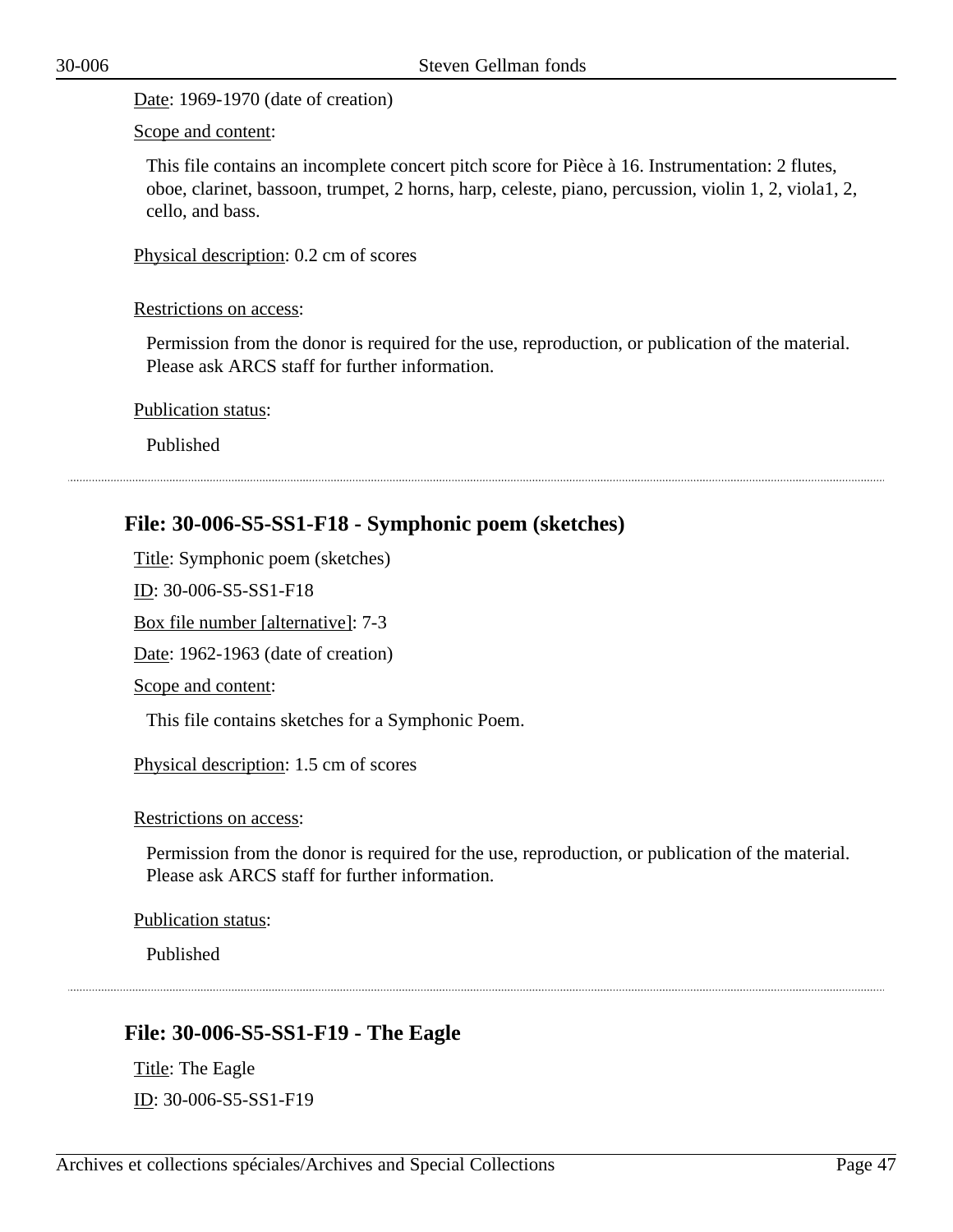Date: 1969-1970 (date of creation)

Scope and content:

This file contains an incomplete concert pitch score for Pièce à 16. Instrumentation: 2 flutes, oboe, clarinet, bassoon, trumpet, 2 horns, harp, celeste, piano, percussion, violin 1, 2, viola1, 2, cello, and bass.

Physical description: 0.2 cm of scores

Restrictions on access:

Permission from the donor is required for the use, reproduction, or publication of the material. Please ask ARCS staff for further information.

Publication status:

Published

---

## File: 30-006-S5-SS1-F18 - Symphonic poem (sketches)

Title: Symphonic poem (sketches)

ID: 30-006-S5-SS1-F18

Box file number [alternative]: 7-3

Date: 1962-1963 (date of creation)

Scope and content:

This file contains sketches for a Symphonic Poem.

Physical description: 1.5 cm of scores

Restrictions on access:

Permission from the donor is required for the use, reproduction, or publication of the material. Please ask ARCS staff for further information.

Publication status:

Published

---

## File: 30-006-S5-SS1-F19 - The Eagle

Title: The Eagle

ID: 30-006-S5-SS1-F19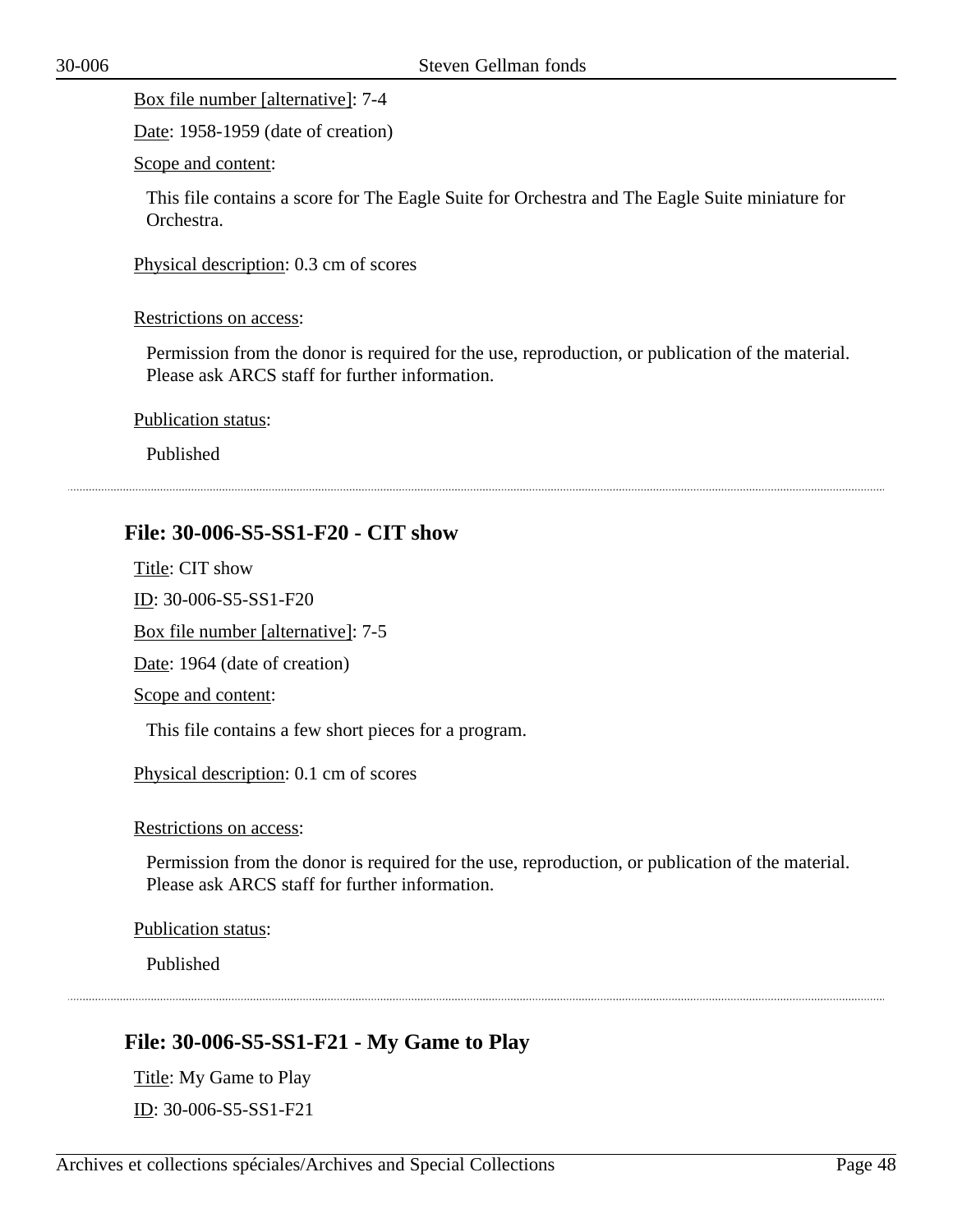Box file number [alternative]: 7-4

Date: 1958-1959 (date of creation)

Scope and content:

This file contains a score for The Eagle Suite for Orchestra and The Eagle Suite miniature for Orchestra.

Physical description: 0.3 cm of scores

Restrictions on access:

Permission from the donor is required for the use, reproduction, or publication of the material. Please ask ARCS staff for further information.

Publication status:

Published

---

## File: 30-006-S5-SS1-F20 - CIT show

Title: CIT show

ID: 30-006-S5-SS1-F20

Box file number [alternative]: 7-5

Date: 1964 (date of creation)

Scope and content:

This file contains a few short pieces for a program.

Physical description: 0.1 cm of scores

Restrictions on access:

Permission from the donor is required for the use, reproduction, or publication of the material. Please ask ARCS staff for further information.

Publication status:

Published

---

## File: 30-006-S5-SS1-F21 - My Game to Play

Title: My Game to Play

ID: 30-006-S5-SS1-F21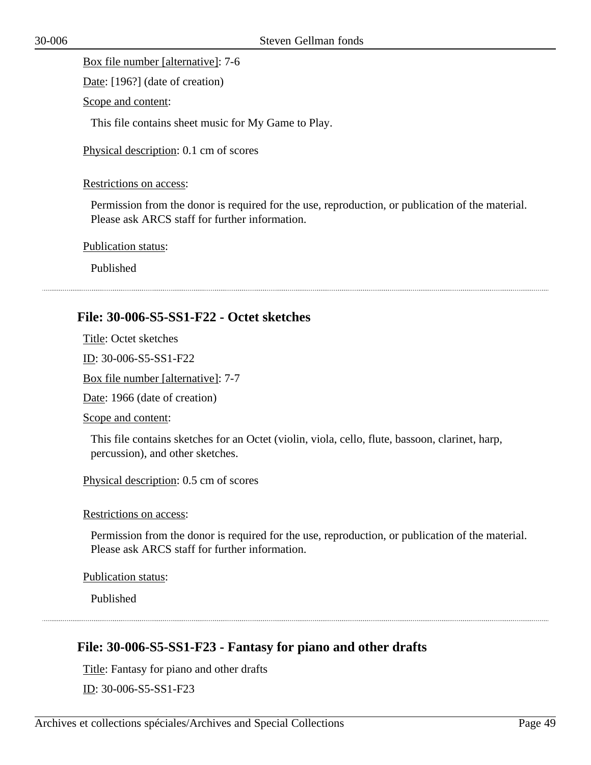Box file number [alternative]: 7-6

Date: [196?] (date of creation)

Scope and content:

This file contains sheet music for My Game to Play.

Physical description: 0.1 cm of scores

Restrictions on access:

Permission from the donor is required for the use, reproduction, or publication of the material. Please ask ARCS staff for further information.

Publication status:

Published

---

### File: 30-006-S5-SS1-F22 - Octet sketches

Title: Octet sketches

ID: 30-006-S5-SS1-F22

Box file number [alternative]: 7-7

Date: 1966 (date of creation)

Scope and content:

This file contains sketches for an Octet (violin, viola, cello, flute, bassoon, clarinet, harp, percussion), and other sketches.

Physical description: 0.5 cm of scores

Restrictions on access:

Permission from the donor is required for the use, reproduction, or publication of the material. Please ask ARCS staff for further information.

Publication status:

Published

---

### File: 30-006-S5-SS1-F23 - Fantasy for piano and other drafts

Title: Fantasy for piano and other drafts

ID: 30-006-S5-SS1-F23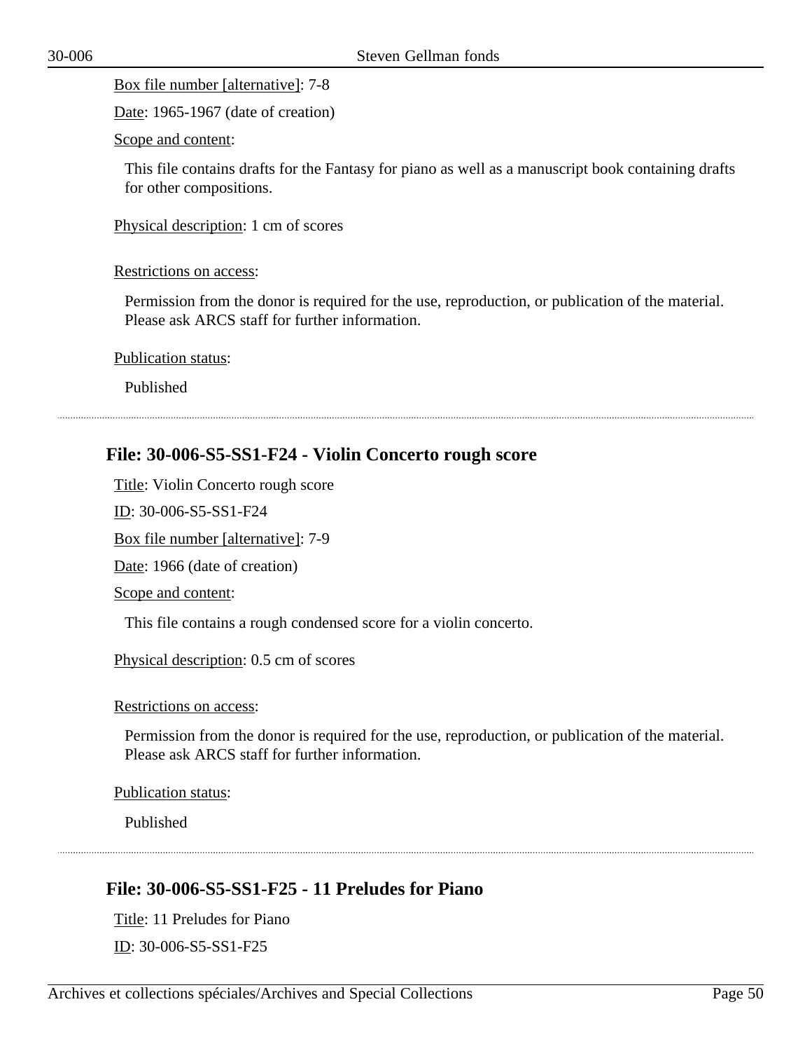Box file number [alternative]: 7-8

Date: 1965-1967 (date of creation)

Scope and content:

This file contains drafts for the Fantasy for piano as well as a manuscript book containing drafts for other compositions.

Physical description: 1 cm of scores

Restrictions on access:

Permission from the donor is required for the use, reproduction, or publication of the material. Please ask ARCS staff for further information.

Publication status:

Published

## File: 30-006-S5-SS1-F24 - Violin Concerto rough score

Title: Violin Concerto rough score

ID: 30-006-S5-SS1-F24

Box file number [alternative]: 7-9

Date: 1966 (date of creation)

Scope and content:

This file contains a rough condensed score for a violin concerto.

Physical description: 0.5 cm of scores

Restrictions on access:

Permission from the donor is required for the use, reproduction, or publication of the material. Please ask ARCS staff for further information.

Publication status:

Published

## File: 30-006-S5-SS1-F25 - 11 Preludes for Piano

Title: 11 Preludes for Piano

ID: 30-006-S5-SS1-F25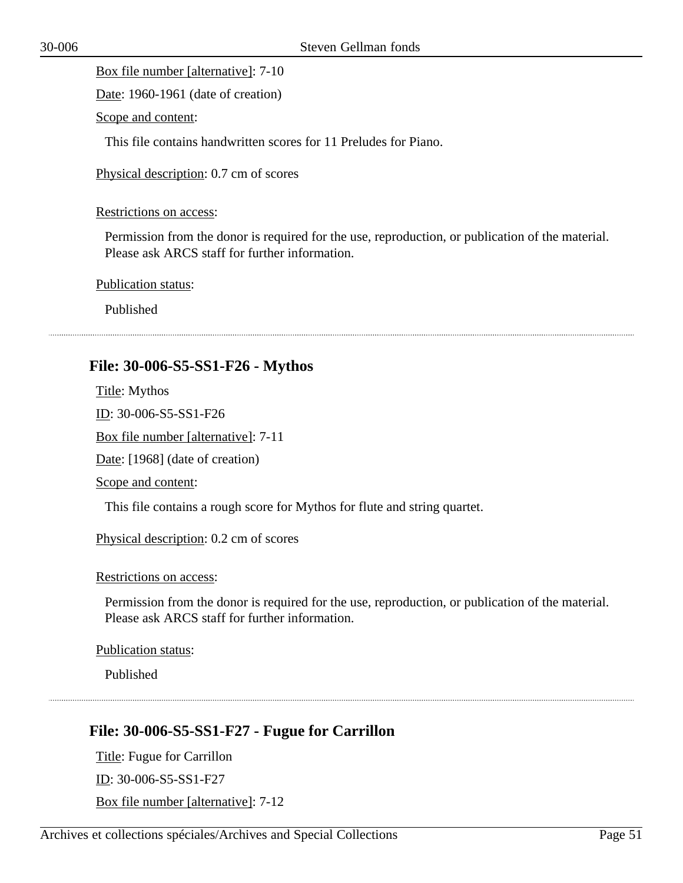Box file number [alternative]: 7-10

Date: 1960-1961 (date of creation)

Scope and content:

This file contains handwritten scores for 11 Preludes for Piano.

Physical description: 0.7 cm of scores

Restrictions on access:

Permission from the donor is required for the use, reproduction, or publication of the material. Please ask ARCS staff for further information.

Publication status:

Published

---

## File: 30-006-S5-SS1-F26 - Mythos

Title: Mythos

ID: 30-006-S5-SS1-F26

Box file number [alternative]: 7-11

Date: [1968] (date of creation)

Scope and content:

This file contains a rough score for Mythos for flute and string quartet.

Physical description: 0.2 cm of scores

Restrictions on access:

Permission from the donor is required for the use, reproduction, or publication of the material. Please ask ARCS staff for further information.

Publication status:

Published

---

## File: 30-006-S5-SS1-F27 - Fugue for Carrillon

Title: Fugue for Carrillon

ID: 30-006-S5-SS1-F27

Box file number [alternative]: 7-12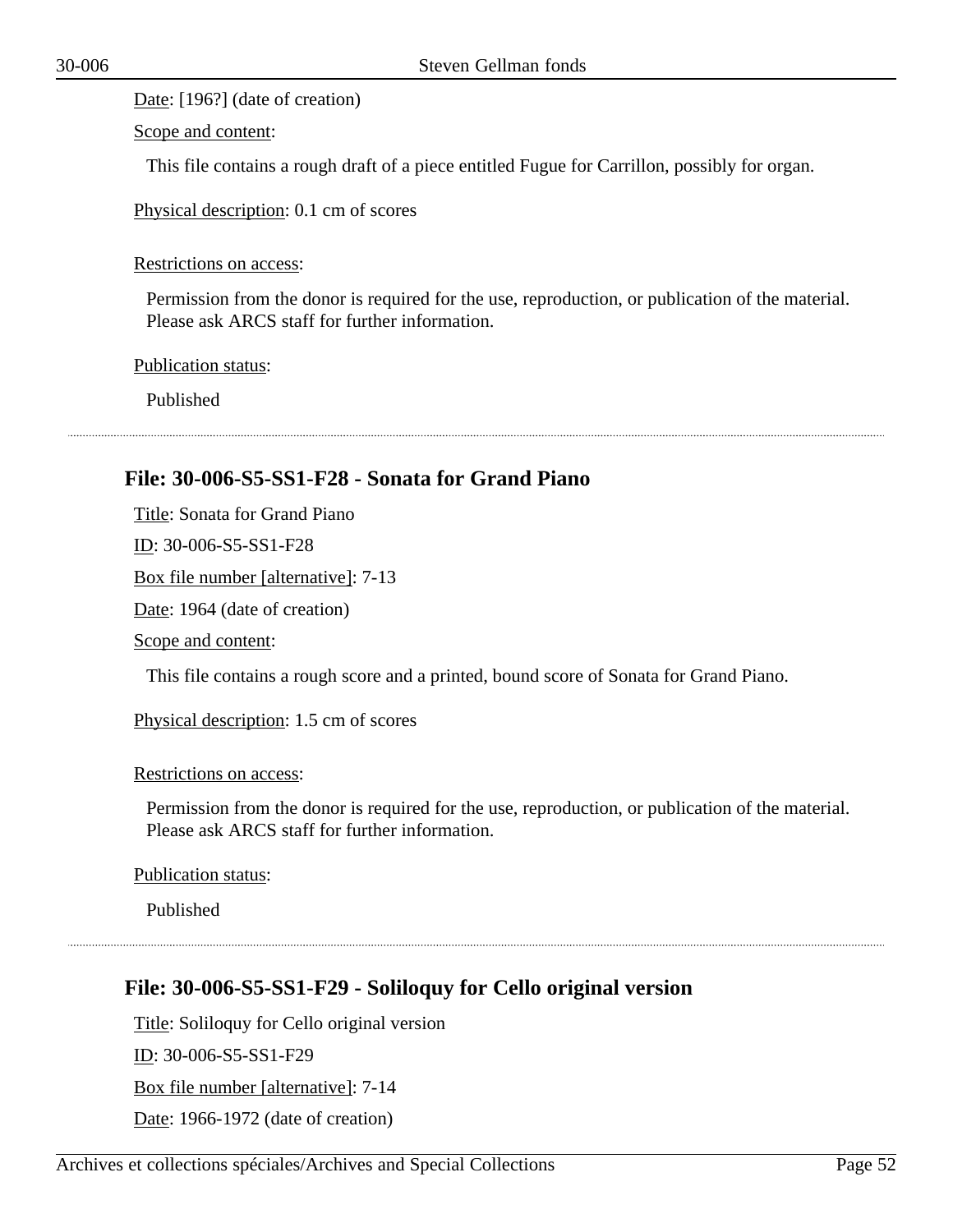Date: [196?] (date of creation)

Scope and content:

This file contains a rough draft of a piece entitled Fugue for Carrillon, possibly for organ.

Physical description: 0.1 cm of scores

Restrictions on access:

Permission from the donor is required for the use, reproduction, or publication of the material. Please ask ARCS staff for further information.

Publication status:

Published

---

### File: 30-006-S5-SS1-F28 - Sonata for Grand Piano

Title: Sonata for Grand Piano

ID: 30-006-S5-SS1-F28

Box file number [alternative]: 7-13

Date: 1964 (date of creation)

Scope and content:

This file contains a rough score and a printed, bound score of Sonata for Grand Piano.

Physical description: 1.5 cm of scores

Restrictions on access:

Permission from the donor is required for the use, reproduction, or publication of the material. Please ask ARCS staff for further information.

Publication status:

Published

---

### File: 30-006-S5-SS1-F29 - Soliloquy for Cello original version

Title: Soliloquy for Cello original version

ID: 30-006-S5-SS1-F29

Box file number [alternative]: 7-14

Date: 1966-1972 (date of creation)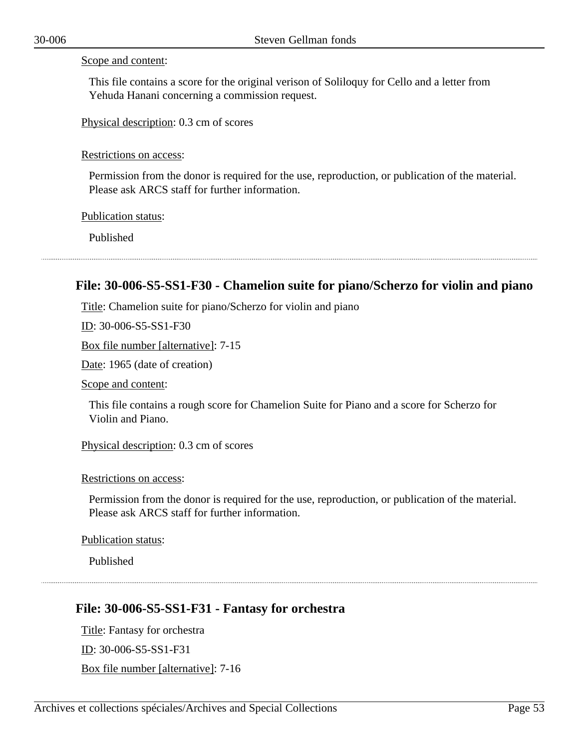Scope and content:

This file contains a score for the original verison of Soliloquy for Cello and a letter from Yehuda Hanani concerning a commission request.

Physical description: 0.3 cm of scores

Restrictions on access:

Permission from the donor is required for the use, reproduction, or publication of the material. Please ask ARCS staff for further information.

Publication status:

Published

---

### File: 30-006-S5-SS1-F30 - Chamelion suite for piano/Scherzo for violin and piano

Title: Chamelion suite for piano/Scherzo for violin and piano

ID: 30-006-S5-SS1-F30

Box file number [alternative]: 7-15

Date: 1965 (date of creation)

Scope and content:

This file contains a rough score for Chamelion Suite for Piano and a score for Scherzo for Violin and Piano.

Physical description: 0.3 cm of scores

Restrictions on access:

Permission from the donor is required for the use, reproduction, or publication of the material. Please ask ARCS staff for further information.

Publication status:

Published

---

### File: 30-006-S5-SS1-F31 - Fantasy for orchestra

Title: Fantasy for orchestra

ID: 30-006-S5-SS1-F31

Box file number [alternative]: 7-16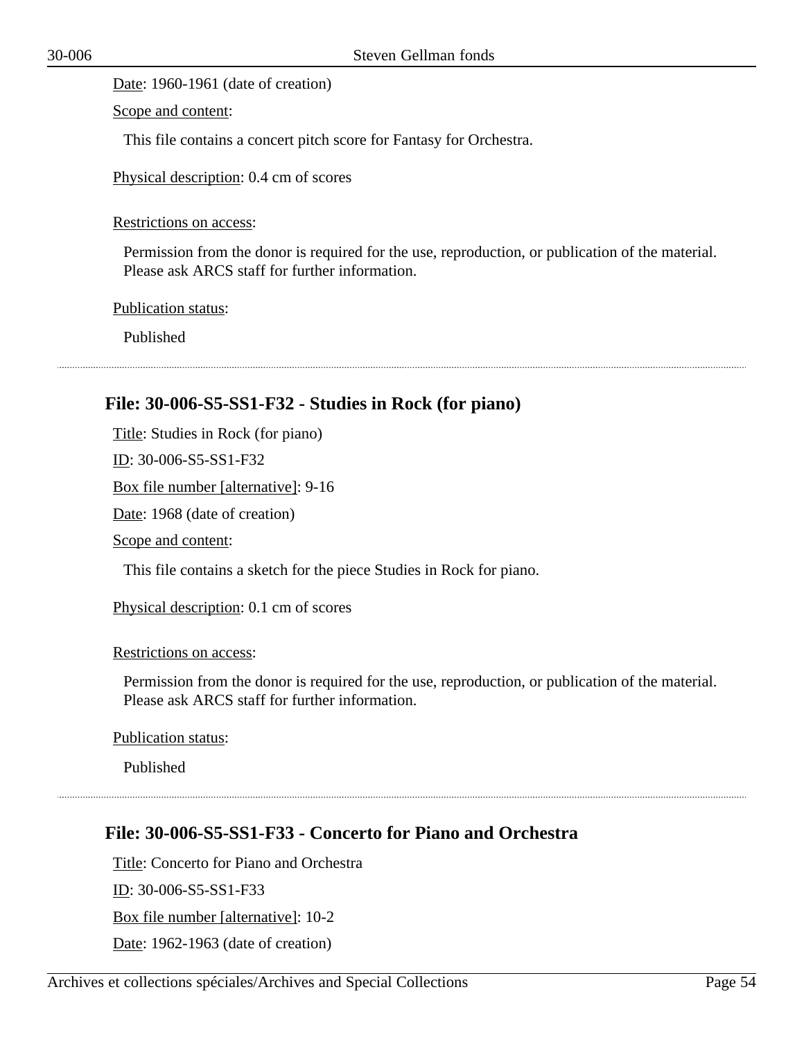Date: 1960-1961 (date of creation)

Scope and content:

This file contains a concert pitch score for Fantasy for Orchestra.

Physical description: 0.4 cm of scores

Restrictions on access:

Permission from the donor is required for the use, reproduction, or publication of the material. Please ask ARCS staff for further information.

Publication status:

Published

---

### File: 30-006-S5-SS1-F32 - Studies in Rock (for piano)

Title: Studies in Rock (for piano)

ID: 30-006-S5-SS1-F32

Box file number [alternative]: 9-16

Date: 1968 (date of creation)

Scope and content:

This file contains a sketch for the piece Studies in Rock for piano.

Physical description: 0.1 cm of scores

Restrictions on access:

Permission from the donor is required for the use, reproduction, or publication of the material. Please ask ARCS staff for further information.

Publication status:

Published

---

### File: 30-006-S5-SS1-F33 - Concerto for Piano and Orchestra

Title: Concerto for Piano and Orchestra

ID: 30-006-S5-SS1-F33

Box file number [alternative]: 10-2

Date: 1962-1963 (date of creation)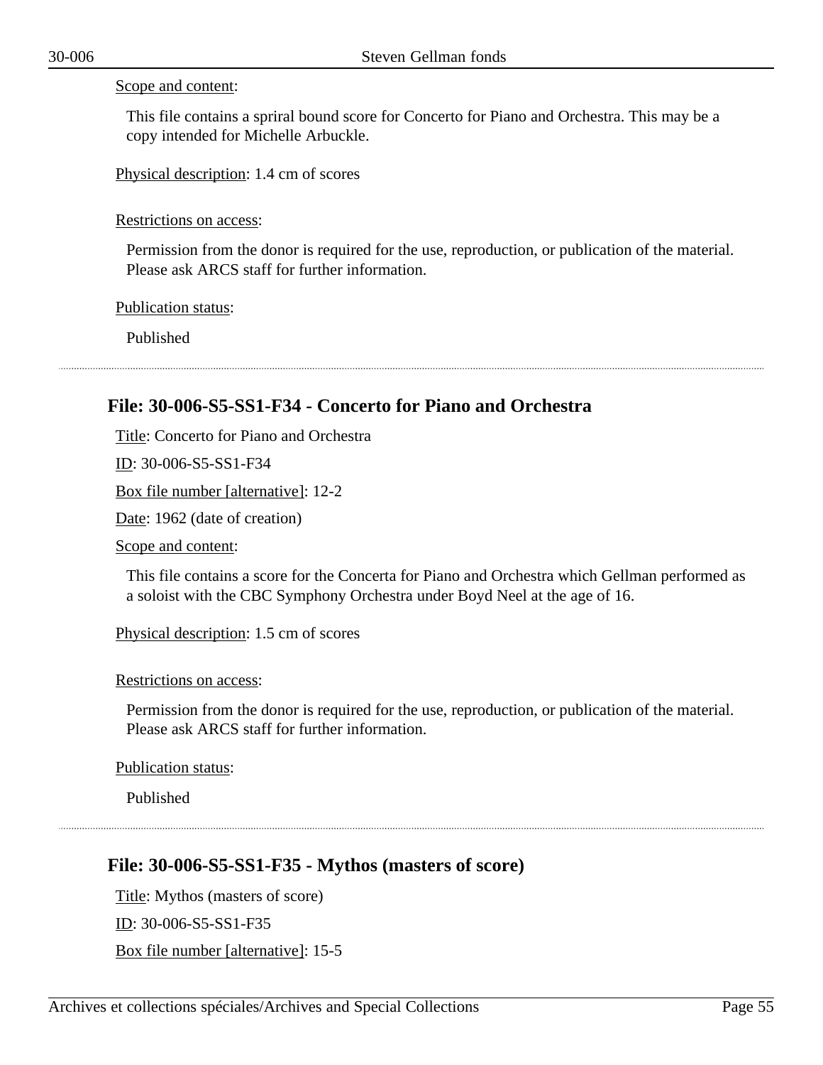Scope and content:

This file contains a spriral bound score for Concerto for Piano and Orchestra. This may be a copy intended for Michelle Arbuckle.

Physical description: 1.4 cm of scores

Restrictions on access:

Permission from the donor is required for the use, reproduction, or publication of the material. Please ask ARCS staff for further information.

Publication status:

Published

## File: 30-006-S5-SS1-F34 - Concerto for Piano and Orchestra

Title: Concerto for Piano and Orchestra

ID: 30-006-S5-SS1-F34

Box file number [alternative]: 12-2

Date: 1962 (date of creation)

Scope and content:

This file contains a score for the Concerta for Piano and Orchestra which Gellman performed as a soloist with the CBC Symphony Orchestra under Boyd Neel at the age of 16.

Physical description: 1.5 cm of scores

Restrictions on access:

Permission from the donor is required for the use, reproduction, or publication of the material. Please ask ARCS staff for further information.

Publication status:

Published

## File: 30-006-S5-SS1-F35 - Mythos (masters of score)

Title: Mythos (masters of score)

ID: 30-006-S5-SS1-F35

Box file number [alternative]: 15-5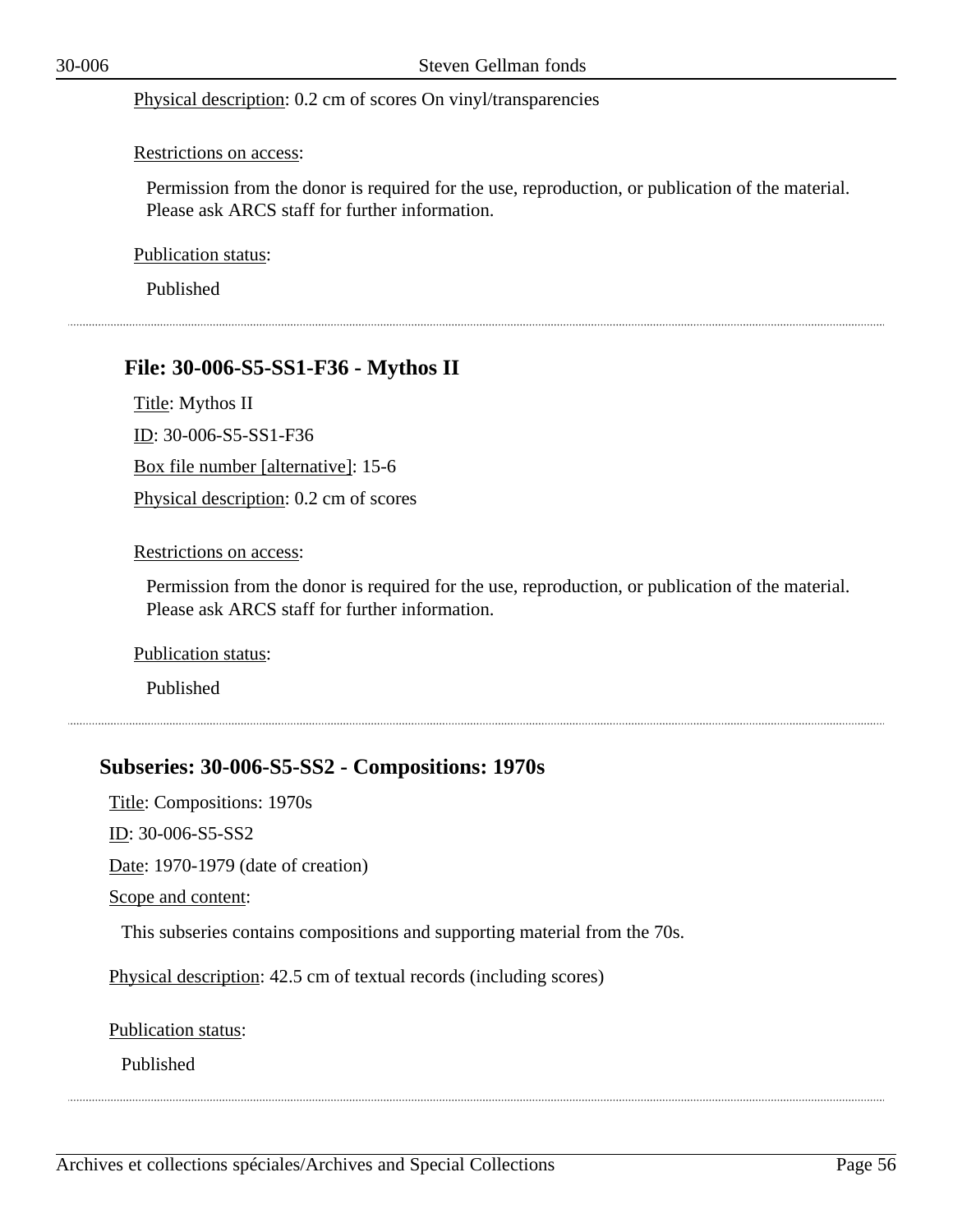Physical description: 0.2 cm of scores On vinyl/transparencies

Restrictions on access:

Permission from the donor is required for the use, reproduction, or publication of the material. Please ask ARCS staff for further information.

Publication status:

Published

---

### File: 30-006-S5-SS1-F36 - Mythos II

Title: Mythos II

ID: 30-006-S5-SS1-F36

Box file number [alternative]: 15-6

Physical description: 0.2 cm of scores

Restrictions on access:

Permission from the donor is required for the use, reproduction, or publication of the material. Please ask ARCS staff for further information.

Publication status:

Published

---

## Subseries: 30-006-S5-SS2 - Compositions: 1970s

Title: Compositions: 1970s

ID: 30-006-S5-SS2

Date: 1970-1979 (date of creation)

Scope and content:

This subseries contains compositions and supporting material from the 70s.

Physical description: 42.5 cm of textual records (including scores)

Publication status:

Published

---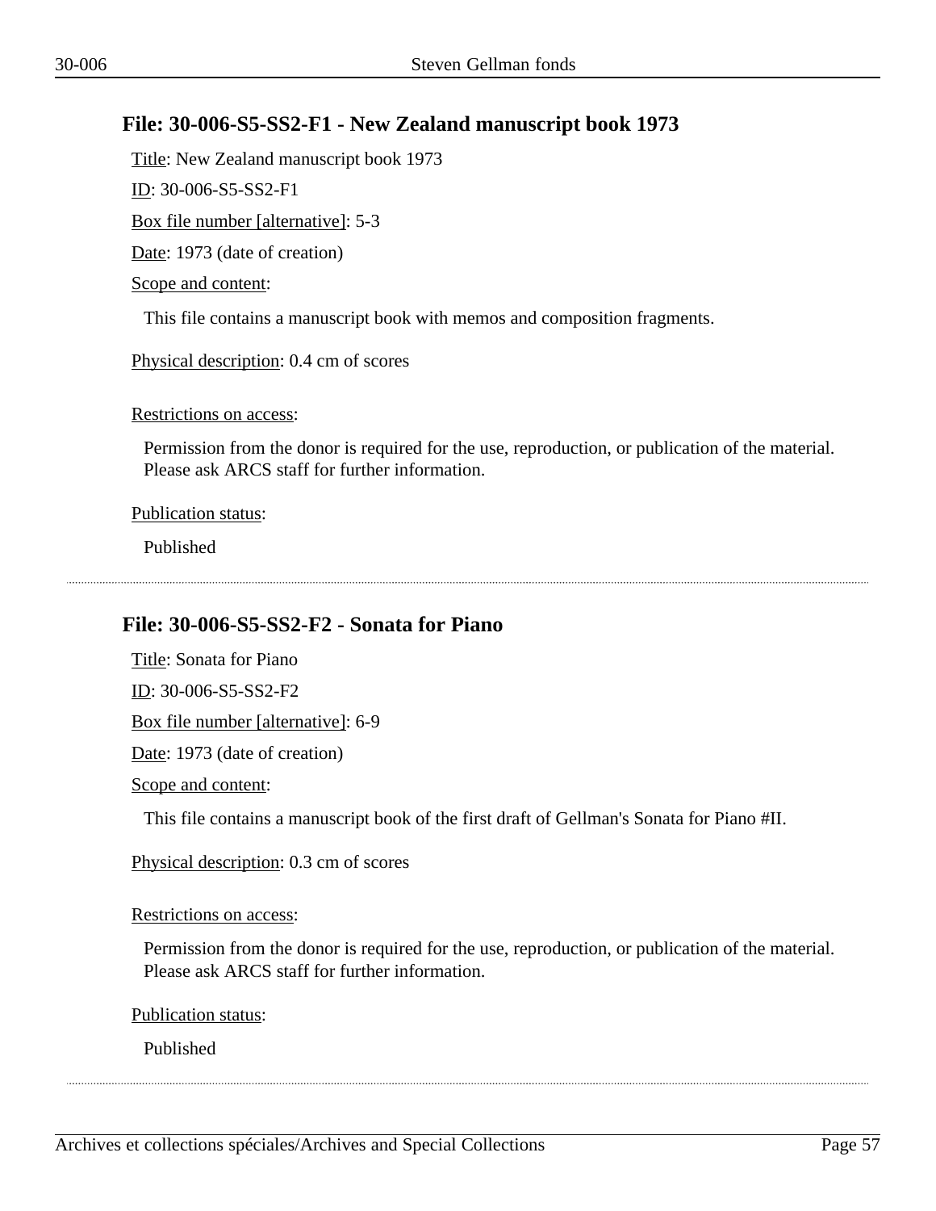### File: 30-006-S5-SS2-F1 - New Zealand manuscript book 1973

Title: New Zealand manuscript book 1973

ID: 30-006-S5-SS2-F1

Box file number [alternative]: 5-3

Date: 1973 (date of creation)

Scope and content:

This file contains a manuscript book with memos and composition fragments.

Physical description: 0.4 cm of scores

Restrictions on access:

Permission from the donor is required for the use, reproduction, or publication of the material. Please ask ARCS staff for further information.

Publication status:

Published

---

### File: 30-006-S5-SS2-F2 - Sonata for Piano

Title: Sonata for Piano

ID: 30-006-S5-SS2-F2

Box file number [alternative]: 6-9

Date: 1973 (date of creation)

Scope and content:

This file contains a manuscript book of the first draft of Gellman's Sonata for Piano #II.

Physical description: 0.3 cm of scores

Restrictions on access:

Permission from the donor is required for the use, reproduction, or publication of the material. Please ask ARCS staff for further information.

Publication status:

Published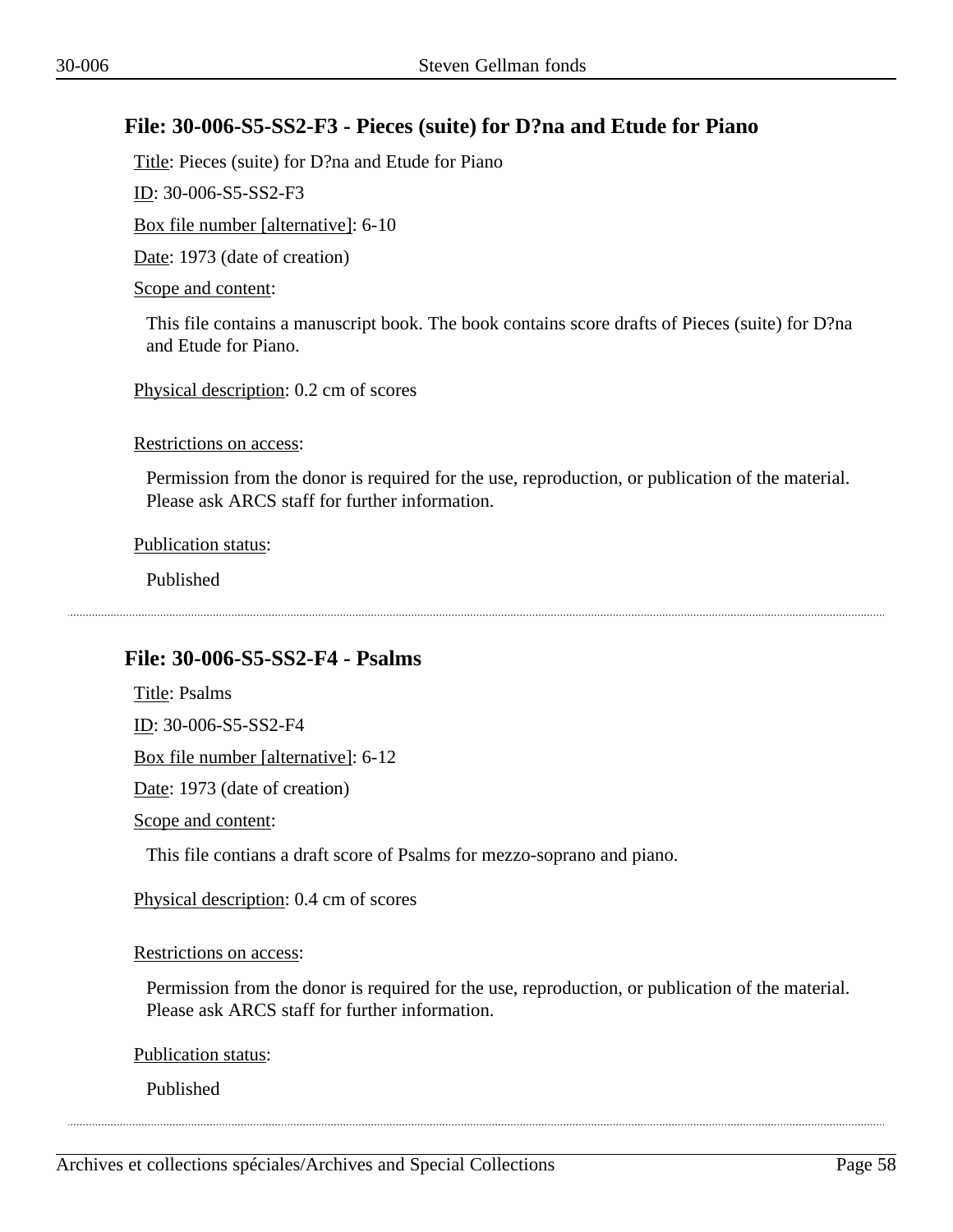## File: 30-006-S5-SS2-F3 - Pieces (suite) for D?na and Etude for Piano

Title: Pieces (suite) for D?na and Etude for Piano

ID: 30-006-S5-SS2-F3

Box file number [alternative]: 6-10

Date: 1973 (date of creation)

Scope and content:

This file contains a manuscript book. The book contains score drafts of Pieces (suite) for D?na and Etude for Piano.

Physical description: 0.2 cm of scores

Restrictions on access:

Permission from the donor is required for the use, reproduction, or publication of the material. Please ask ARCS staff for further information.

Publication status:

Published

---

## File: 30-006-S5-SS2-F4 - Psalms

Title: Psalms

ID: 30-006-S5-SS2-F4

Box file number [alternative]: 6-12

Date: 1973 (date of creation)

Scope and content:

This file contians a draft score of Psalms for mezzo-soprano and piano.

Physical description: 0.4 cm of scores

Restrictions on access:

Permission from the donor is required for the use, reproduction, or publication of the material. Please ask ARCS staff for further information.

Publication status:

Published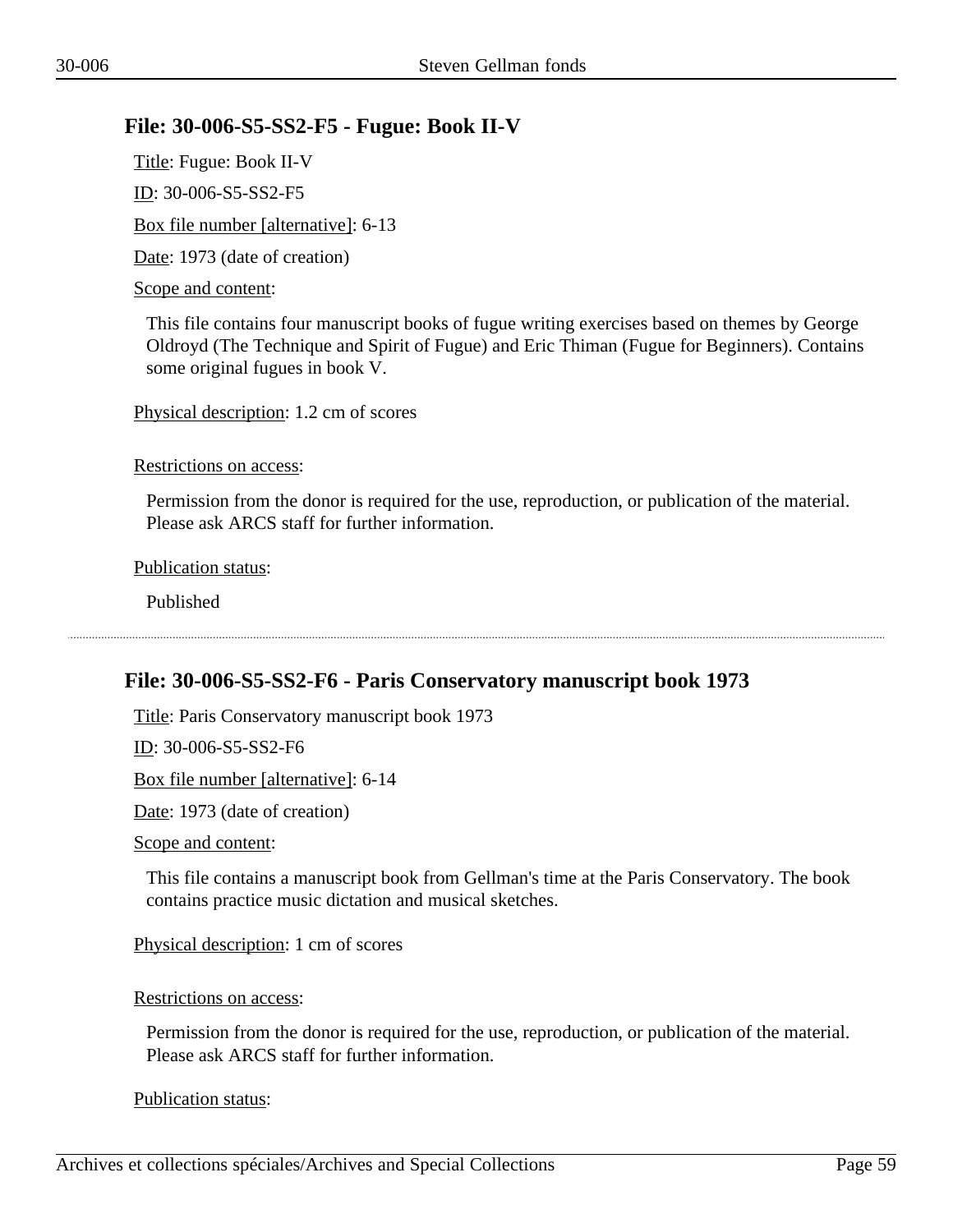## File: 30-006-S5-SS2-F5 - Fugue: Book II-V

Title: Fugue: Book II-V

ID: 30-006-S5-SS2-F5

Box file number [alternative]: 6-13

Date: 1973 (date of creation)

Scope and content:

This file contains four manuscript books of fugue writing exercises based on themes by George Oldroyd (The Technique and Spirit of Fugue) and Eric Thiman (Fugue for Beginners). Contains some original fugues in book V.

Physical description: 1.2 cm of scores

Restrictions on access:

Permission from the donor is required for the use, reproduction, or publication of the material. Please ask ARCS staff for further information.

Publication status:

Published

---

## File: 30-006-S5-SS2-F6 - Paris Conservatory manuscript book 1973

Title: Paris Conservatory manuscript book 1973

ID: 30-006-S5-SS2-F6

Box file number [alternative]: 6-14

Date: 1973 (date of creation)

Scope and content:

This file contains a manuscript book from Gellman's time at the Paris Conservatory. The book contains practice music dictation and musical sketches.

Physical description: 1 cm of scores

Restrictions on access:

Permission from the donor is required for the use, reproduction, or publication of the material. Please ask ARCS staff for further information.

Publication status: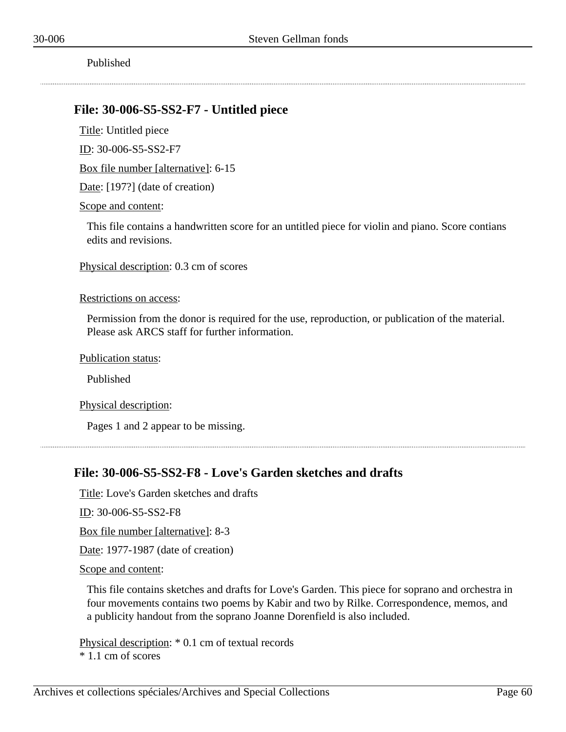Published

---

## File: 30-006-S5-SS2-F7 - Untitled piece

Title: Untitled piece

ID: 30-006-S5-SS2-F7

Box file number [alternative]: 6-15

Date: [197?] (date of creation)

Scope and content:

This file contains a handwritten score for an untitled piece for violin and piano. Score contians edits and revisions.

Physical description: 0.3 cm of scores

Restrictions on access:

Permission from the donor is required for the use, reproduction, or publication of the material. Please ask ARCS staff for further information.

Publication status:

Published

Physical description:

Pages 1 and 2 appear to be missing.

---

## File: 30-006-S5-SS2-F8 - Love's Garden sketches and drafts

Title: Love's Garden sketches and drafts

ID: 30-006-S5-SS2-F8

Box file number [alternative]: 8-3

Date: 1977-1987 (date of creation)

Scope and content:

This file contains sketches and drafts for Love's Garden. This piece for soprano and orchestra in four movements contains two poems by Kabir and two by Rilke. Correspondence, memos, and a publicity handout from the soprano Joanne Dorenfield is also included.

Physical description: * 0.1 cm of textual records
* 1.1 cm of scores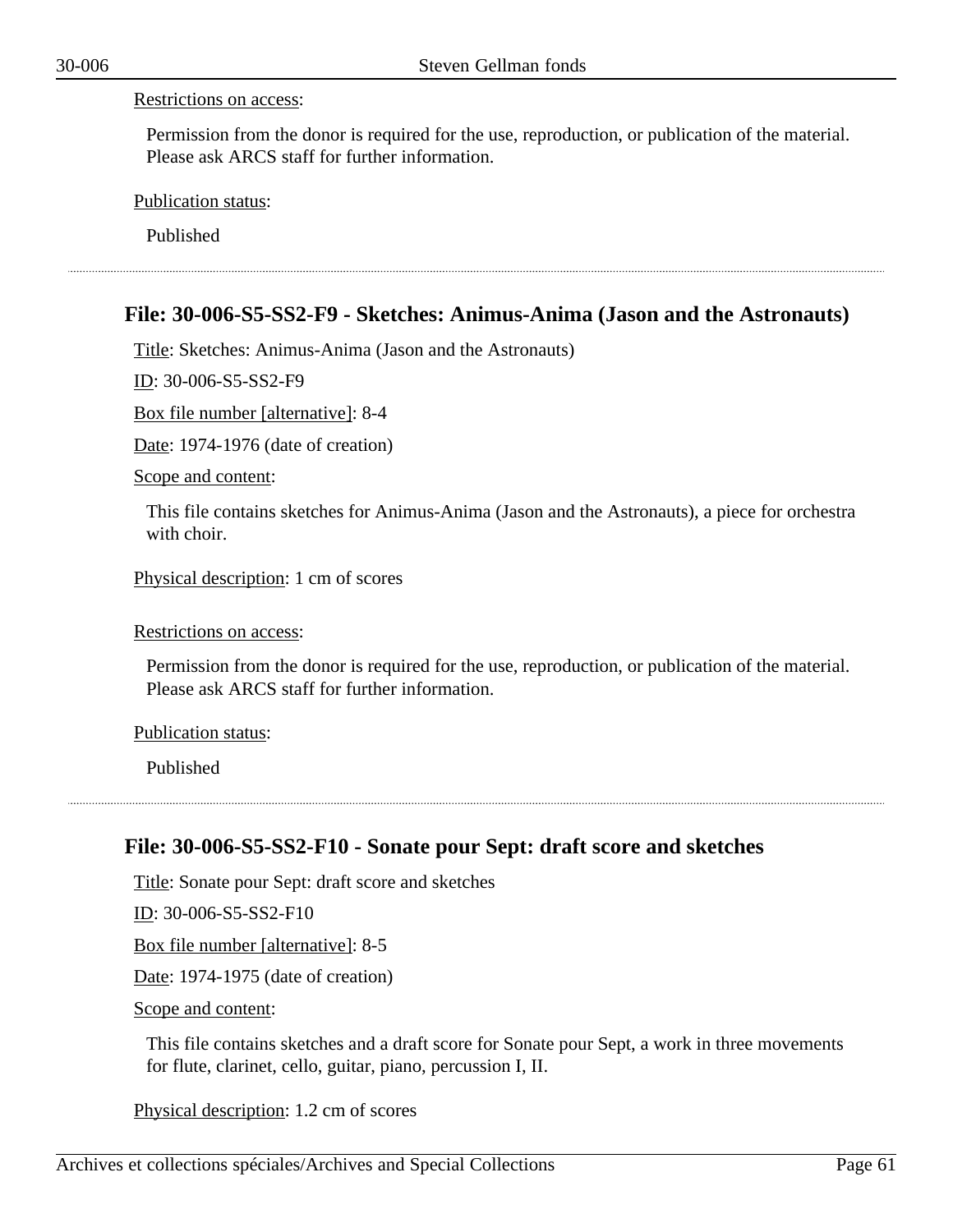Restrictions on access:

Permission from the donor is required for the use, reproduction, or publication of the material. Please ask ARCS staff for further information.

Publication status:

Published

---

### File: 30-006-S5-SS2-F9 - Sketches: Animus-Anima (Jason and the Astronauts)

Title: Sketches: Animus-Anima (Jason and the Astronauts)

ID: 30-006-S5-SS2-F9

Box file number [alternative]: 8-4

Date: 1974-1976 (date of creation)

Scope and content:

This file contains sketches for Animus-Anima (Jason and the Astronauts), a piece for orchestra with choir.

Physical description: 1 cm of scores

Restrictions on access:

Permission from the donor is required for the use, reproduction, or publication of the material. Please ask ARCS staff for further information.

Publication status:

Published

---

### File: 30-006-S5-SS2-F10 - Sonate pour Sept: draft score and sketches

Title: Sonate pour Sept: draft score and sketches

ID: 30-006-S5-SS2-F10

Box file number [alternative]: 8-5

Date: 1974-1975 (date of creation)

Scope and content:

This file contains sketches and a draft score for Sonate pour Sept, a work in three movements for flute, clarinet, cello, guitar, piano, percussion I, II.

Physical description: 1.2 cm of scores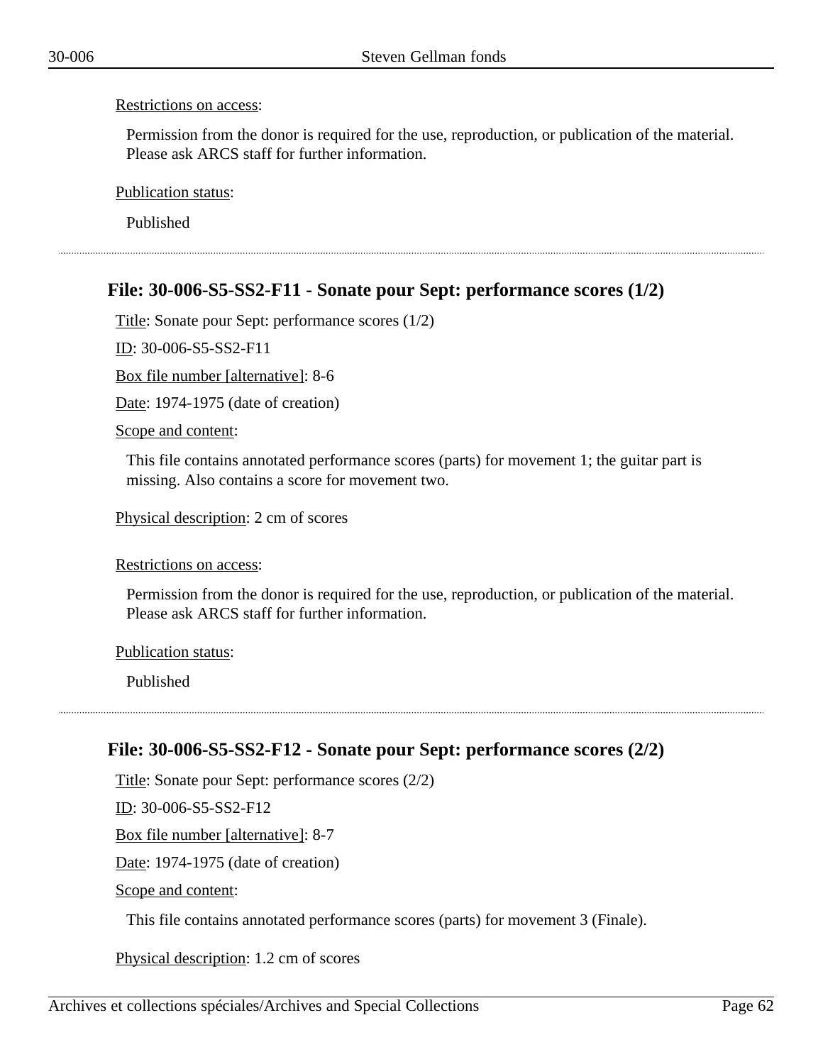Restrictions on access:

Permission from the donor is required for the use, reproduction, or publication of the material. Please ask ARCS staff for further information.

Publication status:

Published

---

### File: 30-006-S5-SS2-F11 - Sonate pour Sept: performance scores (1/2)

Title: Sonate pour Sept: performance scores (1/2)

ID: 30-006-S5-SS2-F11

Box file number [alternative]: 8-6

Date: 1974-1975 (date of creation)

Scope and content:

This file contains annotated performance scores (parts) for movement 1; the guitar part is missing. Also contains a score for movement two.

Physical description: 2 cm of scores

Restrictions on access:

Permission from the donor is required for the use, reproduction, or publication of the material. Please ask ARCS staff for further information.

Publication status:

Published

---

### File: 30-006-S5-SS2-F12 - Sonate pour Sept: performance scores (2/2)

Title: Sonate pour Sept: performance scores (2/2)

ID: 30-006-S5-SS2-F12

Box file number [alternative]: 8-7

Date: 1974-1975 (date of creation)

Scope and content:

This file contains annotated performance scores (parts) for movement 3 (Finale).

Physical description: 1.2 cm of scores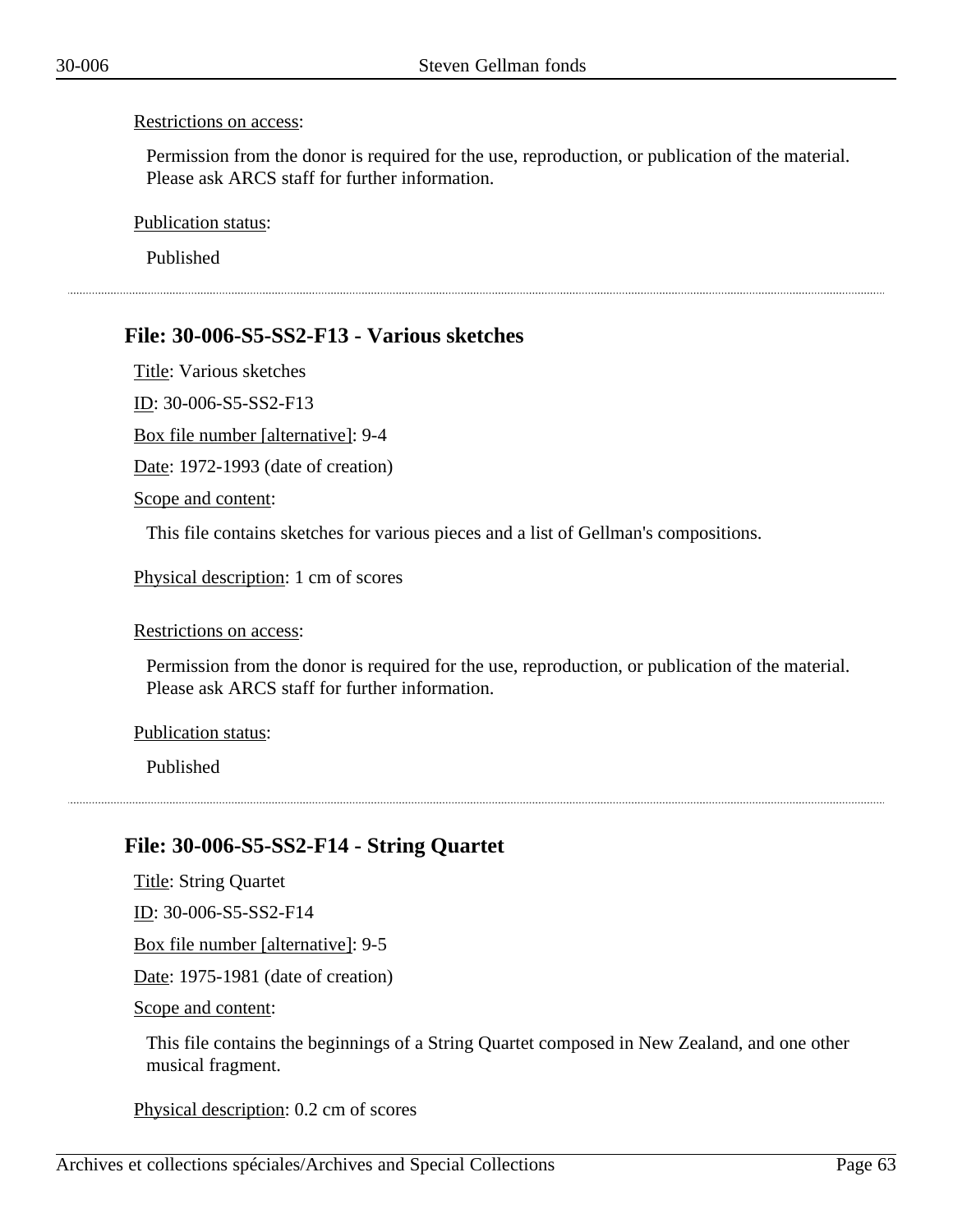Restrictions on access:

Permission from the donor is required for the use, reproduction, or publication of the material. Please ask ARCS staff for further information.

Publication status:

Published

---

### File: 30-006-S5-SS2-F13 - Various sketches

Title: Various sketches

ID: 30-006-S5-SS2-F13

Box file number [alternative]: 9-4

Date: 1972-1993 (date of creation)

Scope and content:

This file contains sketches for various pieces and a list of Gellman's compositions.

Physical description: 1 cm of scores

Restrictions on access:

Permission from the donor is required for the use, reproduction, or publication of the material. Please ask ARCS staff for further information.

Publication status:

Published

---

### File: 30-006-S5-SS2-F14 - String Quartet

Title: String Quartet

ID: 30-006-S5-SS2-F14

Box file number [alternative]: 9-5

Date: 1975-1981 (date of creation)

Scope and content:

This file contains the beginnings of a String Quartet composed in New Zealand, and one other musical fragment.

Physical description: 0.2 cm of scores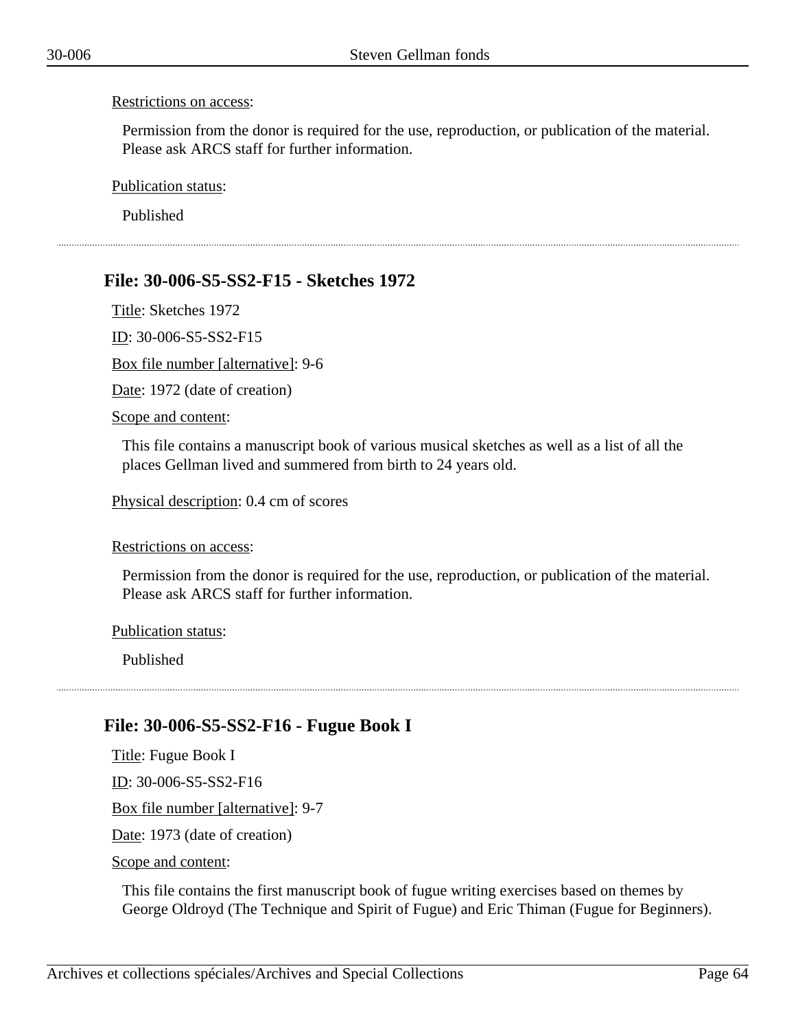Restrictions on access:

Permission from the donor is required for the use, reproduction, or publication of the material. Please ask ARCS staff for further information.

Publication status:

Published

---

### File: 30-006-S5-SS2-F15 - Sketches 1972

Title: Sketches 1972

ID: 30-006-S5-SS2-F15

Box file number [alternative]: 9-6

Date: 1972 (date of creation)

Scope and content:

This file contains a manuscript book of various musical sketches as well as a list of all the places Gellman lived and summered from birth to 24 years old.

Physical description: 0.4 cm of scores

Restrictions on access:

Permission from the donor is required for the use, reproduction, or publication of the material. Please ask ARCS staff for further information.

Publication status:

Published

---

### File: 30-006-S5-SS2-F16 - Fugue Book I

Title: Fugue Book I

ID: 30-006-S5-SS2-F16

Box file number [alternative]: 9-7

Date: 1973 (date of creation)

Scope and content:

This file contains the first manuscript book of fugue writing exercises based on themes by George Oldroyd (The Technique and Spirit of Fugue) and Eric Thiman (Fugue for Beginners).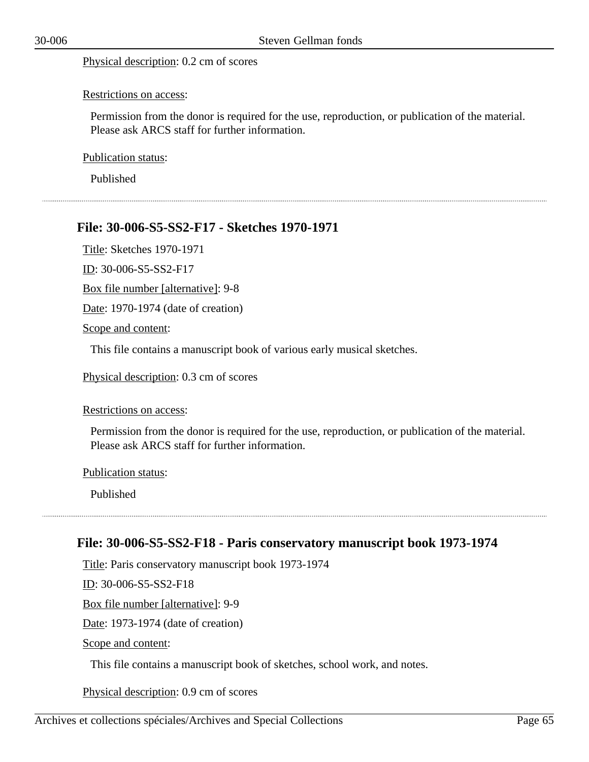Physical description: 0.2 cm of scores

Restrictions on access:

Permission from the donor is required for the use, reproduction, or publication of the material. Please ask ARCS staff for further information.

Publication status:

Published

---

### File: 30-006-S5-SS2-F17 - Sketches 1970-1971

Title: Sketches 1970-1971

ID: 30-006-S5-SS2-F17

Box file number [alternative]: 9-8

Date: 1970-1974 (date of creation)

Scope and content:

This file contains a manuscript book of various early musical sketches.

Physical description: 0.3 cm of scores

Restrictions on access:

Permission from the donor is required for the use, reproduction, or publication of the material. Please ask ARCS staff for further information.

Publication status:

Published

---

### File: 30-006-S5-SS2-F18 - Paris conservatory manuscript book 1973-1974

Title: Paris conservatory manuscript book 1973-1974

ID: 30-006-S5-SS2-F18

Box file number [alternative]: 9-9

Date: 1973-1974 (date of creation)

Scope and content:

This file contains a manuscript book of sketches, school work, and notes.

Physical description: 0.9 cm of scores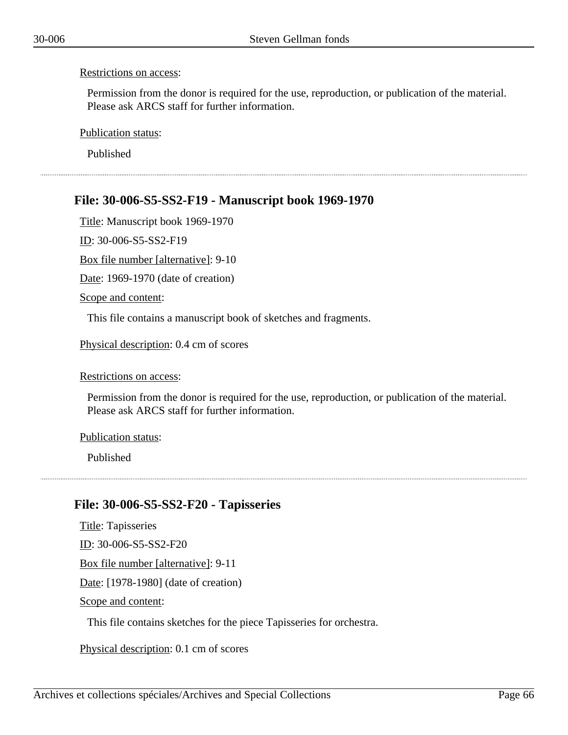Restrictions on access:

Permission from the donor is required for the use, reproduction, or publication of the material. Please ask ARCS staff for further information.

Publication status:

Published

---

### File: 30-006-S5-SS2-F19 - Manuscript book 1969-1970

Title: Manuscript book 1969-1970

ID: 30-006-S5-SS2-F19

Box file number [alternative]: 9-10

Date: 1969-1970 (date of creation)

Scope and content:

This file contains a manuscript book of sketches and fragments.

Physical description: 0.4 cm of scores

Restrictions on access:

Permission from the donor is required for the use, reproduction, or publication of the material. Please ask ARCS staff for further information.

Publication status:

Published

---

### File: 30-006-S5-SS2-F20 - Tapisseries

Title: Tapisseries

ID: 30-006-S5-SS2-F20

Box file number [alternative]: 9-11

Date: [1978-1980] (date of creation)

Scope and content:

This file contains sketches for the piece Tapisseries for orchestra.

Physical description: 0.1 cm of scores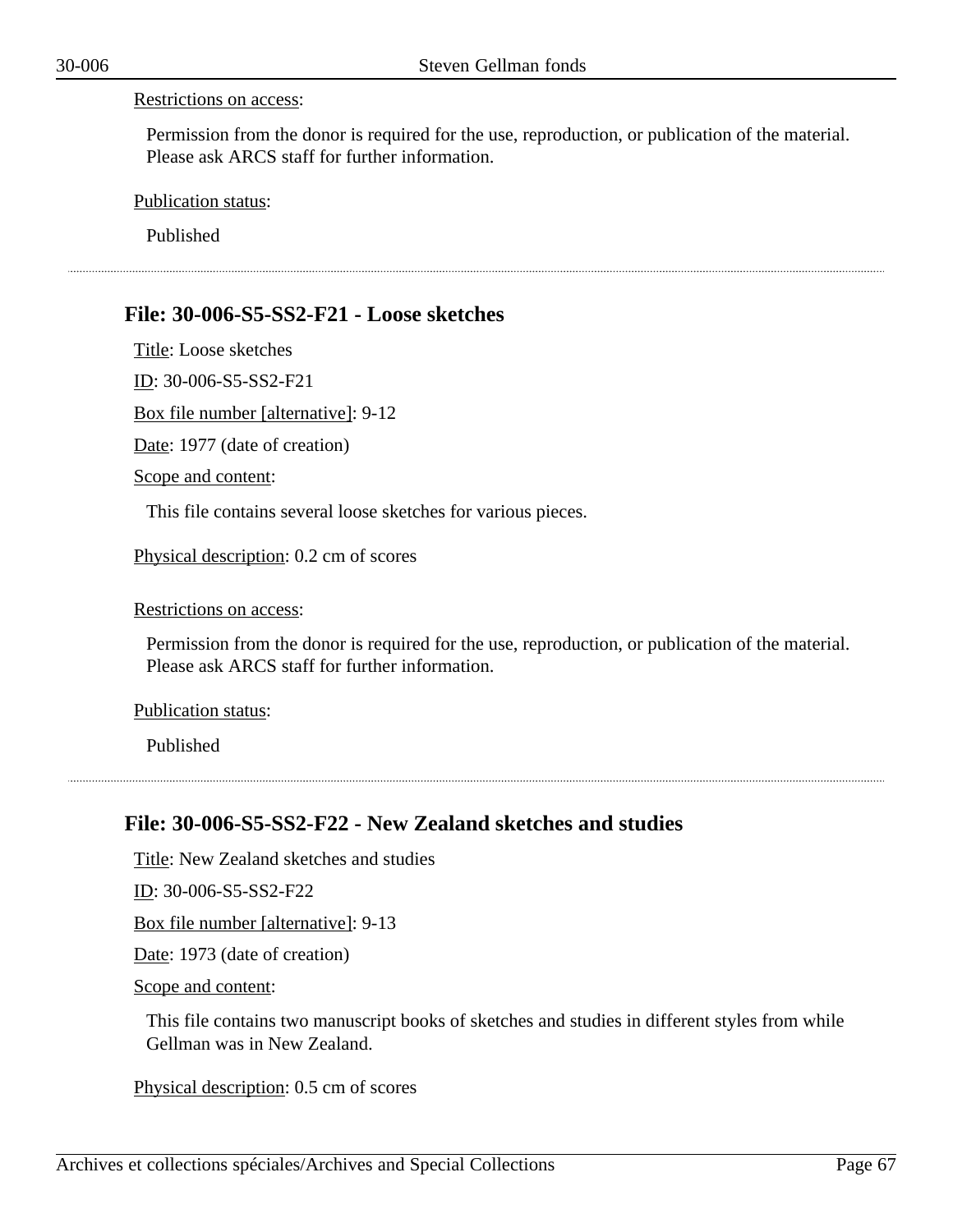Restrictions on access:

Permission from the donor is required for the use, reproduction, or publication of the material. Please ask ARCS staff for further information.

Publication status:

Published

---

## File: 30-006-S5-SS2-F21 - Loose sketches

Title: Loose sketches

ID: 30-006-S5-SS2-F21

Box file number [alternative]: 9-12

Date: 1977 (date of creation)

Scope and content:

This file contains several loose sketches for various pieces.

Physical description: 0.2 cm of scores

Restrictions on access:

Permission from the donor is required for the use, reproduction, or publication of the material. Please ask ARCS staff for further information.

Publication status:

Published

---

## File: 30-006-S5-SS2-F22 - New Zealand sketches and studies

Title: New Zealand sketches and studies

ID: 30-006-S5-SS2-F22

Box file number [alternative]: 9-13

Date: 1973 (date of creation)

Scope and content:

This file contains two manuscript books of sketches and studies in different styles from while Gellman was in New Zealand.

Physical description: 0.5 cm of scores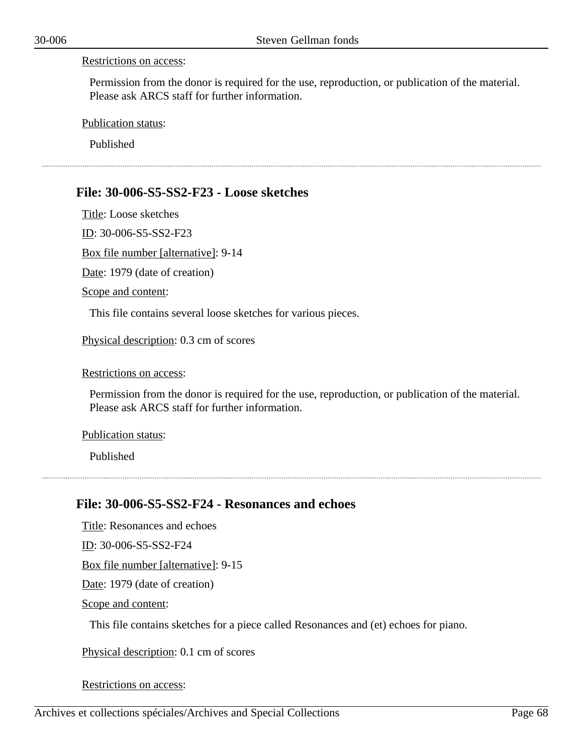Restrictions on access:

Permission from the donor is required for the use, reproduction, or publication of the material. Please ask ARCS staff for further information.

Publication status:

Published

---

### File: 30-006-S5-SS2-F23 - Loose sketches

Title: Loose sketches

ID: 30-006-S5-SS2-F23

Box file number [alternative]: 9-14

Date: 1979 (date of creation)

Scope and content:

This file contains several loose sketches for various pieces.

Physical description: 0.3 cm of scores

Restrictions on access:

Permission from the donor is required for the use, reproduction, or publication of the material. Please ask ARCS staff for further information.

Publication status:

Published

---

### File: 30-006-S5-SS2-F24 - Resonances and echoes

Title: Resonances and echoes

ID: 30-006-S5-SS2-F24

Box file number [alternative]: 9-15

Date: 1979 (date of creation)

Scope and content:

This file contains sketches for a piece called Resonances and (et) echoes for piano.

Physical description: 0.1 cm of scores

Restrictions on access: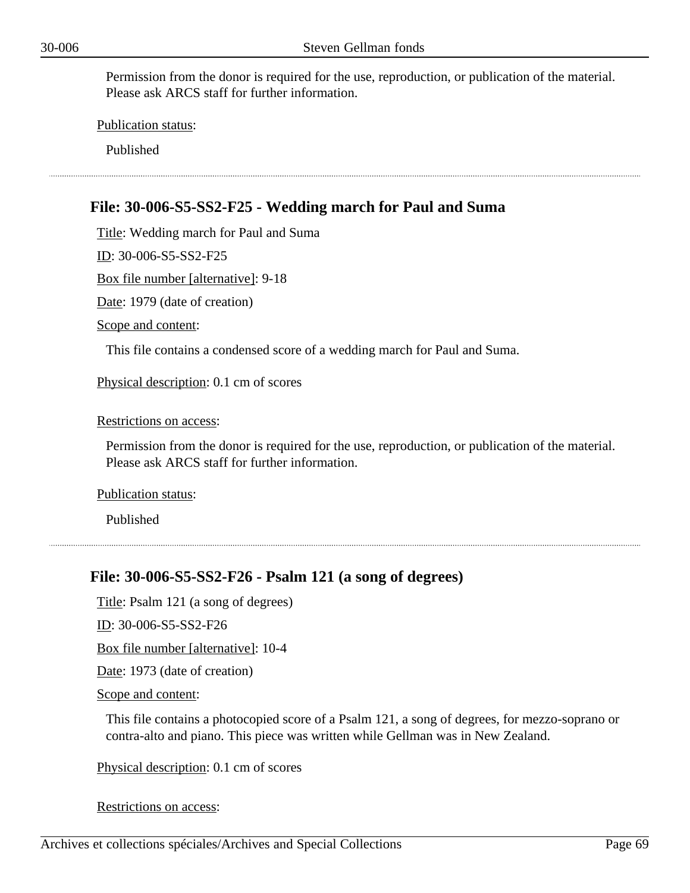Permission from the donor is required for the use, reproduction, or publication of the material. Please ask ARCS staff for further information.

Publication status:

Published

### File: 30-006-S5-SS2-F25 - Wedding march for Paul and Suma

Title: Wedding march for Paul and Suma

ID: 30-006-S5-SS2-F25

Box file number [alternative]: 9-18

Date: 1979 (date of creation)

Scope and content:

This file contains a condensed score of a wedding march for Paul and Suma.

Physical description: 0.1 cm of scores

Restrictions on access:

Permission from the donor is required for the use, reproduction, or publication of the material. Please ask ARCS staff for further information.

Publication status:

Published

### File: 30-006-S5-SS2-F26 - Psalm 121 (a song of degrees)

Title: Psalm 121 (a song of degrees)

ID: 30-006-S5-SS2-F26

Box file number [alternative]: 10-4

Date: 1973 (date of creation)

Scope and content:

This file contains a photocopied score of a Psalm 121, a song of degrees, for mezzo-soprano or contra-alto and piano. This piece was written while Gellman was in New Zealand.

Physical description: 0.1 cm of scores

Restrictions on access: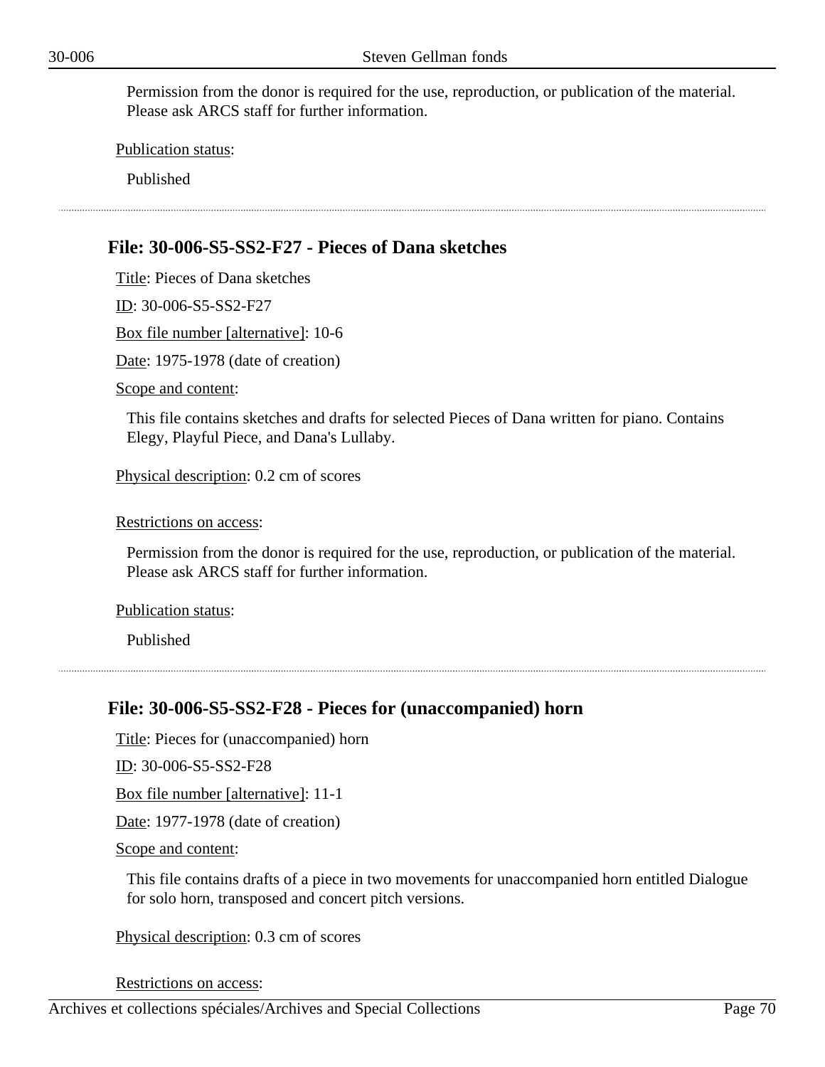Permission from the donor is required for the use, reproduction, or publication of the material. Please ask ARCS staff for further information.

Publication status:

Published

---

## File: 30-006-S5-SS2-F27 - Pieces of Dana sketches

Title: Pieces of Dana sketches

ID: 30-006-S5-SS2-F27

Box file number [alternative]: 10-6

Date: 1975-1978 (date of creation)

Scope and content:

This file contains sketches and drafts for selected Pieces of Dana written for piano. Contains Elegy, Playful Piece, and Dana's Lullaby.

Physical description: 0.2 cm of scores

Restrictions on access:

Permission from the donor is required for the use, reproduction, or publication of the material. Please ask ARCS staff for further information.

Publication status:

Published

---

## File: 30-006-S5-SS2-F28 - Pieces for (unaccompanied) horn

Title: Pieces for (unaccompanied) horn

ID: 30-006-S5-SS2-F28

Box file number [alternative]: 11-1

Date: 1977-1978 (date of creation)

Scope and content:

This file contains drafts of a piece in two movements for unaccompanied horn entitled Dialogue for solo horn, transposed and concert pitch versions.

Physical description: 0.3 cm of scores

Restrictions on access: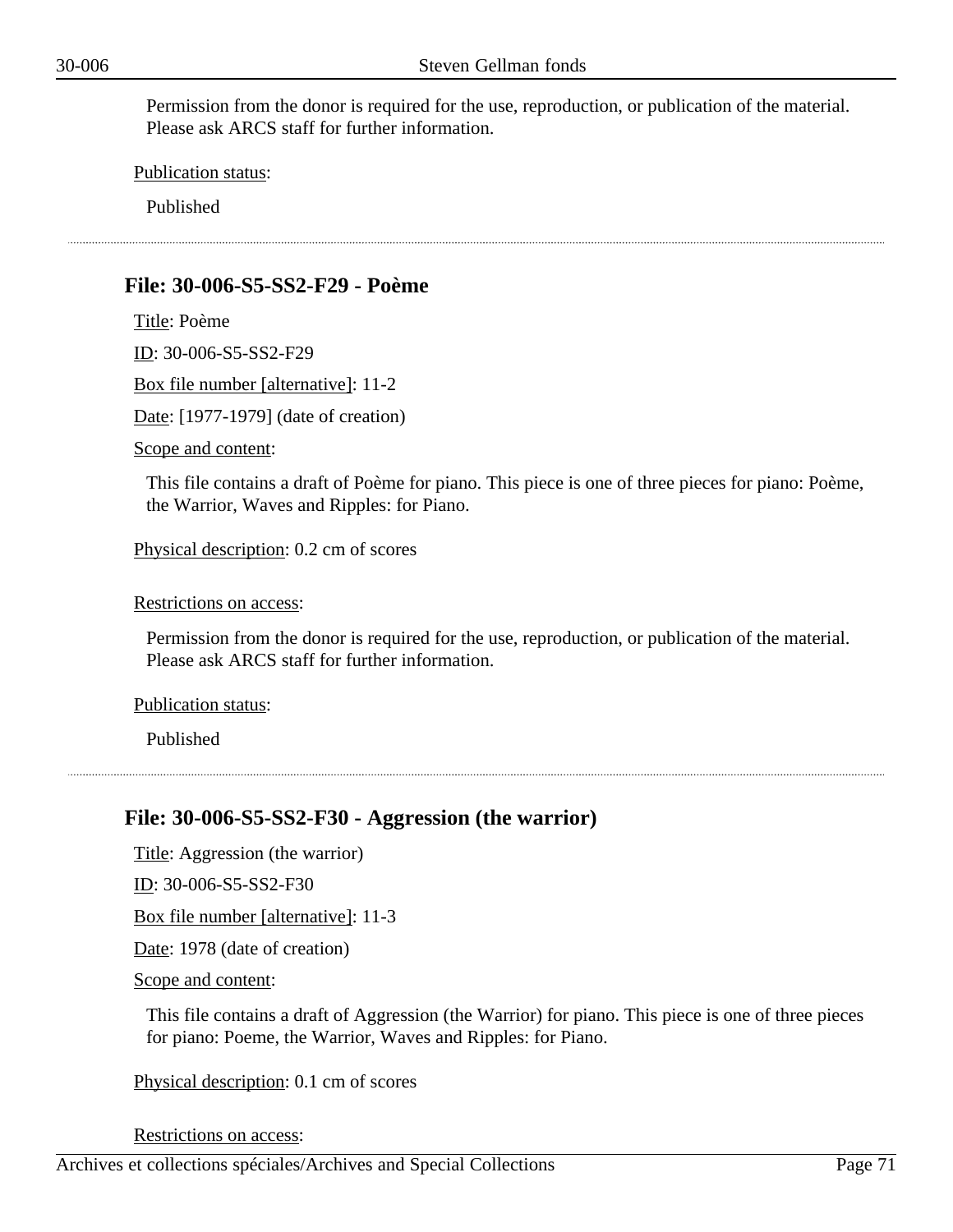Permission from the donor is required for the use, reproduction, or publication of the material. Please ask ARCS staff for further information.

Publication status:

Published

### File: 30-006-S5-SS2-F29 - Poème

Title: Poème

ID: 30-006-S5-SS2-F29

Box file number [alternative]: 11-2

Date: [1977-1979] (date of creation)

Scope and content:

This file contains a draft of Poème for piano. This piece is one of three pieces for piano: Poème, the Warrior, Waves and Ripples: for Piano.

Physical description: 0.2 cm of scores

Restrictions on access:

Permission from the donor is required for the use, reproduction, or publication of the material. Please ask ARCS staff for further information.

Publication status:

Published

### File: 30-006-S5-SS2-F30 - Aggression (the warrior)

Title: Aggression (the warrior)

ID: 30-006-S5-SS2-F30

Box file number [alternative]: 11-3

Date: 1978 (date of creation)

Scope and content:

This file contains a draft of Aggression (the Warrior) for piano. This piece is one of three pieces for piano: Poeme, the Warrior, Waves and Ripples: for Piano.

Physical description: 0.1 cm of scores

Restrictions on access: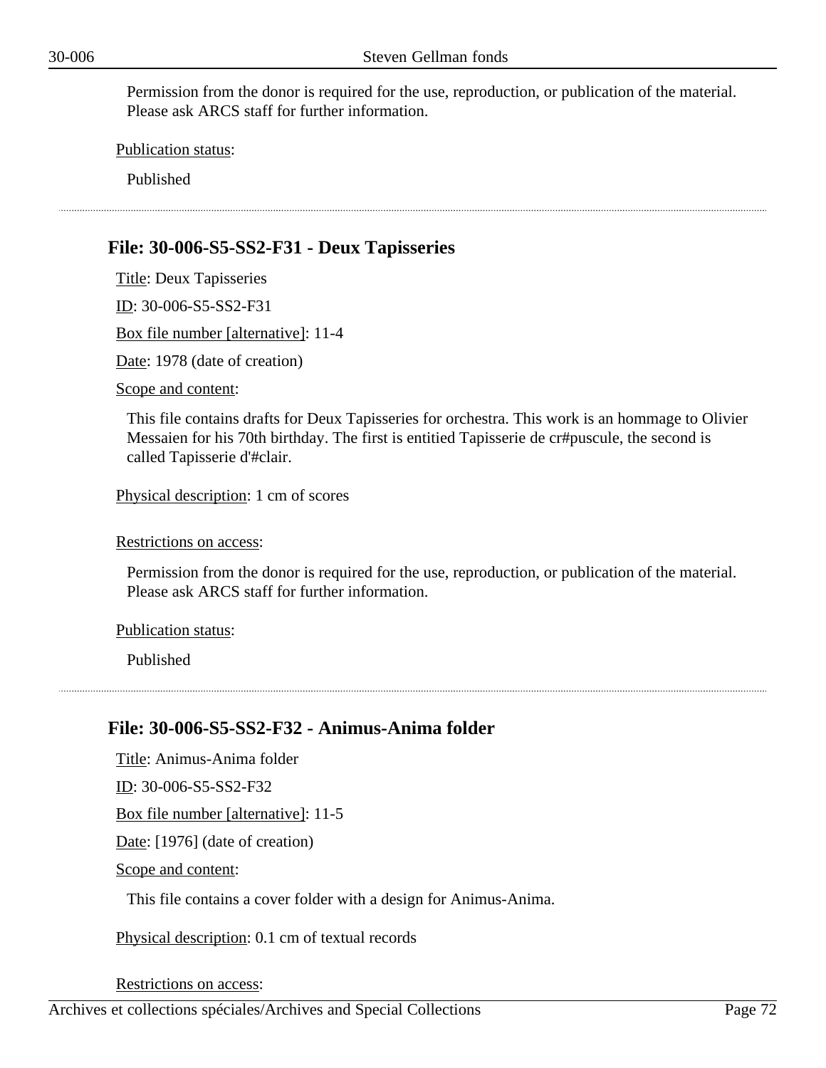Permission from the donor is required for the use, reproduction, or publication of the material. Please ask ARCS staff for further information.

Publication status:

Published

## File: 30-006-S5-SS2-F31 - Deux Tapisseries

Title: Deux Tapisseries

ID: 30-006-S5-SS2-F31

Box file number [alternative]: 11-4

Date: 1978 (date of creation)

Scope and content:

This file contains drafts for Deux Tapisseries for orchestra. This work is an hommage to Olivier Messaien for his 70th birthday. The first is entitied Tapisserie de cr#puscule, the second is called Tapisserie d'#clair.

Physical description: 1 cm of scores

Restrictions on access:

Permission from the donor is required for the use, reproduction, or publication of the material. Please ask ARCS staff for further information.

Publication status:

Published

## File: 30-006-S5-SS2-F32 - Animus-Anima folder

Title: Animus-Anima folder

ID: 30-006-S5-SS2-F32

Box file number [alternative]: 11-5

Date: [1976] (date of creation)

Scope and content:

This file contains a cover folder with a design for Animus-Anima.

Physical description: 0.1 cm of textual records

Restrictions on access: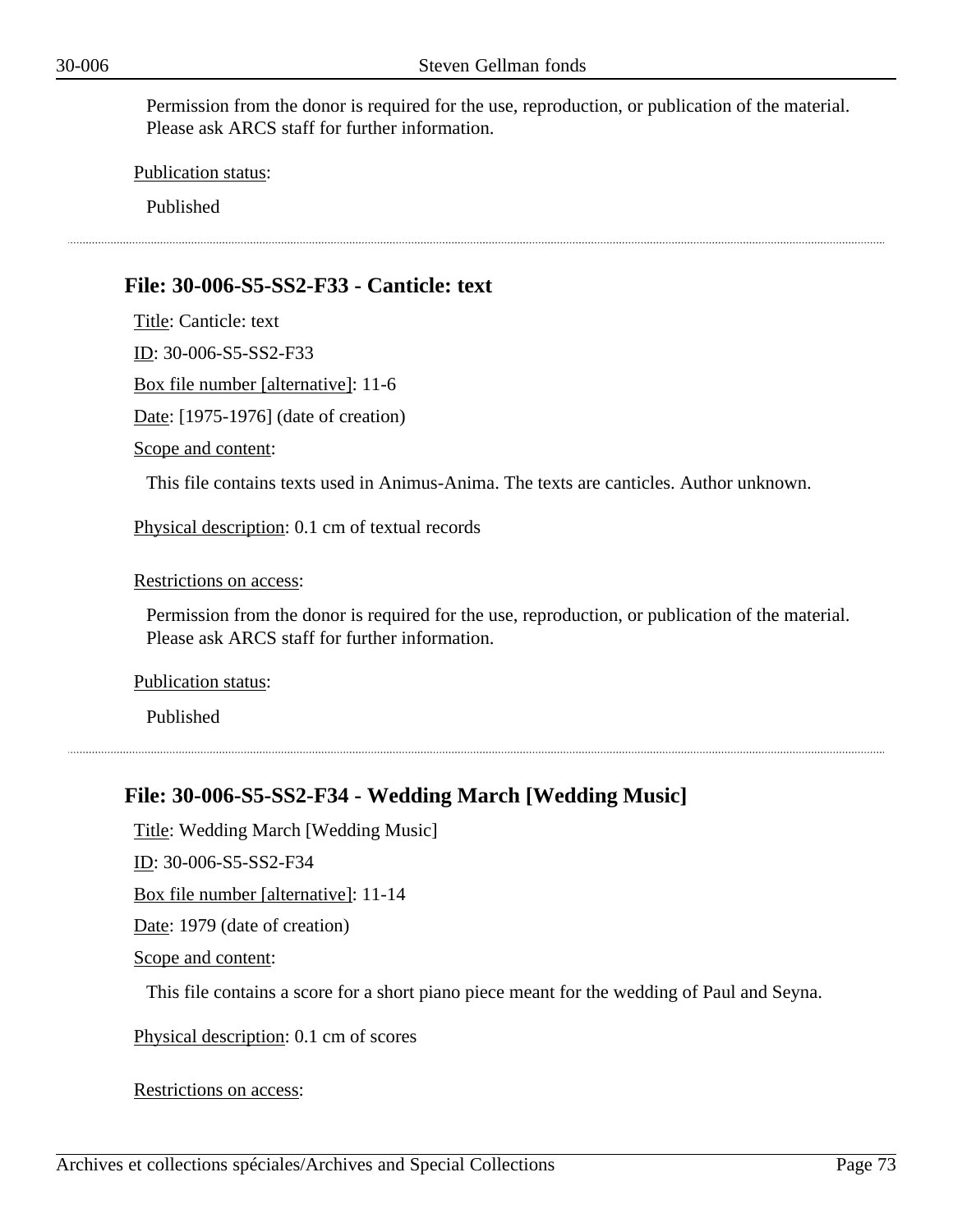Permission from the donor is required for the use, reproduction, or publication of the material. Please ask ARCS staff for further information.

Publication status:

Published

## File: 30-006-S5-SS2-F33 - Canticle: text

Title: Canticle: text

ID: 30-006-S5-SS2-F33

Box file number [alternative]: 11-6

Date: [1975-1976] (date of creation)

Scope and content:

This file contains texts used in Animus-Anima. The texts are canticles. Author unknown.

Physical description: 0.1 cm of textual records

Restrictions on access:

Permission from the donor is required for the use, reproduction, or publication of the material. Please ask ARCS staff for further information.

Publication status:

Published

## File: 30-006-S5-SS2-F34 - Wedding March [Wedding Music]

Title: Wedding March [Wedding Music]

ID: 30-006-S5-SS2-F34

Box file number [alternative]: 11-14

Date: 1979 (date of creation)

Scope and content:

This file contains a score for a short piano piece meant for the wedding of Paul and Seyna.

Physical description: 0.1 cm of scores

Restrictions on access: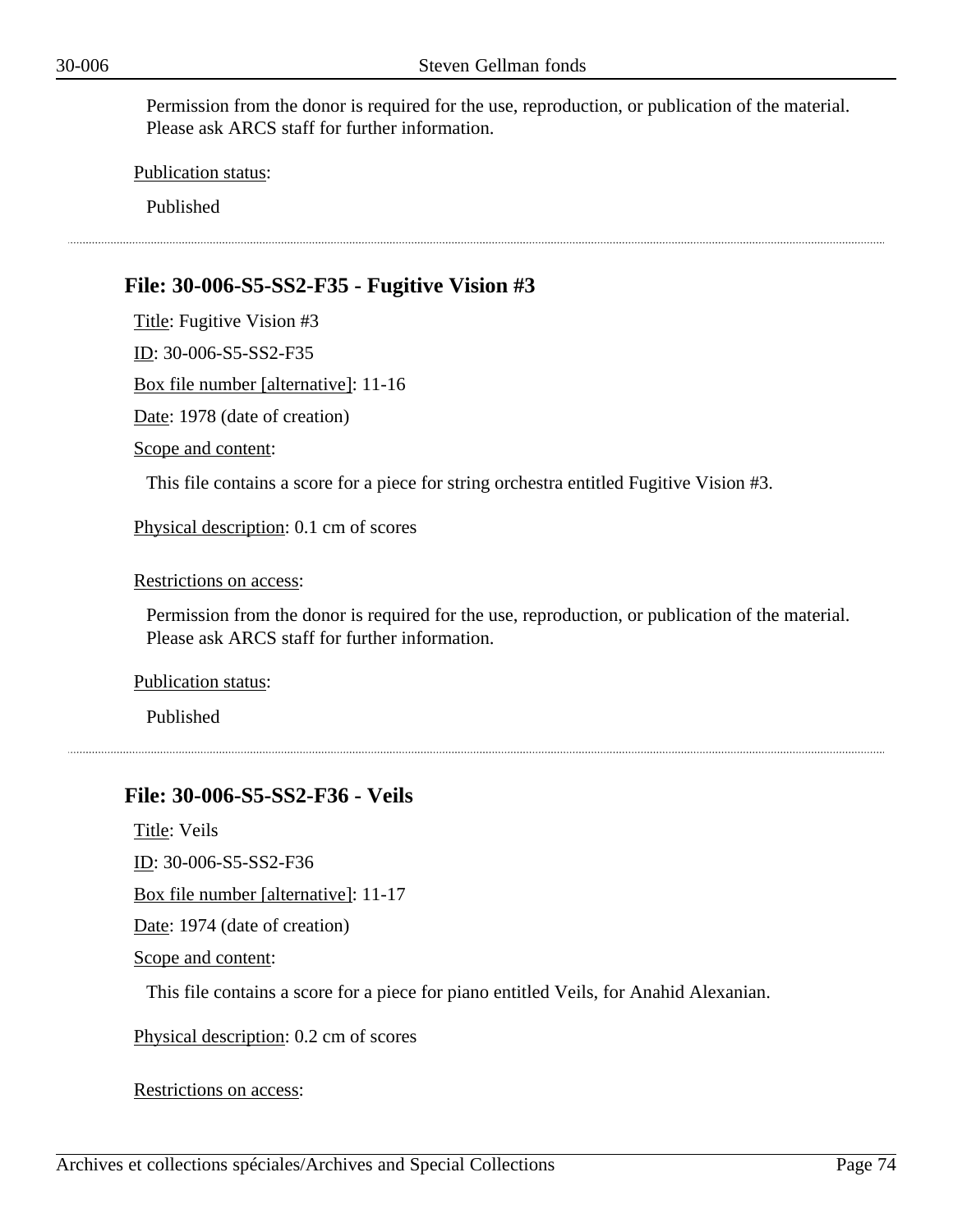Permission from the donor is required for the use, reproduction, or publication of the material. Please ask ARCS staff for further information.

Publication status:

Published

---

### File: 30-006-S5-SS2-F35 - Fugitive Vision #3

Title: Fugitive Vision #3

ID: 30-006-S5-SS2-F35

Box file number [alternative]: 11-16

Date: 1978 (date of creation)

Scope and content:

This file contains a score for a piece for string orchestra entitled Fugitive Vision #3.

Physical description: 0.1 cm of scores

Restrictions on access:

Permission from the donor is required for the use, reproduction, or publication of the material. Please ask ARCS staff for further information.

Publication status:

Published

---

### File: 30-006-S5-SS2-F36 - Veils

Title: Veils

ID: 30-006-S5-SS2-F36

Box file number [alternative]: 11-17

Date: 1974 (date of creation)

Scope and content:

This file contains a score for a piece for piano entitled Veils, for Anahid Alexanian.

Physical description: 0.2 cm of scores

Restrictions on access: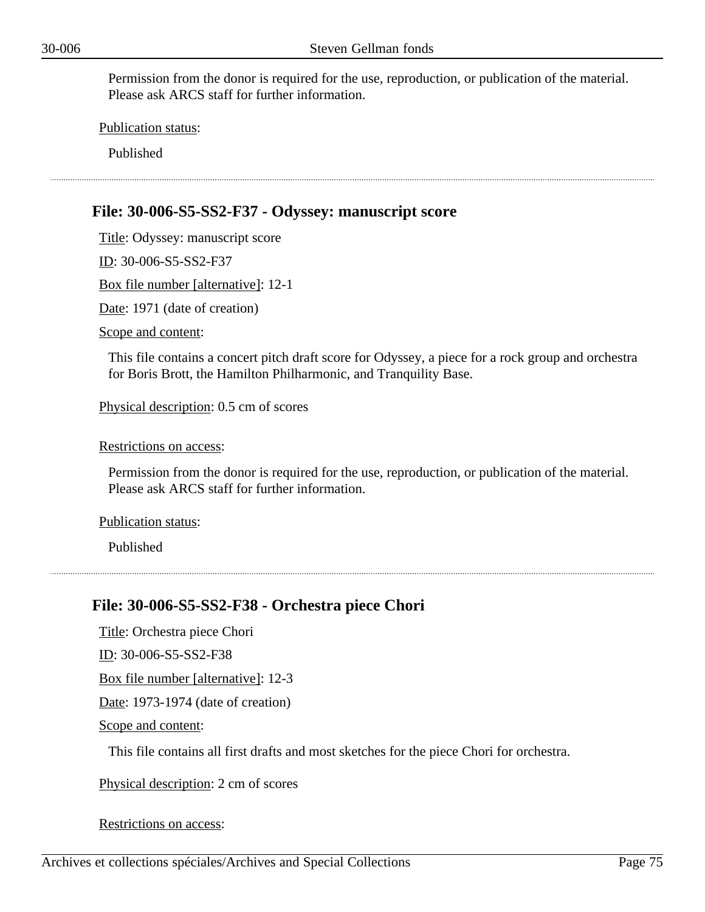Permission from the donor is required for the use, reproduction, or publication of the material. Please ask ARCS staff for further information.

Publication status:

Published

---

### File: 30-006-S5-SS2-F37 - Odyssey: manuscript score

Title: Odyssey: manuscript score

ID: 30-006-S5-SS2-F37

Box file number [alternative]: 12-1

Date: 1971 (date of creation)

Scope and content:

This file contains a concert pitch draft score for Odyssey, a piece for a rock group and orchestra for Boris Brott, the Hamilton Philharmonic, and Tranquility Base.

Physical description: 0.5 cm of scores

Restrictions on access:

Permission from the donor is required for the use, reproduction, or publication of the material. Please ask ARCS staff for further information.

Publication status:

Published

---

### File: 30-006-S5-SS2-F38 - Orchestra piece Chori

Title: Orchestra piece Chori

ID: 30-006-S5-SS2-F38

Box file number [alternative]: 12-3

Date: 1973-1974 (date of creation)

Scope and content:

This file contains all first drafts and most sketches for the piece Chori for orchestra.

Physical description: 2 cm of scores

Restrictions on access: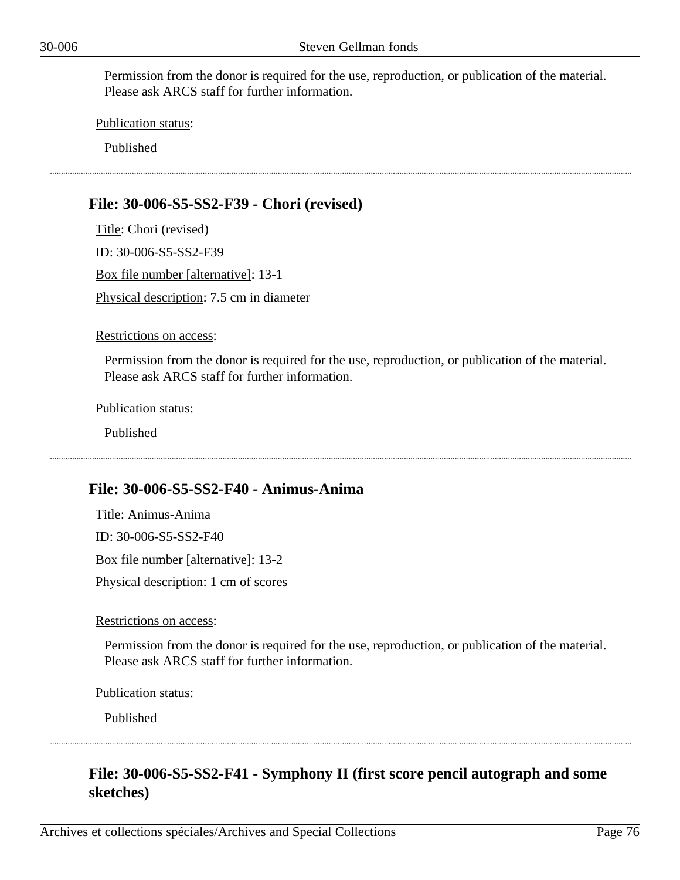Permission from the donor is required for the use, reproduction, or publication of the material. Please ask ARCS staff for further information.

Publication status:

Published

---

### File: 30-006-S5-SS2-F39 - Chori (revised)

Title: Chori (revised)

ID: 30-006-S5-SS2-F39

Box file number [alternative]: 13-1

Physical description: 7.5 cm in diameter

Restrictions on access:

Permission from the donor is required for the use, reproduction, or publication of the material. Please ask ARCS staff for further information.

Publication status:

Published

---

### File: 30-006-S5-SS2-F40 - Animus-Anima

Title: Animus-Anima

ID: 30-006-S5-SS2-F40

Box file number [alternative]: 13-2

Physical description: 1 cm of scores

Restrictions on access:

Permission from the donor is required for the use, reproduction, or publication of the material. Please ask ARCS staff for further information.

Publication status:

Published

---

### File: 30-006-S5-SS2-F41 - Symphony II (first score pencil autograph and some sketches)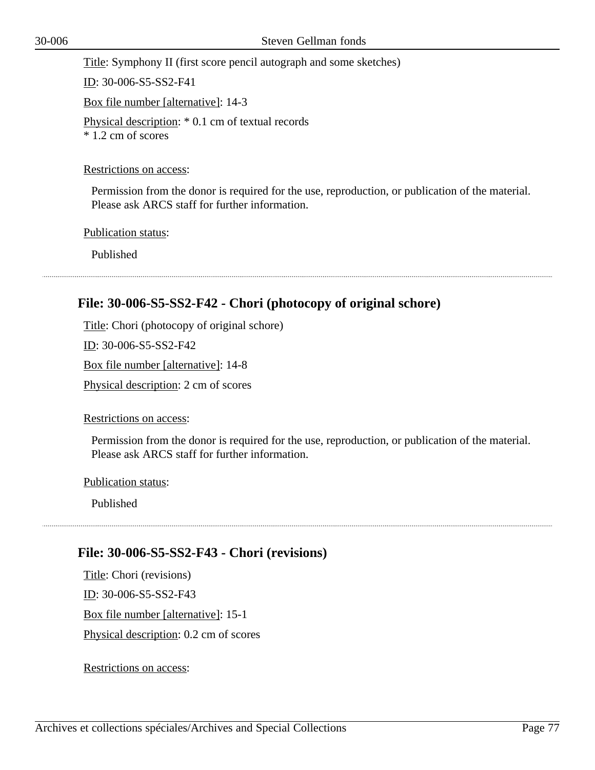Title: Symphony II (first score pencil autograph and some sketches)

ID: 30-006-S5-SS2-F41

Box file number [alternative]: 14-3

Physical description: * 0.1 cm of textual records
* 1.2 cm of scores

Restrictions on access:

Permission from the donor is required for the use, reproduction, or publication of the material. Please ask ARCS staff for further information.

Publication status:

Published

---

### File: 30-006-S5-SS2-F42 - Chori (photocopy of original schore)

Title: Chori (photocopy of original schore)

ID: 30-006-S5-SS2-F42

Box file number [alternative]: 14-8

Physical description: 2 cm of scores

Restrictions on access:

Permission from the donor is required for the use, reproduction, or publication of the material. Please ask ARCS staff for further information.

Publication status:

Published

---

### File: 30-006-S5-SS2-F43 - Chori (revisions)

Title: Chori (revisions)

ID: 30-006-S5-SS2-F43

Box file number [alternative]: 15-1

Physical description: 0.2 cm of scores

Restrictions on access: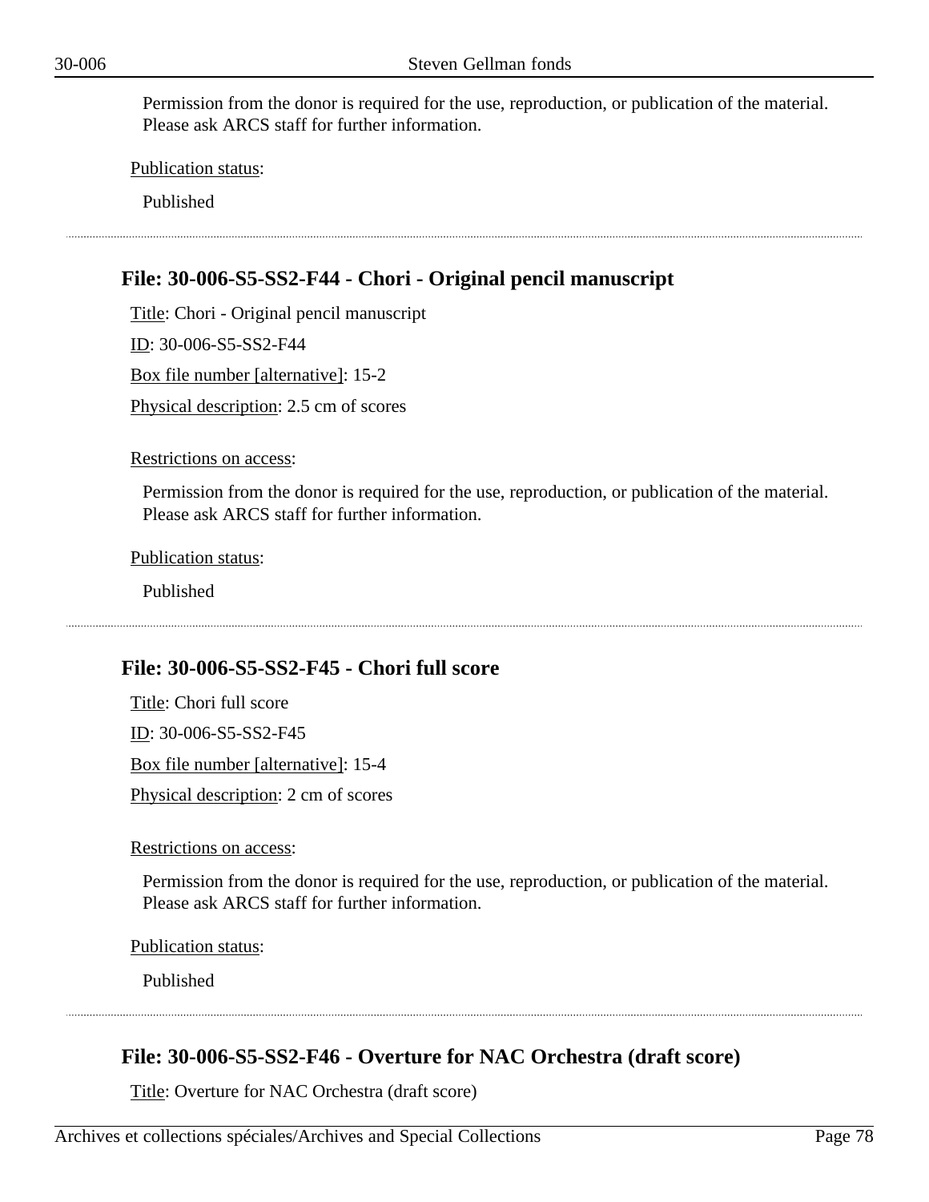Permission from the donor is required for the use, reproduction, or publication of the material. Please ask ARCS staff for further information.

Publication status:

Published

---

### File: 30-006-S5-SS2-F44 - Chori - Original pencil manuscript

Title: Chori - Original pencil manuscript

ID: 30-006-S5-SS2-F44

Box file number [alternative]: 15-2

Physical description: 2.5 cm of scores

Restrictions on access:

Permission from the donor is required for the use, reproduction, or publication of the material. Please ask ARCS staff for further information.

Publication status:

Published

---

### File: 30-006-S5-SS2-F45 - Chori full score

Title: Chori full score

ID: 30-006-S5-SS2-F45

Box file number [alternative]: 15-4

Physical description: 2 cm of scores

Restrictions on access:

Permission from the donor is required for the use, reproduction, or publication of the material. Please ask ARCS staff for further information.

Publication status:

Published

---

### File: 30-006-S5-SS2-F46 - Overture for NAC Orchestra (draft score)

Title: Overture for NAC Orchestra (draft score)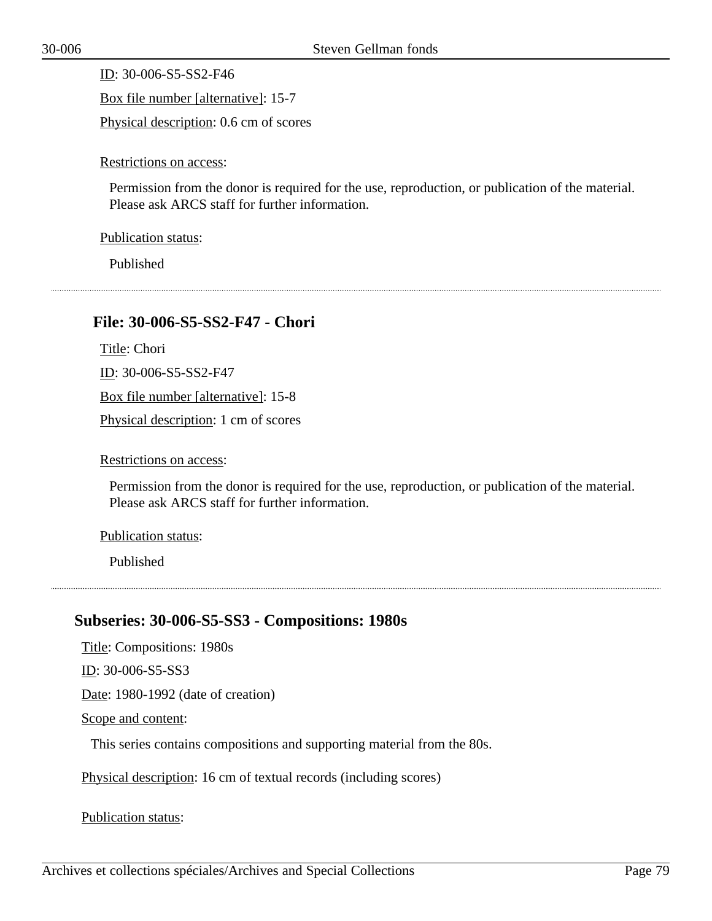ID: 30-006-S5-SS2-F46

Box file number [alternative]: 15-7

Physical description: 0.6 cm of scores

Restrictions on access:

Permission from the donor is required for the use, reproduction, or publication of the material. Please ask ARCS staff for further information.

Publication status:

Published

---

### File: 30-006-S5-SS2-F47 - Chori

Title: Chori

ID: 30-006-S5-SS2-F47

Box file number [alternative]: 15-8

Physical description: 1 cm of scores

Restrictions on access:

Permission from the donor is required for the use, reproduction, or publication of the material. Please ask ARCS staff for further information.

Publication status:

Published

---

## Subseries: 30-006-S5-SS3 - Compositions: 1980s

Title: Compositions: 1980s

ID: 30-006-S5-SS3

Date: 1980-1992 (date of creation)

Scope and content:

This series contains compositions and supporting material from the 80s.

Physical description: 16 cm of textual records (including scores)

Publication status: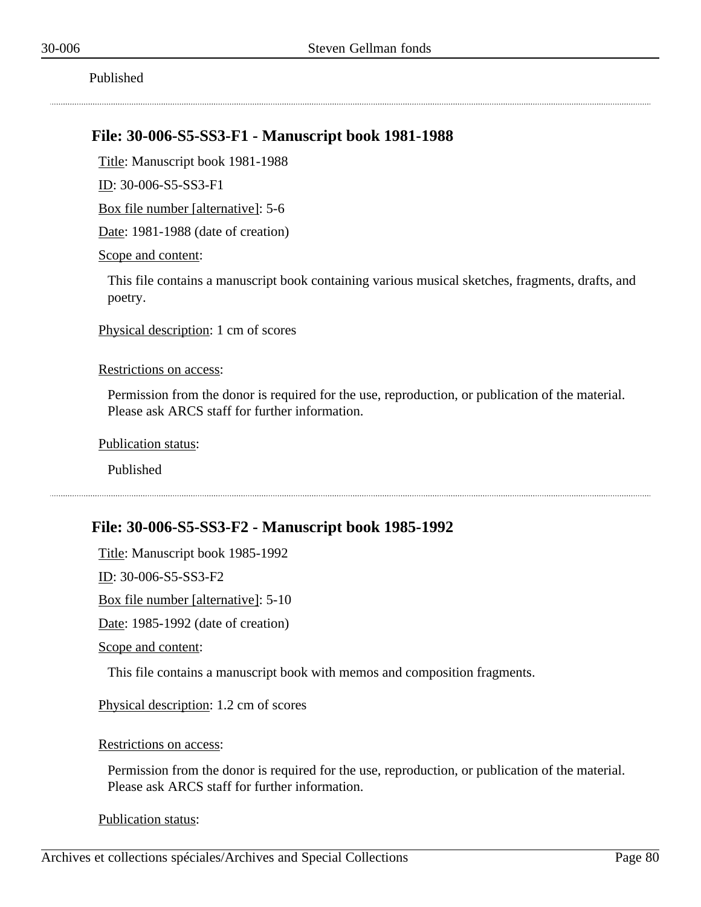Published

---

### File: 30-006-S5-SS3-F1 - Manuscript book 1981-1988

Title: Manuscript book 1981-1988

ID: 30-006-S5-SS3-F1

Box file number [alternative]: 5-6

Date: 1981-1988 (date of creation)

Scope and content:

This file contains a manuscript book containing various musical sketches, fragments, drafts, and poetry.

Physical description: 1 cm of scores

Restrictions on access:

Permission from the donor is required for the use, reproduction, or publication of the material. Please ask ARCS staff for further information.

Publication status:

Published

---

### File: 30-006-S5-SS3-F2 - Manuscript book 1985-1992

Title: Manuscript book 1985-1992

ID: 30-006-S5-SS3-F2

Box file number [alternative]: 5-10

Date: 1985-1992 (date of creation)

Scope and content:

This file contains a manuscript book with memos and composition fragments.

Physical description: 1.2 cm of scores

Restrictions on access:

Permission from the donor is required for the use, reproduction, or publication of the material. Please ask ARCS staff for further information.

Publication status: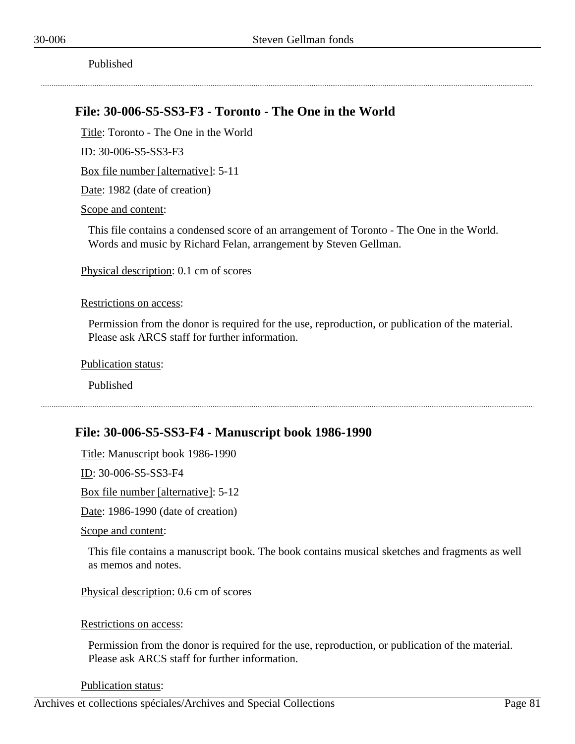Published

## File: 30-006-S5-SS3-F3 - Toronto - The One in the World

Title: Toronto - The One in the World

ID: 30-006-S5-SS3-F3

Box file number [alternative]: 5-11

Date: 1982 (date of creation)

Scope and content:

This file contains a condensed score of an arrangement of Toronto - The One in the World. Words and music by Richard Felan, arrangement by Steven Gellman.

Physical description: 0.1 cm of scores

Restrictions on access:

Permission from the donor is required for the use, reproduction, or publication of the material. Please ask ARCS staff for further information.

Publication status:

Published

## File: 30-006-S5-SS3-F4 - Manuscript book 1986-1990

Title: Manuscript book 1986-1990

ID: 30-006-S5-SS3-F4

Box file number [alternative]: 5-12

Date: 1986-1990 (date of creation)

Scope and content:

This file contains a manuscript book. The book contains musical sketches and fragments as well as memos and notes.

Physical description: 0.6 cm of scores

Restrictions on access:

Permission from the donor is required for the use, reproduction, or publication of the material. Please ask ARCS staff for further information.

Publication status: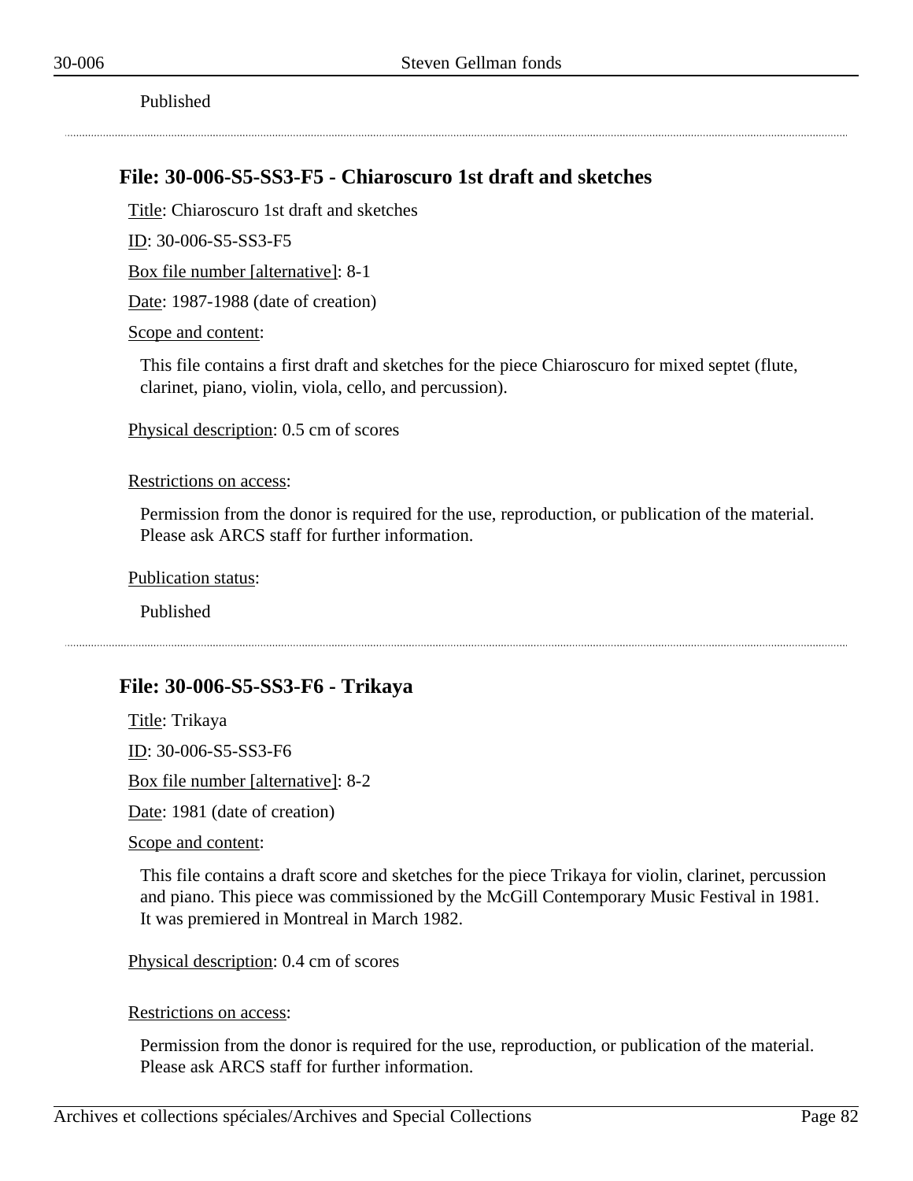Published

---

## File: 30-006-S5-SS3-F5 - Chiaroscuro 1st draft and sketches

Title: Chiaroscuro 1st draft and sketches

ID: 30-006-S5-SS3-F5

Box file number [alternative]: 8-1

Date: 1987-1988 (date of creation)

Scope and content:

This file contains a first draft and sketches for the piece Chiaroscuro for mixed septet (flute, clarinet, piano, violin, viola, cello, and percussion).

Physical description: 0.5 cm of scores

Restrictions on access:

Permission from the donor is required for the use, reproduction, or publication of the material. Please ask ARCS staff for further information.

Publication status:

Published

---

## File: 30-006-S5-SS3-F6 - Trikaya

Title: Trikaya

ID: 30-006-S5-SS3-F6

Box file number [alternative]: 8-2

Date: 1981 (date of creation)

Scope and content:

This file contains a draft score and sketches for the piece Trikaya for violin, clarinet, percussion and piano. This piece was commissioned by the McGill Contemporary Music Festival in 1981. It was premiered in Montreal in March 1982.

Physical description: 0.4 cm of scores

Restrictions on access:

Permission from the donor is required for the use, reproduction, or publication of the material. Please ask ARCS staff for further information.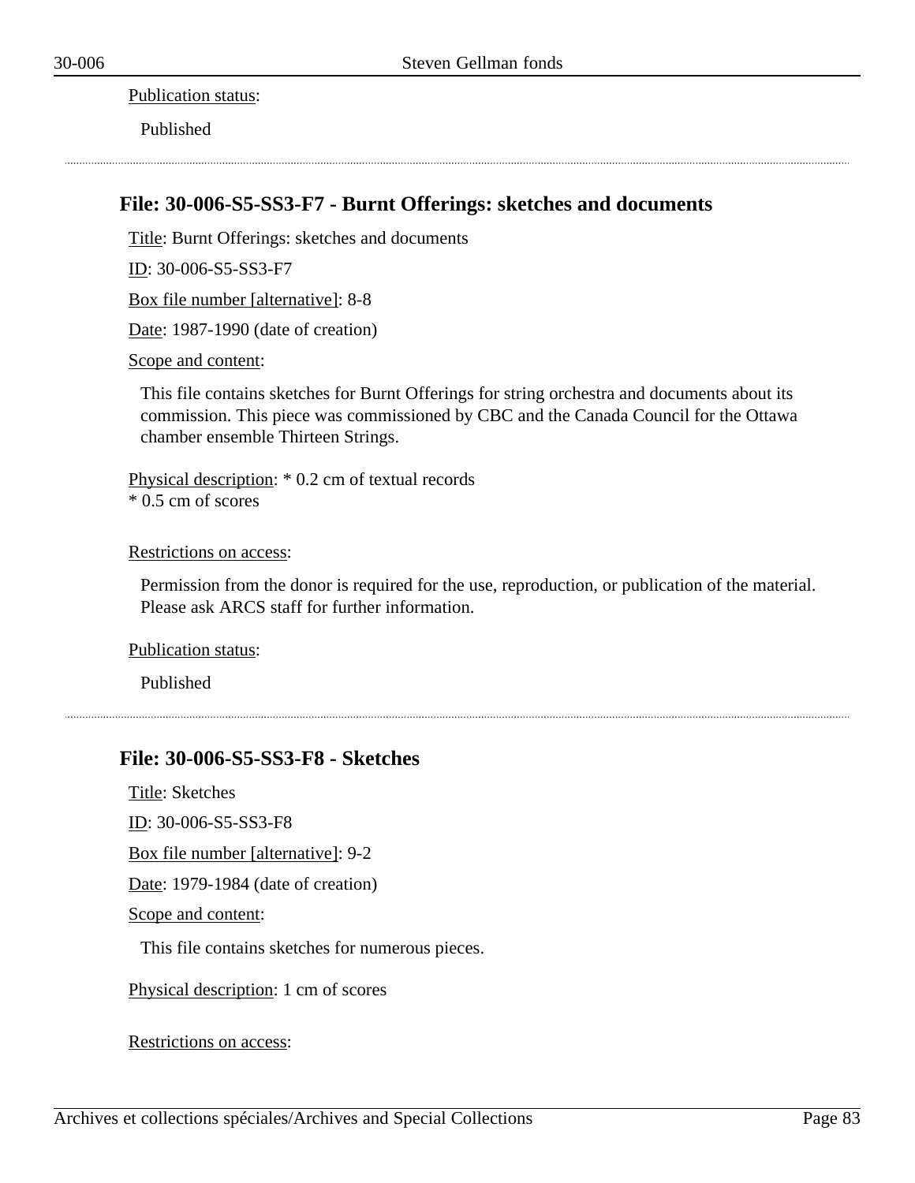Publication status:

Published

## File: 30-006-S5-SS3-F7 - Burnt Offerings: sketches and documents

Title: Burnt Offerings: sketches and documents

ID: 30-006-S5-SS3-F7

Box file number [alternative]: 8-8

Date: 1987-1990 (date of creation)

Scope and content:

This file contains sketches for Burnt Offerings for string orchestra and documents about its commission. This piece was commissioned by CBC and the Canada Council for the Ottawa chamber ensemble Thirteen Strings.

Physical description: * 0.2 cm of textual records
* 0.5 cm of scores

Restrictions on access:

Permission from the donor is required for the use, reproduction, or publication of the material. Please ask ARCS staff for further information.

Publication status:

Published

## File: 30-006-S5-SS3-F8 - Sketches

Title: Sketches

ID: 30-006-S5-SS3-F8

Box file number [alternative]: 9-2

Date: 1979-1984 (date of creation)

Scope and content:

This file contains sketches for numerous pieces.

Physical description: 1 cm of scores

Restrictions on access: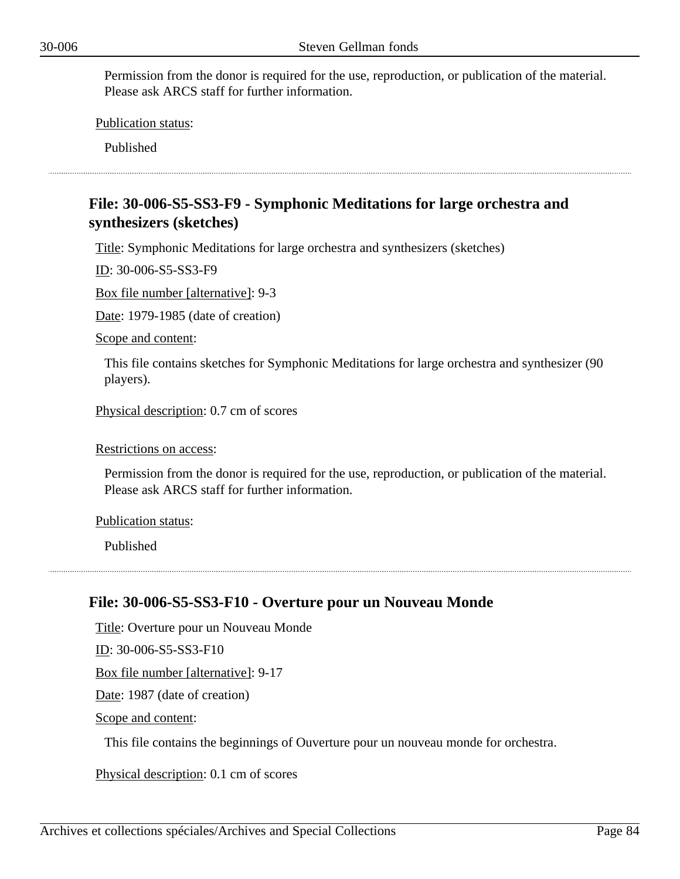Permission from the donor is required for the use, reproduction, or publication of the material. Please ask ARCS staff for further information.

Publication status:

Published

---

### File: 30-006-S5-SS3-F9 - Symphonic Meditations for large orchestra and synthesizers (sketches)

Title: Symphonic Meditations for large orchestra and synthesizers (sketches)

ID: 30-006-S5-SS3-F9

Box file number [alternative]: 9-3

Date: 1979-1985 (date of creation)

Scope and content:

This file contains sketches for Symphonic Meditations for large orchestra and synthesizer (90 players).

Physical description: 0.7 cm of scores

Restrictions on access:

Permission from the donor is required for the use, reproduction, or publication of the material. Please ask ARCS staff for further information.

Publication status:

Published

---

### File: 30-006-S5-SS3-F10 - Overture pour un Nouveau Monde

Title: Overture pour un Nouveau Monde

ID: 30-006-S5-SS3-F10

Box file number [alternative]: 9-17

Date: 1987 (date of creation)

Scope and content:

This file contains the beginnings of Ouverture pour un nouveau monde for orchestra.

Physical description: 0.1 cm of scores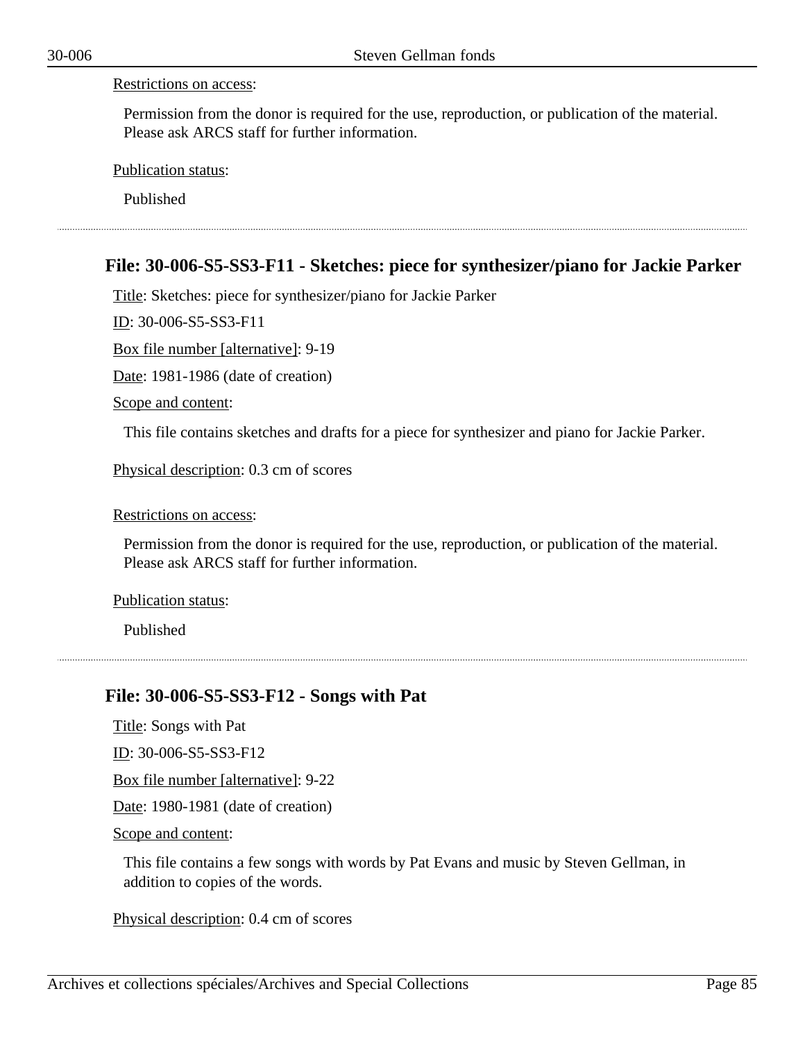Restrictions on access:

Permission from the donor is required for the use, reproduction, or publication of the material. Please ask ARCS staff for further information.

Publication status:

Published

---

## File: 30-006-S5-SS3-F11 - Sketches: piece for synthesizer/piano for Jackie Parker

Title: Sketches: piece for synthesizer/piano for Jackie Parker

ID: 30-006-S5-SS3-F11

Box file number [alternative]: 9-19

Date: 1981-1986 (date of creation)

Scope and content:

This file contains sketches and drafts for a piece for synthesizer and piano for Jackie Parker.

Physical description: 0.3 cm of scores

Restrictions on access:

Permission from the donor is required for the use, reproduction, or publication of the material. Please ask ARCS staff for further information.

Publication status:

Published

---

## File: 30-006-S5-SS3-F12 - Songs with Pat

Title: Songs with Pat

ID: 30-006-S5-SS3-F12

Box file number [alternative]: 9-22

Date: 1980-1981 (date of creation)

Scope and content:

This file contains a few songs with words by Pat Evans and music by Steven Gellman, in addition to copies of the words.

Physical description: 0.4 cm of scores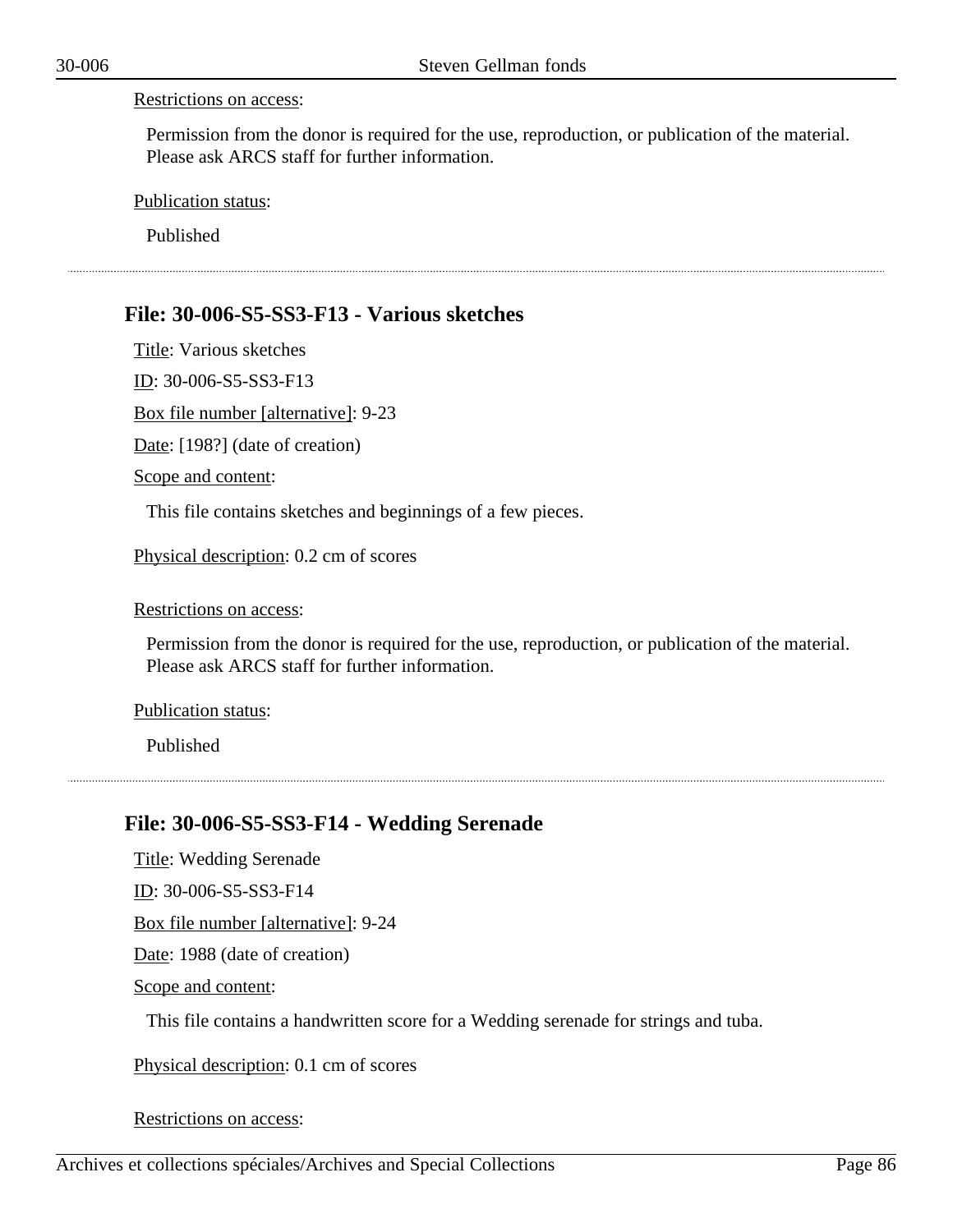Restrictions on access:

Permission from the donor is required for the use, reproduction, or publication of the material. Please ask ARCS staff for further information.

Publication status:

Published

---

### File: 30-006-S5-SS3-F13 - Various sketches

Title: Various sketches

ID: 30-006-S5-SS3-F13

Box file number [alternative]: 9-23

Date: [198?] (date of creation)

Scope and content:

This file contains sketches and beginnings of a few pieces.

Physical description: 0.2 cm of scores

Restrictions on access:

Permission from the donor is required for the use, reproduction, or publication of the material. Please ask ARCS staff for further information.

Publication status:

Published

---

### File: 30-006-S5-SS3-F14 - Wedding Serenade

Title: Wedding Serenade

ID: 30-006-S5-SS3-F14

Box file number [alternative]: 9-24

Date: 1988 (date of creation)

Scope and content:

This file contains a handwritten score for a Wedding serenade for strings and tuba.

Physical description: 0.1 cm of scores

Restrictions on access: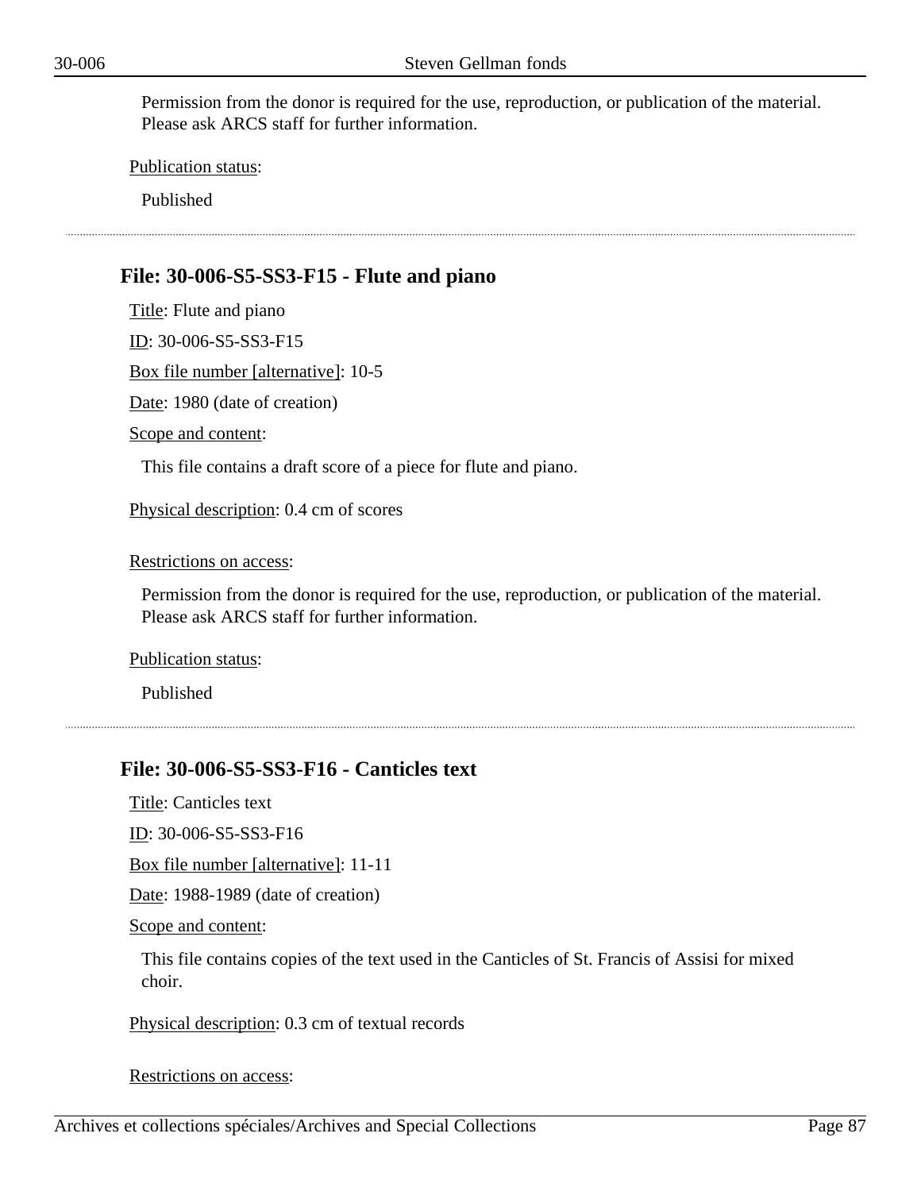Permission from the donor is required for the use, reproduction, or publication of the material. Please ask ARCS staff for further information.

Publication status:

Published

---

### File: 30-006-S5-SS3-F15 - Flute and piano

Title: Flute and piano

ID: 30-006-S5-SS3-F15

Box file number [alternative]: 10-5

Date: 1980 (date of creation)

Scope and content:

This file contains a draft score of a piece for flute and piano.

Physical description: 0.4 cm of scores

Restrictions on access:

Permission from the donor is required for the use, reproduction, or publication of the material. Please ask ARCS staff for further information.

Publication status:

Published

---

### File: 30-006-S5-SS3-F16 - Canticles text

Title: Canticles text

ID: 30-006-S5-SS3-F16

Box file number [alternative]: 11-11

Date: 1988-1989 (date of creation)

Scope and content:

This file contains copies of the text used in the Canticles of St. Francis of Assisi for mixed choir.

Physical description: 0.3 cm of textual records

Restrictions on access: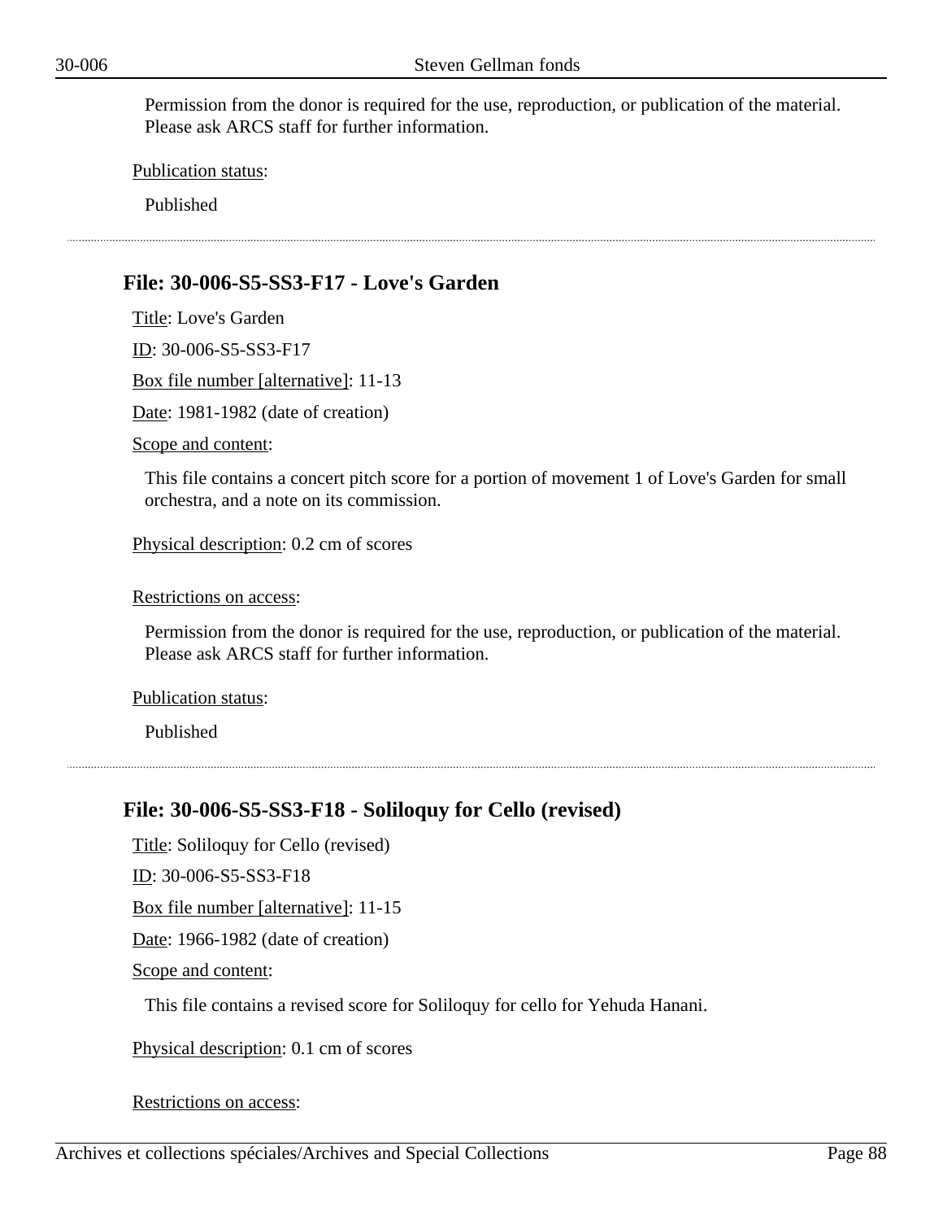Permission from the donor is required for the use, reproduction, or publication of the material. Please ask ARCS staff for further information.

Publication status:

Published

---

### File: 30-006-S5-SS3-F17 - Love's Garden

Title: Love's Garden

ID: 30-006-S5-SS3-F17

Box file number [alternative]: 11-13

Date: 1981-1982 (date of creation)

Scope and content:

This file contains a concert pitch score for a portion of movement 1 of Love's Garden for small orchestra, and a note on its commission.

Physical description: 0.2 cm of scores

Restrictions on access:

Permission from the donor is required for the use, reproduction, or publication of the material. Please ask ARCS staff for further information.

Publication status:

Published

---

### File: 30-006-S5-SS3-F18 - Soliloquy for Cello (revised)

Title: Soliloquy for Cello (revised)

ID: 30-006-S5-SS3-F18

Box file number [alternative]: 11-15

Date: 1966-1982 (date of creation)

Scope and content:

This file contains a revised score for Soliloquy for cello for Yehuda Hanani.

Physical description: 0.1 cm of scores

Restrictions on access: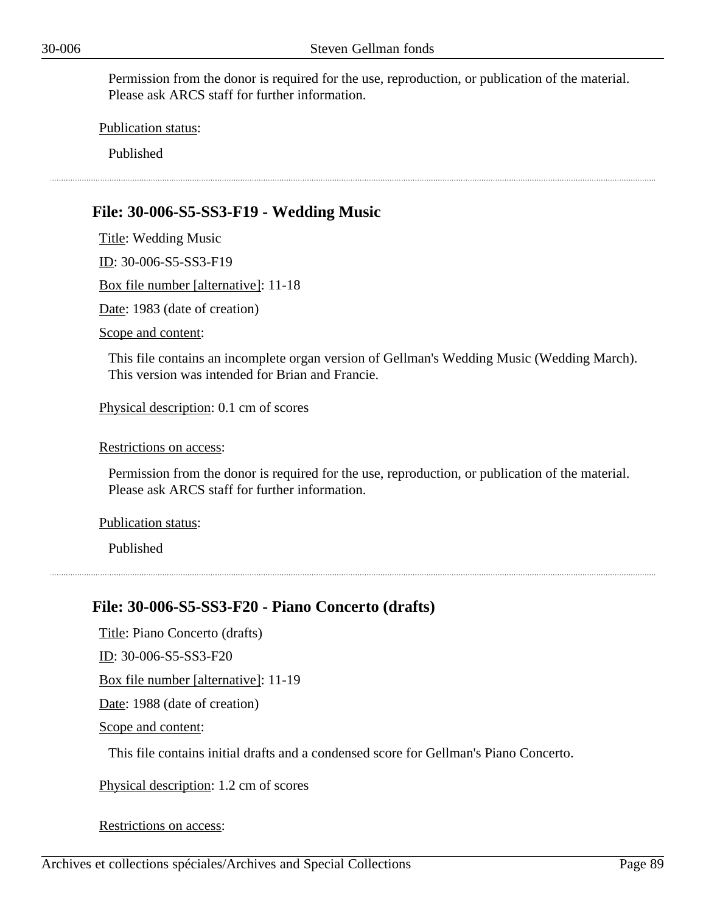Permission from the donor is required for the use, reproduction, or publication of the material. Please ask ARCS staff for further information.

Publication status:

Published

## File: 30-006-S5-SS3-F19 - Wedding Music

Title: Wedding Music

ID: 30-006-S5-SS3-F19

Box file number [alternative]: 11-18

Date: 1983 (date of creation)

Scope and content:

This file contains an incomplete organ version of Gellman's Wedding Music (Wedding March). This version was intended for Brian and Francie.

Physical description: 0.1 cm of scores

Restrictions on access:

Permission from the donor is required for the use, reproduction, or publication of the material. Please ask ARCS staff for further information.

Publication status:

Published

## File: 30-006-S5-SS3-F20 - Piano Concerto (drafts)

Title: Piano Concerto (drafts)

ID: 30-006-S5-SS3-F20

Box file number [alternative]: 11-19

Date: 1988 (date of creation)

Scope and content:

This file contains initial drafts and a condensed score for Gellman's Piano Concerto.

Physical description: 1.2 cm of scores

Restrictions on access: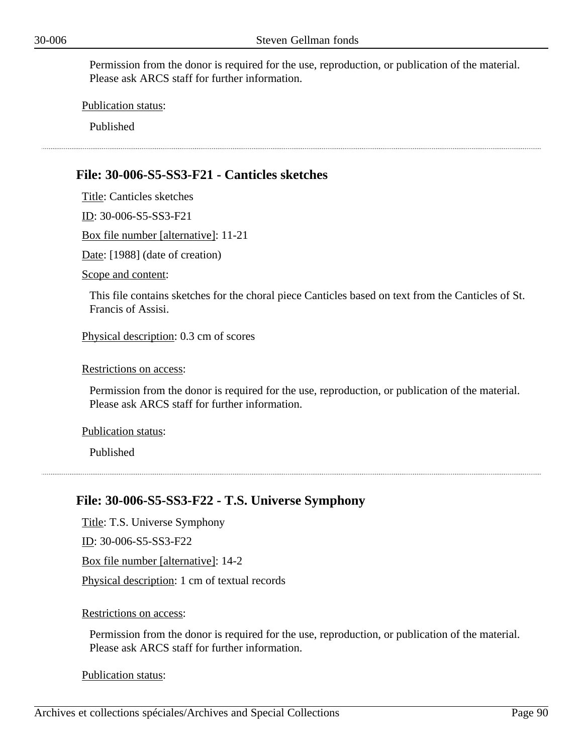Permission from the donor is required for the use, reproduction, or publication of the material. Please ask ARCS staff for further information.

Publication status:

Published

---

### File: 30-006-S5-SS3-F21 - Canticles sketches

Title: Canticles sketches

ID: 30-006-S5-SS3-F21

Box file number [alternative]: 11-21

Date: [1988] (date of creation)

Scope and content:

This file contains sketches for the choral piece Canticles based on text from the Canticles of St. Francis of Assisi.

Physical description: 0.3 cm of scores

Restrictions on access:

Permission from the donor is required for the use, reproduction, or publication of the material. Please ask ARCS staff for further information.

Publication status:

Published

---

### File: 30-006-S5-SS3-F22 - T.S. Universe Symphony

Title: T.S. Universe Symphony

ID: 30-006-S5-SS3-F22

Box file number [alternative]: 14-2

Physical description: 1 cm of textual records

Restrictions on access:

Permission from the donor is required for the use, reproduction, or publication of the material. Please ask ARCS staff for further information.

Publication status: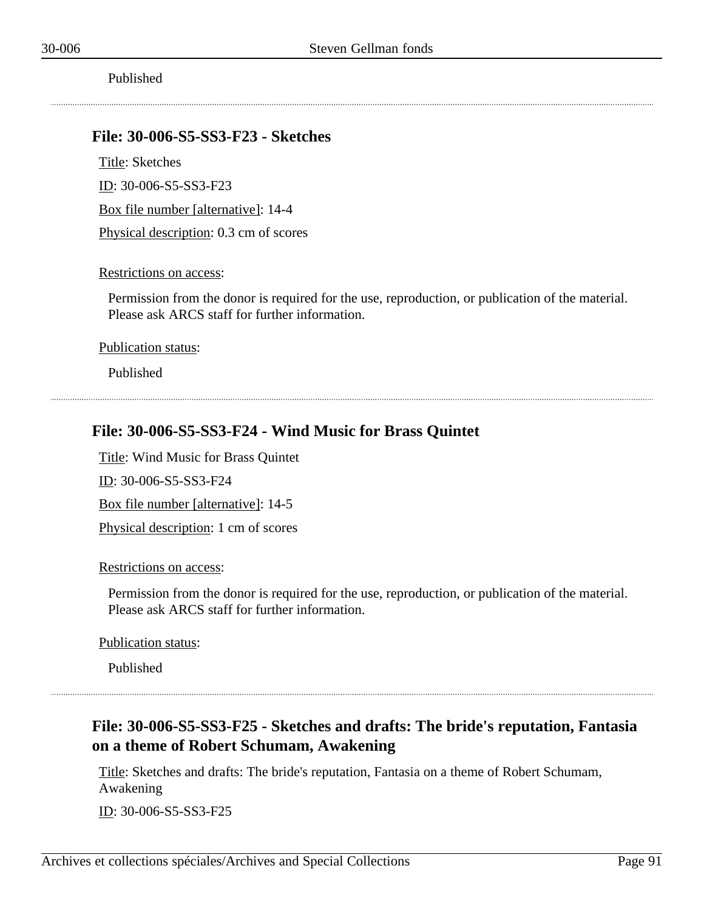Published

---

### File: 30-006-S5-SS3-F23 - Sketches

Title: Sketches

ID: 30-006-S5-SS3-F23

Box file number [alternative]: 14-4

Physical description: 0.3 cm of scores

Restrictions on access:

Permission from the donor is required for the use, reproduction, or publication of the material. Please ask ARCS staff for further information.

Publication status:

Published

---

### File: 30-006-S5-SS3-F24 - Wind Music for Brass Quintet

Title: Wind Music for Brass Quintet

ID: 30-006-S5-SS3-F24

Box file number [alternative]: 14-5

Physical description: 1 cm of scores

Restrictions on access:

Permission from the donor is required for the use, reproduction, or publication of the material. Please ask ARCS staff for further information.

Publication status:

Published

---

### File: 30-006-S5-SS3-F25 - Sketches and drafts: The bride's reputation, Fantasia on a theme of Robert Schumam, Awakening

Title: Sketches and drafts: The bride's reputation, Fantasia on a theme of Robert Schumam, Awakening

ID: 30-006-S5-SS3-F25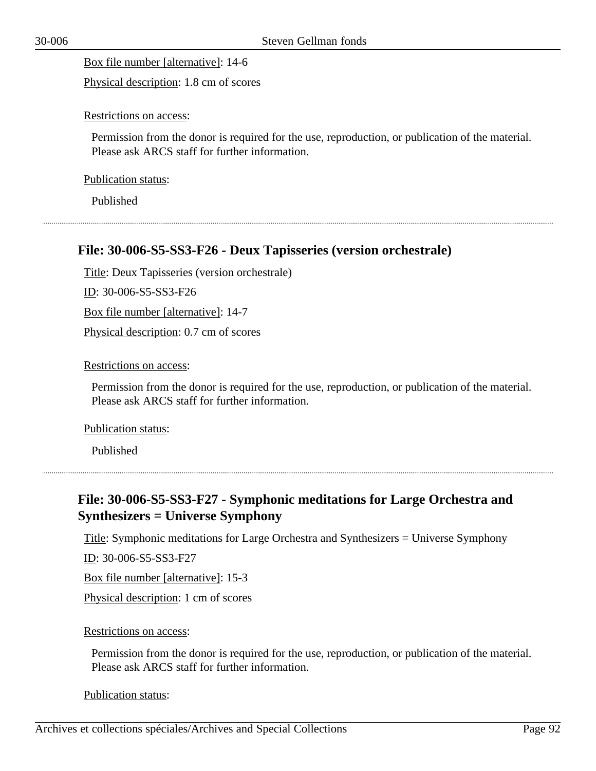Box file number [alternative]: 14-6

Physical description: 1.8 cm of scores

Restrictions on access:

Permission from the donor is required for the use, reproduction, or publication of the material. Please ask ARCS staff for further information.

Publication status:

Published

### File: 30-006-S5-SS3-F26 - Deux Tapisseries (version orchestrale)

Title: Deux Tapisseries (version orchestrale)

ID: 30-006-S5-SS3-F26

Box file number [alternative]: 14-7

Physical description: 0.7 cm of scores

Restrictions on access:

Permission from the donor is required for the use, reproduction, or publication of the material. Please ask ARCS staff for further information.

Publication status:

Published

### File: 30-006-S5-SS3-F27 - Symphonic meditations for Large Orchestra and Synthesizers = Universe Symphony

Title: Symphonic meditations for Large Orchestra and Synthesizers = Universe Symphony

ID: 30-006-S5-SS3-F27

Box file number [alternative]: 15-3

Physical description: 1 cm of scores

Restrictions on access:

Permission from the donor is required for the use, reproduction, or publication of the material. Please ask ARCS staff for further information.

Publication status: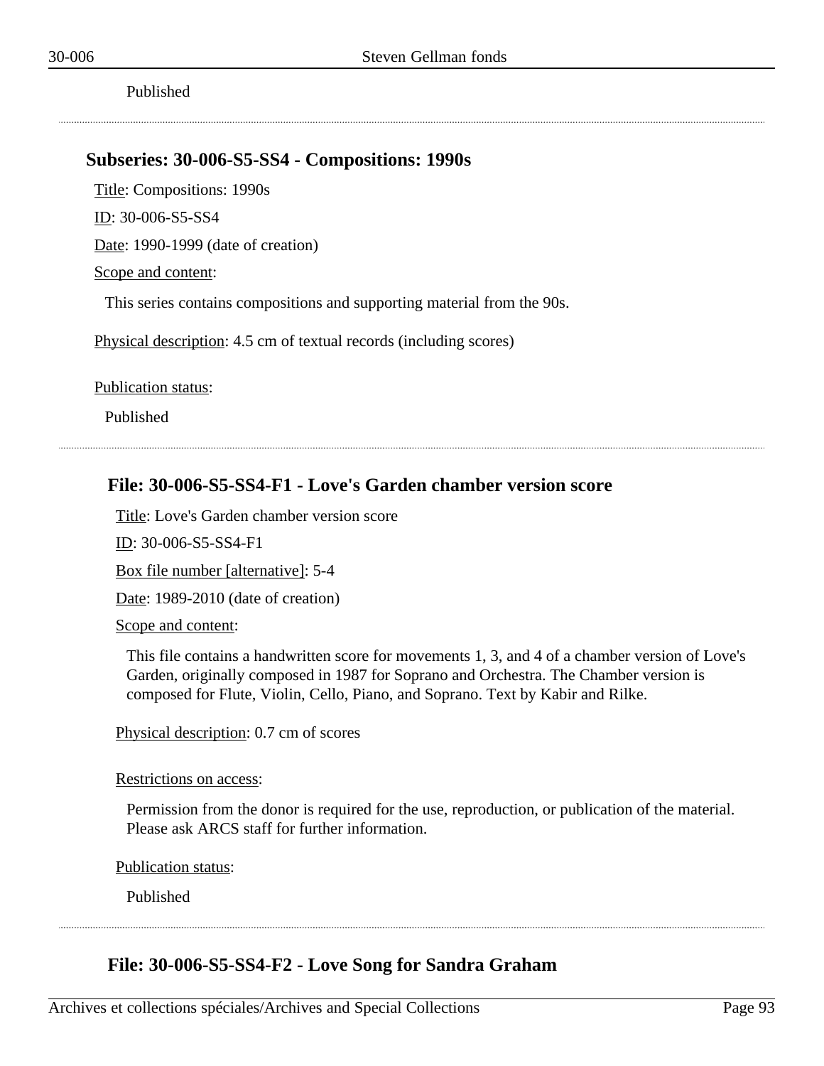Published

---

## Subseries: 30-006-S5-SS4 - Compositions: 1990s

Title: Compositions: 1990s

ID: 30-006-S5-SS4

Date: 1990-1999 (date of creation)

Scope and content:

This series contains compositions and supporting material from the 90s.

Physical description: 4.5 cm of textual records (including scores)

Publication status:

Published

---

### File: 30-006-S5-SS4-F1 - Love's Garden chamber version score

Title: Love's Garden chamber version score

ID: 30-006-S5-SS4-F1

Box file number [alternative]: 5-4

Date: 1989-2010 (date of creation)

Scope and content:

This file contains a handwritten score for movements 1, 3, and 4 of a chamber version of Love's Garden, originally composed in 1987 for Soprano and Orchestra. The Chamber version is composed for Flute, Violin, Cello, Piano, and Soprano. Text by Kabir and Rilke.

Physical description: 0.7 cm of scores

Restrictions on access:

Permission from the donor is required for the use, reproduction, or publication of the material. Please ask ARCS staff for further information.

Publication status:

Published

---

### File: 30-006-S5-SS4-F2 - Love Song for Sandra Graham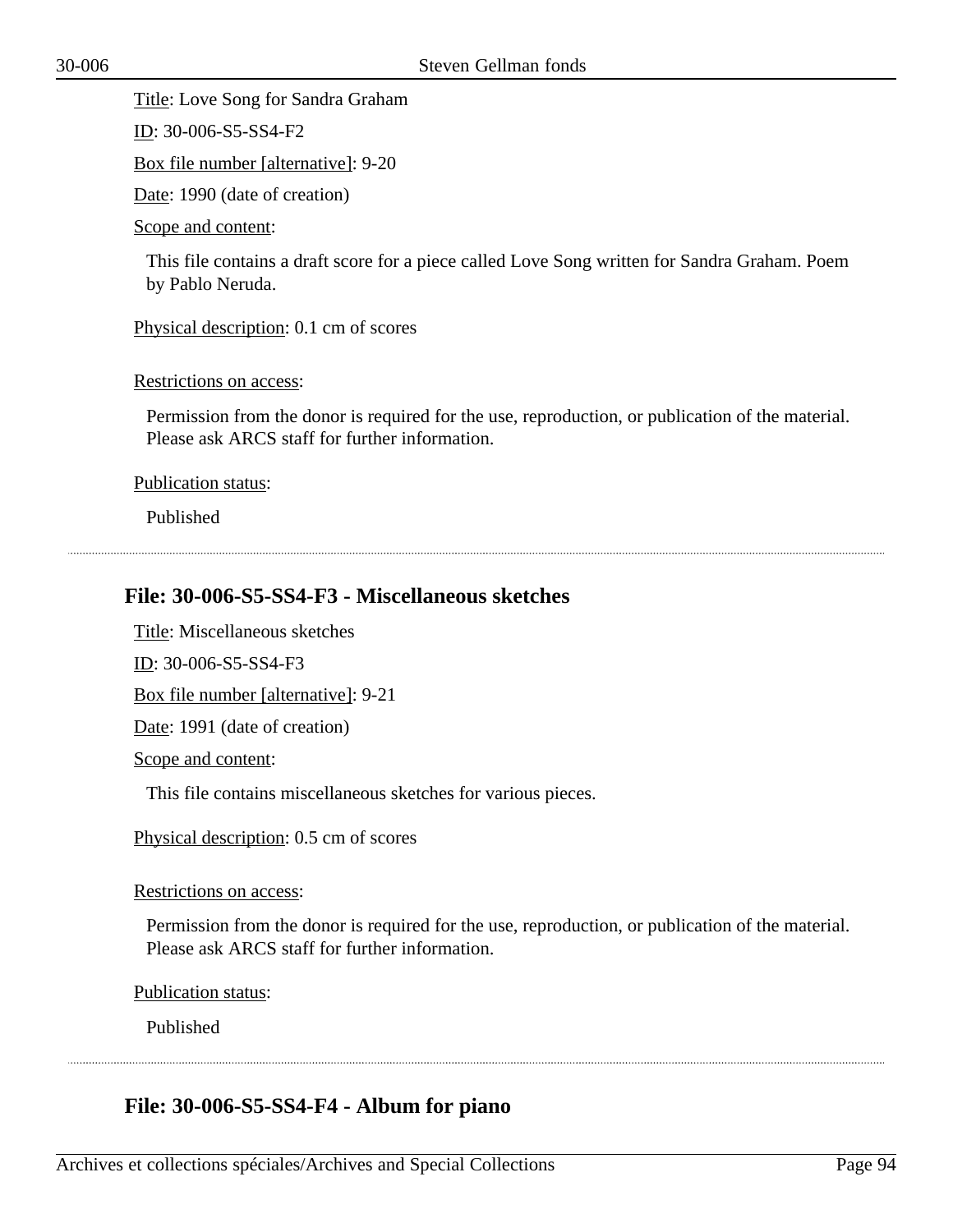Title: Love Song for Sandra Graham

ID: 30-006-S5-SS4-F2

Box file number [alternative]: 9-20

Date: 1990 (date of creation)

Scope and content:

This file contains a draft score for a piece called Love Song written for Sandra Graham. Poem by Pablo Neruda.

Physical description: 0.1 cm of scores

Restrictions on access:

Permission from the donor is required for the use, reproduction, or publication of the material. Please ask ARCS staff for further information.

Publication status:

Published

---

### File: 30-006-S5-SS4-F3 - Miscellaneous sketches

Title: Miscellaneous sketches

ID: 30-006-S5-SS4-F3

Box file number [alternative]: 9-21

Date: 1991 (date of creation)

Scope and content:

This file contains miscellaneous sketches for various pieces.

Physical description: 0.5 cm of scores

Restrictions on access:

Permission from the donor is required for the use, reproduction, or publication of the material. Please ask ARCS staff for further information.

Publication status:

Published

---

### File: 30-006-S5-SS4-F4 - Album for piano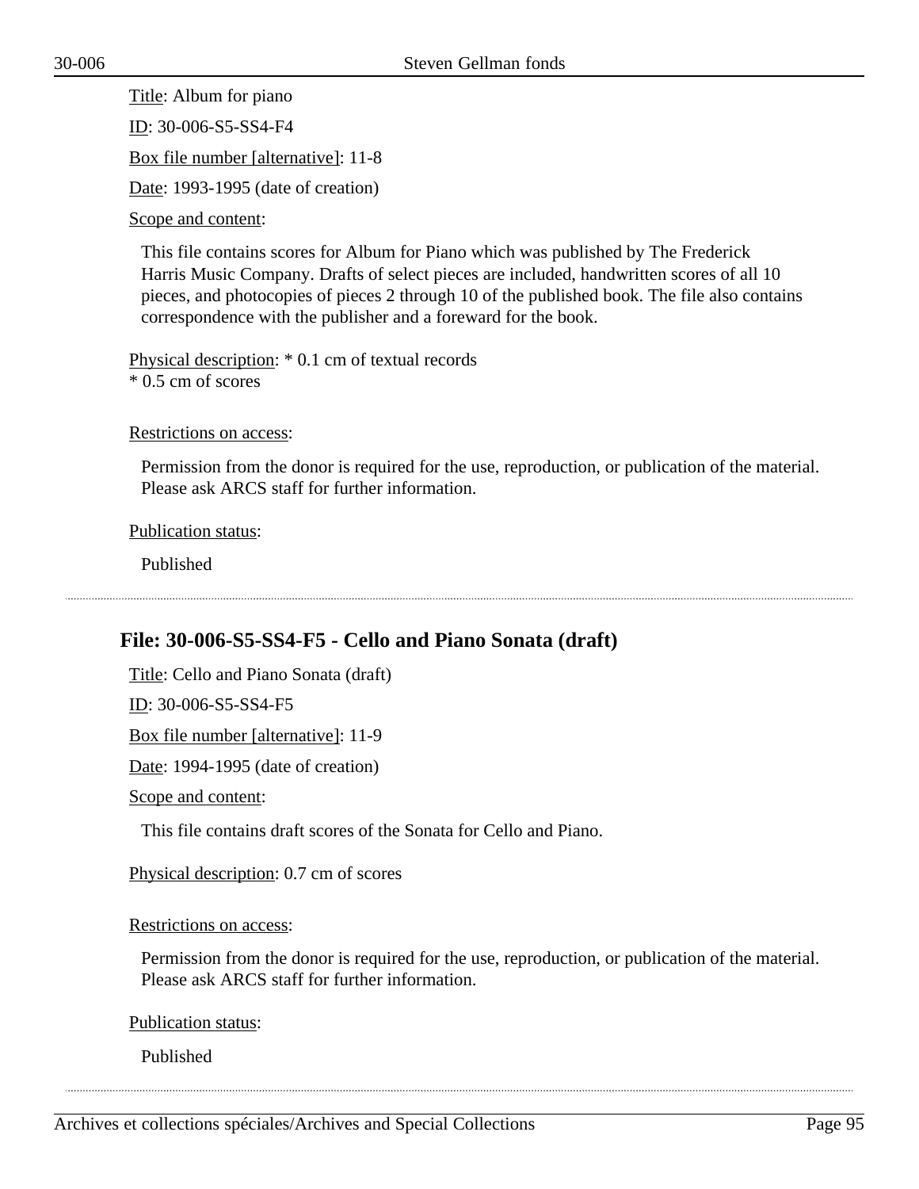Title: Album for piano

ID: 30-006-S5-SS4-F4

Box file number [alternative]: 11-8

Date: 1993-1995 (date of creation)

Scope and content:

This file contains scores for Album for Piano which was published by The Frederick Harris Music Company. Drafts of select pieces are included, handwritten scores of all 10 pieces, and photocopies of pieces 2 through 10 of the published book. The file also contains correspondence with the publisher and a foreward for the book.

Physical description: * 0.1 cm of textual records
* 0.5 cm of scores

Restrictions on access:

Permission from the donor is required for the use, reproduction, or publication of the material. Please ask ARCS staff for further information.

Publication status:

Published

---

## File: 30-006-S5-SS4-F5 - Cello and Piano Sonata (draft)

Title: Cello and Piano Sonata (draft)

ID: 30-006-S5-SS4-F5

Box file number [alternative]: 11-9

Date: 1994-1995 (date of creation)

Scope and content:

This file contains draft scores of the Sonata for Cello and Piano.

Physical description: 0.7 cm of scores

Restrictions on access:

Permission from the donor is required for the use, reproduction, or publication of the material. Please ask ARCS staff for further information.

Publication status:

Published

---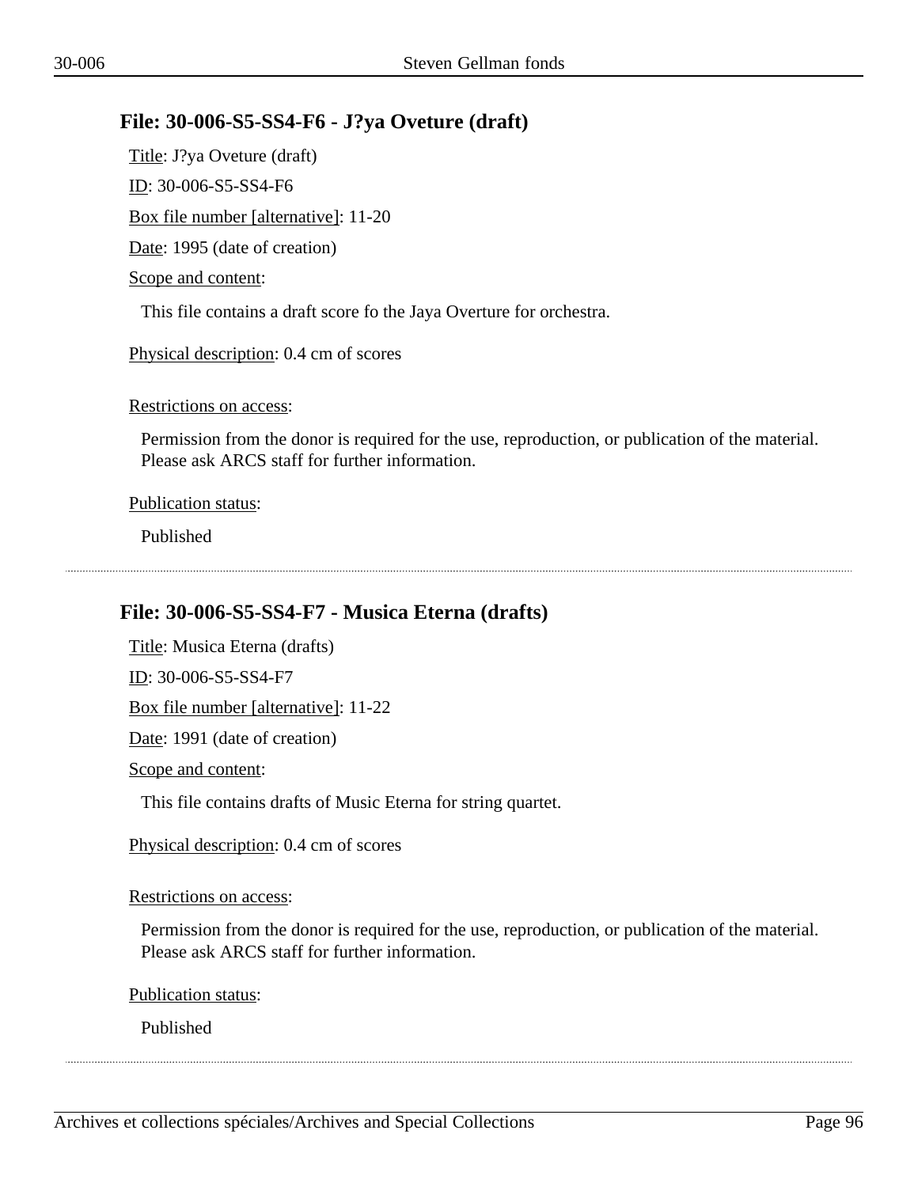### File: 30-006-S5-SS4-F6 - J?ya Oveture (draft)

Title: J?ya Oveture (draft)

ID: 30-006-S5-SS4-F6

Box file number [alternative]: 11-20

Date: 1995 (date of creation)

Scope and content:

This file contains a draft score fo the Jaya Overture for orchestra.

Physical description: 0.4 cm of scores

Restrictions on access:

Permission from the donor is required for the use, reproduction, or publication of the material. Please ask ARCS staff for further information.

Publication status:

Published

---

### File: 30-006-S5-SS4-F7 - Musica Eterna (drafts)

Title: Musica Eterna (drafts)

ID: 30-006-S5-SS4-F7

Box file number [alternative]: 11-22

Date: 1991 (date of creation)

Scope and content:

This file contains drafts of Music Eterna for string quartet.

Physical description: 0.4 cm of scores

Restrictions on access:

Permission from the donor is required for the use, reproduction, or publication of the material. Please ask ARCS staff for further information.

Publication status:

Published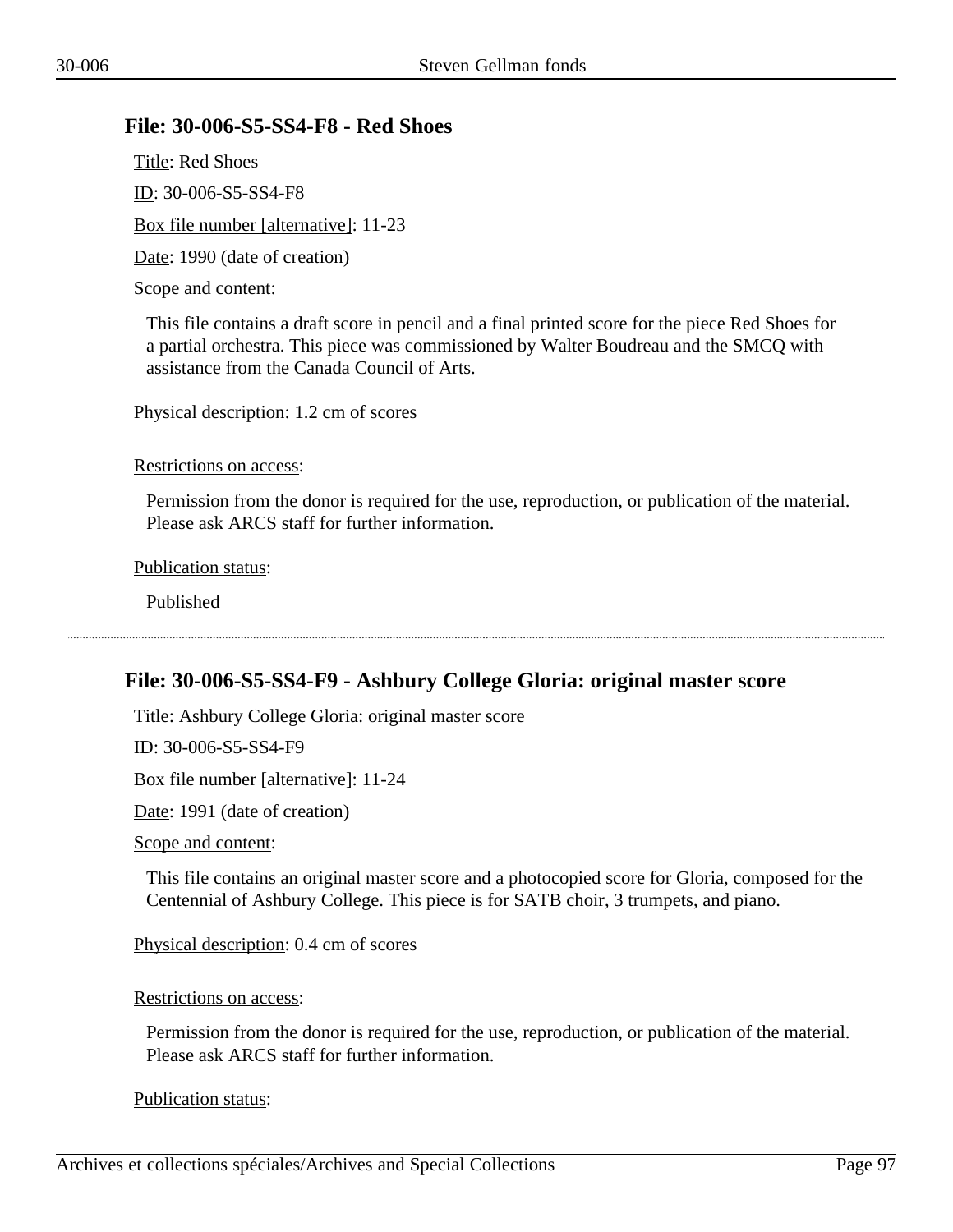## File: 30-006-S5-SS4-F8 - Red Shoes

Title: Red Shoes

ID: 30-006-S5-SS4-F8

Box file number [alternative]: 11-23

Date: 1990 (date of creation)

Scope and content:

This file contains a draft score in pencil and a final printed score for the piece Red Shoes for a partial orchestra. This piece was commissioned by Walter Boudreau and the SMCQ with assistance from the Canada Council of Arts.

Physical description: 1.2 cm of scores

Restrictions on access:

Permission from the donor is required for the use, reproduction, or publication of the material. Please ask ARCS staff for further information.

Publication status:

Published

---

## File: 30-006-S5-SS4-F9 - Ashbury College Gloria: original master score

Title: Ashbury College Gloria: original master score

ID: 30-006-S5-SS4-F9

Box file number [alternative]: 11-24

Date: 1991 (date of creation)

Scope and content:

This file contains an original master score and a photocopied score for Gloria, composed for the Centennial of Ashbury College. This piece is for SATB choir, 3 trumpets, and piano.

Physical description: 0.4 cm of scores

Restrictions on access:

Permission from the donor is required for the use, reproduction, or publication of the material. Please ask ARCS staff for further information.

Publication status: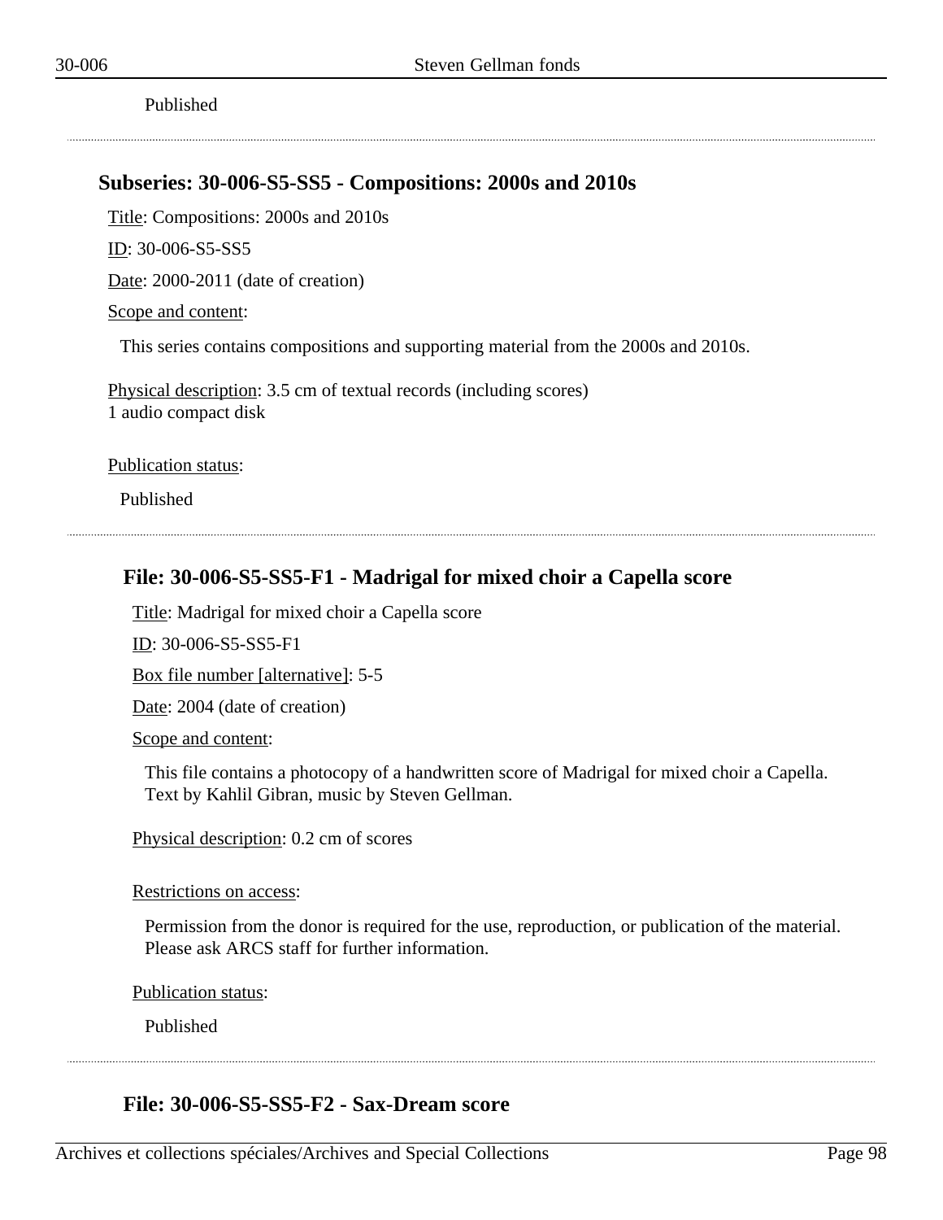Published

---

## Subseries: 30-006-S5-SS5 - Compositions: 2000s and 2010s

Title: Compositions: 2000s and 2010s

ID: 30-006-S5-SS5

Date: 2000-2011 (date of creation)

Scope and content:

This series contains compositions and supporting material from the 2000s and 2010s.

Physical description: 3.5 cm of textual records (including scores)
1 audio compact disk

Publication status:

Published

---

### File: 30-006-S5-SS5-F1 - Madrigal for mixed choir a Capella score

Title: Madrigal for mixed choir a Capella score

ID: 30-006-S5-SS5-F1

Box file number [alternative]: 5-5

Date: 2004 (date of creation)

Scope and content:

This file contains a photocopy of a handwritten score of Madrigal for mixed choir a Capella. Text by Kahlil Gibran, music by Steven Gellman.

Physical description: 0.2 cm of scores

Restrictions on access:

Permission from the donor is required for the use, reproduction, or publication of the material. Please ask ARCS staff for further information.

Publication status:

Published

---

### File: 30-006-S5-SS5-F2 - Sax-Dream score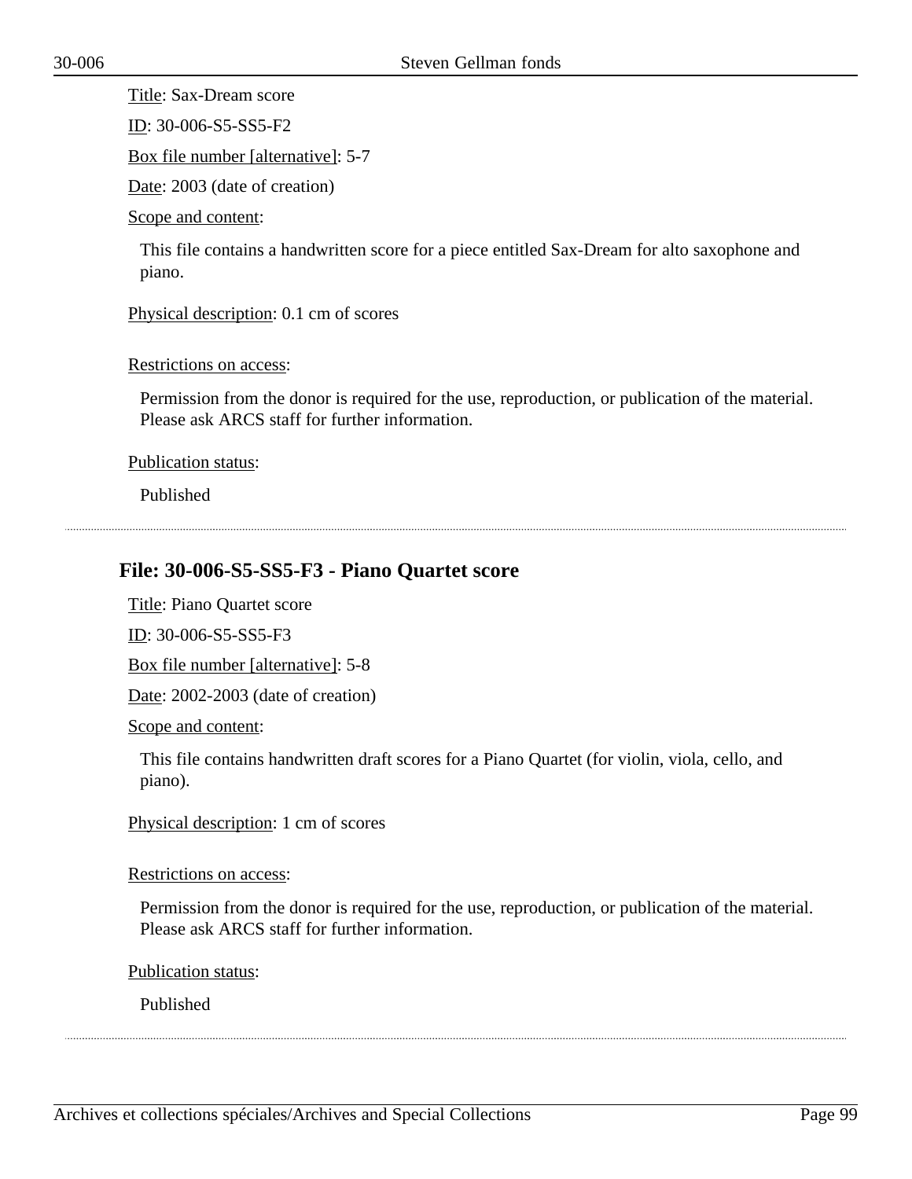Title: Sax-Dream score

ID: 30-006-S5-SS5-F2

Box file number [alternative]: 5-7

Date: 2003 (date of creation)

Scope and content:

This file contains a handwritten score for a piece entitled Sax-Dream for alto saxophone and piano.

Physical description: 0.1 cm of scores

Restrictions on access:

Permission from the donor is required for the use, reproduction, or publication of the material. Please ask ARCS staff for further information.

Publication status:

Published

---

### File: 30-006-S5-SS5-F3 - Piano Quartet score

Title: Piano Quartet score

ID: 30-006-S5-SS5-F3

Box file number [alternative]: 5-8

Date: 2002-2003 (date of creation)

Scope and content:

This file contains handwritten draft scores for a Piano Quartet (for violin, viola, cello, and piano).

Physical description: 1 cm of scores

Restrictions on access:

Permission from the donor is required for the use, reproduction, or publication of the material. Please ask ARCS staff for further information.

Publication status:

Published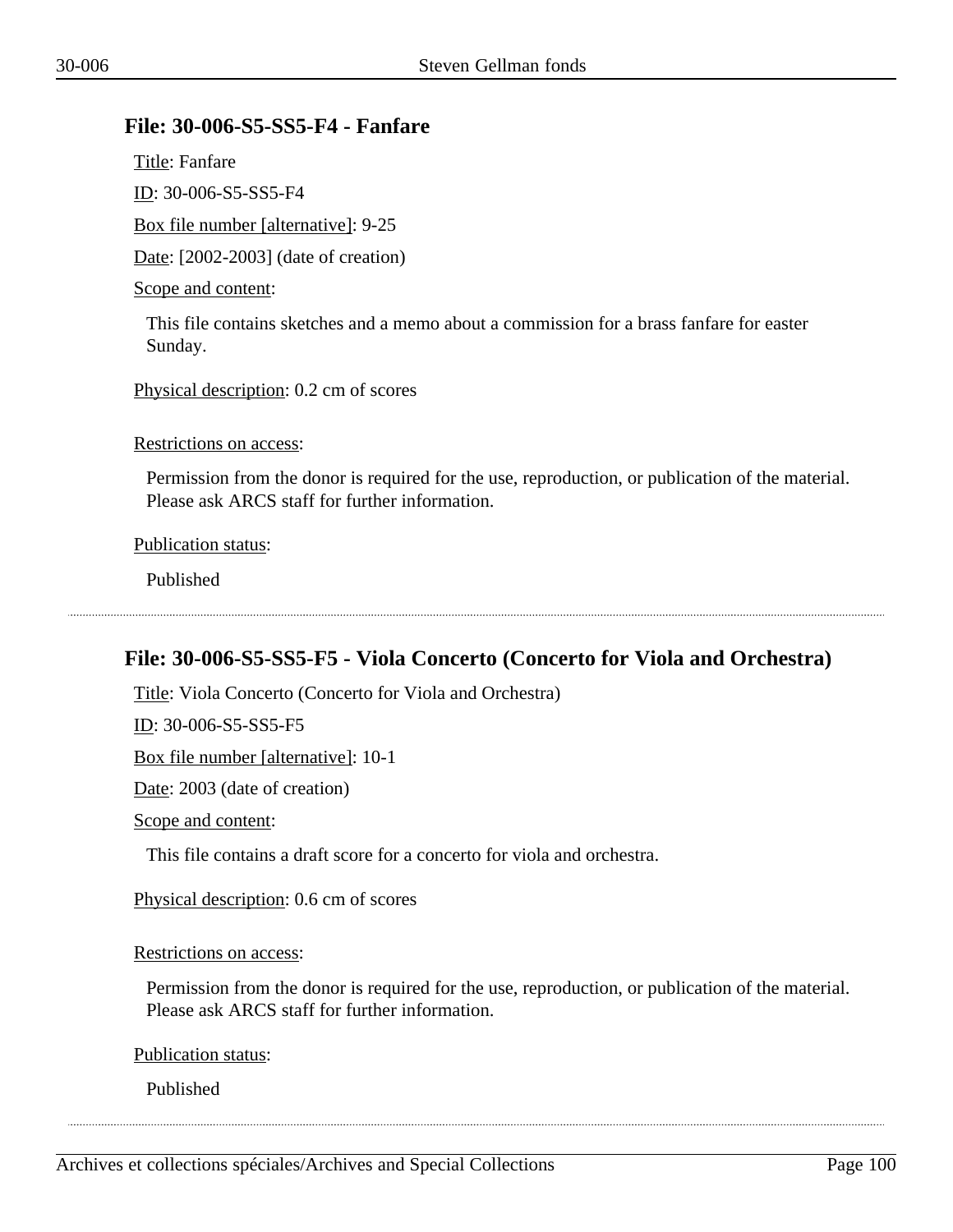### File: 30-006-S5-SS5-F4 - Fanfare

Title: Fanfare

ID: 30-006-S5-SS5-F4

Box file number [alternative]: 9-25

Date: [2002-2003] (date of creation)

Scope and content:

This file contains sketches and a memo about a commission for a brass fanfare for easter Sunday.

Physical description: 0.2 cm of scores

Restrictions on access:

Permission from the donor is required for the use, reproduction, or publication of the material. Please ask ARCS staff for further information.

Publication status:

Published

---

### File: 30-006-S5-SS5-F5 - Viola Concerto (Concerto for Viola and Orchestra)

Title: Viola Concerto (Concerto for Viola and Orchestra)

ID: 30-006-S5-SS5-F5

Box file number [alternative]: 10-1

Date: 2003 (date of creation)

Scope and content:

This file contains a draft score for a concerto for viola and orchestra.

Physical description: 0.6 cm of scores

Restrictions on access:

Permission from the donor is required for the use, reproduction, or publication of the material. Please ask ARCS staff for further information.

Publication status:

Published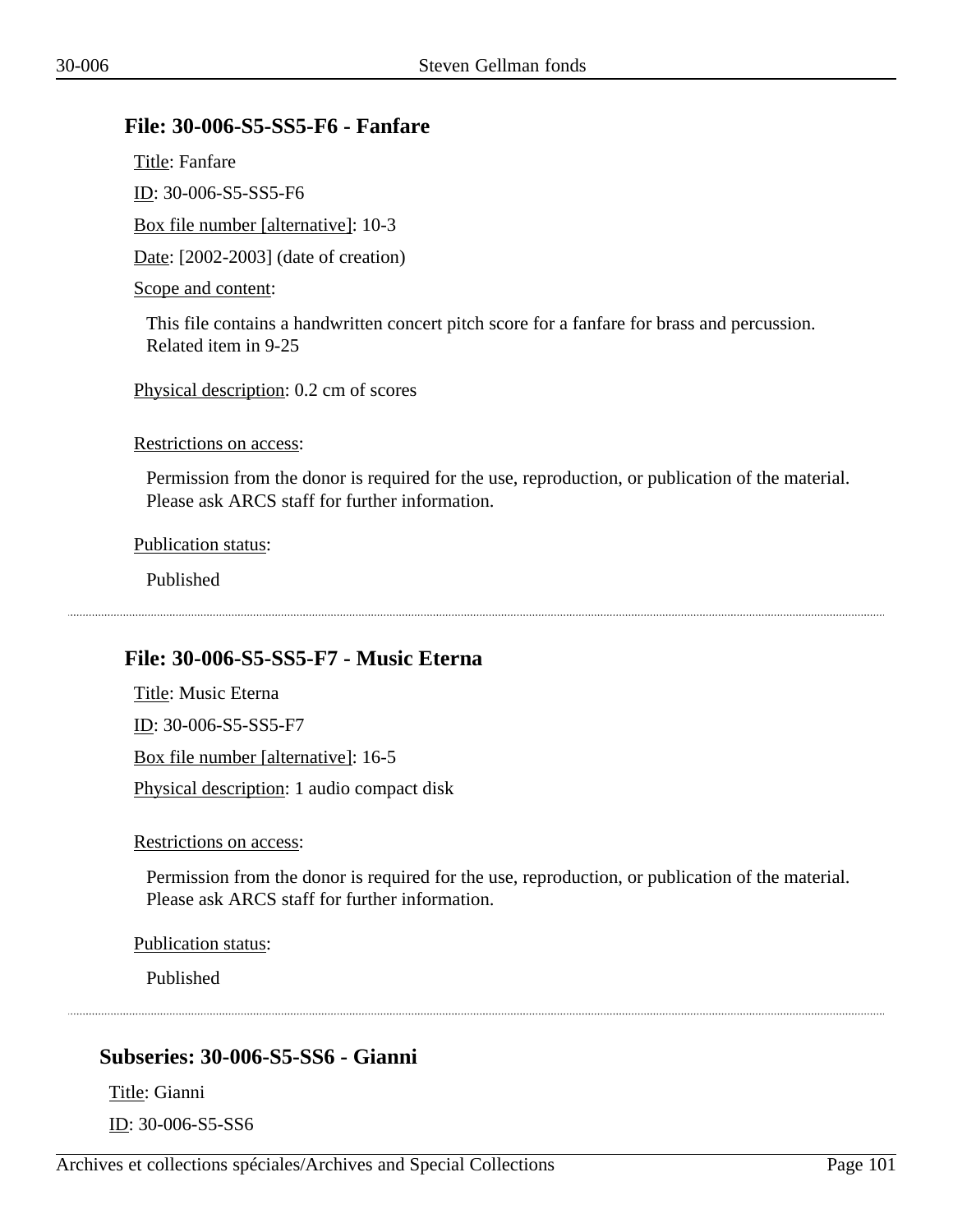### File: 30-006-S5-SS5-F6 - Fanfare

Title: Fanfare

ID: 30-006-S5-SS5-F6

Box file number [alternative]: 10-3

Date: [2002-2003] (date of creation)

Scope and content:

This file contains a handwritten concert pitch score for a fanfare for brass and percussion. Related item in 9-25

Physical description: 0.2 cm of scores

Restrictions on access:

Permission from the donor is required for the use, reproduction, or publication of the material. Please ask ARCS staff for further information.

Publication status:

Published

---

### File: 30-006-S5-SS5-F7 - Music Eterna

Title: Music Eterna

ID: 30-006-S5-SS5-F7

Box file number [alternative]: 16-5

Physical description: 1 audio compact disk

Restrictions on access:

Permission from the donor is required for the use, reproduction, or publication of the material. Please ask ARCS staff for further information.

Publication status:

Published

---

## Subseries: 30-006-S5-SS6 - Gianni

Title: Gianni

ID: 30-006-S5-SS6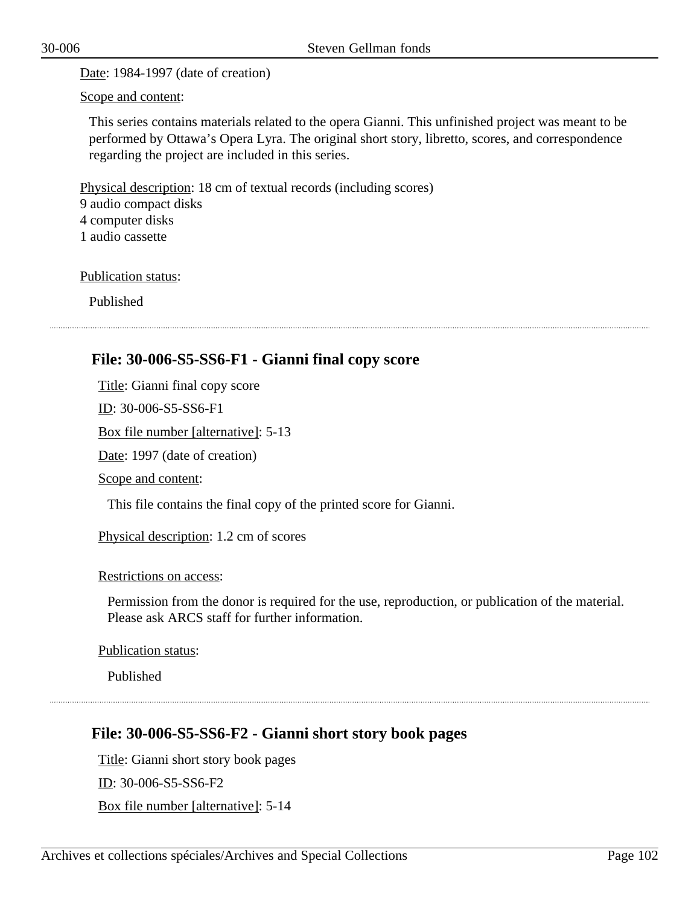Date: 1984-1997 (date of creation)

Scope and content:

This series contains materials related to the opera Gianni. This unfinished project was meant to be performed by Ottawa's Opera Lyra. The original short story, libretto, scores, and correspondence regarding the project are included in this series.

Physical description: 18 cm of textual records (including scores)
9 audio compact disks
4 computer disks
1 audio cassette

Publication status:

Published

---

## File: 30-006-S5-SS6-F1 - Gianni final copy score

Title: Gianni final copy score

ID: 30-006-S5-SS6-F1

Box file number [alternative]: 5-13

Date: 1997 (date of creation)

Scope and content:

This file contains the final copy of the printed score for Gianni.

Physical description: 1.2 cm of scores

Restrictions on access:

Permission from the donor is required for the use, reproduction, or publication of the material. Please ask ARCS staff for further information.

Publication status:

Published

---

## File: 30-006-S5-SS6-F2 - Gianni short story book pages

Title: Gianni short story book pages

ID: 30-006-S5-SS6-F2

Box file number [alternative]: 5-14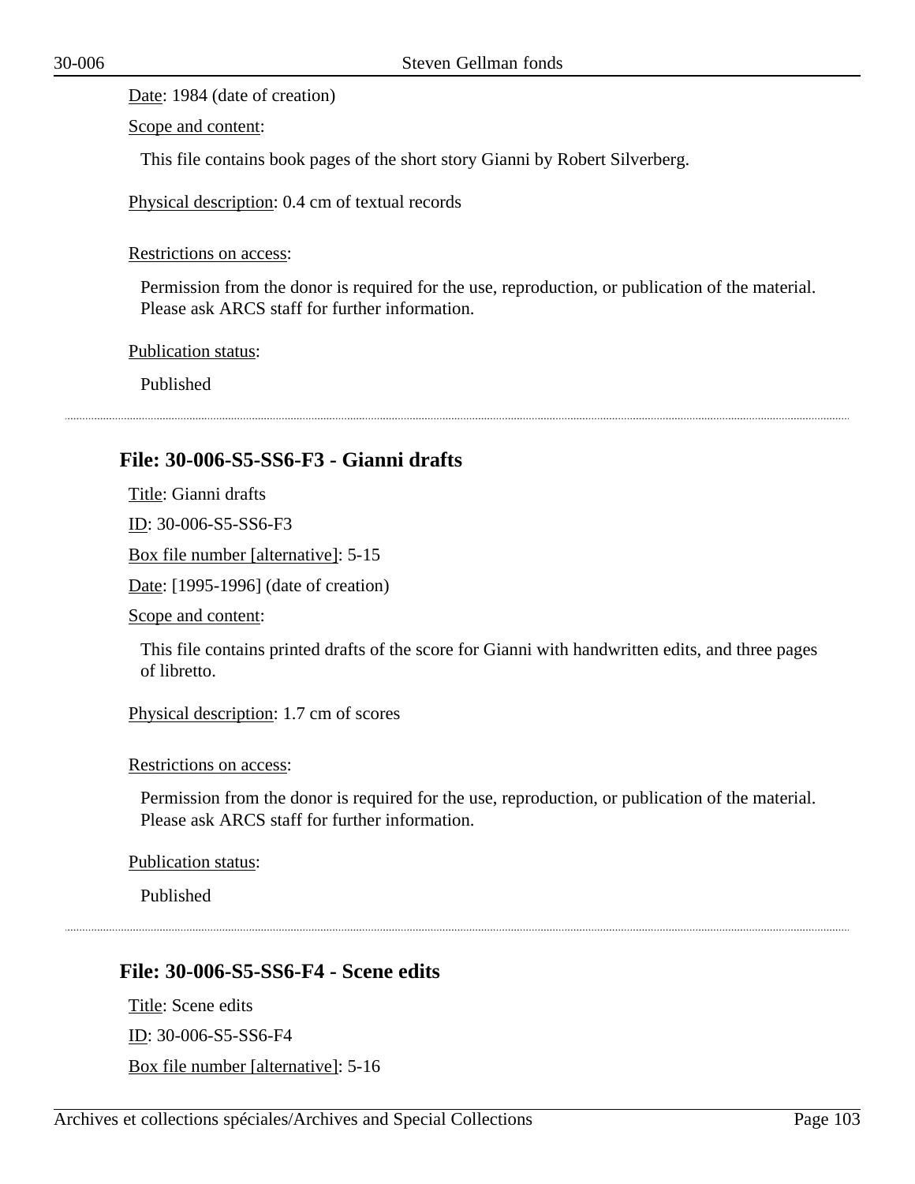Date: 1984 (date of creation)

Scope and content:

This file contains book pages of the short story Gianni by Robert Silverberg.

Physical description: 0.4 cm of textual records

Restrictions on access:

Permission from the donor is required for the use, reproduction, or publication of the material. Please ask ARCS staff for further information.

Publication status:

Published

---

### File: 30-006-S5-SS6-F3 - Gianni drafts

Title: Gianni drafts

ID: 30-006-S5-SS6-F3

Box file number [alternative]: 5-15

Date: [1995-1996] (date of creation)

Scope and content:

This file contains printed drafts of the score for Gianni with handwritten edits, and three pages of libretto.

Physical description: 1.7 cm of scores

Restrictions on access:

Permission from the donor is required for the use, reproduction, or publication of the material. Please ask ARCS staff for further information.

Publication status:

Published

---

### File: 30-006-S5-SS6-F4 - Scene edits

Title: Scene edits

ID: 30-006-S5-SS6-F4

Box file number [alternative]: 5-16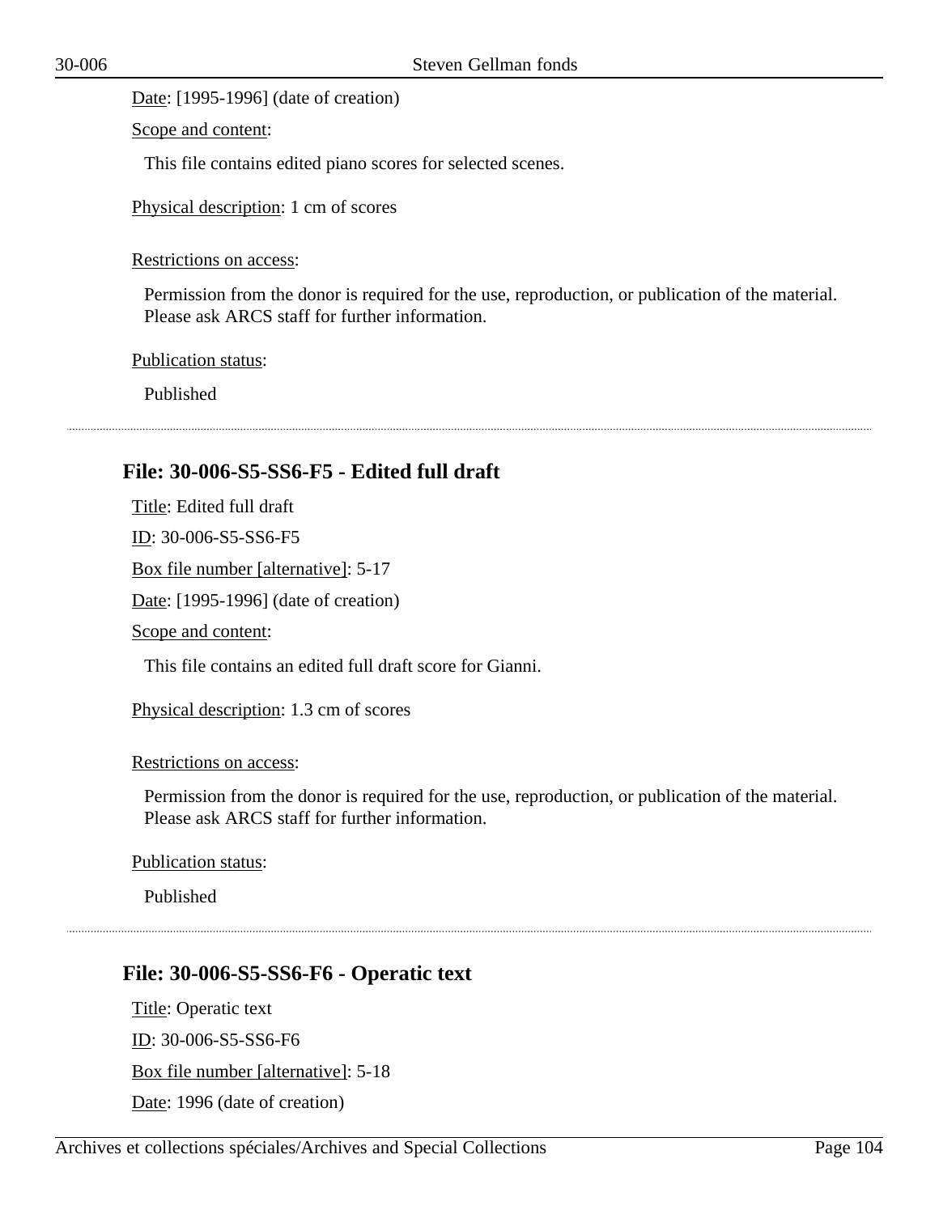Date: [1995-1996] (date of creation)

Scope and content:

This file contains edited piano scores for selected scenes.

Physical description: 1 cm of scores

Restrictions on access:

Permission from the donor is required for the use, reproduction, or publication of the material. Please ask ARCS staff for further information.

Publication status:

Published

---

### File: 30-006-S5-SS6-F5 - Edited full draft

Title: Edited full draft

ID: 30-006-S5-SS6-F5

Box file number [alternative]: 5-17

Date: [1995-1996] (date of creation)

Scope and content:

This file contains an edited full draft score for Gianni.

Physical description: 1.3 cm of scores

Restrictions on access:

Permission from the donor is required for the use, reproduction, or publication of the material. Please ask ARCS staff for further information.

Publication status:

Published

---

### File: 30-006-S5-SS6-F6 - Operatic text

Title: Operatic text

ID: 30-006-S5-SS6-F6

Box file number [alternative]: 5-18

Date: 1996 (date of creation)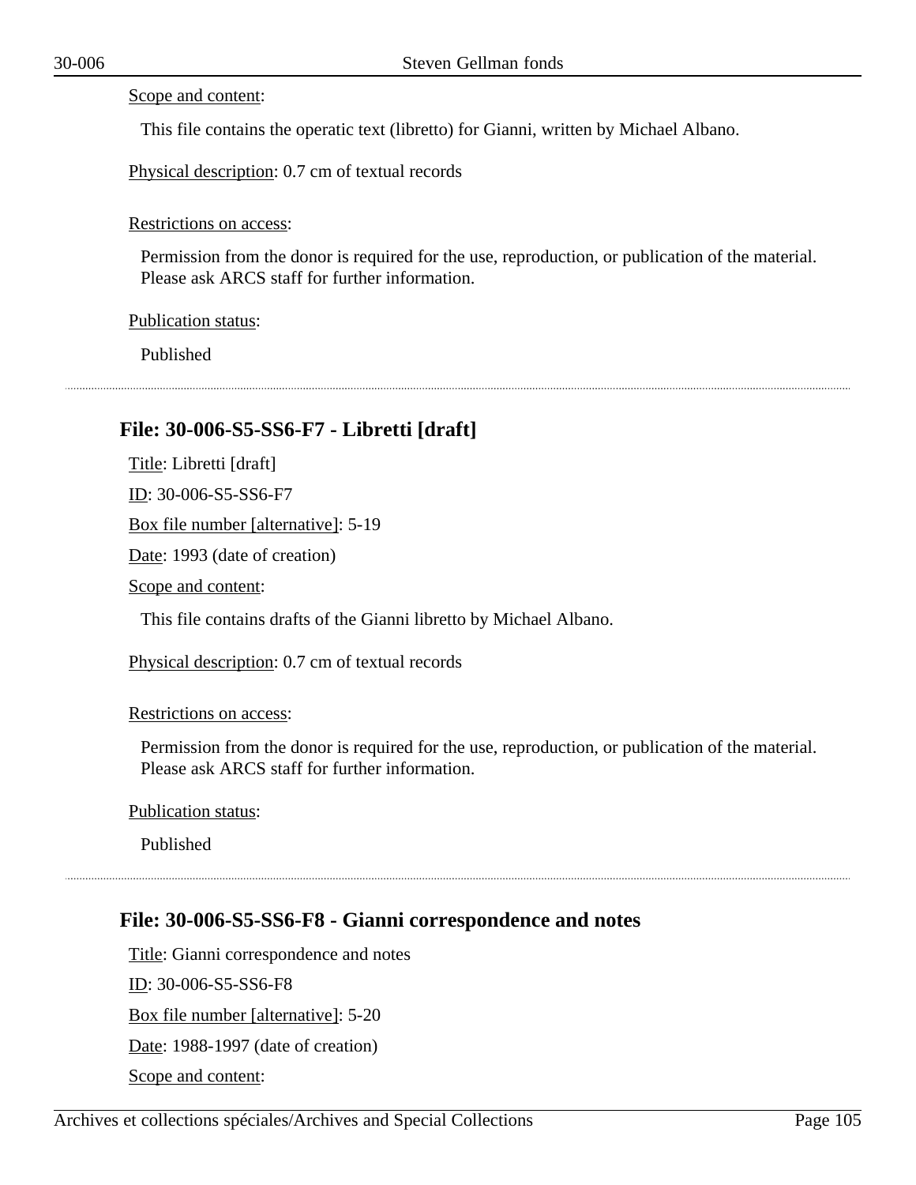Scope and content:

This file contains the operatic text (libretto) for Gianni, written by Michael Albano.

Physical description: 0.7 cm of textual records

Restrictions on access:

Permission from the donor is required for the use, reproduction, or publication of the material. Please ask ARCS staff for further information.

Publication status:

Published

---

### File: 30-006-S5-SS6-F7 - Libretti [draft]

Title: Libretti [draft]

ID: 30-006-S5-SS6-F7

Box file number [alternative]: 5-19

Date: 1993 (date of creation)

Scope and content:

This file contains drafts of the Gianni libretto by Michael Albano.

Physical description: 0.7 cm of textual records

Restrictions on access:

Permission from the donor is required for the use, reproduction, or publication of the material. Please ask ARCS staff for further information.

Publication status:

Published

---

### File: 30-006-S5-SS6-F8 - Gianni correspondence and notes

Title: Gianni correspondence and notes

ID: 30-006-S5-SS6-F8

Box file number [alternative]: 5-20

Date: 1988-1997 (date of creation)

Scope and content: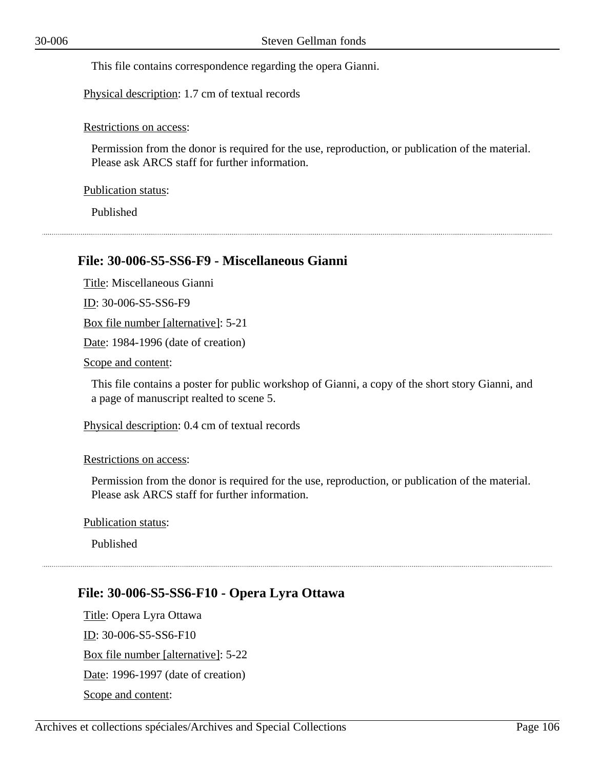This file contains correspondence regarding the opera Gianni.

Physical description: 1.7 cm of textual records

Restrictions on access:

Permission from the donor is required for the use, reproduction, or publication of the material. Please ask ARCS staff for further information.

Publication status:

Published

---

### File: 30-006-S5-SS6-F9 - Miscellaneous Gianni

Title: Miscellaneous Gianni

ID: 30-006-S5-SS6-F9

Box file number [alternative]: 5-21

Date: 1984-1996 (date of creation)

Scope and content:

This file contains a poster for public workshop of Gianni, a copy of the short story Gianni, and a page of manuscript realted to scene 5.

Physical description: 0.4 cm of textual records

Restrictions on access:

Permission from the donor is required for the use, reproduction, or publication of the material. Please ask ARCS staff for further information.

Publication status:

Published

---

### File: 30-006-S5-SS6-F10 - Opera Lyra Ottawa

Title: Opera Lyra Ottawa

ID: 30-006-S5-SS6-F10

Box file number [alternative]: 5-22

Date: 1996-1997 (date of creation)

Scope and content: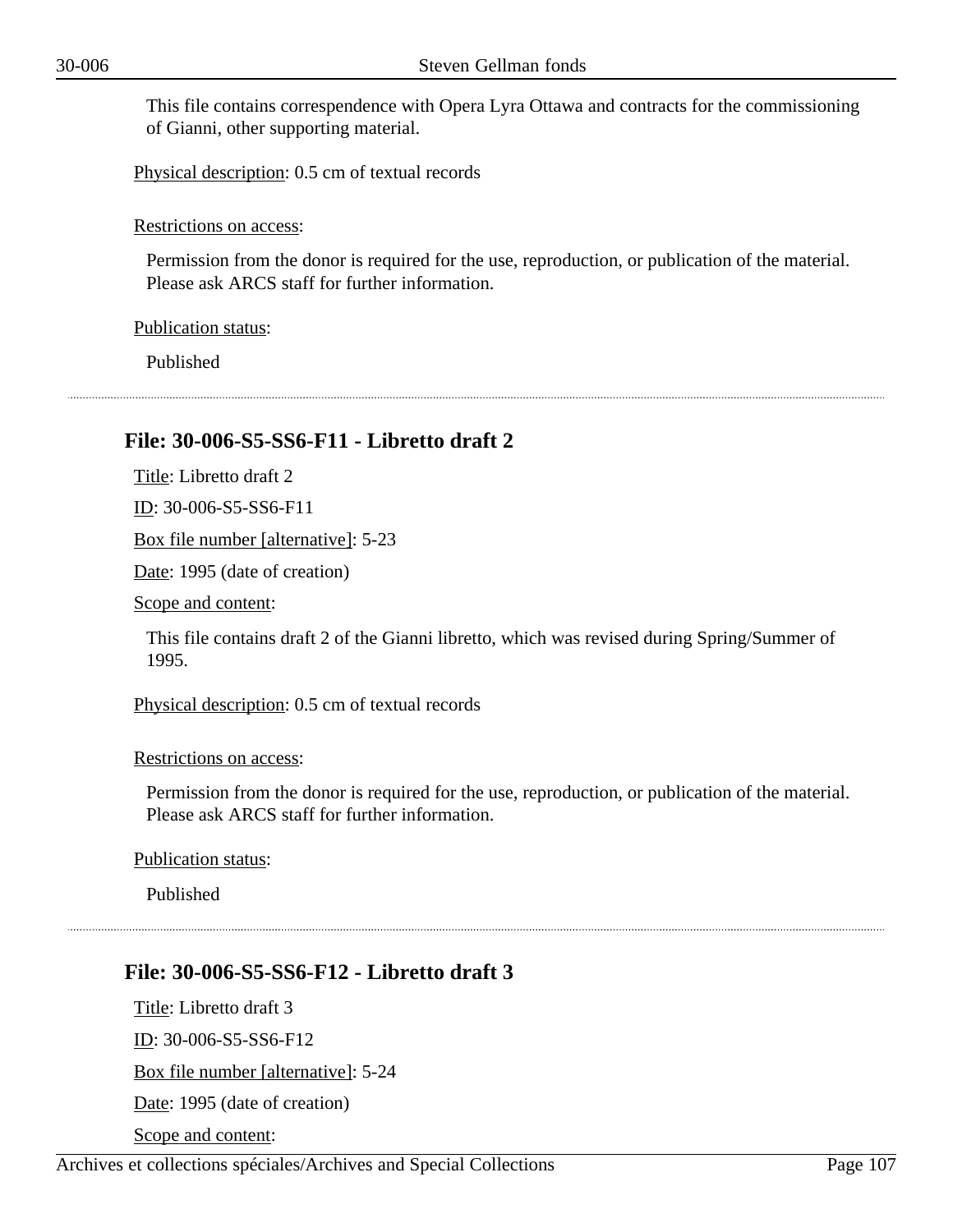This file contains correspondence with Opera Lyra Ottawa and contracts for the commissioning of Gianni, other supporting material.

Physical description: 0.5 cm of textual records

Restrictions on access:

Permission from the donor is required for the use, reproduction, or publication of the material. Please ask ARCS staff for further information.

Publication status:

Published

---

### File: 30-006-S5-SS6-F11 - Libretto draft 2

Title: Libretto draft 2

ID: 30-006-S5-SS6-F11

Box file number [alternative]: 5-23

Date: 1995 (date of creation)

Scope and content:

This file contains draft 2 of the Gianni libretto, which was revised during Spring/Summer of 1995.

Physical description: 0.5 cm of textual records

Restrictions on access:

Permission from the donor is required for the use, reproduction, or publication of the material. Please ask ARCS staff for further information.

Publication status:

Published

---

### File: 30-006-S5-SS6-F12 - Libretto draft 3

Title: Libretto draft 3

ID: 30-006-S5-SS6-F12

Box file number [alternative]: 5-24

Date: 1995 (date of creation)

Scope and content: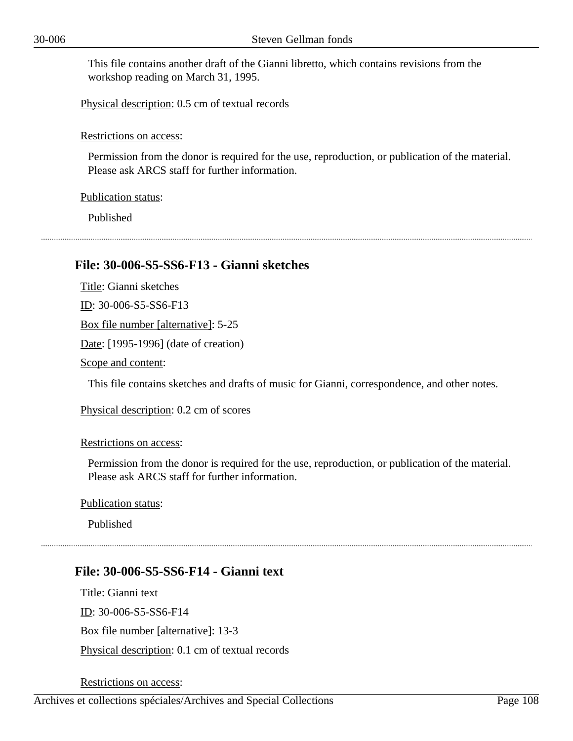This file contains another draft of the Gianni libretto, which contains revisions from the workshop reading on March 31, 1995.

Physical description: 0.5 cm of textual records

Restrictions on access:

Permission from the donor is required for the use, reproduction, or publication of the material. Please ask ARCS staff for further information.

Publication status:

Published

---

### File: 30-006-S5-SS6-F13 - Gianni sketches

Title: Gianni sketches

ID: 30-006-S5-SS6-F13

Box file number [alternative]: 5-25

Date: [1995-1996] (date of creation)

Scope and content:

This file contains sketches and drafts of music for Gianni, correspondence, and other notes.

Physical description: 0.2 cm of scores

Restrictions on access:

Permission from the donor is required for the use, reproduction, or publication of the material. Please ask ARCS staff for further information.

Publication status:

Published

---

### File: 30-006-S5-SS6-F14 - Gianni text

Title: Gianni text

ID: 30-006-S5-SS6-F14

Box file number [alternative]: 13-3

Physical description: 0.1 cm of textual records

Restrictions on access: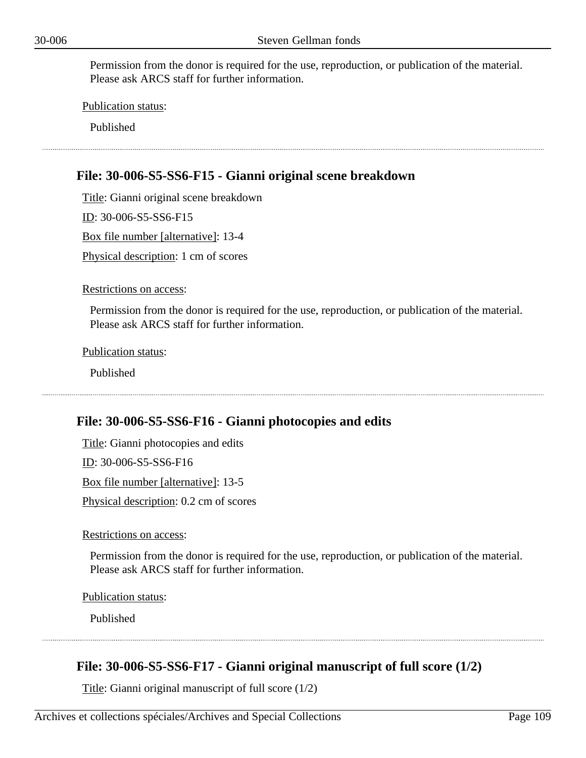Permission from the donor is required for the use, reproduction, or publication of the material. Please ask ARCS staff for further information.

Publication status:

Published

---

## File: 30-006-S5-SS6-F15 - Gianni original scene breakdown

Title: Gianni original scene breakdown

ID: 30-006-S5-SS6-F15

Box file number [alternative]: 13-4

Physical description: 1 cm of scores

Restrictions on access:

Permission from the donor is required for the use, reproduction, or publication of the material. Please ask ARCS staff for further information.

Publication status:

Published

---

## File: 30-006-S5-SS6-F16 - Gianni photocopies and edits

Title: Gianni photocopies and edits

ID: 30-006-S5-SS6-F16

Box file number [alternative]: 13-5

Physical description: 0.2 cm of scores

Restrictions on access:

Permission from the donor is required for the use, reproduction, or publication of the material. Please ask ARCS staff for further information.

Publication status:

Published

---

## File: 30-006-S5-SS6-F17 - Gianni original manuscript of full score (1/2)

Title: Gianni original manuscript of full score (1/2)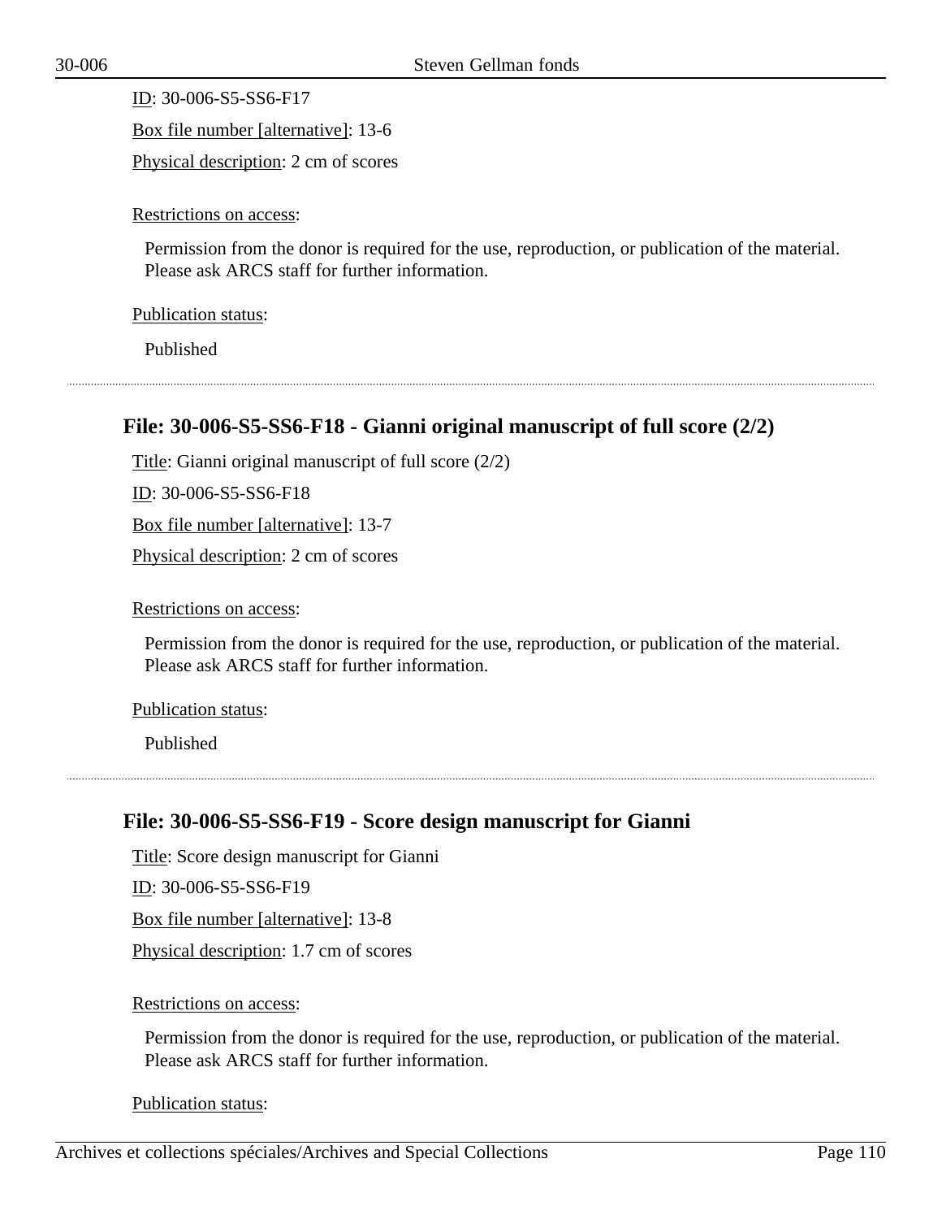ID: 30-006-S5-SS6-F17

Box file number [alternative]: 13-6

Physical description: 2 cm of scores

Restrictions on access:

Permission from the donor is required for the use, reproduction, or publication of the material. Please ask ARCS staff for further information.

Publication status:

Published

---

### File: 30-006-S5-SS6-F18 - Gianni original manuscript of full score (2/2)

Title: Gianni original manuscript of full score (2/2)

ID: 30-006-S5-SS6-F18

Box file number [alternative]: 13-7

Physical description: 2 cm of scores

Restrictions on access:

Permission from the donor is required for the use, reproduction, or publication of the material. Please ask ARCS staff for further information.

Publication status:

Published

---

### File: 30-006-S5-SS6-F19 - Score design manuscript for Gianni

Title: Score design manuscript for Gianni

ID: 30-006-S5-SS6-F19

Box file number [alternative]: 13-8

Physical description: 1.7 cm of scores

Restrictions on access:

Permission from the donor is required for the use, reproduction, or publication of the material. Please ask ARCS staff for further information.

Publication status: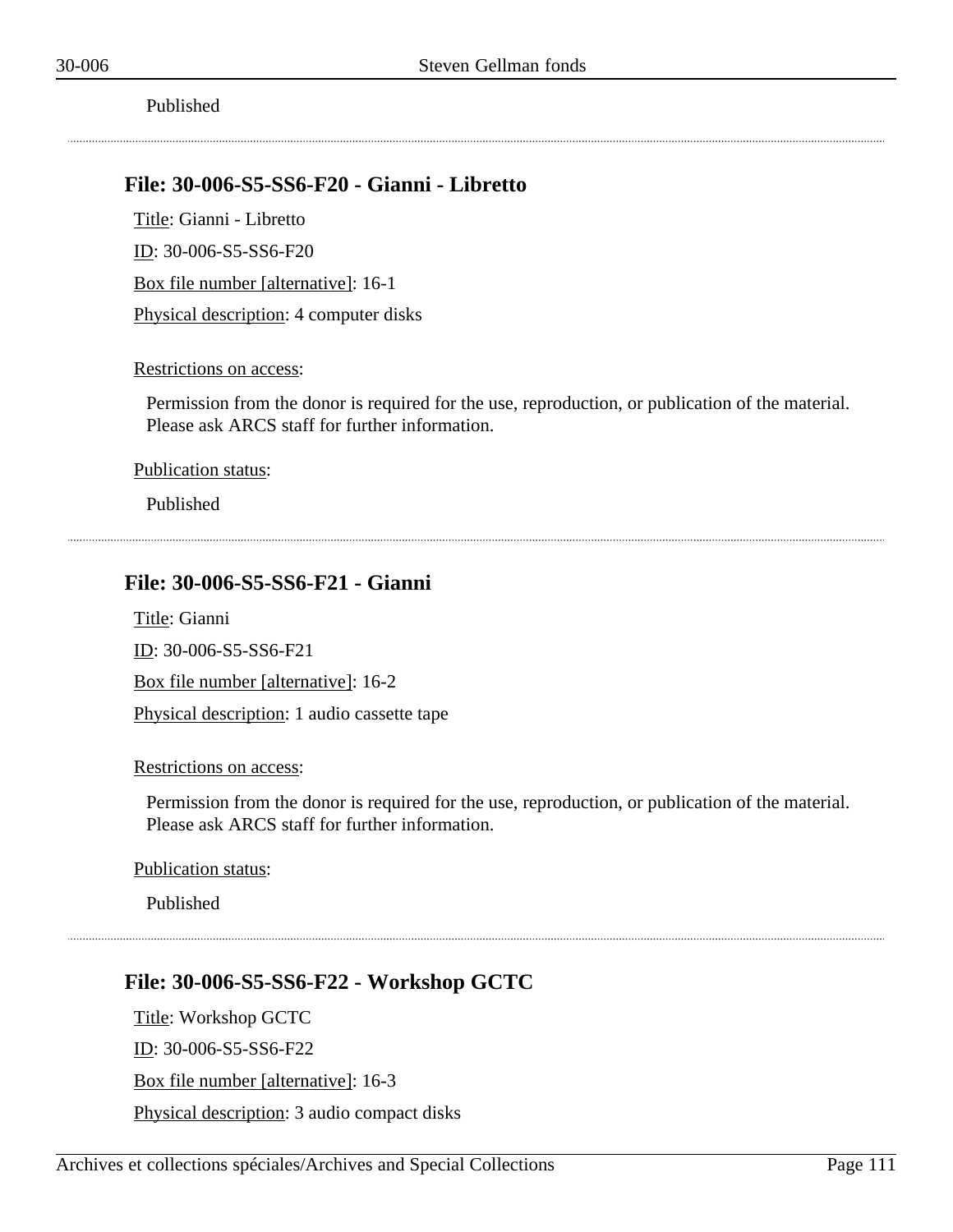Published

---

### File: 30-006-S5-SS6-F20 - Gianni - Libretto

Title: Gianni - Libretto

ID: 30-006-S5-SS6-F20

Box file number [alternative]: 16-1

Physical description: 4 computer disks

Restrictions on access:

Permission from the donor is required for the use, reproduction, or publication of the material. Please ask ARCS staff for further information.

Publication status:

Published

---

### File: 30-006-S5-SS6-F21 - Gianni

Title: Gianni

ID: 30-006-S5-SS6-F21

Box file number [alternative]: 16-2

Physical description: 1 audio cassette tape

Restrictions on access:

Permission from the donor is required for the use, reproduction, or publication of the material. Please ask ARCS staff for further information.

Publication status:

Published

---

### File: 30-006-S5-SS6-F22 - Workshop GCTC

Title: Workshop GCTC

ID: 30-006-S5-SS6-F22

Box file number [alternative]: 16-3

Physical description: 3 audio compact disks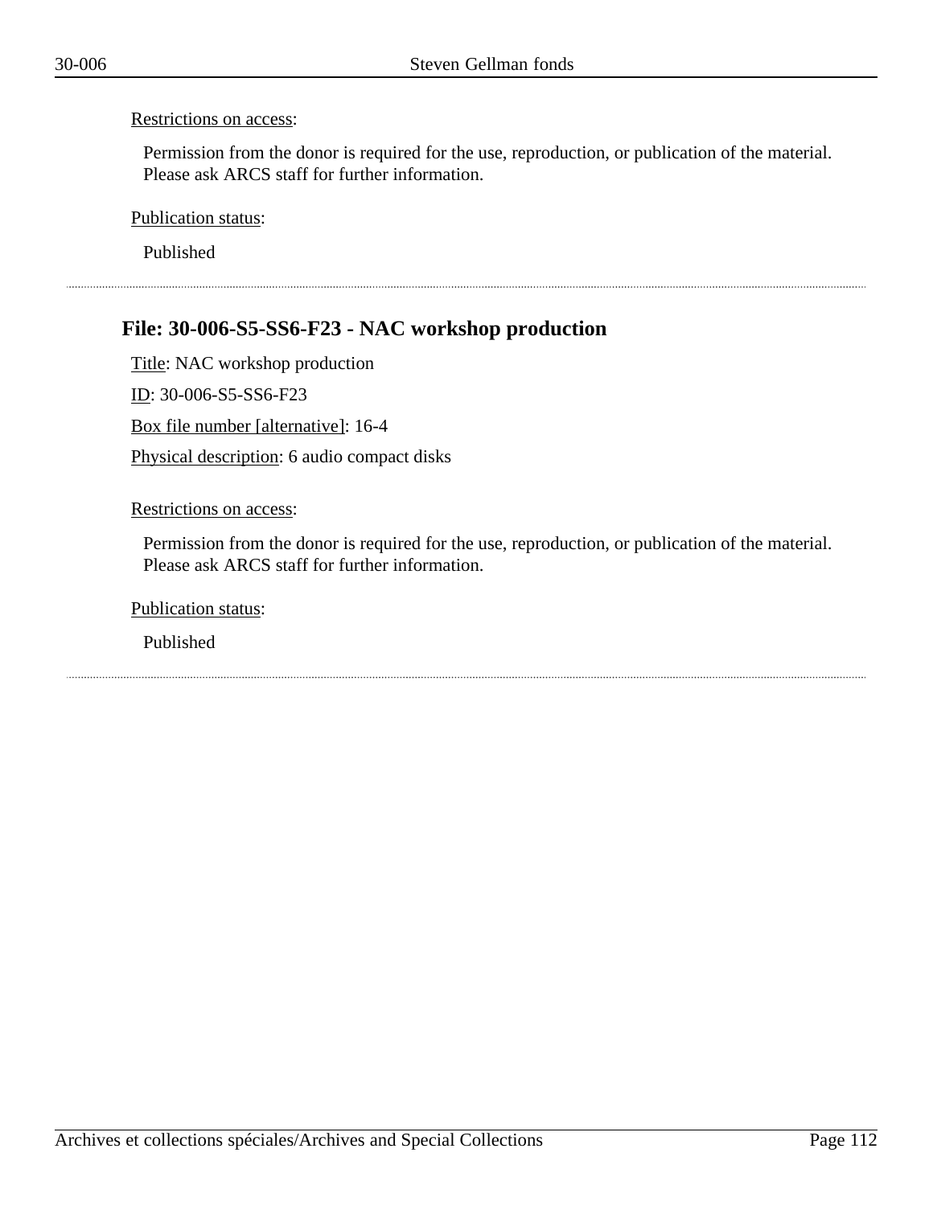Restrictions on access:

Permission from the donor is required for the use, reproduction, or publication of the material. Please ask ARCS staff for further information.

Publication status:

Published

---

### File: 30-006-S5-SS6-F23 - NAC workshop production

Title: NAC workshop production

ID: 30-006-S5-SS6-F23

Box file number [alternative]: 16-4

Physical description: 6 audio compact disks

Restrictions on access:

Permission from the donor is required for the use, reproduction, or publication of the material. Please ask ARCS staff for further information.

Publication status:

Published

---